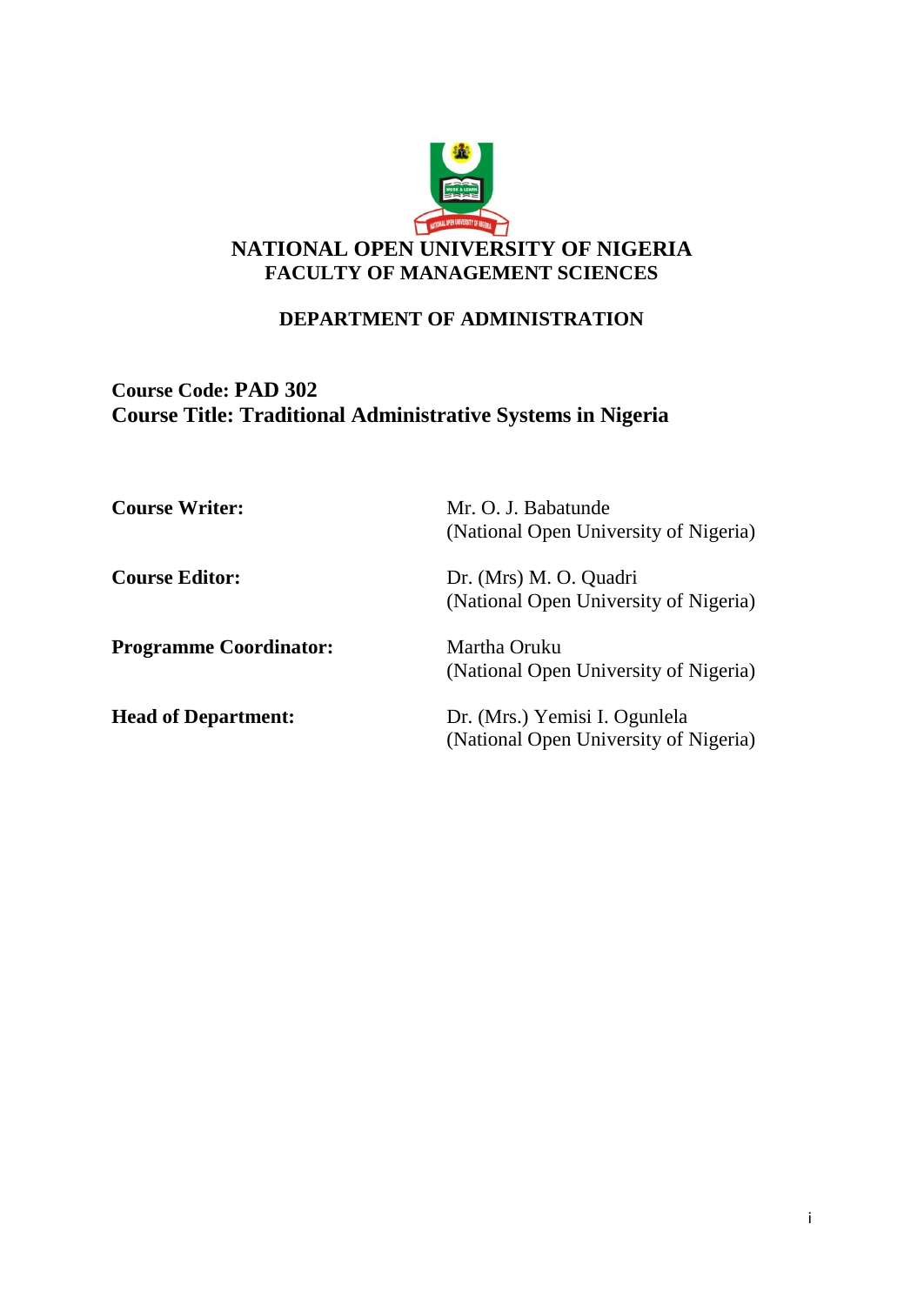# NATIONAL OPEN UNIVERSITY OF NIGERIA
## FACULTY OF MANAGEMENT SCIENCES

## DEPARTMENT OF ADMINISTRATION

**Course Code: PAD 302**
**Course Title: Traditional Administrative Systems in Nigeria**

| | |
|---|---|
| **Course Writer:** | Mr. O. J. Babatunde (National Open University of Nigeria) |
| **Course Editor:** | Dr. (Mrs) M. O. Quadri (National Open University of Nigeria) |
| **Programme Coordinator:** | Martha Oruku (National Open University of Nigeria) |
| **Head of Department:** | Dr. (Mrs.) Yemisi I. Ogunlela (National Open University of Nigeria) |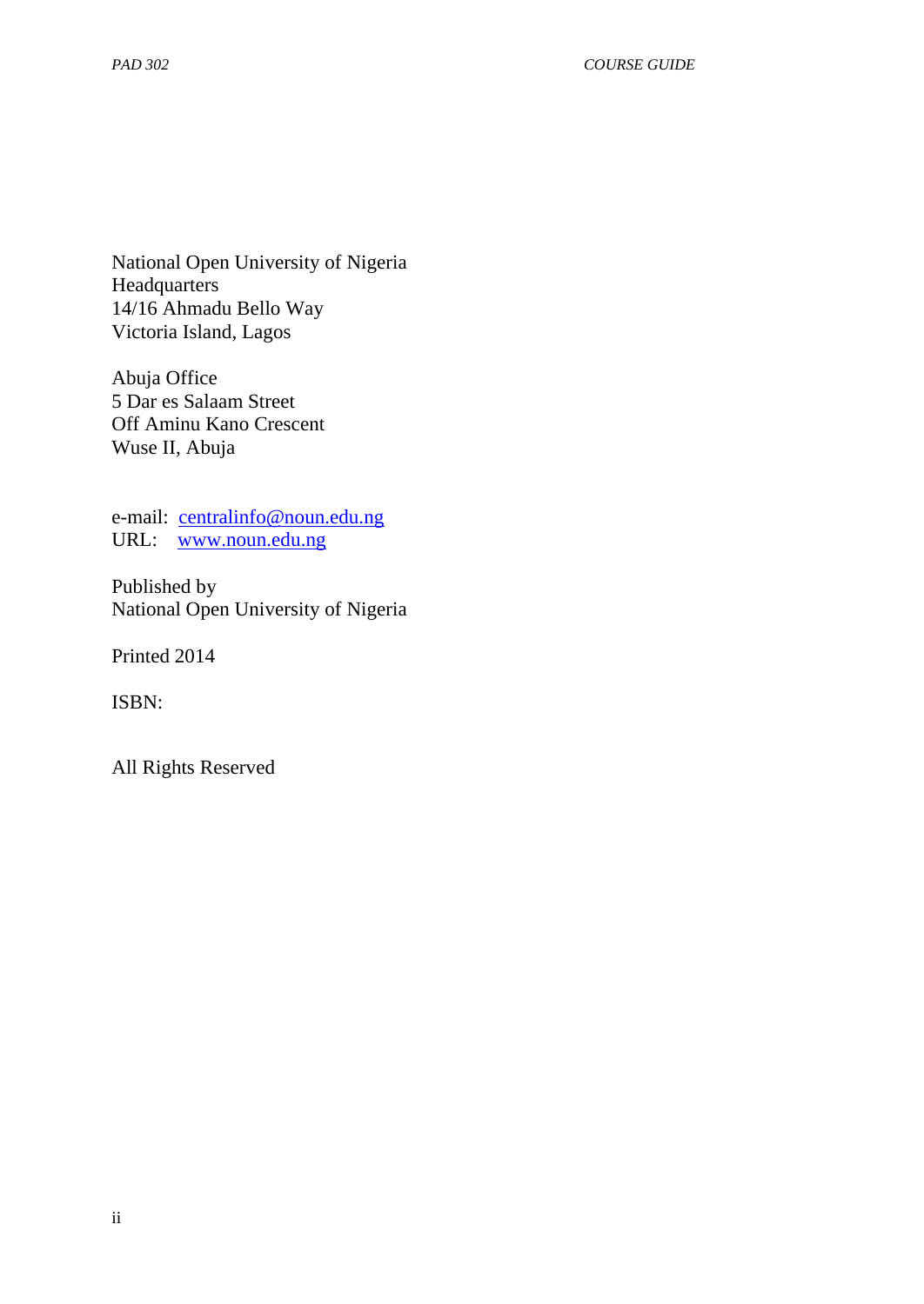National Open University of Nigeria
Headquarters
14/16 Ahmadu Bello Way
Victoria Island, Lagos

Abuja Office
5 Dar es Salaam Street
Off Aminu Kano Crescent
Wuse II, Abuja

e-mail: centralinfo@noun.edu.ng
URL: www.noun.edu.ng

Published by
National Open University of Nigeria

Printed 2014

ISBN:

All Rights Reserved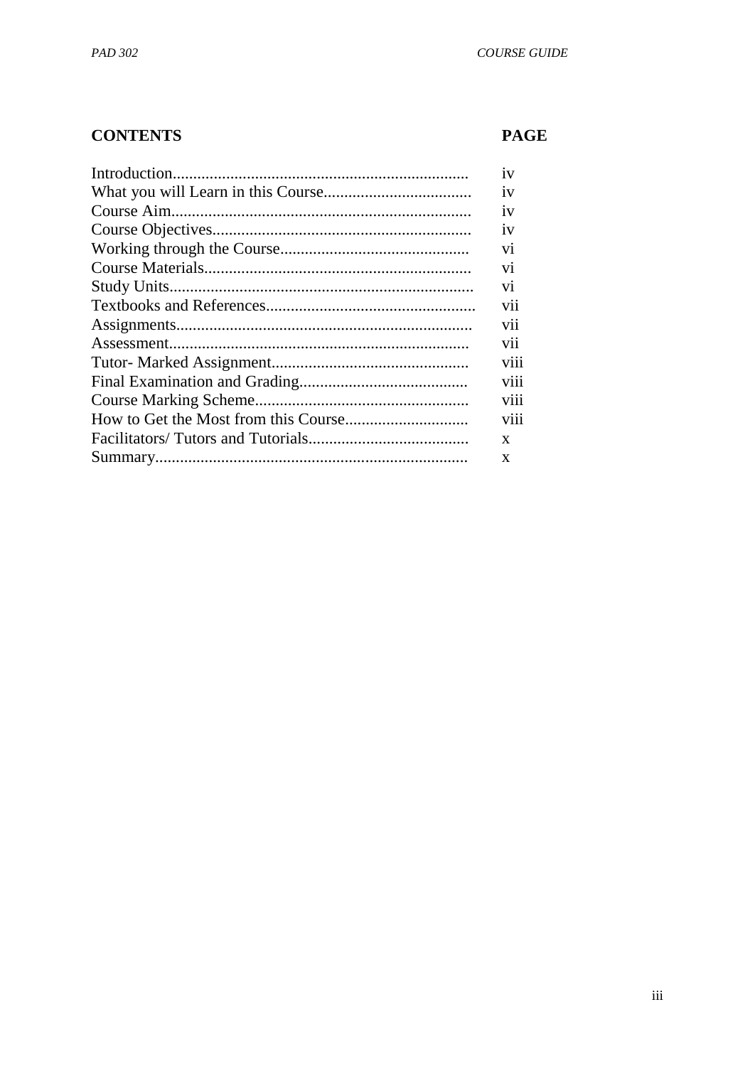| CONTENTS | PAGE |
| --- | --- |
| Introduction | iv |
| What you will Learn in this Course | iv |
| Course Aim | iv |
| Course Objectives | iv |
| Working through the Course | vi |
| Course Materials | vi |
| Study Units | vi |
| Textbooks and References | vii |
| Assignments | vii |
| Assessment | vii |
| Tutor- Marked Assignment | viii |
| Final Examination and Grading | viii |
| Course Marking Scheme | viii |
| How to Get the Most from this Course | viii |
| Facilitators/ Tutors and Tutorials | x |
| Summary | x |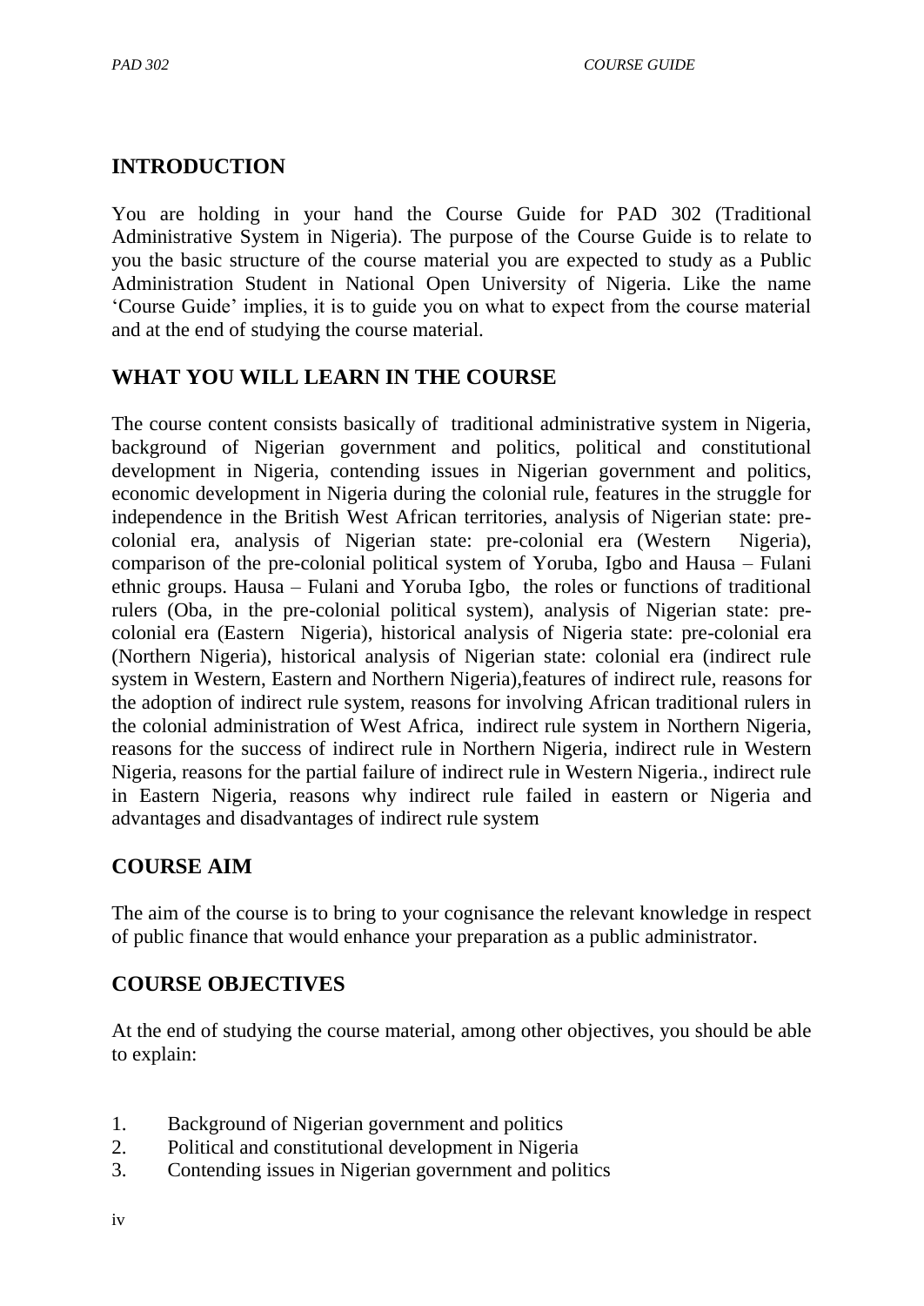## INTRODUCTION

You are holding in your hand the Course Guide for PAD 302 (Traditional Administrative System in Nigeria). The purpose of the Course Guide is to relate to you the basic structure of the course material you are expected to study as a Public Administration Student in National Open University of Nigeria. Like the name 'Course Guide' implies, it is to guide you on what to expect from the course material and at the end of studying the course material.

## WHAT YOU WILL LEARN IN THE COURSE

The course content consists basically of traditional administrative system in Nigeria, background of Nigerian government and politics, political and constitutional development in Nigeria, contending issues in Nigerian government and politics, economic development in Nigeria during the colonial rule, features in the struggle for independence in the British West African territories, analysis of Nigerian state: pre-colonial era, analysis of Nigerian state: pre-colonial era (Western Nigeria), comparison of the pre-colonial political system of Yoruba, Igbo and Hausa – Fulani ethnic groups. Hausa – Fulani and Yoruba Igbo, the roles or functions of traditional rulers (Oba, in the pre-colonial political system), analysis of Nigerian state: pre-colonial era (Eastern Nigeria), historical analysis of Nigeria state: pre-colonial era (Northern Nigeria), historical analysis of Nigerian state: colonial era (indirect rule system in Western, Eastern and Northern Nigeria),features of indirect rule, reasons for the adoption of indirect rule system, reasons for involving African traditional rulers in the colonial administration of West Africa, indirect rule system in Northern Nigeria, reasons for the success of indirect rule in Northern Nigeria, indirect rule in Western Nigeria, reasons for the partial failure of indirect rule in Western Nigeria., indirect rule in Eastern Nigeria, reasons why indirect rule failed in eastern or Nigeria and advantages and disadvantages of indirect rule system

## COURSE AIM

The aim of the course is to bring to your cognisance the relevant knowledge in respect of public finance that would enhance your preparation as a public administrator.

## COURSE OBJECTIVES

At the end of studying the course material, among other objectives, you should be able to explain:

1. Background of Nigerian government and politics
2. Political and constitutional development in Nigeria
3. Contending issues in Nigerian government and politics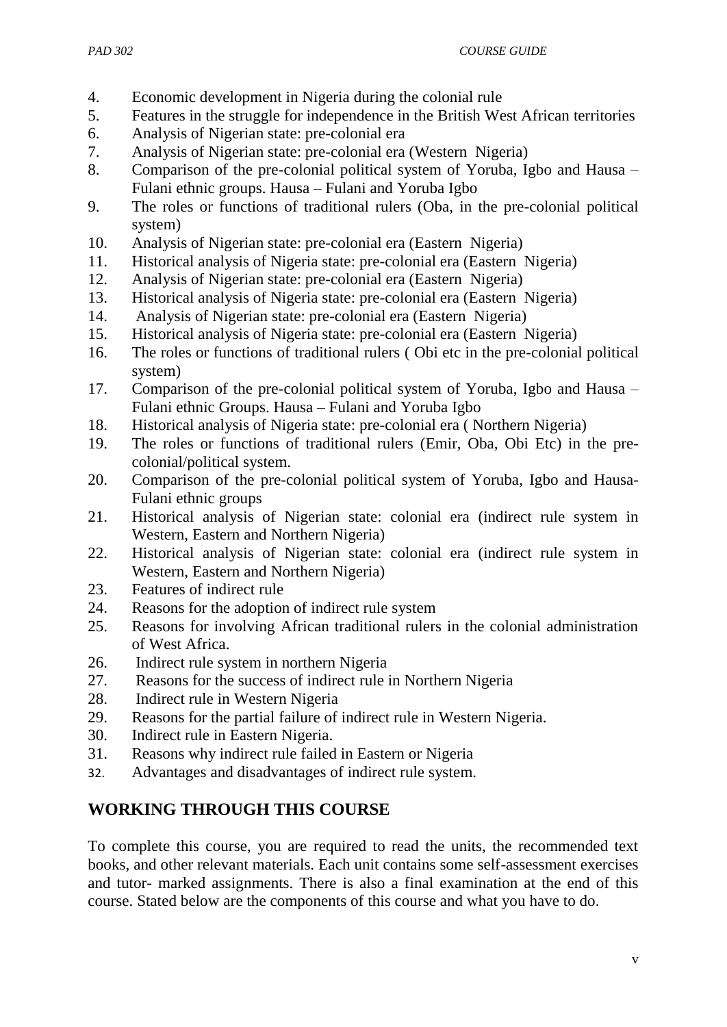4. Economic development in Nigeria during the colonial rule
5. Features in the struggle for independence in the British West African territories
6. Analysis of Nigerian state: pre-colonial era
7. Analysis of Nigerian state: pre-colonial era (Western Nigeria)
8. Comparison of the pre-colonial political system of Yoruba, Igbo and Hausa – Fulani ethnic groups. Hausa – Fulani and Yoruba Igbo
9. The roles or functions of traditional rulers (Oba, in the pre-colonial political system)
10. Analysis of Nigerian state: pre-colonial era (Eastern Nigeria)
11. Historical analysis of Nigeria state: pre-colonial era (Eastern Nigeria)
12. Analysis of Nigerian state: pre-colonial era (Eastern Nigeria)
13. Historical analysis of Nigeria state: pre-colonial era (Eastern Nigeria)
14. Analysis of Nigerian state: pre-colonial era (Eastern Nigeria)
15. Historical analysis of Nigeria state: pre-colonial era (Eastern Nigeria)
16. The roles or functions of traditional rulers ( Obi etc in the pre-colonial political system)
17. Comparison of the pre-colonial political system of Yoruba, Igbo and Hausa – Fulani ethnic Groups. Hausa – Fulani and Yoruba Igbo
18. Historical analysis of Nigeria state: pre-colonial era ( Northern Nigeria)
19. The roles or functions of traditional rulers (Emir, Oba, Obi Etc) in the pre-colonial/political system.
20. Comparison of the pre-colonial political system of Yoruba, Igbo and Hausa-Fulani ethnic groups
21. Historical analysis of Nigerian state: colonial era (indirect rule system in Western, Eastern and Northern Nigeria)
22. Historical analysis of Nigerian state: colonial era (indirect rule system in Western, Eastern and Northern Nigeria)
23. Features of indirect rule
24. Reasons for the adoption of indirect rule system
25. Reasons for involving African traditional rulers in the colonial administration of West Africa.
26. Indirect rule system in northern Nigeria
27. Reasons for the success of indirect rule in Northern Nigeria
28. Indirect rule in Western Nigeria
29. Reasons for the partial failure of indirect rule in Western Nigeria.
30. Indirect rule in Eastern Nigeria.
31. Reasons why indirect rule failed in Eastern or Nigeria
32. Advantages and disadvantages of indirect rule system.

## WORKING THROUGH THIS COURSE

To complete this course, you are required to read the units, the recommended text books, and other relevant materials. Each unit contains some self-assessment exercises and tutor- marked assignments. There is also a final examination at the end of this course. Stated below are the components of this course and what you have to do.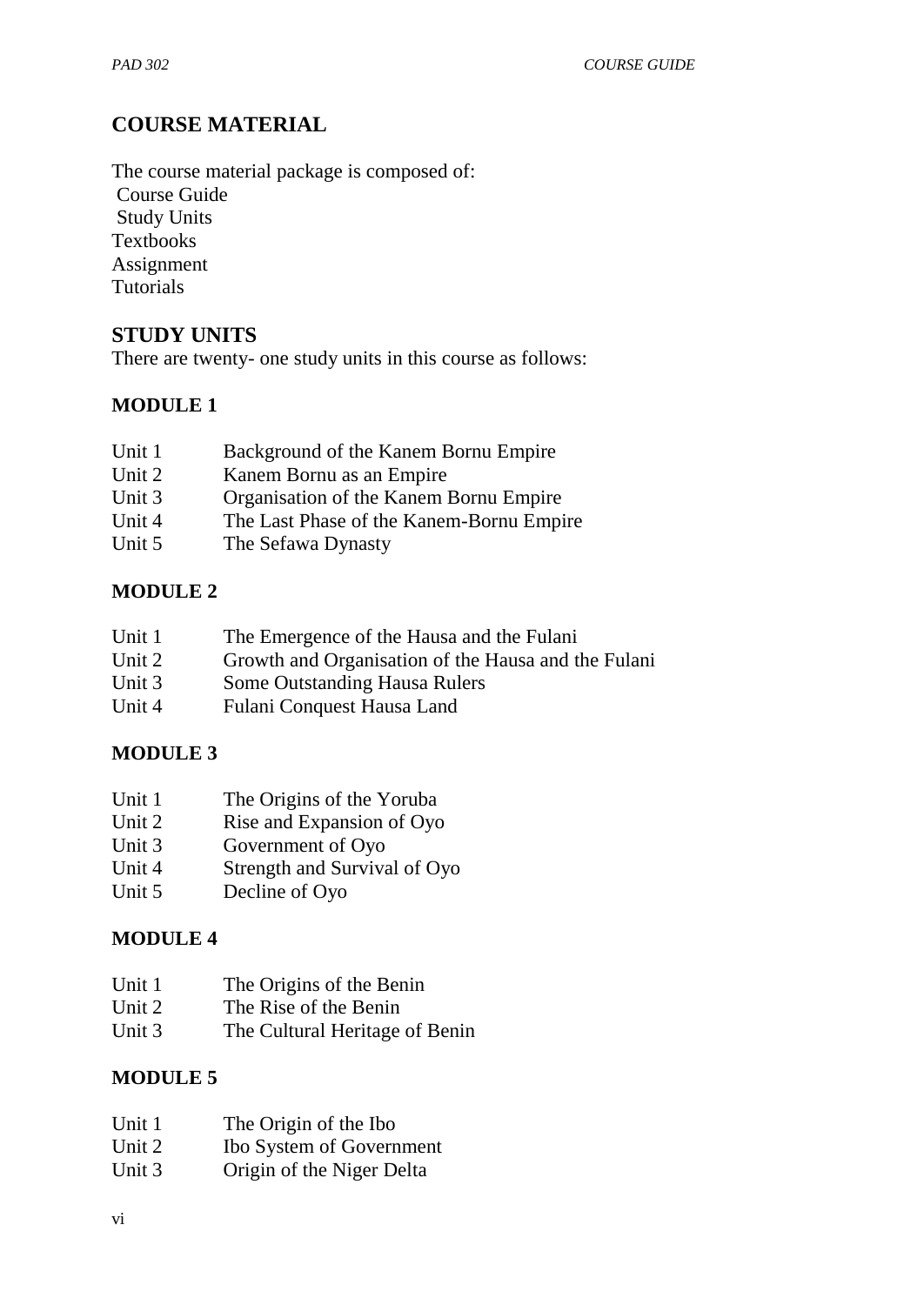## COURSE MATERIAL

The course material package is composed of:

Course Guide
Study Units
Textbooks
Assignment
Tutorials

## STUDY UNITS

There are twenty- one study units in this course as follows:

### MODULE 1

Unit 1 Background of the Kanem Bornu Empire
Unit 2 Kanem Bornu as an Empire
Unit 3 Organisation of the Kanem Bornu Empire
Unit 4 The Last Phase of the Kanem-Bornu Empire
Unit 5 The Sefawa Dynasty

### MODULE 2

Unit 1 The Emergence of the Hausa and the Fulani
Unit 2 Growth and Organisation of the Hausa and the Fulani
Unit 3 Some Outstanding Hausa Rulers
Unit 4 Fulani Conquest Hausa Land

### MODULE 3

Unit 1 The Origins of the Yoruba
Unit 2 Rise and Expansion of Oyo
Unit 3 Government of Oyo
Unit 4 Strength and Survival of Oyo
Unit 5 Decline of Oyo

### MODULE 4

Unit 1 The Origins of the Benin
Unit 2 The Rise of the Benin
Unit 3 The Cultural Heritage of Benin

### MODULE 5

Unit 1 The Origin of the Ibo
Unit 2 Ibo System of Government
Unit 3 Origin of the Niger Delta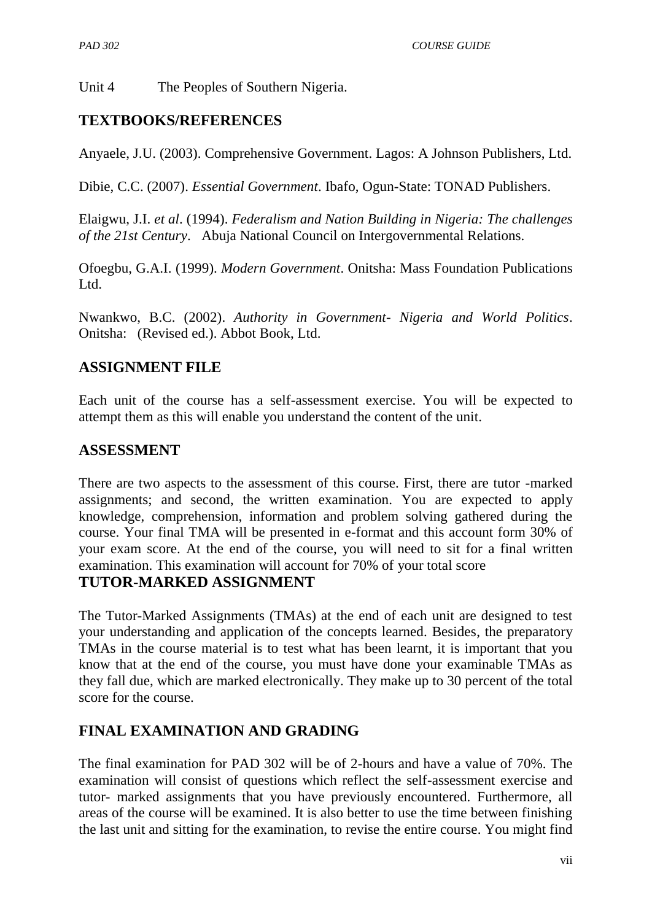Unit 4 The Peoples of Southern Nigeria.

## TEXTBOOKS/REFERENCES

Anyaele, J.U. (2003). Comprehensive Government. Lagos: A Johnson Publishers, Ltd.

Dibie, C.C. (2007). *Essential Government*. Ibafo, Ogun-State: TONAD Publishers.

Elaigwu, J.I. *et al*. (1994). *Federalism and Nation Building in Nigeria: The challenges of the 21st Century*. Abuja National Council on Intergovernmental Relations.

Ofoegbu, G.A.I. (1999). *Modern Government*. Onitsha: Mass Foundation Publications Ltd.

Nwankwo, B.C. (2002). *Authority in Government- Nigeria and World Politics*. Onitsha: (Revised ed.). Abbot Book, Ltd.

## ASSIGNMENT FILE

Each unit of the course has a self-assessment exercise. You will be expected to attempt them as this will enable you understand the content of the unit.

## ASSESSMENT

There are two aspects to the assessment of this course. First, there are tutor -marked assignments; and second, the written examination. You are expected to apply knowledge, comprehension, information and problem solving gathered during the course. Your final TMA will be presented in e-format and this account form 30% of your exam score. At the end of the course, you will need to sit for a final written examination. This examination will account for 70% of your total score

## TUTOR-MARKED ASSIGNMENT

The Tutor-Marked Assignments (TMAs) at the end of each unit are designed to test your understanding and application of the concepts learned. Besides, the preparatory TMAs in the course material is to test what has been learnt, it is important that you know that at the end of the course, you must have done your examinable TMAs as they fall due, which are marked electronically. They make up to 30 percent of the total score for the course.

## FINAL EXAMINATION AND GRADING

The final examination for PAD 302 will be of 2-hours and have a value of 70%. The examination will consist of questions which reflect the self-assessment exercise and tutor- marked assignments that you have previously encountered. Furthermore, all areas of the course will be examined. It is also better to use the time between finishing the last unit and sitting for the examination, to revise the entire course. You might find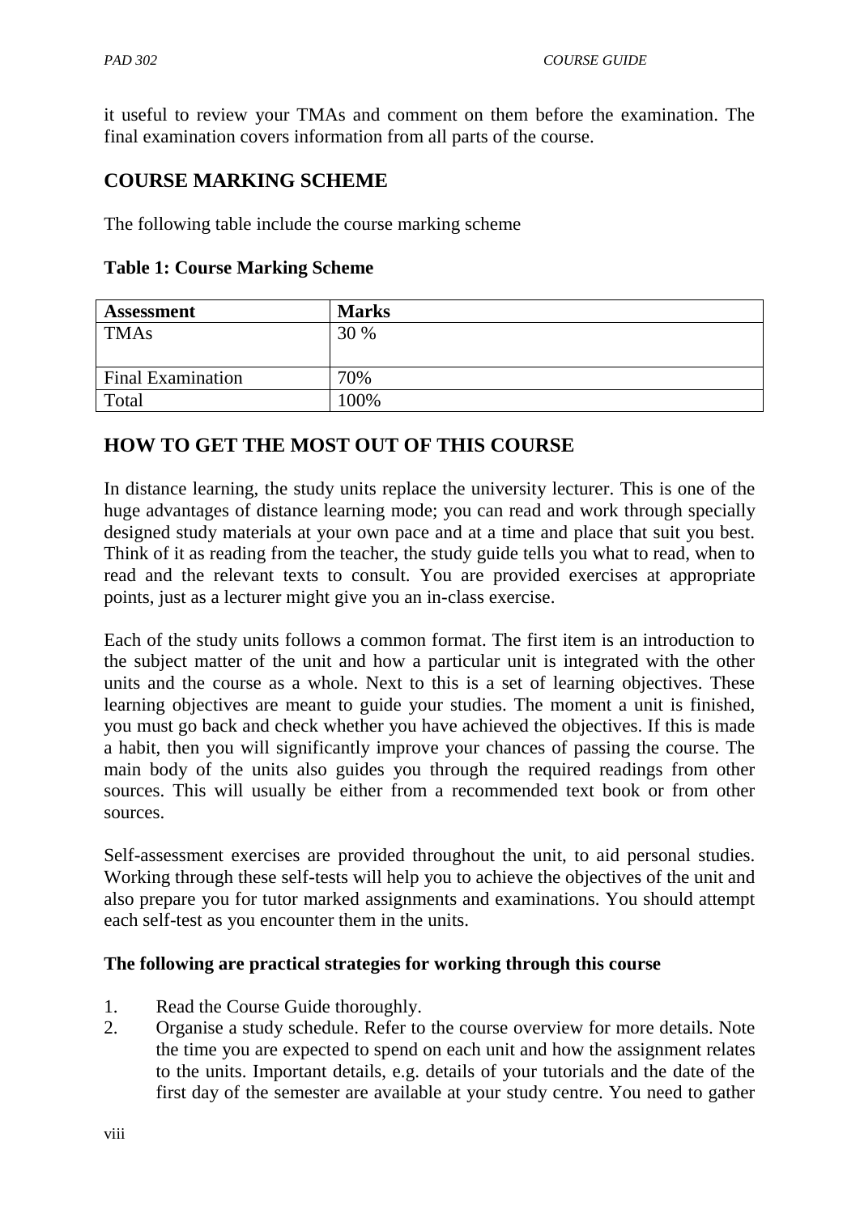it useful to review your TMAs and comment on them before the examination. The final examination covers information from all parts of the course.

## COURSE MARKING SCHEME

The following table include the course marking scheme

**Table 1: Course Marking Scheme**

| Assessment | Marks |
|---|---|
| TMAs | 30 % |
| Final Examination | 70% |
| Total | 100% |

## HOW TO GET THE MOST OUT OF THIS COURSE

In distance learning, the study units replace the university lecturer. This is one of the huge advantages of distance learning mode; you can read and work through specially designed study materials at your own pace and at a time and place that suit you best. Think of it as reading from the teacher, the study guide tells you what to read, when to read and the relevant texts to consult. You are provided exercises at appropriate points, just as a lecturer might give you an in-class exercise.

Each of the study units follows a common format. The first item is an introduction to the subject matter of the unit and how a particular unit is integrated with the other units and the course as a whole. Next to this is a set of learning objectives. These learning objectives are meant to guide your studies. The moment a unit is finished, you must go back and check whether you have achieved the objectives. If this is made a habit, then you will significantly improve your chances of passing the course. The main body of the units also guides you through the required readings from other sources. This will usually be either from a recommended text book or from other sources.

Self-assessment exercises are provided throughout the unit, to aid personal studies. Working through these self-tests will help you to achieve the objectives of the unit and also prepare you for tutor marked assignments and examinations. You should attempt each self-test as you encounter them in the units.

**The following are practical strategies for working through this course**

1. Read the Course Guide thoroughly.
2. Organise a study schedule. Refer to the course overview for more details. Note the time you are expected to spend on each unit and how the assignment relates to the units. Important details, e.g. details of your tutorials and the date of the first day of the semester are available at your study centre. You need to gather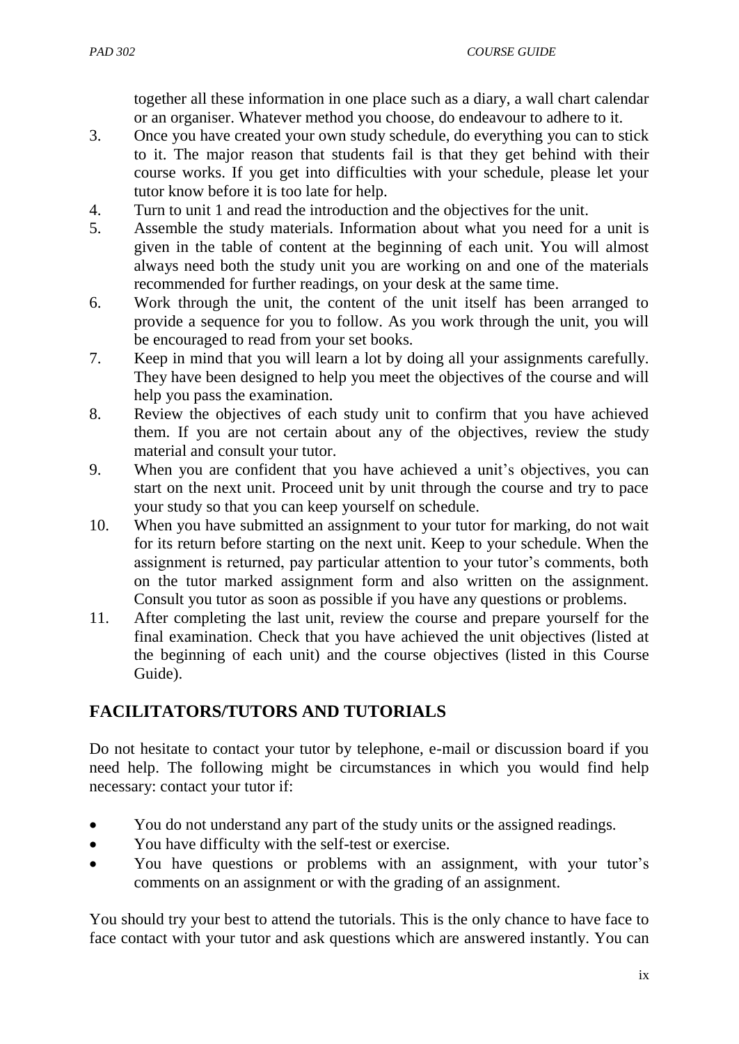together all these information in one place such as a diary, a wall chart calendar or an organiser. Whatever method you choose, do endeavour to adhere to it.

3. Once you have created your own study schedule, do everything you can to stick to it. The major reason that students fail is that they get behind with their course works. If you get into difficulties with your schedule, please let your tutor know before it is too late for help.
4. Turn to unit 1 and read the introduction and the objectives for the unit.
5. Assemble the study materials. Information about what you need for a unit is given in the table of content at the beginning of each unit. You will almost always need both the study unit you are working on and one of the materials recommended for further readings, on your desk at the same time.
6. Work through the unit, the content of the unit itself has been arranged to provide a sequence for you to follow. As you work through the unit, you will be encouraged to read from your set books.
7. Keep in mind that you will learn a lot by doing all your assignments carefully. They have been designed to help you meet the objectives of the course and will help you pass the examination.
8. Review the objectives of each study unit to confirm that you have achieved them. If you are not certain about any of the objectives, review the study material and consult your tutor.
9. When you are confident that you have achieved a unit's objectives, you can start on the next unit. Proceed unit by unit through the course and try to pace your study so that you can keep yourself on schedule.
10. When you have submitted an assignment to your tutor for marking, do not wait for its return before starting on the next unit. Keep to your schedule. When the assignment is returned, pay particular attention to your tutor's comments, both on the tutor marked assignment form and also written on the assignment. Consult you tutor as soon as possible if you have any questions or problems.
11. After completing the last unit, review the course and prepare yourself for the final examination. Check that you have achieved the unit objectives (listed at the beginning of each unit) and the course objectives (listed in this Course Guide).

## FACILITATORS/TUTORS AND TUTORIALS

Do not hesitate to contact your tutor by telephone, e-mail or discussion board if you need help. The following might be circumstances in which you would find help necessary: contact your tutor if:

- You do not understand any part of the study units or the assigned readings.
- You have difficulty with the self-test or exercise.
- You have questions or problems with an assignment, with your tutor's comments on an assignment or with the grading of an assignment.

You should try your best to attend the tutorials. This is the only chance to have face to face contact with your tutor and ask questions which are answered instantly. You can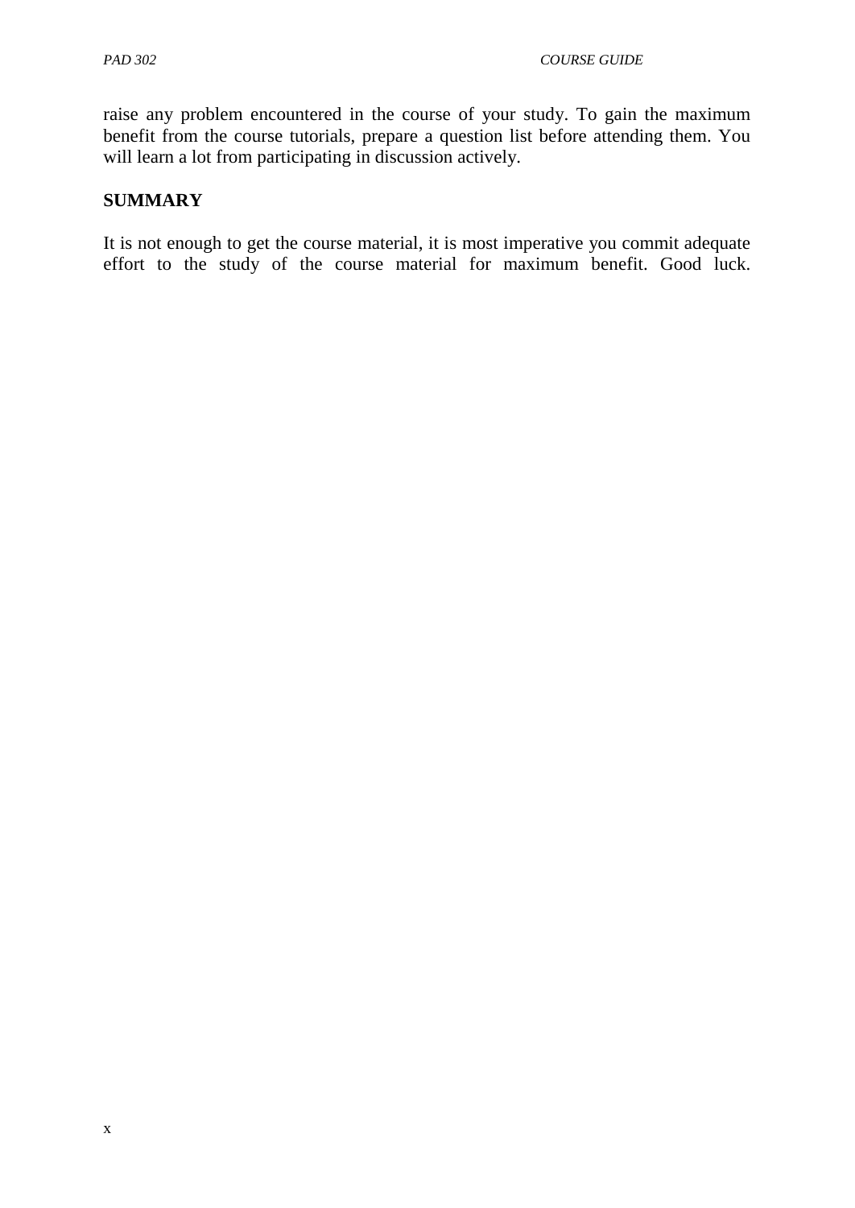raise any problem encountered in the course of your study. To gain the maximum benefit from the course tutorials, prepare a question list before attending them. You will learn a lot from participating in discussion actively.

## SUMMARY

It is not enough to get the course material, it is most imperative you commit adequate effort to the study of the course material for maximum benefit. Good luck.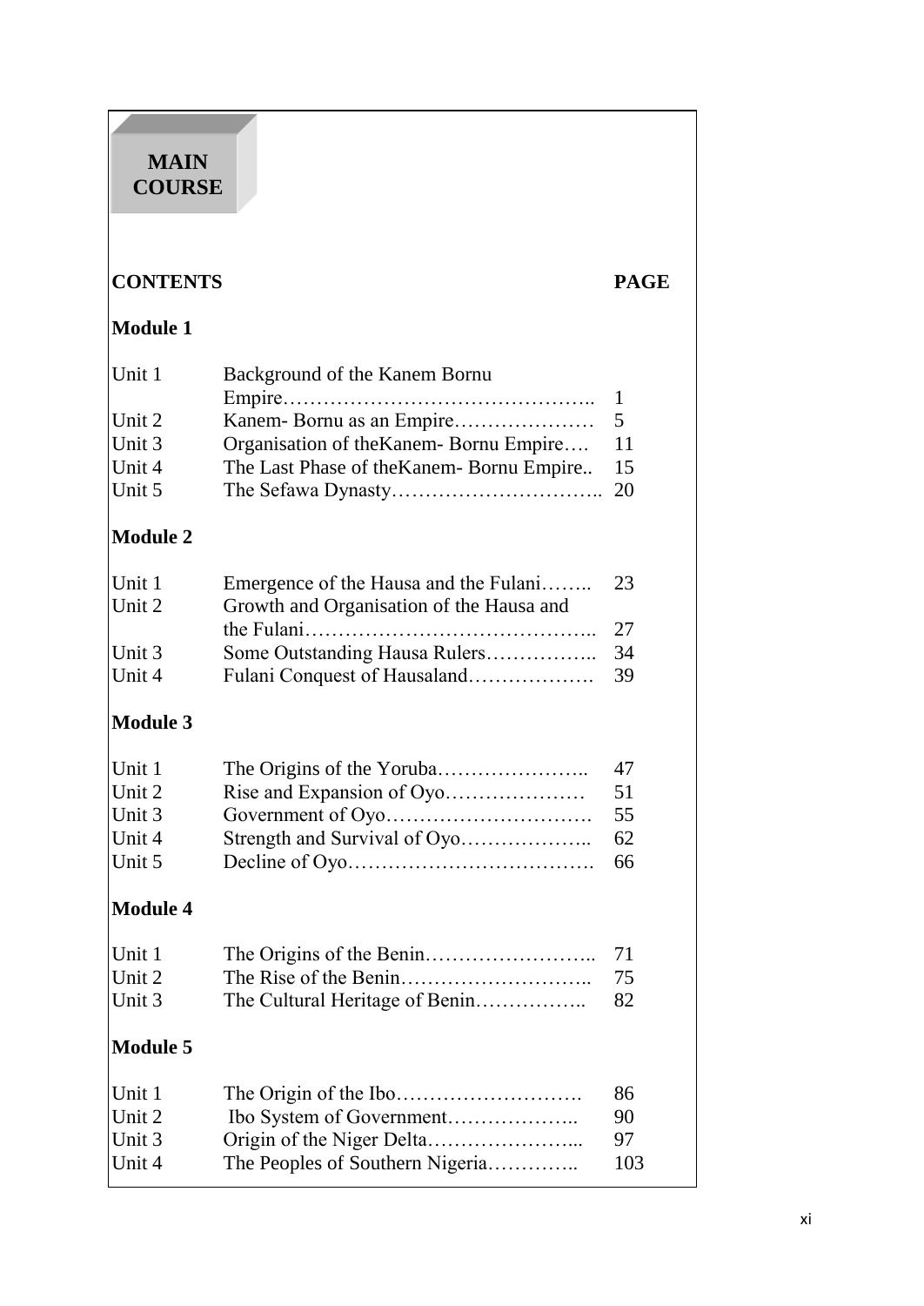# MAIN COURSE

| CONTENTS | | PAGE |
|---|---|---|
| **Module 1** | | |
| Unit 1 | Background of the Kanem Bornu Empire……………………………………….. | 1 |
| Unit 2 | Kanem- Bornu as an Empire………………… | 5 |
| Unit 3 | Organisation of theKanem- Bornu Empire…. | 11 |
| Unit 4 | The Last Phase of theKanem- Bornu Empire.. | 15 |
| Unit 5 | The Sefawa Dynasty………………………….. | 20 |
| **Module 2** | | |
| Unit 1 | Emergence of the Hausa and the Fulani…….. | 23 |
| Unit 2 | Growth and Organisation of the Hausa and the Fulani…………………………………….. | 27 |
| Unit 3 | Some Outstanding Hausa Rulers…………….. | 34 |
| Unit 4 | Fulani Conquest of Hausaland………………. | 39 |
| **Module 3** | | |
| Unit 1 | The Origins of the Yoruba………………….. | 47 |
| Unit 2 | Rise and Expansion of Oyo………………… | 51 |
| Unit 3 | Government of Oyo…………………………. | 55 |
| Unit 4 | Strength and Survival of Oyo……………….. | 62 |
| Unit 5 | Decline of Oyo………………………………. | 66 |
| **Module 4** | | |
| Unit 1 | The Origins of the Benin…………………….. | 71 |
| Unit 2 | The Rise of the Benin……………………….. | 75 |
| Unit 3 | The Cultural Heritage of Benin…………….. | 82 |
| **Module 5** | | |
| Unit 1 | The Origin of the Ibo………………………. | 86 |
| Unit 2 | Ibo System of Government……………….. | 90 |
| Unit 3 | Origin of the Niger Delta…………………... | 97 |
| Unit 4 | The Peoples of Southern Nigeria………….. | 103 |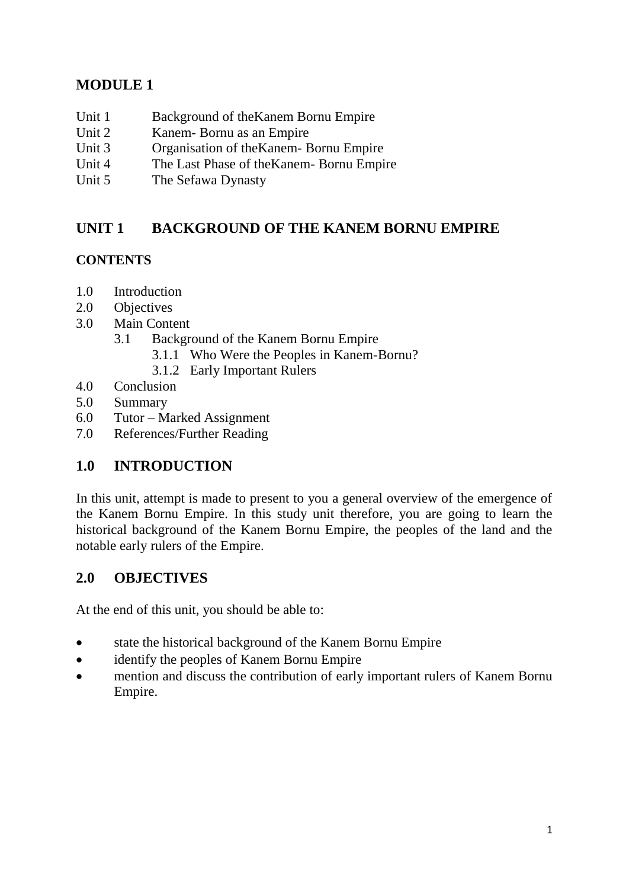# MODULE 1

| | |
|---|---|
| Unit 1 | Background of theKanem Bornu Empire |
| Unit 2 | Kanem- Bornu as an Empire |
| Unit 3 | Organisation of theKanem- Bornu Empire |
| Unit 4 | The Last Phase of theKanem- Bornu Empire |
| Unit 5 | The Sefawa Dynasty |

## UNIT 1 BACKGROUND OF THE KANEM BORNU EMPIRE

### CONTENTS

- 1.0 Introduction
- 2.0 Objectives
- 3.0 Main Content
  - 3.1 Background of the Kanem Bornu Empire
    - 3.1.1 Who Were the Peoples in Kanem-Bornu?
    - 3.1.2 Early Important Rulers
- 4.0 Conclusion
- 5.0 Summary
- 6.0 Tutor – Marked Assignment
- 7.0 References/Further Reading

## 1.0 INTRODUCTION

In this unit, attempt is made to present to you a general overview of the emergence of the Kanem Bornu Empire. In this study unit therefore, you are going to learn the historical background of the Kanem Bornu Empire, the peoples of the land and the notable early rulers of the Empire.

## 2.0 OBJECTIVES

At the end of this unit, you should be able to:

- state the historical background of the Kanem Bornu Empire
- identify the peoples of Kanem Bornu Empire
- mention and discuss the contribution of early important rulers of Kanem Bornu Empire.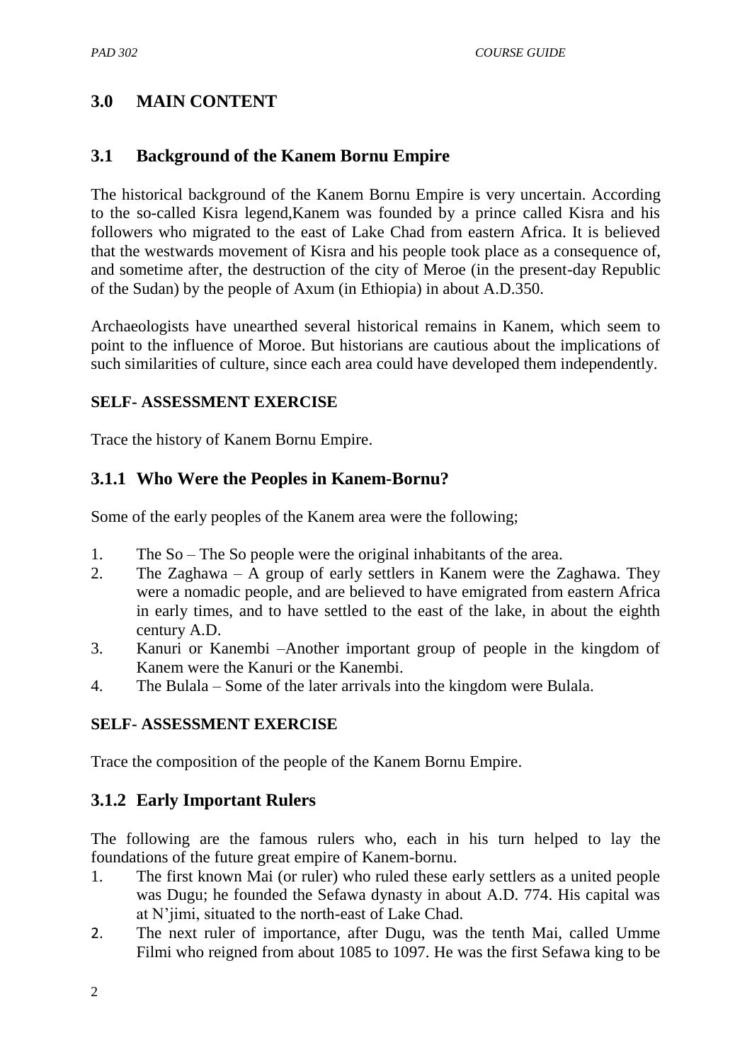## 3.0 MAIN CONTENT

### 3.1 Background of the Kanem Bornu Empire

The historical background of the Kanem Bornu Empire is very uncertain. According to the so-called Kisra legend,Kanem was founded by a prince called Kisra and his followers who migrated to the east of Lake Chad from eastern Africa. It is believed that the westwards movement of Kisra and his people took place as a consequence of, and sometime after, the destruction of the city of Meroe (in the present-day Republic of the Sudan) by the people of Axum (in Ethiopia) in about A.D.350.

Archaeologists have unearthed several historical remains in Kanem, which seem to point to the influence of Moroe. But historians are cautious about the implications of such similarities of culture, since each area could have developed them independently.

**SELF- ASSESSMENT EXERCISE**

Trace the history of Kanem Bornu Empire.

### 3.1.1 Who Were the Peoples in Kanem-Bornu?

Some of the early peoples of the Kanem area were the following;

1. The So – The So people were the original inhabitants of the area.
2. The Zaghawa – A group of early settlers in Kanem were the Zaghawa. They were a nomadic people, and are believed to have emigrated from eastern Africa in early times, and to have settled to the east of the lake, in about the eighth century A.D.
3. Kanuri or Kanembi –Another important group of people in the kingdom of Kanem were the Kanuri or the Kanembi.
4. The Bulala – Some of the later arrivals into the kingdom were Bulala.

**SELF- ASSESSMENT EXERCISE**

Trace the composition of the people of the Kanem Bornu Empire.

### 3.1.2 Early Important Rulers

The following are the famous rulers who, each in his turn helped to lay the foundations of the future great empire of Kanem-bornu.

1. The first known Mai (or ruler) who ruled these early settlers as a united people was Dugu; he founded the Sefawa dynasty in about A.D. 774. His capital was at N'jimi, situated to the north-east of Lake Chad.
2. The next ruler of importance, after Dugu, was the tenth Mai, called Umme Filmi who reigned from about 1085 to 1097. He was the first Sefawa king to be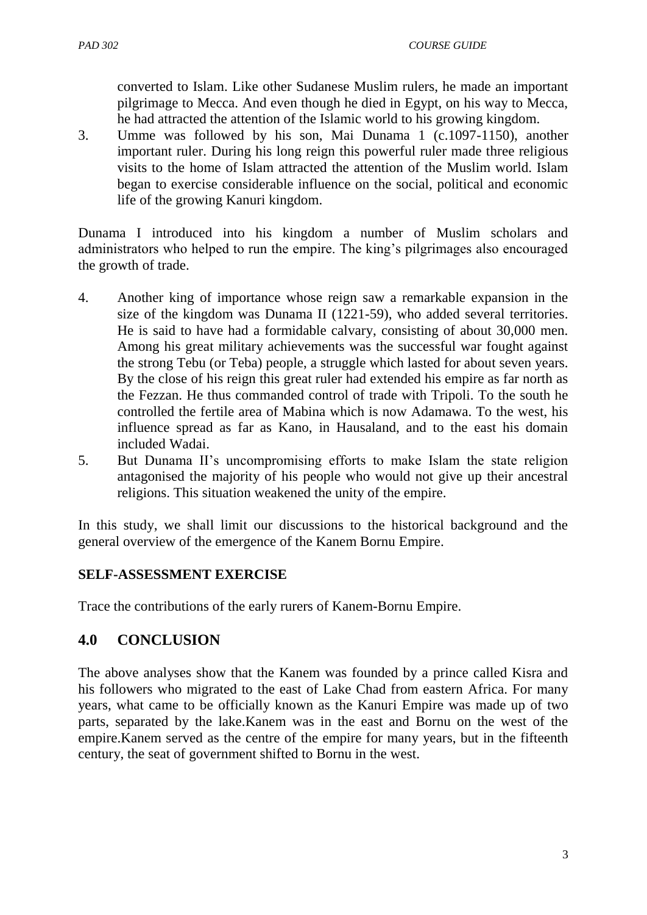converted to Islam. Like other Sudanese Muslim rulers, he made an important pilgrimage to Mecca. And even though he died in Egypt, on his way to Mecca, he had attracted the attention of the Islamic world to his growing kingdom.

3. Umme was followed by his son, Mai Dunama 1 (c.1097-1150), another important ruler. During his long reign this powerful ruler made three religious visits to the home of Islam attracted the attention of the Muslim world. Islam began to exercise considerable influence on the social, political and economic life of the growing Kanuri kingdom.

Dunama I introduced into his kingdom a number of Muslim scholars and administrators who helped to run the empire. The king's pilgrimages also encouraged the growth of trade.

4. Another king of importance whose reign saw a remarkable expansion in the size of the kingdom was Dunama II (1221-59), who added several territories. He is said to have had a formidable calvary, consisting of about 30,000 men. Among his great military achievements was the successful war fought against the strong Tebu (or Teba) people, a struggle which lasted for about seven years. By the close of his reign this great ruler had extended his empire as far north as the Fezzan. He thus commanded control of trade with Tripoli. To the south he controlled the fertile area of Mabina which is now Adamawa. To the west, his influence spread as far as Kano, in Hausaland, and to the east his domain included Wadai.
5. But Dunama II's uncompromising efforts to make Islam the state religion antagonised the majority of his people who would not give up their ancestral religions. This situation weakened the unity of the empire.

In this study, we shall limit our discussions to the historical background and the general overview of the emergence of the Kanem Bornu Empire.

**SELF-ASSESSMENT EXERCISE**

Trace the contributions of the early rurers of Kanem-Bornu Empire.

## 4.0 CONCLUSION

The above analyses show that the Kanem was founded by a prince called Kisra and his followers who migrated to the east of Lake Chad from eastern Africa. For many years, what came to be officially known as the Kanuri Empire was made up of two parts, separated by the lake.Kanem was in the east and Bornu on the west of the empire.Kanem served as the centre of the empire for many years, but in the fifteenth century, the seat of government shifted to Bornu in the west.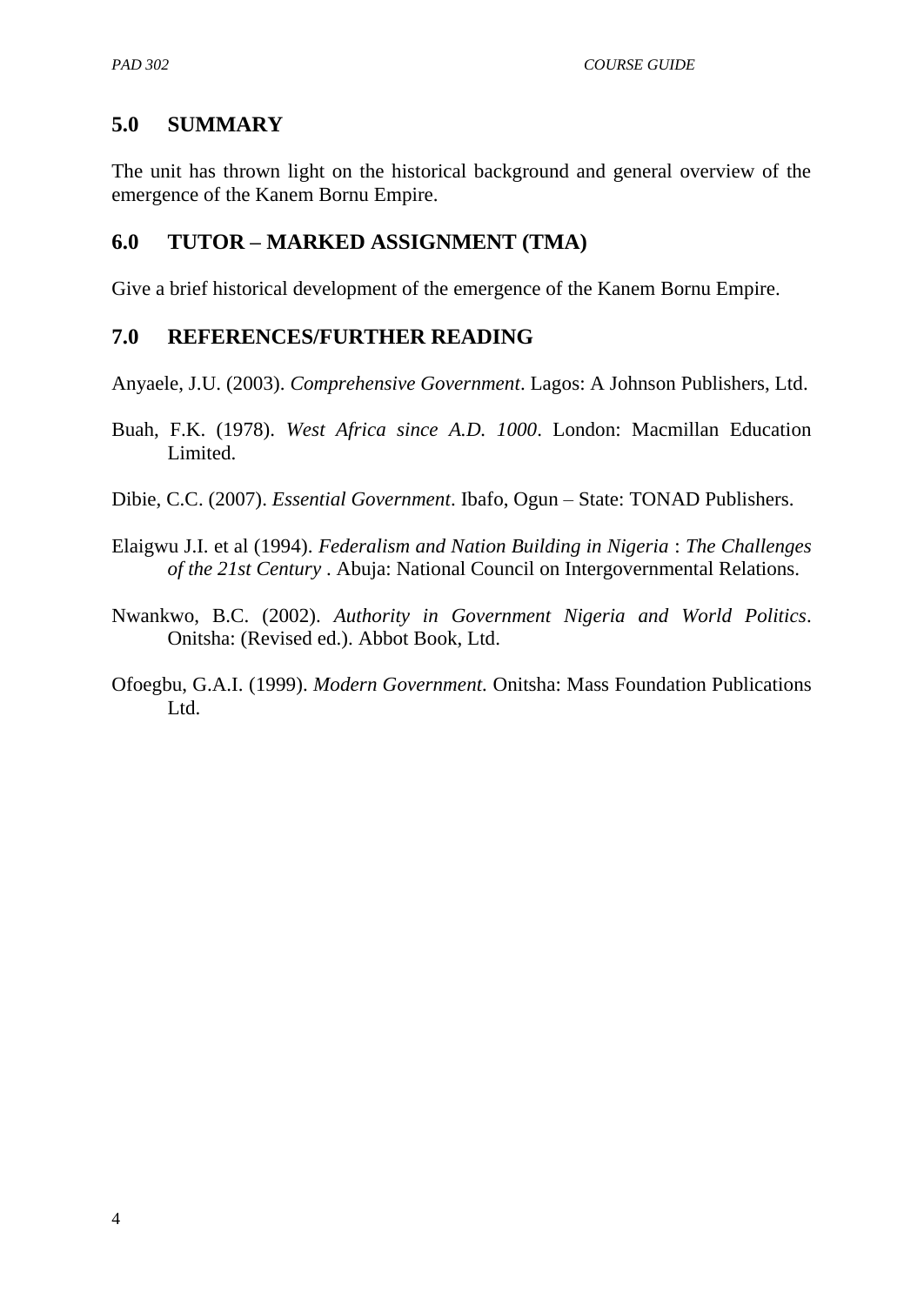## 5.0 SUMMARY

The unit has thrown light on the historical background and general overview of the emergence of the Kanem Bornu Empire.

## 6.0 TUTOR – MARKED ASSIGNMENT (TMA)

Give a brief historical development of the emergence of the Kanem Bornu Empire.

## 7.0 REFERENCES/FURTHER READING

Anyaele, J.U. (2003). *Comprehensive Government*. Lagos: A Johnson Publishers, Ltd.

Buah, F.K. (1978). *West Africa since A.D. 1000*. London: Macmillan Education Limited.

Dibie, C.C. (2007). *Essential Government*. Ibafo, Ogun – State: TONAD Publishers.

Elaigwu J.I. et al (1994). *Federalism and Nation Building in Nigeria* : *The Challenges of the 21st Century* . Abuja: National Council on Intergovernmental Relations.

Nwankwo, B.C. (2002). *Authority in Government Nigeria and World Politics*. Onitsha: (Revised ed.). Abbot Book, Ltd.

Ofoegbu, G.A.I. (1999). *Modern Government.* Onitsha: Mass Foundation Publications Ltd.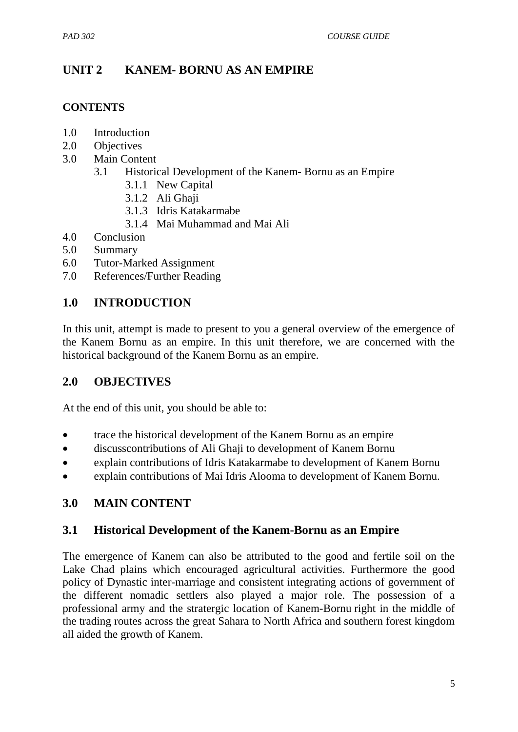## UNIT 2 KANEM- BORNU AS AN EMPIRE

**CONTENTS**

- 1.0 Introduction
- 2.0 Objectives
- 3.0 Main Content
    - 3.1 Historical Development of the Kanem- Bornu as an Empire
        - 3.1.1 New Capital
        - 3.1.2 Ali Ghaji
        - 3.1.3 Idris Katakarmabe
        - 3.1.4 Mai Muhammad and Mai Ali
- 4.0 Conclusion
- 5.0 Summary
- 6.0 Tutor-Marked Assignment
- 7.0 References/Further Reading

## 1.0 INTRODUCTION

In this unit, attempt is made to present to you a general overview of the emergence of the Kanem Bornu as an empire. In this unit therefore, we are concerned with the historical background of the Kanem Bornu as an empire.

## 2.0 OBJECTIVES

At the end of this unit, you should be able to:

- trace the historical development of the Kanem Bornu as an empire
- discusscontributions of Ali Ghaji to development of Kanem Bornu
- explain contributions of Idris Katakarmabe to development of Kanem Bornu
- explain contributions of Mai Idris Alooma to development of Kanem Bornu.

## 3.0 MAIN CONTENT

### 3.1 Historical Development of the Kanem-Bornu as an Empire

The emergence of Kanem can also be attributed to the good and fertile soil on the Lake Chad plains which encouraged agricultural activities. Furthermore the good policy of Dynastic inter-marriage and consistent integrating actions of government of the different nomadic settlers also played a major role. The possession of a professional army and the stratergic location of Kanem-Bornu right in the middle of the trading routes across the great Sahara to North Africa and southern forest kingdom all aided the growth of Kanem.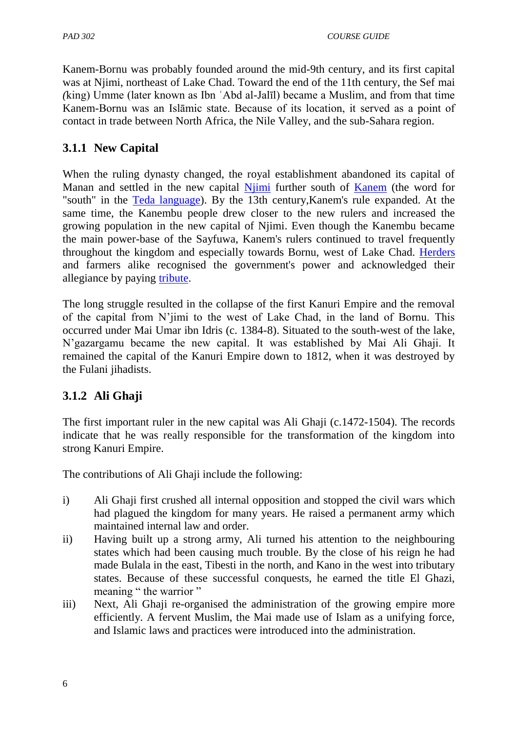Kanem-Bornu was probably founded around the mid-9th century, and its first capital was at Njimi, northeast of Lake Chad. Toward the end of the 11th century, the Sef mai *(*king) Umme (later known as Ibn ʿAbd al-Jalīl) became a Muslim, and from that time Kanem-Bornu was an Islāmic state. Because of its location, it served as a point of contact in trade between North Africa, the Nile Valley, and the sub-Sahara region.

### 3.1.1 New Capital

When the ruling dynasty changed, the royal establishment abandoned its capital of Manan and settled in the new capital Njimi further south of Kanem (the word for "south" in the Teda language). By the 13th century,Kanem's rule expanded. At the same time, the Kanembu people drew closer to the new rulers and increased the growing population in the new capital of Njimi. Even though the Kanembu became the main power-base of the Sayfuwa, Kanem's rulers continued to travel frequently throughout the kingdom and especially towards Bornu, west of Lake Chad. Herders and farmers alike recognised the government's power and acknowledged their allegiance by paying tribute.

The long struggle resulted in the collapse of the first Kanuri Empire and the removal of the capital from N'jimi to the west of Lake Chad, in the land of Bornu. This occurred under Mai Umar ibn Idris (c. 1384-8). Situated to the south-west of the lake, N'gazargamu became the new capital. It was established by Mai Ali Ghaji. It remained the capital of the Kanuri Empire down to 1812, when it was destroyed by the Fulani jihadists.

### 3.1.2 Ali Ghaji

The first important ruler in the new capital was Ali Ghaji (c.1472-1504). The records indicate that he was really responsible for the transformation of the kingdom into strong Kanuri Empire.

The contributions of Ali Ghaji include the following:

i) Ali Ghaji first crushed all internal opposition and stopped the civil wars which had plagued the kingdom for many years. He raised a permanent army which maintained internal law and order.

ii) Having built up a strong army, Ali turned his attention to the neighbouring states which had been causing much trouble. By the close of his reign he had made Bulala in the east, Tibesti in the north, and Kano in the west into tributary states. Because of these successful conquests, he earned the title El Ghazi, meaning " the warrior "

iii) Next, Ali Ghaji re-organised the administration of the growing empire more efficiently. A fervent Muslim, the Mai made use of Islam as a unifying force, and Islamic laws and practices were introduced into the administration.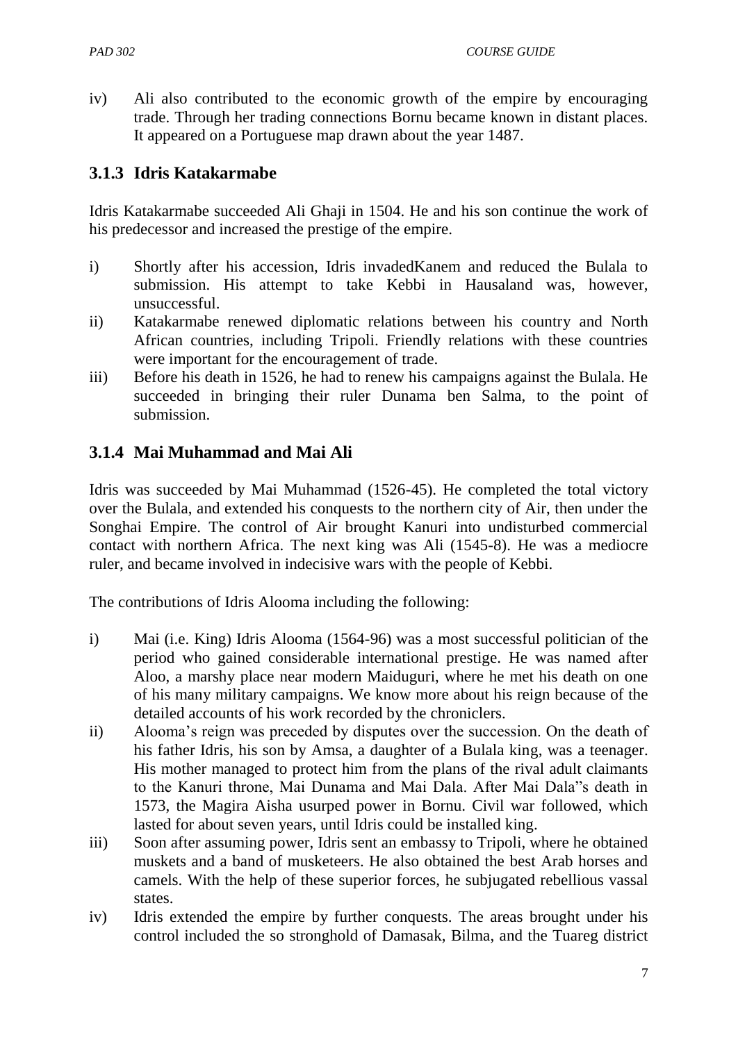iv) Ali also contributed to the economic growth of the empire by encouraging trade. Through her trading connections Bornu became known in distant places. It appeared on a Portuguese map drawn about the year 1487.

### 3.1.3 Idris Katakarmabe

Idris Katakarmabe succeeded Ali Ghaji in 1504. He and his son continue the work of his predecessor and increased the prestige of the empire.

i) Shortly after his accession, Idris invadedKanem and reduced the Bulala to submission. His attempt to take Kebbi in Hausaland was, however, unsuccessful.
ii) Katakarmabe renewed diplomatic relations between his country and North African countries, including Tripoli. Friendly relations with these countries were important for the encouragement of trade.
iii) Before his death in 1526, he had to renew his campaigns against the Bulala. He succeeded in bringing their ruler Dunama ben Salma, to the point of submission.

### 3.1.4 Mai Muhammad and Mai Ali

Idris was succeeded by Mai Muhammad (1526-45). He completed the total victory over the Bulala, and extended his conquests to the northern city of Air, then under the Songhai Empire. The control of Air brought Kanuri into undisturbed commercial contact with northern Africa. The next king was Ali (1545-8). He was a mediocre ruler, and became involved in indecisive wars with the people of Kebbi.

The contributions of Idris Alooma including the following:

i) Mai (i.e. King) Idris Alooma (1564-96) was a most successful politician of the period who gained considerable international prestige. He was named after Aloo, a marshy place near modern Maiduguri, where he met his death on one of his many military campaigns. We know more about his reign because of the detailed accounts of his work recorded by the chroniclers.
ii) Alooma's reign was preceded by disputes over the succession. On the death of his father Idris, his son by Amsa, a daughter of a Bulala king, was a teenager. His mother managed to protect him from the plans of the rival adult claimants to the Kanuri throne, Mai Dunama and Mai Dala. After Mai Dala"s death in 1573, the Magira Aisha usurped power in Bornu. Civil war followed, which lasted for about seven years, until Idris could be installed king.
iii) Soon after assuming power, Idris sent an embassy to Tripoli, where he obtained muskets and a band of musketeers. He also obtained the best Arab horses and camels. With the help of these superior forces, he subjugated rebellious vassal states.
iv) Idris extended the empire by further conquests. The areas brought under his control included the so stronghold of Damasak, Bilma, and the Tuareg district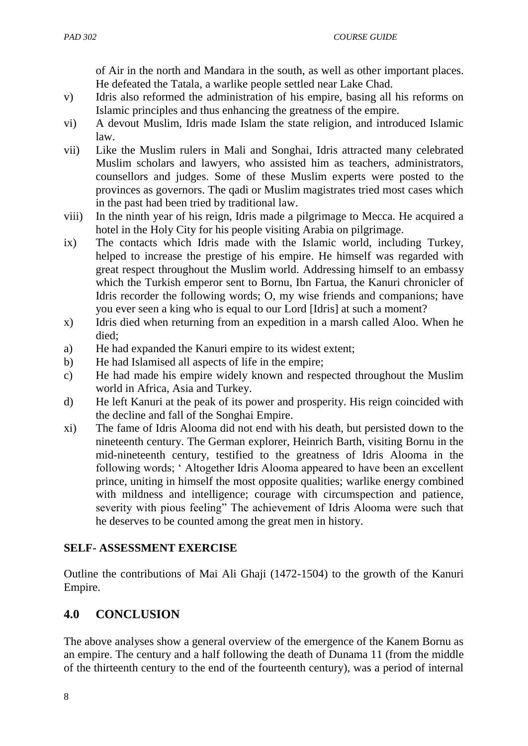of Air in the north and Mandara in the south, as well as other important places. He defeated the Tatala, a warlike people settled near Lake Chad.

v) Idris also reformed the administration of his empire, basing all his reforms on Islamic principles and thus enhancing the greatness of the empire.

vi) A devout Muslim, Idris made Islam the state religion, and introduced Islamic law.

vii) Like the Muslim rulers in Mali and Songhai, Idris attracted many celebrated Muslim scholars and lawyers, who assisted him as teachers, administrators, counsellors and judges. Some of these Muslim experts were posted to the provinces as governors. The qadi or Muslim magistrates tried most cases which in the past had been tried by traditional law.

viii) In the ninth year of his reign, Idris made a pilgrimage to Mecca. He acquired a hotel in the Holy City for his people visiting Arabia on pilgrimage.

ix) The contacts which Idris made with the Islamic world, including Turkey, helped to increase the prestige of his empire. He himself was regarded with great respect throughout the Muslim world. Addressing himself to an embassy which the Turkish emperor sent to Bornu, Ibn Fartua, the Kanuri chronicler of Idris recorder the following words; O, my wise friends and companions; have you ever seen a king who is equal to our Lord [Idris] at such a moment?

x) Idris died when returning from an expedition in a marsh called Aloo. When he died;

a) He had expanded the Kanuri empire to its widest extent;

b) He had Islamised all aspects of life in the empire;

c) He had made his empire widely known and respected throughout the Muslim world in Africa, Asia and Turkey.

d) He left Kanuri at the peak of its power and prosperity. His reign coincided with the decline and fall of the Songhai Empire.

xi) The fame of Idris Alooma did not end with his death, but persisted down to the nineteenth century. The German explorer, Heinrich Barth, visiting Bornu in the mid-nineteenth century, testified to the greatness of Idris Alooma in the following words; ' Altogether Idris Alooma appeared to have been an excellent prince, uniting in himself the most opposite qualities; warlike energy combined with mildness and intelligence; courage with circumspection and patience, severity with pious feeling" The achievement of Idris Alooma were such that he deserves to be counted among the great men in history.

**SELF- ASSESSMENT EXERCISE**

Outline the contributions of Mai Ali Ghaji (1472-1504) to the growth of the Kanuri Empire.

## 4.0 CONCLUSION

The above analyses show a general overview of the emergence of the Kanem Bornu as an empire. The century and a half following the death of Dunama 11 (from the middle of the thirteenth century to the end of the fourteenth century), was a period of internal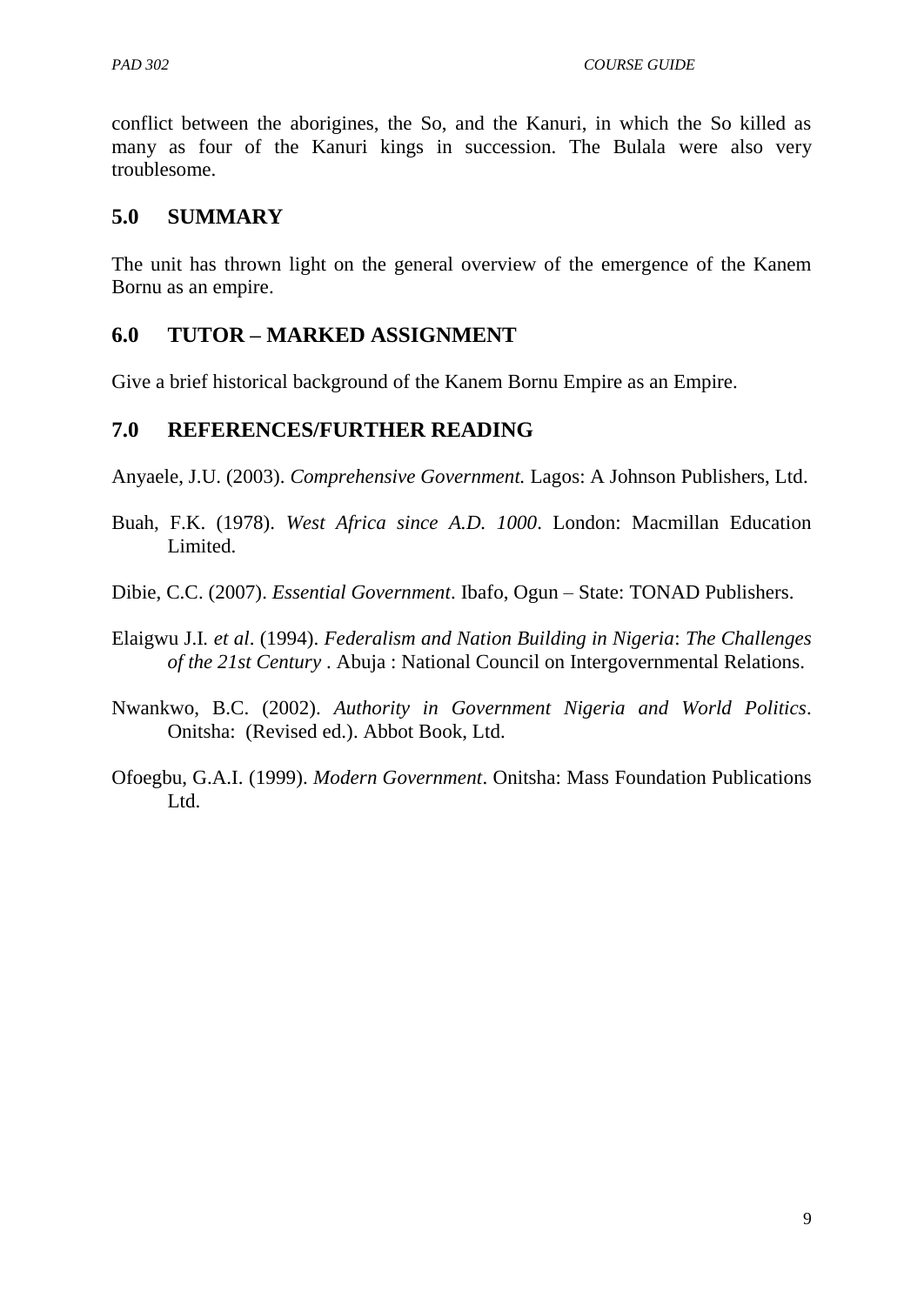conflict between the aborigines, the So, and the Kanuri, in which the So killed as many as four of the Kanuri kings in succession. The Bulala were also very troublesome.

## 5.0 SUMMARY

The unit has thrown light on the general overview of the emergence of the Kanem Bornu as an empire.

## 6.0 TUTOR – MARKED ASSIGNMENT

Give a brief historical background of the Kanem Bornu Empire as an Empire.

## 7.0 REFERENCES/FURTHER READING

Anyaele, J.U. (2003). *Comprehensive Government.* Lagos: A Johnson Publishers, Ltd.

Buah, F.K. (1978). *West Africa since A.D. 1000*. London: Macmillan Education Limited.

Dibie, C.C. (2007). *Essential Government*. Ibafo, Ogun – State: TONAD Publishers.

Elaigwu J.I. *et al*. (1994). *Federalism and Nation Building in Nigeria*: *The Challenges of the 21st Century* . Abuja : National Council on Intergovernmental Relations.

Nwankwo, B.C. (2002). *Authority in Government Nigeria and World Politics*. Onitsha: (Revised ed.). Abbot Book, Ltd.

Ofoegbu, G.A.I. (1999). *Modern Government*. Onitsha: Mass Foundation Publications Ltd.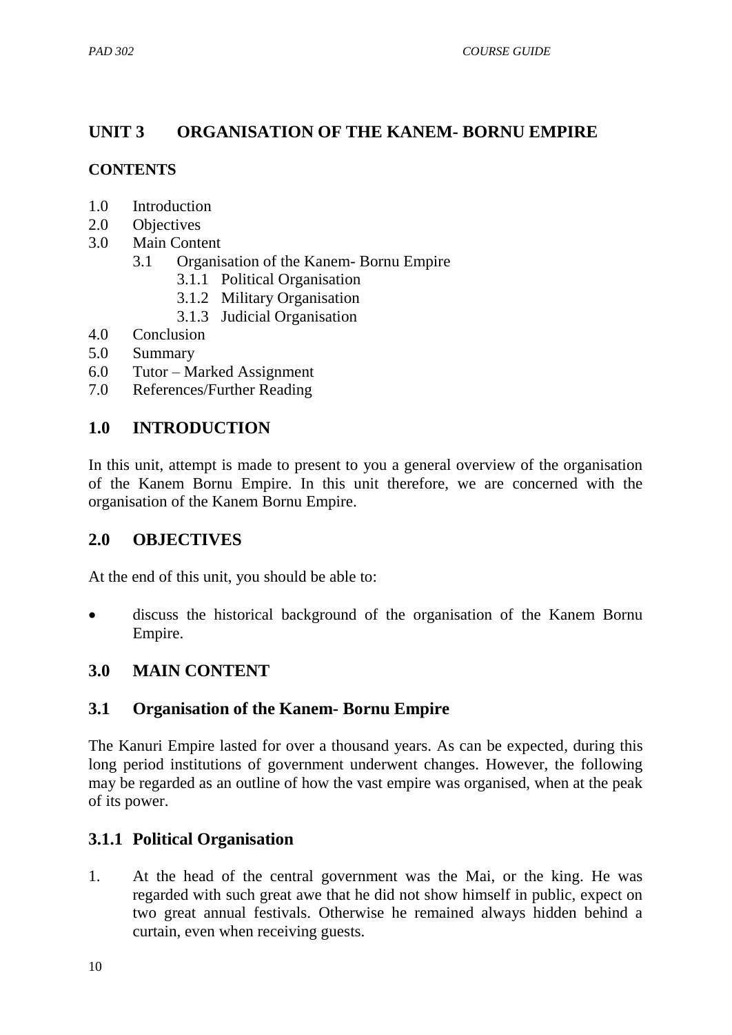## UNIT 3 ORGANISATION OF THE KANEM- BORNU EMPIRE

**CONTENTS**

1.0 Introduction
2.0 Objectives
3.0 Main Content
 3.1 Organisation of the Kanem- Bornu Empire
  3.1.1 Political Organisation
  3.1.2 Military Organisation
  3.1.3 Judicial Organisation
4.0 Conclusion
5.0 Summary
6.0 Tutor – Marked Assignment
7.0 References/Further Reading

## 1.0 INTRODUCTION

In this unit, attempt is made to present to you a general overview of the organisation of the Kanem Bornu Empire. In this unit therefore, we are concerned with the organisation of the Kanem Bornu Empire.

## 2.0 OBJECTIVES

At the end of this unit, you should be able to:

- discuss the historical background of the organisation of the Kanem Bornu Empire.

## 3.0 MAIN CONTENT

### 3.1 Organisation of the Kanem- Bornu Empire

The Kanuri Empire lasted for over a thousand years. As can be expected, during this long period institutions of government underwent changes. However, the following may be regarded as an outline of how the vast empire was organised, when at the peak of its power.

### 3.1.1 Political Organisation

1. At the head of the central government was the Mai, or the king. He was regarded with such great awe that he did not show himself in public, expect on two great annual festivals. Otherwise he remained always hidden behind a curtain, even when receiving guests.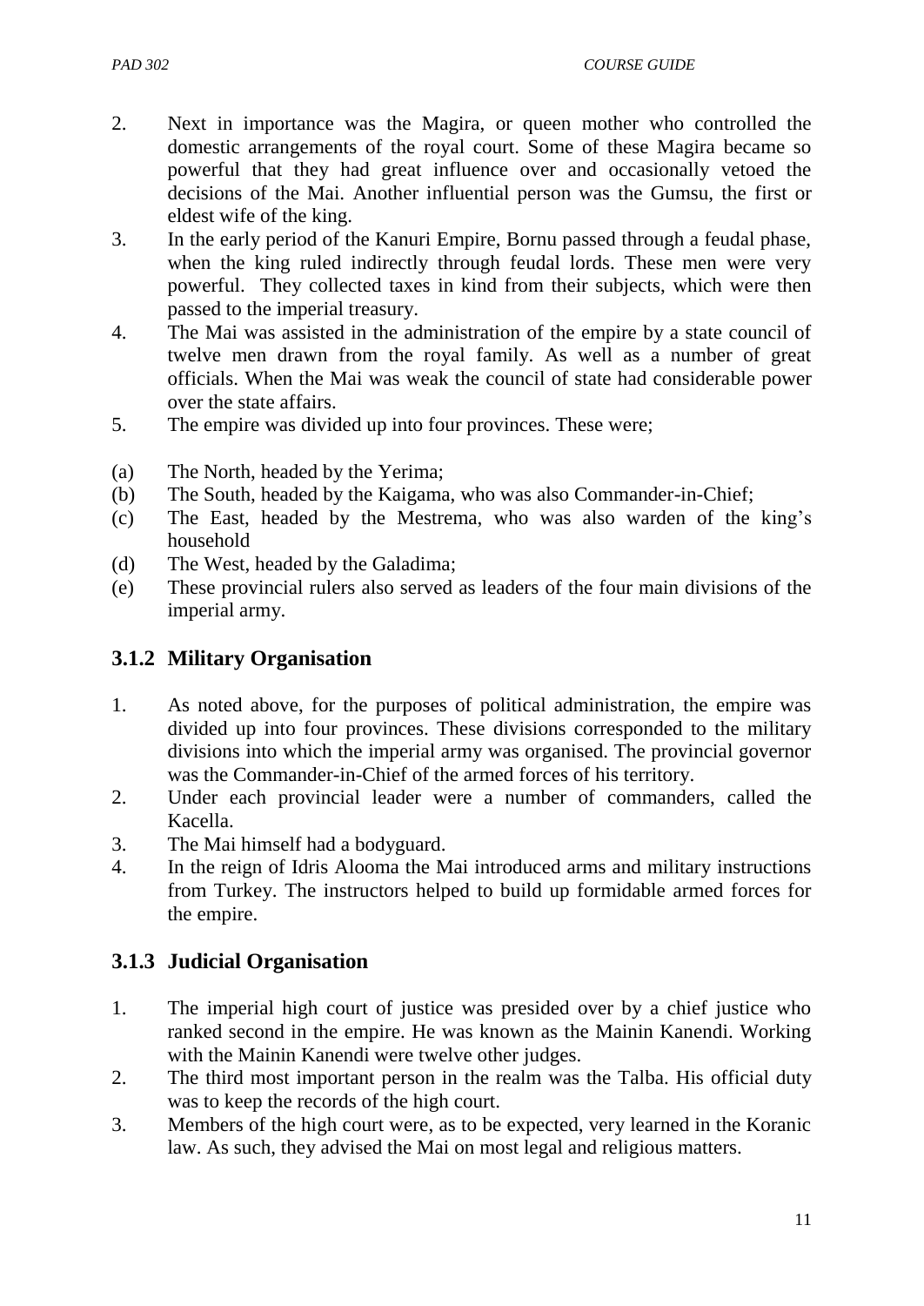2. Next in importance was the Magira, or queen mother who controlled the domestic arrangements of the royal court. Some of these Magira became so powerful that they had great influence over and occasionally vetoed the decisions of the Mai. Another influential person was the Gumsu, the first or eldest wife of the king.
3. In the early period of the Kanuri Empire, Bornu passed through a feudal phase, when the king ruled indirectly through feudal lords. These men were very powerful. They collected taxes in kind from their subjects, which were then passed to the imperial treasury.
4. The Mai was assisted in the administration of the empire by a state council of twelve men drawn from the royal family. As well as a number of great officials. When the Mai was weak the council of state had considerable power over the state affairs.
5. The empire was divided up into four provinces. These were;

(a) The North, headed by the Yerima;
(b) The South, headed by the Kaigama, who was also Commander-in-Chief;
(c) The East, headed by the Mestrema, who was also warden of the king's household
(d) The West, headed by the Galadima;
(e) These provincial rulers also served as leaders of the four main divisions of the imperial army.

### 3.1.2 Military Organisation

1. As noted above, for the purposes of political administration, the empire was divided up into four provinces. These divisions corresponded to the military divisions into which the imperial army was organised. The provincial governor was the Commander-in-Chief of the armed forces of his territory.
2. Under each provincial leader were a number of commanders, called the Kacella.
3. The Mai himself had a bodyguard.
4. In the reign of Idris Alooma the Mai introduced arms and military instructions from Turkey. The instructors helped to build up formidable armed forces for the empire.

### 3.1.3 Judicial Organisation

1. The imperial high court of justice was presided over by a chief justice who ranked second in the empire. He was known as the Mainin Kanendi. Working with the Mainin Kanendi were twelve other judges.
2. The third most important person in the realm was the Talba. His official duty was to keep the records of the high court.
3. Members of the high court were, as to be expected, very learned in the Koranic law. As such, they advised the Mai on most legal and religious matters.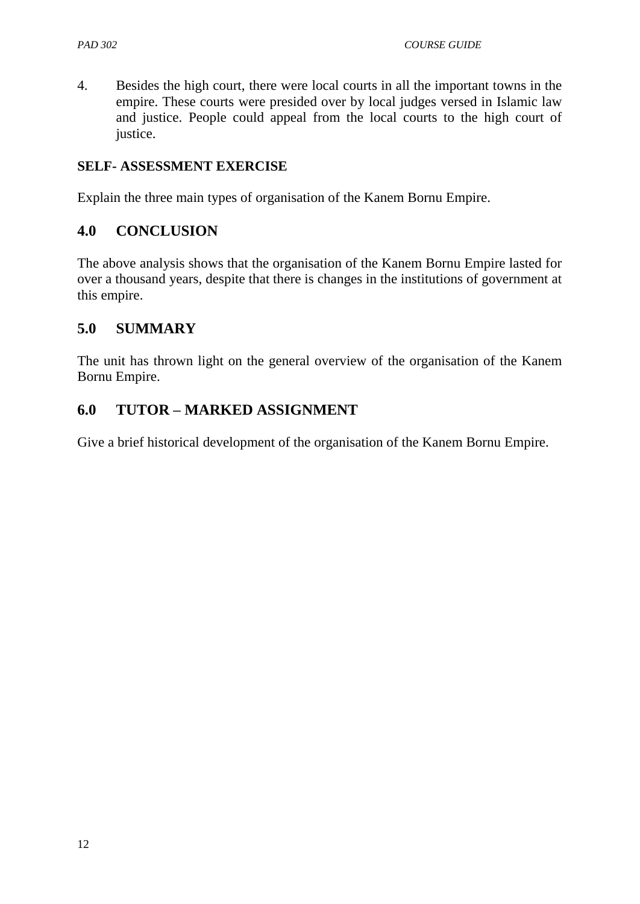4. Besides the high court, there were local courts in all the important towns in the empire. These courts were presided over by local judges versed in Islamic law and justice. People could appeal from the local courts to the high court of justice.

**SELF- ASSESSMENT EXERCISE**

Explain the three main types of organisation of the Kanem Bornu Empire.

## 4.0 CONCLUSION

The above analysis shows that the organisation of the Kanem Bornu Empire lasted for over a thousand years, despite that there is changes in the institutions of government at this empire.

## 5.0 SUMMARY

The unit has thrown light on the general overview of the organisation of the Kanem Bornu Empire.

## 6.0 TUTOR – MARKED ASSIGNMENT

Give a brief historical development of the organisation of the Kanem Bornu Empire.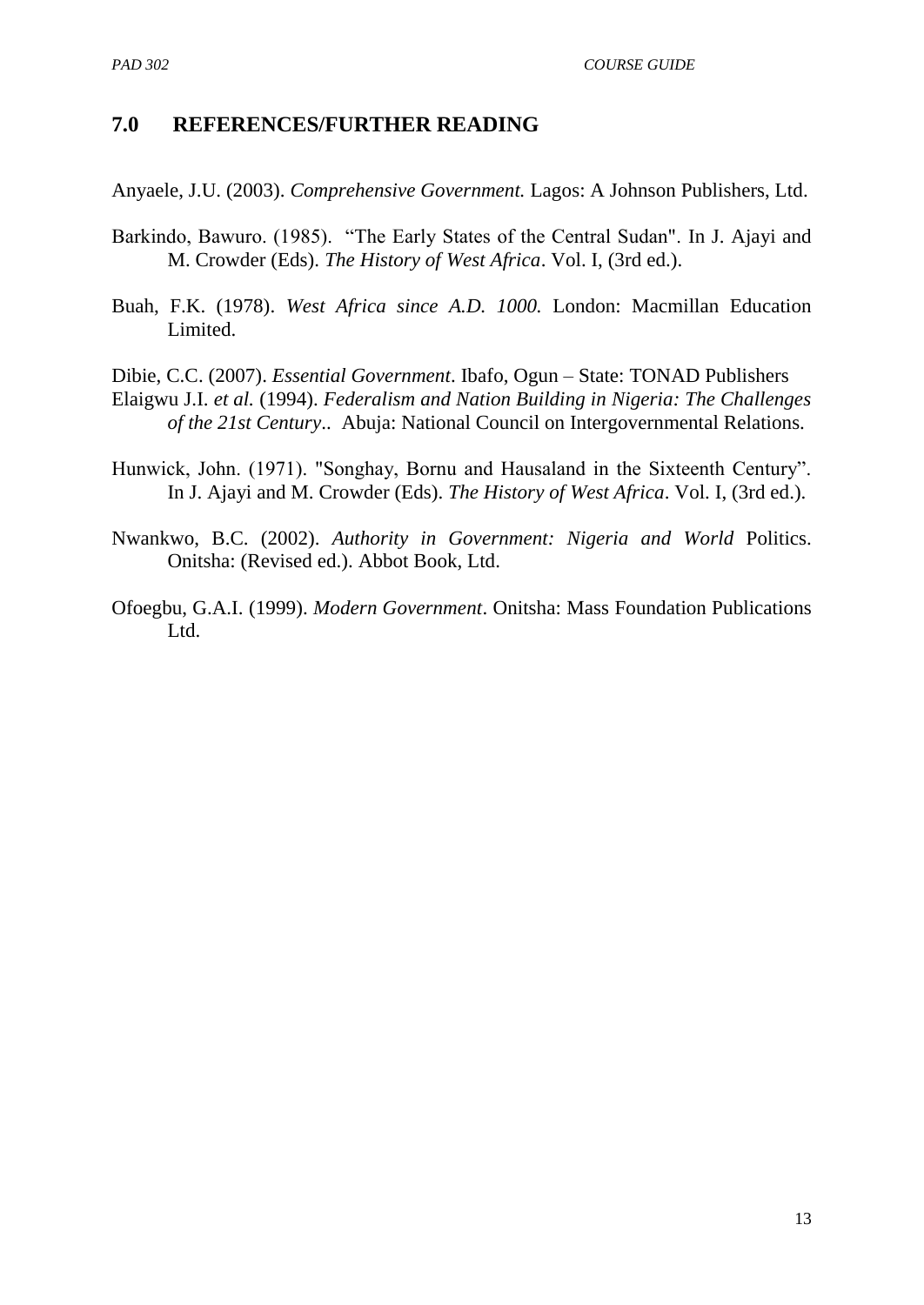## 7.0 REFERENCES/FURTHER READING

Anyaele, J.U. (2003). *Comprehensive Government.* Lagos: A Johnson Publishers, Ltd.

Barkindo, Bawuro. (1985). "The Early States of the Central Sudan". In J. Ajayi and M. Crowder (Eds). *The History of West Africa*. Vol. I, (3rd ed.).

Buah, F.K. (1978). *West Africa since A.D. 1000.* London: Macmillan Education Limited.

Dibie, C.C. (2007). *Essential Government*. Ibafo, Ogun – State: TONAD Publishers

Elaigwu J.I. *et al.* (1994). *Federalism and Nation Building in Nigeria: The Challenges of the 21st Century*.. Abuja: National Council on Intergovernmental Relations.

Hunwick, John. (1971). "Songhay, Bornu and Hausaland in the Sixteenth Century". In J. Ajayi and M. Crowder (Eds). *The History of West Africa*. Vol. I, (3rd ed.).

Nwankwo, B.C. (2002). *Authority in Government: Nigeria and World* Politics. Onitsha: (Revised ed.). Abbot Book, Ltd.

Ofoegbu, G.A.I. (1999). *Modern Government*. Onitsha: Mass Foundation Publications Ltd.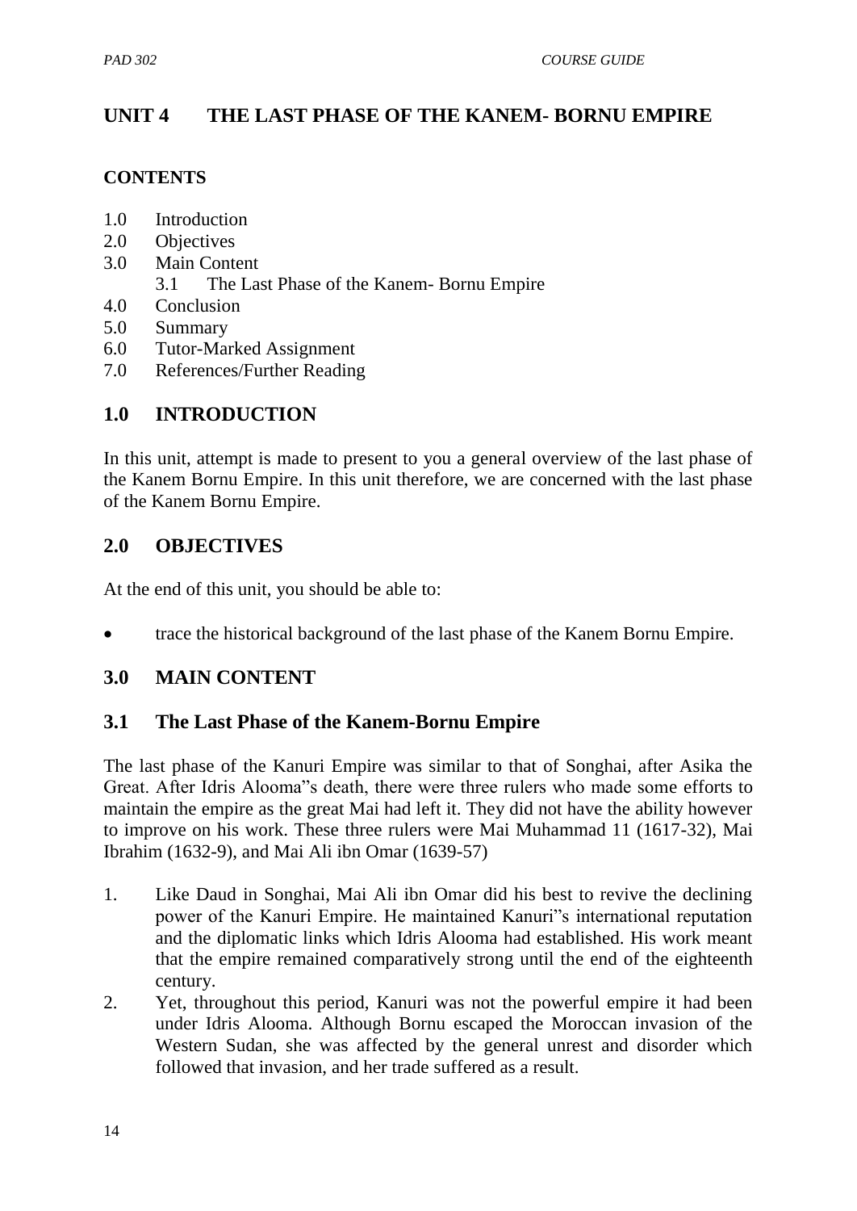## UNIT 4 THE LAST PHASE OF THE KANEM- BORNU EMPIRE

**CONTENTS**

1.0 Introduction
2.0 Objectives
3.0 Main Content
    3.1 The Last Phase of the Kanem- Bornu Empire
4.0 Conclusion
5.0 Summary
6.0 Tutor-Marked Assignment
7.0 References/Further Reading

## 1.0 INTRODUCTION

In this unit, attempt is made to present to you a general overview of the last phase of the Kanem Bornu Empire. In this unit therefore, we are concerned with the last phase of the Kanem Bornu Empire.

## 2.0 OBJECTIVES

At the end of this unit, you should be able to:

- trace the historical background of the last phase of the Kanem Bornu Empire.

## 3.0 MAIN CONTENT

### 3.1 The Last Phase of the Kanem-Bornu Empire

The last phase of the Kanuri Empire was similar to that of Songhai, after Asika the Great. After Idris Alooma"s death, there were three rulers who made some efforts to maintain the empire as the great Mai had left it. They did not have the ability however to improve on his work. These three rulers were Mai Muhammad 11 (1617-32), Mai Ibrahim (1632-9), and Mai Ali ibn Omar (1639-57)

1. Like Daud in Songhai, Mai Ali ibn Omar did his best to revive the declining power of the Kanuri Empire. He maintained Kanuri"s international reputation and the diplomatic links which Idris Alooma had established. His work meant that the empire remained comparatively strong until the end of the eighteenth century.
2. Yet, throughout this period, Kanuri was not the powerful empire it had been under Idris Alooma. Although Bornu escaped the Moroccan invasion of the Western Sudan, she was affected by the general unrest and disorder which followed that invasion, and her trade suffered as a result.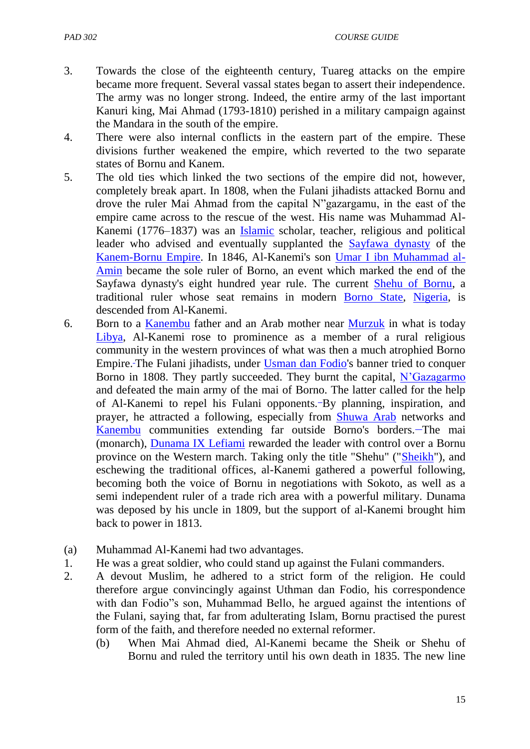3. Towards the close of the eighteenth century, Tuareg attacks on the empire became more frequent. Several vassal states began to assert their independence. The army was no longer strong. Indeed, the entire army of the last important Kanuri king, Mai Ahmad (1793-1810) perished in a military campaign against the Mandara in the south of the empire.
4. There were also internal conflicts in the eastern part of the empire. These divisions further weakened the empire, which reverted to the two separate states of Bornu and Kanem.
5. The old ties which linked the two sections of the empire did not, however, completely break apart. In 1808, when the Fulani jihadists attacked Bornu and drove the ruler Mai Ahmad from the capital N"gazargamu, in the east of the empire came across to the rescue of the west. His name was Muhammad Al-Kanemi (1776–1837) was an Islamic scholar, teacher, religious and political leader who advised and eventually supplanted the Sayfawa dynasty of the Kanem-Bornu Empire. In 1846, Al-Kanemi's son Umar I ibn Muhammad al-Amin became the sole ruler of Borno, an event which marked the end of the Sayfawa dynasty's eight hundred year rule. The current Shehu of Bornu, a traditional ruler whose seat remains in modern Borno State, Nigeria, is descended from Al-Kanemi.
6. Born to a Kanembu father and an Arab mother near Murzuk in what is today Libya, Al-Kanemi rose to prominence as a member of a rural religious community in the western provinces of what was then a much atrophied Borno Empire. The Fulani jihadists, under Usman dan Fodio's banner tried to conquer Borno in 1808. They partly succeeded. They burnt the capital, N'Gazagarmo and defeated the main army of the mai of Borno. The latter called for the help of Al-Kanemi to repel his Fulani opponents. By planning, inspiration, and prayer, he attracted a following, especially from Shuwa Arab networks and Kanembu communities extending far outside Borno's borders. The mai (monarch), Dunama IX Lefiami rewarded the leader with control over a Bornu province on the Western march. Taking only the title "Shehu" ("Sheikh"), and eschewing the traditional offices, al-Kanemi gathered a powerful following, becoming both the voice of Bornu in negotiations with Sokoto, as well as a semi independent ruler of a trade rich area with a powerful military. Dunama was deposed by his uncle in 1809, but the support of al-Kanemi brought him back to power in 1813.

(a) Muhammad Al-Kanemi had two advantages.

1. He was a great soldier, who could stand up against the Fulani commanders.
2. A devout Muslim, he adhered to a strict form of the religion. He could therefore argue convincingly against Uthman dan Fodio, his correspondence with dan Fodio"s son, Muhammad Bello, he argued against the intentions of the Fulani, saying that, far from adulterating Islam, Bornu practised the purest form of the faith, and therefore needed no external reformer.

    (b) When Mai Ahmad died, Al-Kanemi became the Sheik or Shehu of Bornu and ruled the territory until his own death in 1835. The new line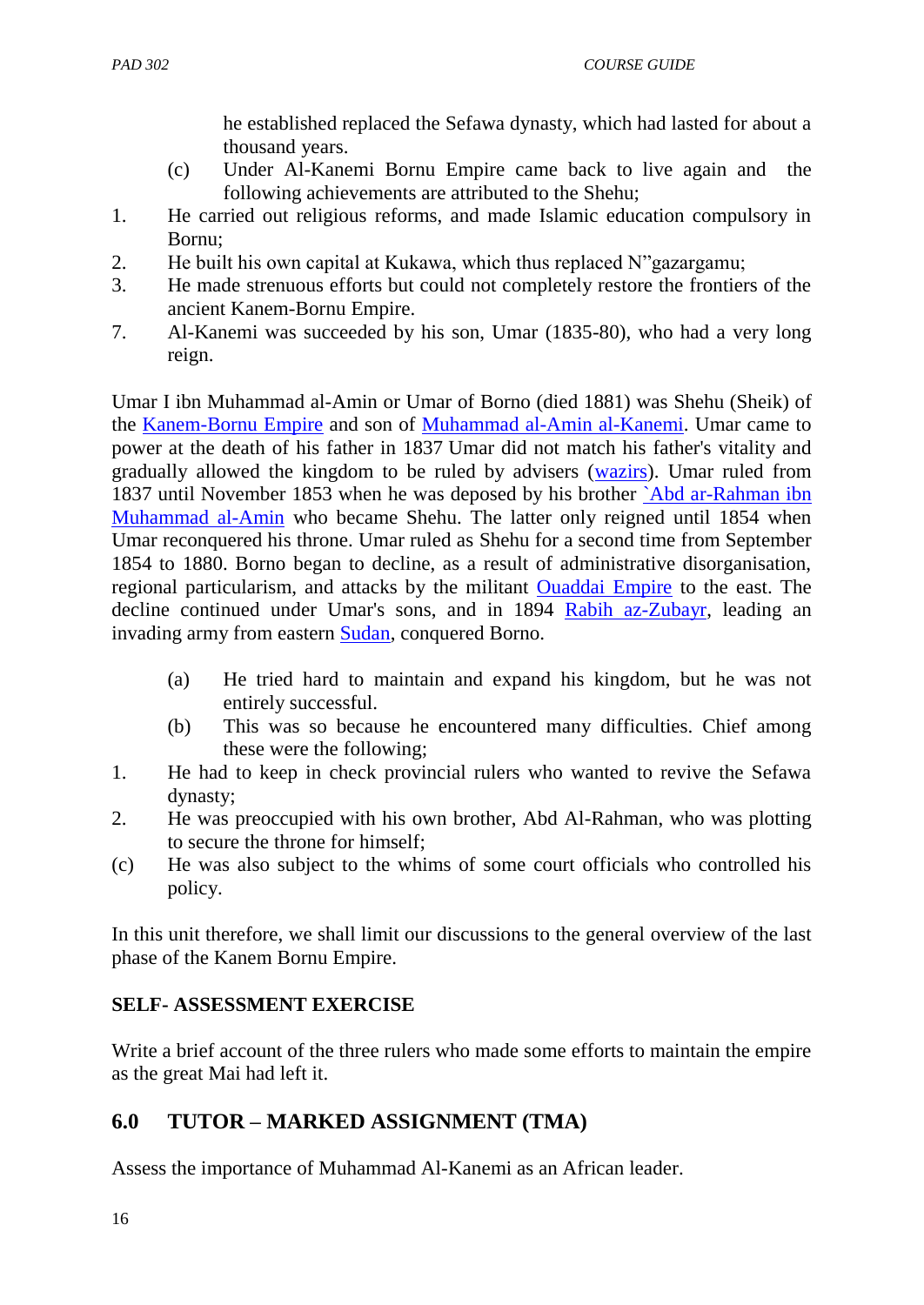he established replaced the Sefawa dynasty, which had lasted for about a thousand years.

(c) Under Al-Kanemi Bornu Empire came back to live again and the following achievements are attributed to the Shehu;

1. He carried out religious reforms, and made Islamic education compulsory in Bornu;
2. He built his own capital at Kukawa, which thus replaced N"gazargamu;
3. He made strenuous efforts but could not completely restore the frontiers of the ancient Kanem-Bornu Empire.
7. Al-Kanemi was succeeded by his son, Umar (1835-80), who had a very long reign.

Umar I ibn Muhammad al-Amin or Umar of Borno (died 1881) was Shehu (Sheik) of the Kanem-Bornu Empire and son of Muhammad al-Amin al-Kanemi. Umar came to power at the death of his father in 1837 Umar did not match his father's vitality and gradually allowed the kingdom to be ruled by advisers (wazirs). Umar ruled from 1837 until November 1853 when he was deposed by his brother `Abd ar-Rahman ibn Muhammad al-Amin who became Shehu. The latter only reigned until 1854 when Umar reconquered his throne. Umar ruled as Shehu for a second time from September 1854 to 1880. Borno began to decline, as a result of administrative disorganisation, regional particularism, and attacks by the militant Ouaddai Empire to the east. The decline continued under Umar's sons, and in 1894 Rabih az-Zubayr, leading an invading army from eastern Sudan, conquered Borno.

(a) He tried hard to maintain and expand his kingdom, but he was not entirely successful.

(b) This was so because he encountered many difficulties. Chief among these were the following;

1. He had to keep in check provincial rulers who wanted to revive the Sefawa dynasty;
2. He was preoccupied with his own brother, Abd Al-Rahman, who was plotting to secure the throne for himself;

(c) He was also subject to the whims of some court officials who controlled his policy.

In this unit therefore, we shall limit our discussions to the general overview of the last phase of the Kanem Bornu Empire.

**SELF- ASSESSMENT EXERCISE**

Write a brief account of the three rulers who made some efforts to maintain the empire as the great Mai had left it.

## 6.0 TUTOR – MARKED ASSIGNMENT (TMA)

Assess the importance of Muhammad Al-Kanemi as an African leader.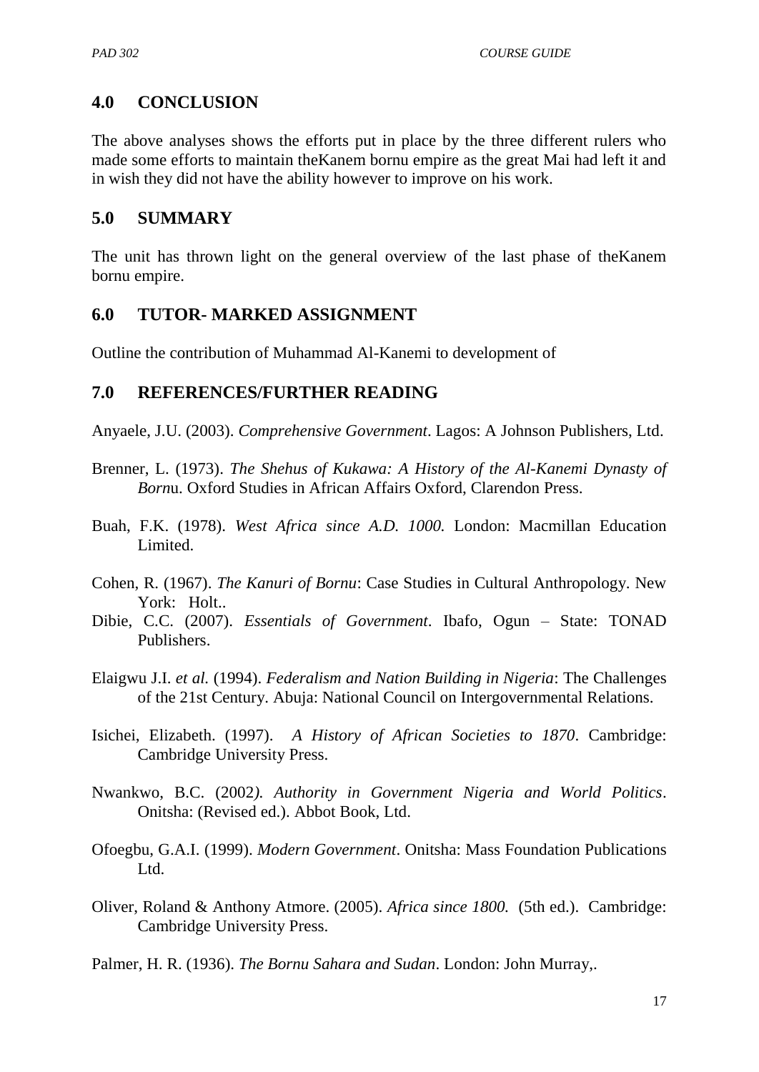## 4.0 CONCLUSION

The above analyses shows the efforts put in place by the three different rulers who made some efforts to maintain theKanem bornu empire as the great Mai had left it and in wish they did not have the ability however to improve on his work.

## 5.0 SUMMARY

The unit has thrown light on the general overview of the last phase of theKanem bornu empire.

## 6.0 TUTOR- MARKED ASSIGNMENT

Outline the contribution of Muhammad Al-Kanemi to development of

## 7.0 REFERENCES/FURTHER READING

Anyaele, J.U. (2003). *Comprehensive Government*. Lagos: A Johnson Publishers, Ltd.

Brenner, L. (1973). *The Shehus of Kukawa: A History of the Al-Kanemi Dynasty of Born*u. Oxford Studies in African Affairs Oxford, Clarendon Press.

Buah, F.K. (1978). *West Africa since A.D. 1000.* London: Macmillan Education Limited.

Cohen, R. (1967). *The Kanuri of Bornu*: Case Studies in Cultural Anthropology. New York: Holt..

Dibie, C.C. (2007). *Essentials of Government*. Ibafo, Ogun – State: TONAD Publishers.

Elaigwu J.I. *et al.* (1994). *Federalism and Nation Building in Nigeria*: The Challenges of the 21st Century. Abuja: National Council on Intergovernmental Relations.

Isichei, Elizabeth. (1997). *A History of African Societies to 1870*. Cambridge: Cambridge University Press.

Nwankwo, B.C. (2002*). Authority in Government Nigeria and World Politics*. Onitsha: (Revised ed.). Abbot Book, Ltd.

Ofoegbu, G.A.I. (1999). *Modern Government*. Onitsha: Mass Foundation Publications Ltd.

Oliver, Roland & Anthony Atmore. (2005). *Africa since 1800.* (5th ed.). Cambridge: Cambridge University Press.

Palmer, H. R. (1936). *The Bornu Sahara and Sudan*. London: John Murray,.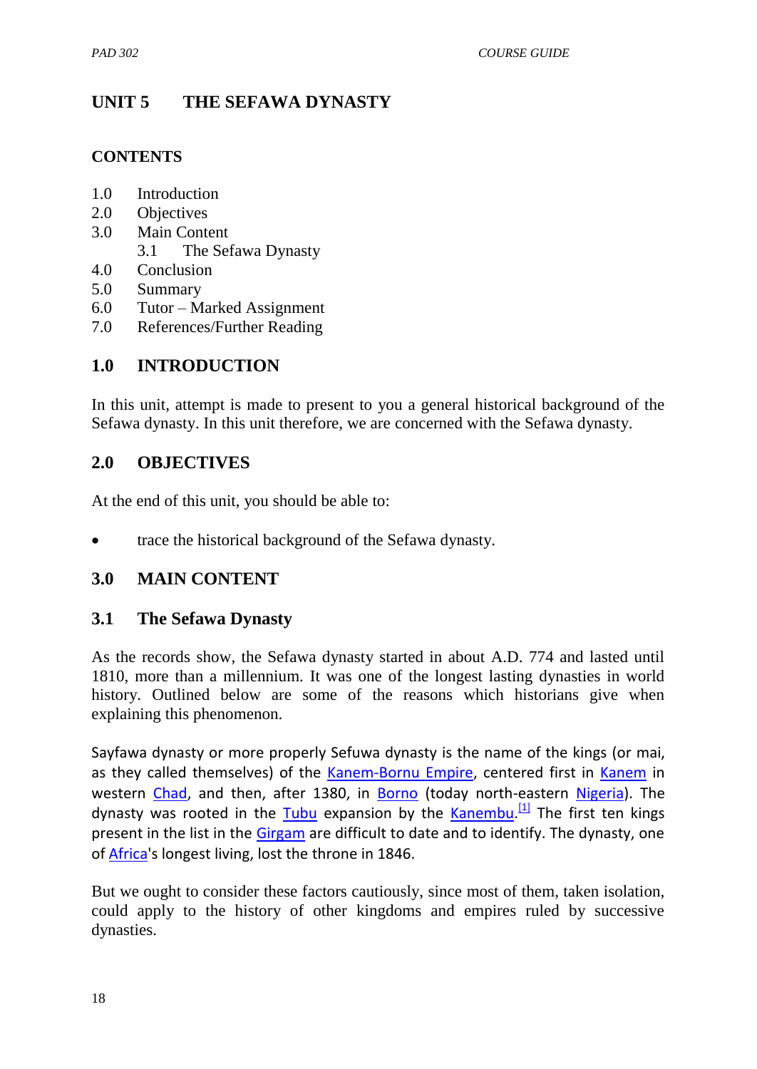## UNIT 5 THE SEFAWA DYNASTY

**CONTENTS**

1.0 Introduction
2.0 Objectives
3.0 Main Content
  3.1 The Sefawa Dynasty
4.0 Conclusion
5.0 Summary
6.0 Tutor – Marked Assignment
7.0 References/Further Reading

## 1.0 INTRODUCTION

In this unit, attempt is made to present to you a general historical background of the Sefawa dynasty. In this unit therefore, we are concerned with the Sefawa dynasty.

## 2.0 OBJECTIVES

At the end of this unit, you should be able to:

- trace the historical background of the Sefawa dynasty.

## 3.0 MAIN CONTENT

### 3.1 The Sefawa Dynasty

As the records show, the Sefawa dynasty started in about A.D. 774 and lasted until 1810, more than a millennium. It was one of the longest lasting dynasties in world history. Outlined below are some of the reasons which historians give when explaining this phenomenon.

Sayfawa dynasty or more properly Sefuwa dynasty is the name of the kings (or mai, as they called themselves) of the Kanem-Bornu Empire, centered first in Kanem in western Chad, and then, after 1380, in Borno (today north-eastern Nigeria). The dynasty was rooted in the Tubu expansion by the Kanembu.[1] The first ten kings present in the list in the Girgam are difficult to date and to identify. The dynasty, one of Africa's longest living, lost the throne in 1846.

But we ought to consider these factors cautiously, since most of them, taken isolation, could apply to the history of other kingdoms and empires ruled by successive dynasties.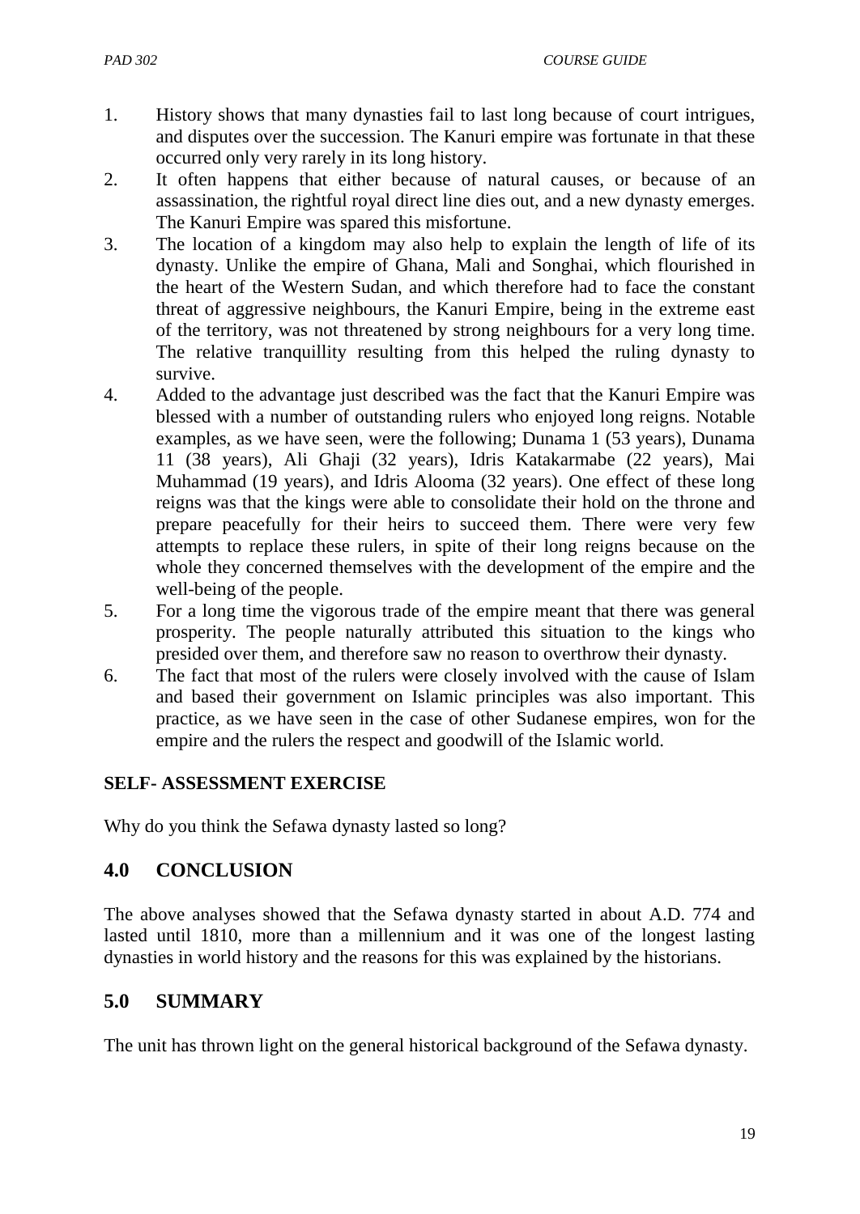1. History shows that many dynasties fail to last long because of court intrigues, and disputes over the succession. The Kanuri empire was fortunate in that these occurred only very rarely in its long history.
2. It often happens that either because of natural causes, or because of an assassination, the rightful royal direct line dies out, and a new dynasty emerges. The Kanuri Empire was spared this misfortune.
3. The location of a kingdom may also help to explain the length of life of its dynasty. Unlike the empire of Ghana, Mali and Songhai, which flourished in the heart of the Western Sudan, and which therefore had to face the constant threat of aggressive neighbours, the Kanuri Empire, being in the extreme east of the territory, was not threatened by strong neighbours for a very long time. The relative tranquillity resulting from this helped the ruling dynasty to survive.
4. Added to the advantage just described was the fact that the Kanuri Empire was blessed with a number of outstanding rulers who enjoyed long reigns. Notable examples, as we have seen, were the following; Dunama 1 (53 years), Dunama 11 (38 years), Ali Ghaji (32 years), Idris Katakarmabe (22 years), Mai Muhammad (19 years), and Idris Alooma (32 years). One effect of these long reigns was that the kings were able to consolidate their hold on the throne and prepare peacefully for their heirs to succeed them. There were very few attempts to replace these rulers, in spite of their long reigns because on the whole they concerned themselves with the development of the empire and the well-being of the people.
5. For a long time the vigorous trade of the empire meant that there was general prosperity. The people naturally attributed this situation to the kings who presided over them, and therefore saw no reason to overthrow their dynasty.
6. The fact that most of the rulers were closely involved with the cause of Islam and based their government on Islamic principles was also important. This practice, as we have seen in the case of other Sudanese empires, won for the empire and the rulers the respect and goodwill of the Islamic world.

**SELF- ASSESSMENT EXERCISE**

Why do you think the Sefawa dynasty lasted so long?

## 4.0 CONCLUSION

The above analyses showed that the Sefawa dynasty started in about A.D. 774 and lasted until 1810, more than a millennium and it was one of the longest lasting dynasties in world history and the reasons for this was explained by the historians.

## 5.0 SUMMARY

The unit has thrown light on the general historical background of the Sefawa dynasty.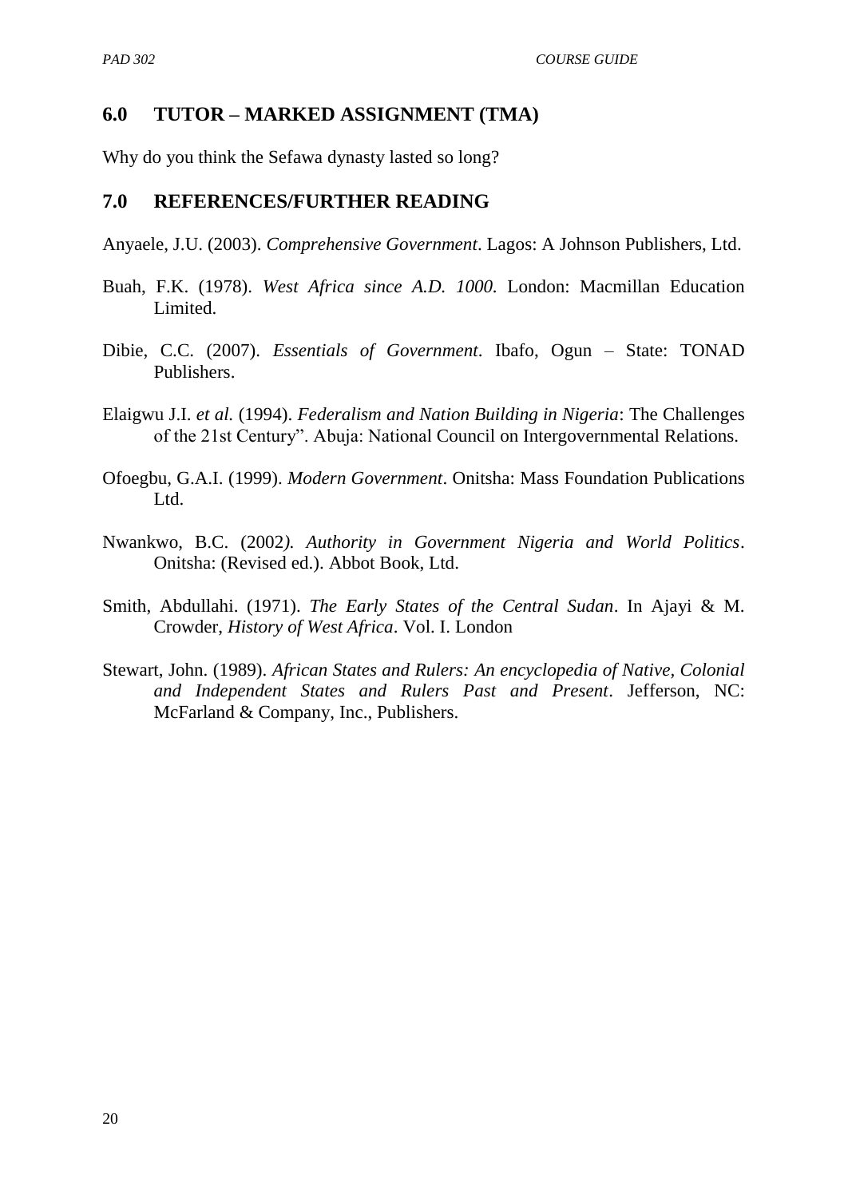## 6.0 TUTOR – MARKED ASSIGNMENT (TMA)

Why do you think the Sefawa dynasty lasted so long?

## 7.0 REFERENCES/FURTHER READING

Anyaele, J.U. (2003). *Comprehensive Government*. Lagos: A Johnson Publishers, Ltd.

Buah, F.K. (1978). *West Africa since A.D. 1000.* London: Macmillan Education Limited.

Dibie, C.C. (2007). *Essentials of Government*. Ibafo, Ogun – State: TONAD Publishers.

Elaigwu J.I. *et al.* (1994). *Federalism and Nation Building in Nigeria*: The Challenges of the 21st Century". Abuja: National Council on Intergovernmental Relations.

Ofoegbu, G.A.I. (1999). *Modern Government*. Onitsha: Mass Foundation Publications Ltd.

Nwankwo, B.C. (2002*). Authority in Government Nigeria and World Politics*. Onitsha: (Revised ed.). Abbot Book, Ltd.

Smith, Abdullahi. (1971). *The Early States of the Central Sudan*. In Ajayi & M. Crowder, *History of West Africa*. Vol. I. London

Stewart, John. (1989). *African States and Rulers: An encyclopedia of Native, Colonial and Independent States and Rulers Past and Present*. Jefferson, NC: McFarland & Company, Inc., Publishers.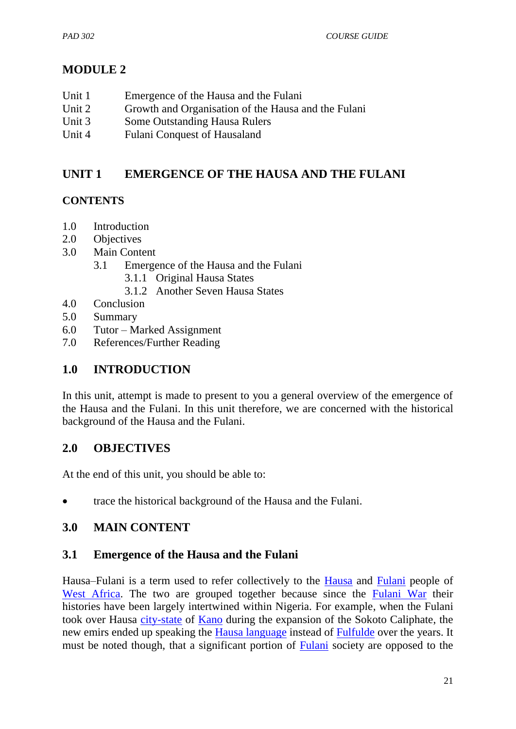# MODULE 2

Unit 1 Emergence of the Hausa and the Fulani
Unit 2 Growth and Organisation of the Hausa and the Fulani
Unit 3 Some Outstanding Hausa Rulers
Unit 4 Fulani Conquest of Hausaland

## UNIT 1 EMERGENCE OF THE HAUSA AND THE FULANI

### CONTENTS

1.0 Introduction
2.0 Objectives
3.0 Main Content
 3.1 Emergence of the Hausa and the Fulani
  3.1.1 Original Hausa States
  3.1.2 Another Seven Hausa States
4.0 Conclusion
5.0 Summary
6.0 Tutor – Marked Assignment
7.0 References/Further Reading

## 1.0 INTRODUCTION

In this unit, attempt is made to present to you a general overview of the emergence of the Hausa and the Fulani. In this unit therefore, we are concerned with the historical background of the Hausa and the Fulani.

## 2.0 OBJECTIVES

At the end of this unit, you should be able to:

- trace the historical background of the Hausa and the Fulani.

## 3.0 MAIN CONTENT

### 3.1 Emergence of the Hausa and the Fulani

Hausa–Fulani is a term used to refer collectively to the Hausa and Fulani people of West Africa. The two are grouped together because since the Fulani War their histories have been largely intertwined within Nigeria. For example, when the Fulani took over Hausa city-state of Kano during the expansion of the Sokoto Caliphate, the new emirs ended up speaking the Hausa language instead of Fulfulde over the years. It must be noted though, that a significant portion of Fulani society are opposed to the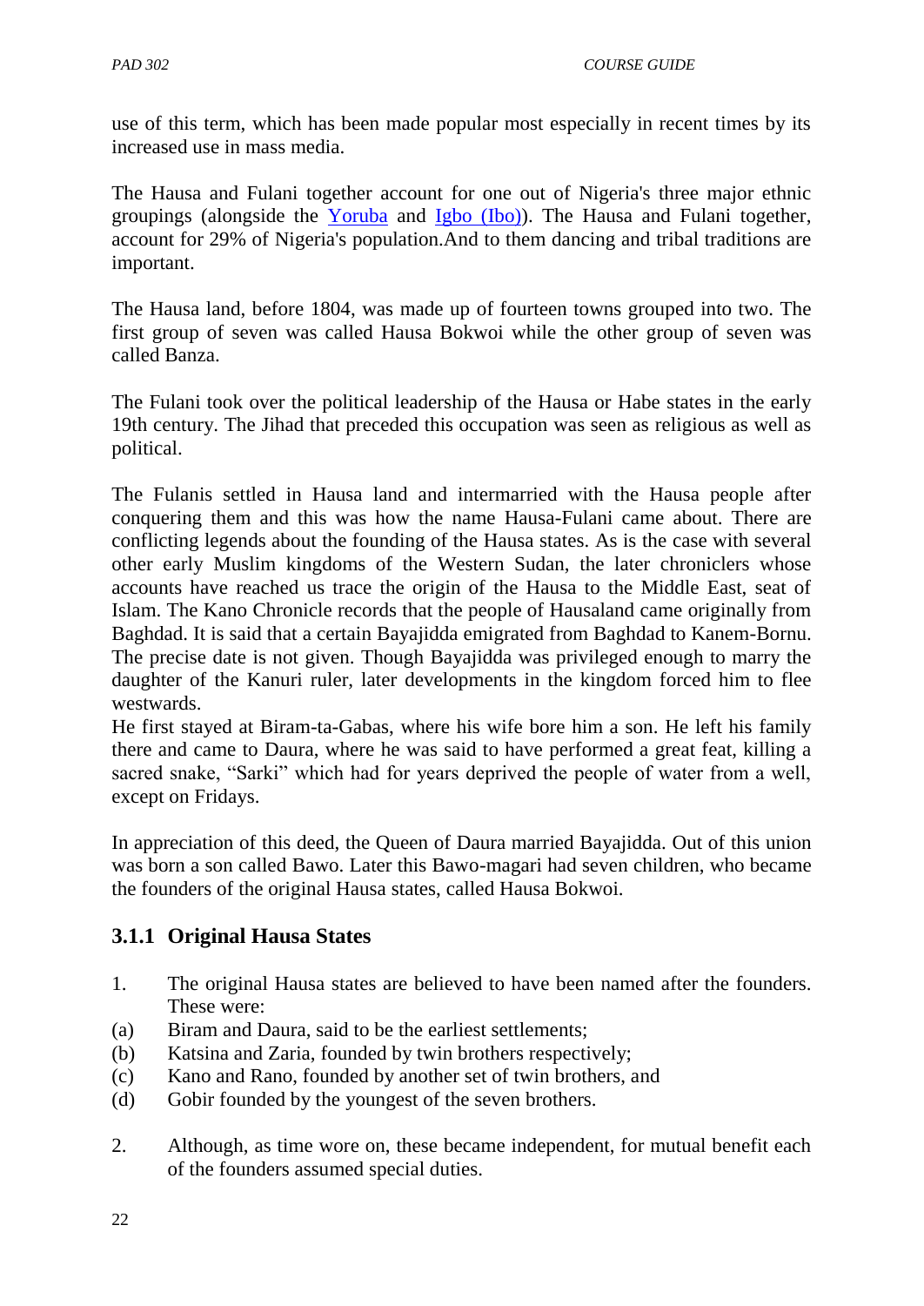use of this term, which has been made popular most especially in recent times by its increased use in mass media.

The Hausa and Fulani together account for one out of Nigeria's three major ethnic groupings (alongside the [Yoruba]() and [Igbo (Ibo)]()). The Hausa and Fulani together, account for 29% of Nigeria's population.And to them dancing and tribal traditions are important.

The Hausa land, before 1804, was made up of fourteen towns grouped into two. The first group of seven was called Hausa Bokwoi while the other group of seven was called Banza.

The Fulani took over the political leadership of the Hausa or Habe states in the early 19th century. The Jihad that preceded this occupation was seen as religious as well as political.

The Fulanis settled in Hausa land and intermarried with the Hausa people after conquering them and this was how the name Hausa-Fulani came about. There are conflicting legends about the founding of the Hausa states. As is the case with several other early Muslim kingdoms of the Western Sudan, the later chroniclers whose accounts have reached us trace the origin of the Hausa to the Middle East, seat of Islam. The Kano Chronicle records that the people of Hausaland came originally from Baghdad. It is said that a certain Bayajidda emigrated from Baghdad to Kanem-Bornu. The precise date is not given. Though Bayajidda was privileged enough to marry the daughter of the Kanuri ruler, later developments in the kingdom forced him to flee westwards.

He first stayed at Biram-ta-Gabas, where his wife bore him a son. He left his family there and came to Daura, where he was said to have performed a great feat, killing a sacred snake, "Sarki" which had for years deprived the people of water from a well, except on Fridays.

In appreciation of this deed, the Queen of Daura married Bayajidda. Out of this union was born a son called Bawo. Later this Bawo-magari had seven children, who became the founders of the original Hausa states, called Hausa Bokwoi.

### 3.1.1 Original Hausa States

1. The original Hausa states are believed to have been named after the founders. These were:

(a) Biram and Daura, said to be the earliest settlements;
(b) Katsina and Zaria, founded by twin brothers respectively;
(c) Kano and Rano, founded by another set of twin brothers, and
(d) Gobir founded by the youngest of the seven brothers.

2. Although, as time wore on, these became independent, for mutual benefit each of the founders assumed special duties.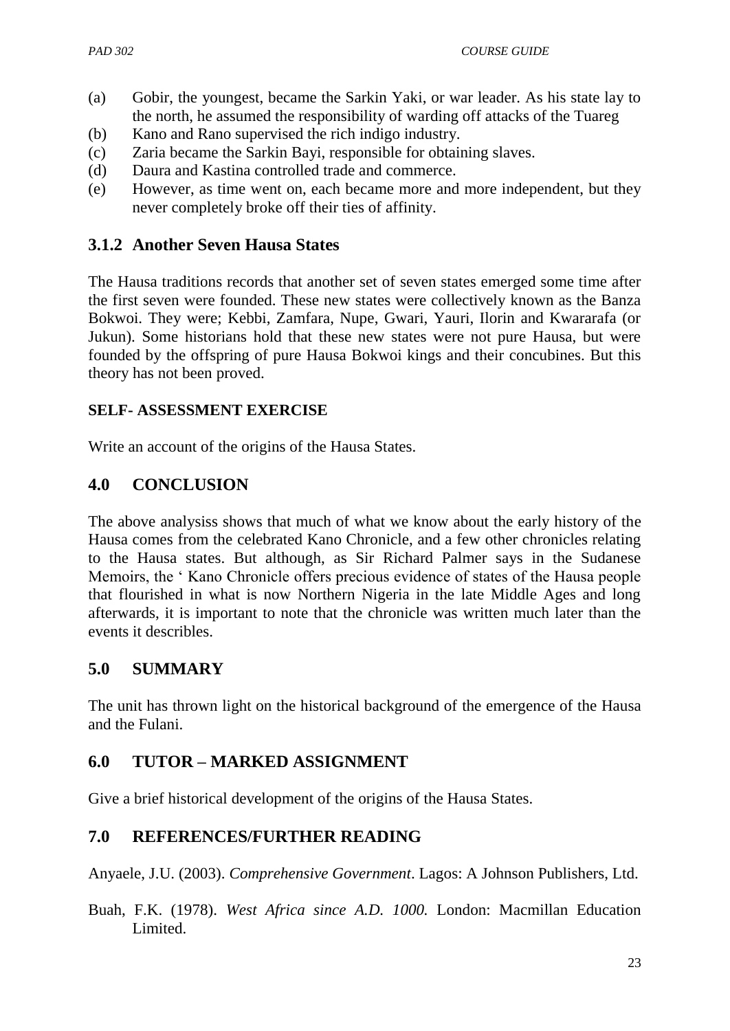(a) Gobir, the youngest, became the Sarkin Yaki, or war leader. As his state lay to the north, he assumed the responsibility of warding off attacks of the Tuareg
(b) Kano and Rano supervised the rich indigo industry.
(c) Zaria became the Sarkin Bayi, responsible for obtaining slaves.
(d) Daura and Kastina controlled trade and commerce.
(e) However, as time went on, each became more and more independent, but they never completely broke off their ties of affinity.

### 3.1.2 Another Seven Hausa States

The Hausa traditions records that another set of seven states emerged some time after the first seven were founded. These new states were collectively known as the Banza Bokwoi. They were; Kebbi, Zamfara, Nupe, Gwari, Yauri, Ilorin and Kwararafa (or Jukun). Some historians hold that these new states were not pure Hausa, but were founded by the offspring of pure Hausa Bokwoi kings and their concubines. But this theory has not been proved.

**SELF- ASSESSMENT EXERCISE**

Write an account of the origins of the Hausa States.

## 4.0 CONCLUSION

The above analysiss shows that much of what we know about the early history of the Hausa comes from the celebrated Kano Chronicle, and a few other chronicles relating to the Hausa states. But although, as Sir Richard Palmer says in the Sudanese Memoirs, the ' Kano Chronicle offers precious evidence of states of the Hausa people that flourished in what is now Northern Nigeria in the late Middle Ages and long afterwards, it is important to note that the chronicle was written much later than the events it describles.

## 5.0 SUMMARY

The unit has thrown light on the historical background of the emergence of the Hausa and the Fulani.

## 6.0 TUTOR – MARKED ASSIGNMENT

Give a brief historical development of the origins of the Hausa States.

## 7.0 REFERENCES/FURTHER READING

Anyaele, J.U. (2003). *Comprehensive Government*. Lagos: A Johnson Publishers, Ltd.

Buah, F.K. (1978). *West Africa since A.D. 1000.* London: Macmillan Education Limited.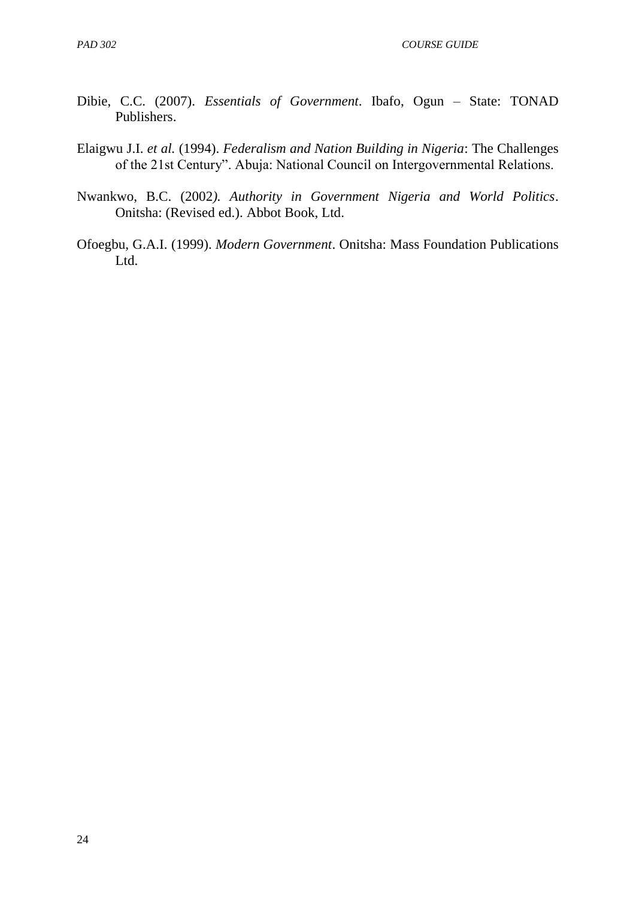Dibie, C.C. (2007). *Essentials of Government*. Ibafo, Ogun – State: TONAD Publishers.

Elaigwu J.I. *et al.* (1994). *Federalism and Nation Building in Nigeria*: The Challenges of the 21st Century". Abuja: National Council on Intergovernmental Relations.

Nwankwo, B.C. (2002*). Authority in Government Nigeria and World Politics*. Onitsha: (Revised ed.). Abbot Book, Ltd.

Ofoegbu, G.A.I. (1999). *Modern Government*. Onitsha: Mass Foundation Publications Ltd.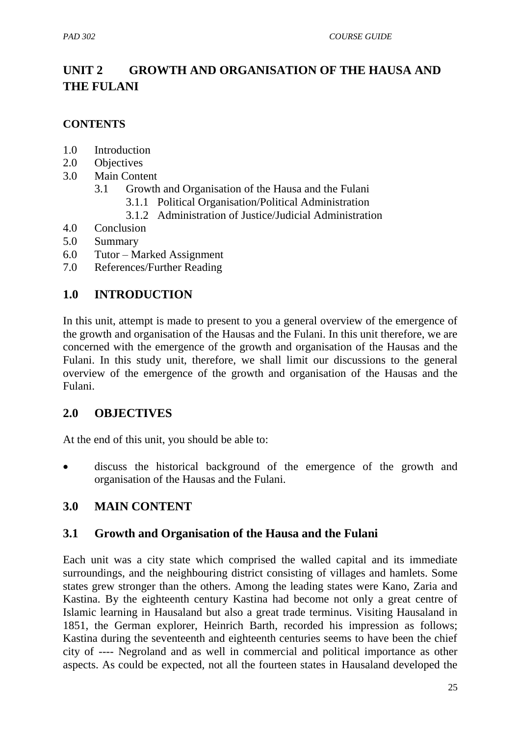# UNIT 2 GROWTH AND ORGANISATION OF THE HAUSA AND THE FULANI

**CONTENTS**

1.0 Introduction
2.0 Objectives
3.0 Main Content
   3.1 Growth and Organisation of the Hausa and the Fulani
      3.1.1 Political Organisation/Political Administration
      3.1.2 Administration of Justice/Judicial Administration
4.0 Conclusion
5.0 Summary
6.0 Tutor – Marked Assignment
7.0 References/Further Reading

## 1.0 INTRODUCTION

In this unit, attempt is made to present to you a general overview of the emergence of the growth and organisation of the Hausas and the Fulani. In this unit therefore, we are concerned with the emergence of the growth and organisation of the Hausas and the Fulani. In this study unit, therefore, we shall limit our discussions to the general overview of the emergence of the growth and organisation of the Hausas and the Fulani.

## 2.0 OBJECTIVES

At the end of this unit, you should be able to:

- discuss the historical background of the emergence of the growth and organisation of the Hausas and the Fulani.

## 3.0 MAIN CONTENT

### 3.1 Growth and Organisation of the Hausa and the Fulani

Each unit was a city state which comprised the walled capital and its immediate surroundings, and the neighbouring district consisting of villages and hamlets. Some states grew stronger than the others. Among the leading states were Kano, Zaria and Kastina. By the eighteenth century Kastina had become not only a great centre of Islamic learning in Hausaland but also a great trade terminus. Visiting Hausaland in 1851, the German explorer, Heinrich Barth, recorded his impression as follows; Kastina during the seventeenth and eighteenth centuries seems to have been the chief city of ---- Negroland and as well in commercial and political importance as other aspects. As could be expected, not all the fourteen states in Hausaland developed the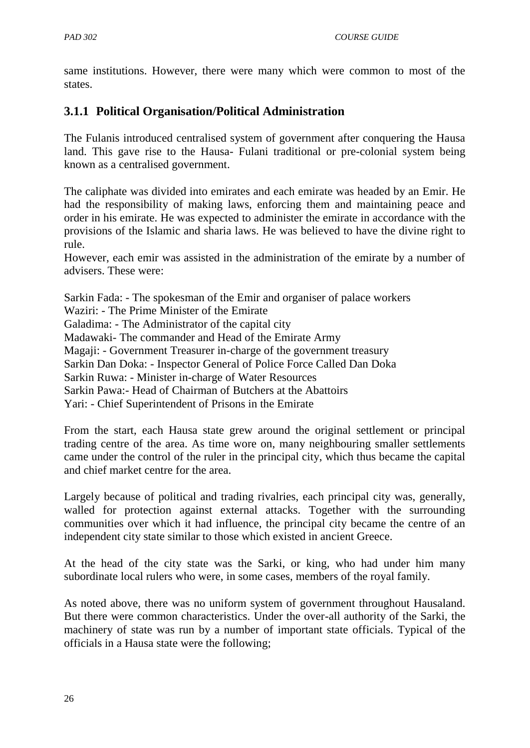same institutions. However, there were many which were common to most of the states.

### 3.1.1 Political Organisation/Political Administration

The Fulanis introduced centralised system of government after conquering the Hausa land. This gave rise to the Hausa- Fulani traditional or pre-colonial system being known as a centralised government.

The caliphate was divided into emirates and each emirate was headed by an Emir. He had the responsibility of making laws, enforcing them and maintaining peace and order in his emirate. He was expected to administer the emirate in accordance with the provisions of the Islamic and sharia laws. He was believed to have the divine right to rule.

However, each emir was assisted in the administration of the emirate by a number of advisers. These were:

Sarkin Fada: - The spokesman of the Emir and organiser of palace workers
Waziri: - The Prime Minister of the Emirate
Galadima: - The Administrator of the capital city
Madawaki- The commander and Head of the Emirate Army
Magaji: - Government Treasurer in-charge of the government treasury
Sarkin Dan Doka: - Inspector General of Police Force Called Dan Doka
Sarkin Ruwa: - Minister in-charge of Water Resources
Sarkin Pawa:- Head of Chairman of Butchers at the Abattoirs
Yari: - Chief Superintendent of Prisons in the Emirate

From the start, each Hausa state grew around the original settlement or principal trading centre of the area. As time wore on, many neighbouring smaller settlements came under the control of the ruler in the principal city, which thus became the capital and chief market centre for the area.

Largely because of political and trading rivalries, each principal city was, generally, walled for protection against external attacks. Together with the surrounding communities over which it had influence, the principal city became the centre of an independent city state similar to those which existed in ancient Greece.

At the head of the city state was the Sarki, or king, who had under him many subordinate local rulers who were, in some cases, members of the royal family.

As noted above, there was no uniform system of government throughout Hausaland. But there were common characteristics. Under the over-all authority of the Sarki, the machinery of state was run by a number of important state officials. Typical of the officials in a Hausa state were the following;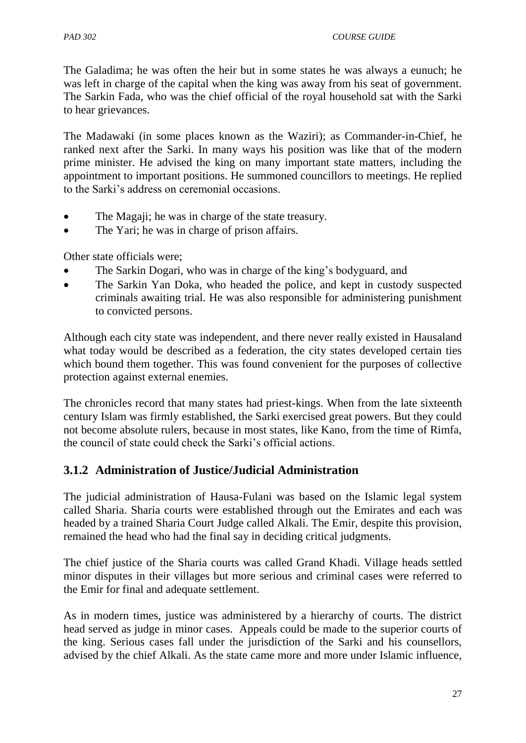The Galadima; he was often the heir but in some states he was always a eunuch; he was left in charge of the capital when the king was away from his seat of government. The Sarkin Fada, who was the chief official of the royal household sat with the Sarki to hear grievances.

The Madawaki (in some places known as the Waziri); as Commander-in-Chief, he ranked next after the Sarki. In many ways his position was like that of the modern prime minister. He advised the king on many important state matters, including the appointment to important positions. He summoned councillors to meetings. He replied to the Sarki's address on ceremonial occasions.

- The Magaji; he was in charge of the state treasury.
- The Yari; he was in charge of prison affairs.

Other state officials were;

- The Sarkin Dogari, who was in charge of the king's bodyguard, and
- The Sarkin Yan Doka, who headed the police, and kept in custody suspected criminals awaiting trial. He was also responsible for administering punishment to convicted persons.

Although each city state was independent, and there never really existed in Hausaland what today would be described as a federation, the city states developed certain ties which bound them together. This was found convenient for the purposes of collective protection against external enemies.

The chronicles record that many states had priest-kings. When from the late sixteenth century Islam was firmly established, the Sarki exercised great powers. But they could not become absolute rulers, because in most states, like Kano, from the time of Rimfa, the council of state could check the Sarki's official actions.

### 3.1.2 Administration of Justice/Judicial Administration

The judicial administration of Hausa-Fulani was based on the Islamic legal system called Sharia. Sharia courts were established through out the Emirates and each was headed by a trained Sharia Court Judge called Alkali. The Emir, despite this provision, remained the head who had the final say in deciding critical judgments.

The chief justice of the Sharia courts was called Grand Khadi. Village heads settled minor disputes in their villages but more serious and criminal cases were referred to the Emir for final and adequate settlement.

As in modern times, justice was administered by a hierarchy of courts. The district head served as judge in minor cases. Appeals could be made to the superior courts of the king. Serious cases fall under the jurisdiction of the Sarki and his counsellors, advised by the chief Alkali. As the state came more and more under Islamic influence,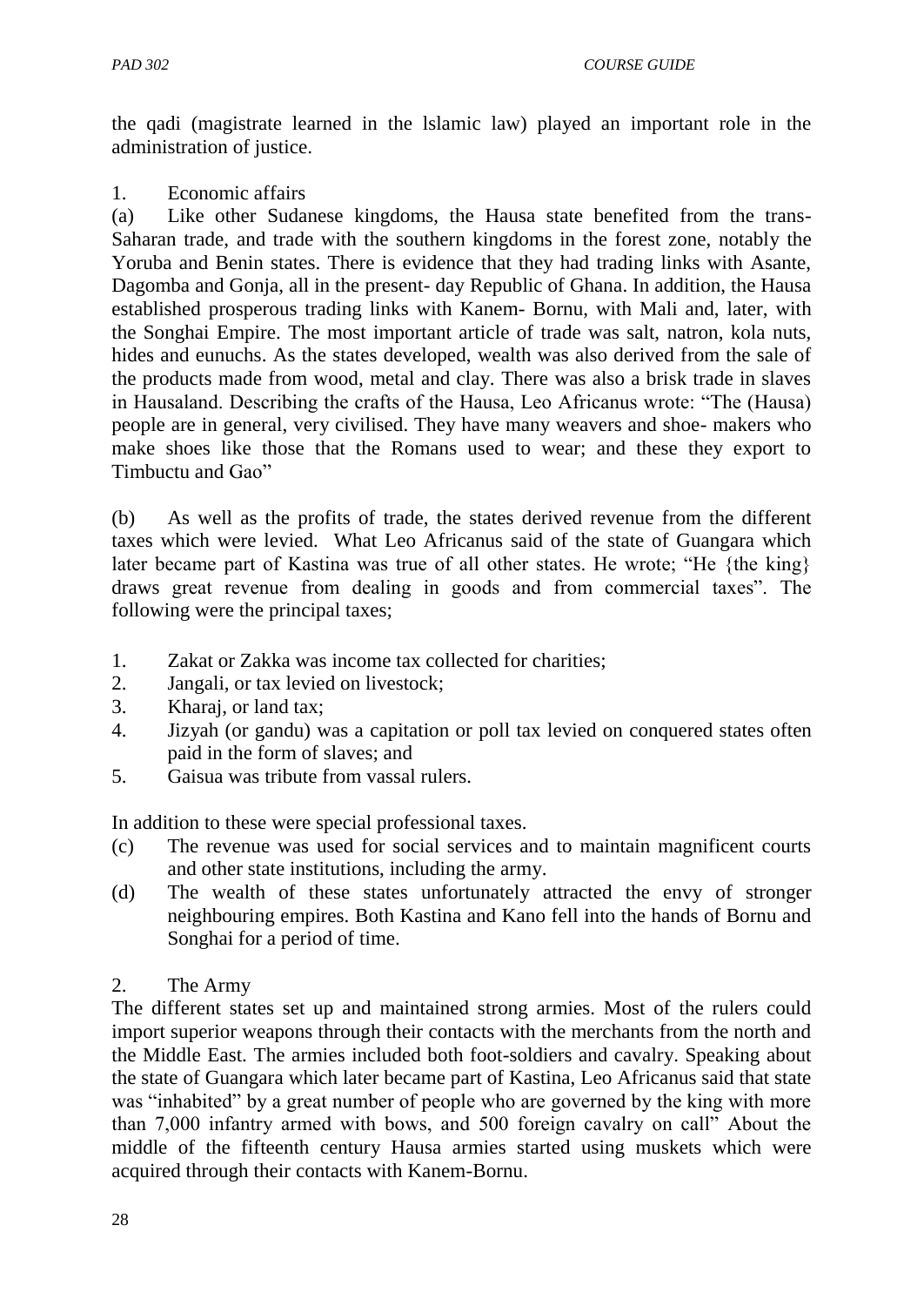the qadi (magistrate learned in the lslamic law) played an important role in the administration of justice.

1. Economic affairs

(a) Like other Sudanese kingdoms, the Hausa state benefited from the trans-Saharan trade, and trade with the southern kingdoms in the forest zone, notably the Yoruba and Benin states. There is evidence that they had trading links with Asante, Dagomba and Gonja, all in the present- day Republic of Ghana. In addition, the Hausa established prosperous trading links with Kanem- Bornu, with Mali and, later, with the Songhai Empire. The most important article of trade was salt, natron, kola nuts, hides and eunuchs. As the states developed, wealth was also derived from the sale of the products made from wood, metal and clay. There was also a brisk trade in slaves in Hausaland. Describing the crafts of the Hausa, Leo Africanus wrote: “The (Hausa) people are in general, very civilised. They have many weavers and shoe- makers who make shoes like those that the Romans used to wear; and these they export to Timbuctu and Gao”

(b) As well as the profits of trade, the states derived revenue from the different taxes which were levied. What Leo Africanus said of the state of Guangara which later became part of Kastina was true of all other states. He wrote; “He {the king} draws great revenue from dealing in goods and from commercial taxes”. The following were the principal taxes;

1. Zakat or Zakka was income tax collected for charities;
2. Jangali, or tax levied on livestock;
3. Kharaj, or land tax;
4. Jizyah (or gandu) was a capitation or poll tax levied on conquered states often paid in the form of slaves; and
5. Gaisua was tribute from vassal rulers.

In addition to these were special professional taxes.

(c) The revenue was used for social services and to maintain magnificent courts and other state institutions, including the army.

(d) The wealth of these states unfortunately attracted the envy of stronger neighbouring empires. Both Kastina and Kano fell into the hands of Bornu and Songhai for a period of time.

2. The Army

The different states set up and maintained strong armies. Most of the rulers could import superior weapons through their contacts with the merchants from the north and the Middle East. The armies included both foot-soldiers and cavalry. Speaking about the state of Guangara which later became part of Kastina, Leo Africanus said that state was “inhabited” by a great number of people who are governed by the king with more than 7,000 infantry armed with bows, and 500 foreign cavalry on call” About the middle of the fifteenth century Hausa armies started using muskets which were acquired through their contacts with Kanem-Bornu.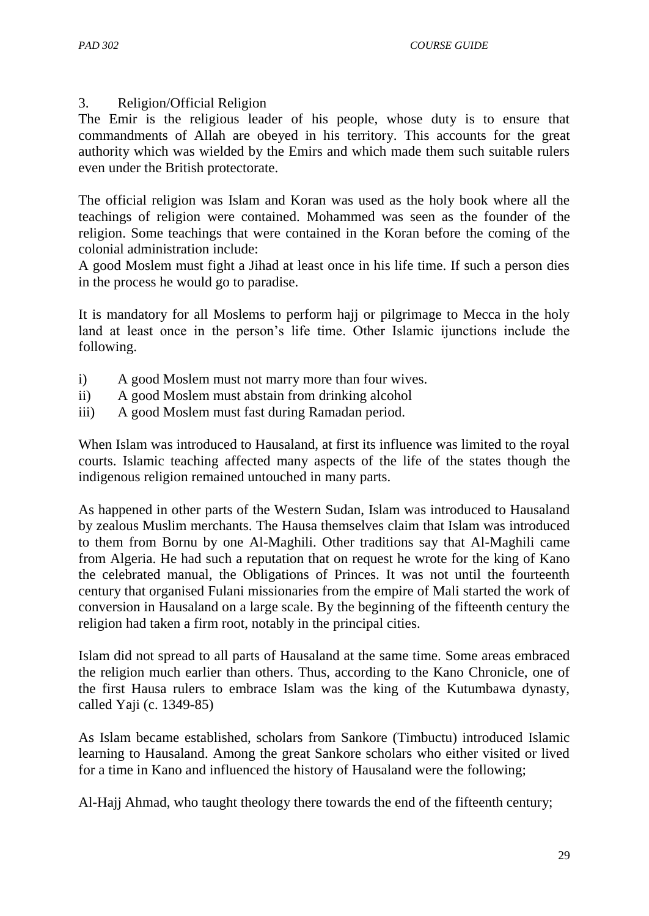3. Religion/Official Religion

The Emir is the religious leader of his people, whose duty is to ensure that commandments of Allah are obeyed in his territory. This accounts for the great authority which was wielded by the Emirs and which made them such suitable rulers even under the British protectorate.

The official religion was Islam and Koran was used as the holy book where all the teachings of religion were contained. Mohammed was seen as the founder of the religion. Some teachings that were contained in the Koran before the coming of the colonial administration include:

A good Moslem must fight a Jihad at least once in his life time. If such a person dies in the process he would go to paradise.

It is mandatory for all Moslems to perform hajj or pilgrimage to Mecca in the holy land at least once in the person's life time. Other Islamic ijunctions include the following.

i) A good Moslem must not marry more than four wives.
ii) A good Moslem must abstain from drinking alcohol
iii) A good Moslem must fast during Ramadan period.

When Islam was introduced to Hausaland, at first its influence was limited to the royal courts. Islamic teaching affected many aspects of the life of the states though the indigenous religion remained untouched in many parts.

As happened in other parts of the Western Sudan, Islam was introduced to Hausaland by zealous Muslim merchants. The Hausa themselves claim that Islam was introduced to them from Bornu by one Al-Maghili. Other traditions say that Al-Maghili came from Algeria. He had such a reputation that on request he wrote for the king of Kano the celebrated manual, the Obligations of Princes. It was not until the fourteenth century that organised Fulani missionaries from the empire of Mali started the work of conversion in Hausaland on a large scale. By the beginning of the fifteenth century the religion had taken a firm root, notably in the principal cities.

Islam did not spread to all parts of Hausaland at the same time. Some areas embraced the religion much earlier than others. Thus, according to the Kano Chronicle, one of the first Hausa rulers to embrace Islam was the king of the Kutumbawa dynasty, called Yaji (c. 1349-85)

As Islam became established, scholars from Sankore (Timbuctu) introduced Islamic learning to Hausaland. Among the great Sankore scholars who either visited or lived for a time in Kano and influenced the history of Hausaland were the following;

Al-Hajj Ahmad, who taught theology there towards the end of the fifteenth century;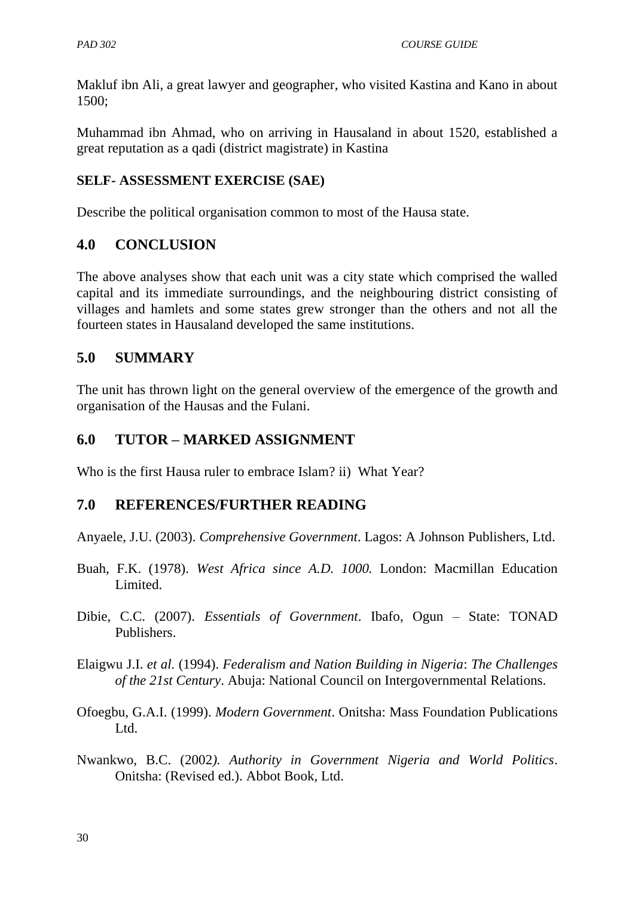Makluf ibn Ali, a great lawyer and geographer, who visited Kastina and Kano in about 1500;

Muhammad ibn Ahmad, who on arriving in Hausaland in about 1520, established a great reputation as a qadi (district magistrate) in Kastina

**SELF- ASSESSMENT EXERCISE (SAE)**

Describe the political organisation common to most of the Hausa state.

## 4.0 CONCLUSION

The above analyses show that each unit was a city state which comprised the walled capital and its immediate surroundings, and the neighbouring district consisting of villages and hamlets and some states grew stronger than the others and not all the fourteen states in Hausaland developed the same institutions.

## 5.0 SUMMARY

The unit has thrown light on the general overview of the emergence of the growth and organisation of the Hausas and the Fulani.

## 6.0 TUTOR – MARKED ASSIGNMENT

Who is the first Hausa ruler to embrace Islam? ii) What Year?

## 7.0 REFERENCES/FURTHER READING

Anyaele, J.U. (2003). *Comprehensive Government*. Lagos: A Johnson Publishers, Ltd.

Buah, F.K. (1978). *West Africa since A.D. 1000.* London: Macmillan Education Limited.

Dibie, C.C. (2007). *Essentials of Government*. Ibafo, Ogun – State: TONAD Publishers.

Elaigwu J.I. *et al.* (1994). *Federalism and Nation Building in Nigeria*: *The Challenges of the 21st Century*. Abuja: National Council on Intergovernmental Relations.

Ofoegbu, G.A.I. (1999). *Modern Government*. Onitsha: Mass Foundation Publications Ltd.

Nwankwo, B.C. (2002*). Authority in Government Nigeria and World Politics*. Onitsha: (Revised ed.). Abbot Book, Ltd.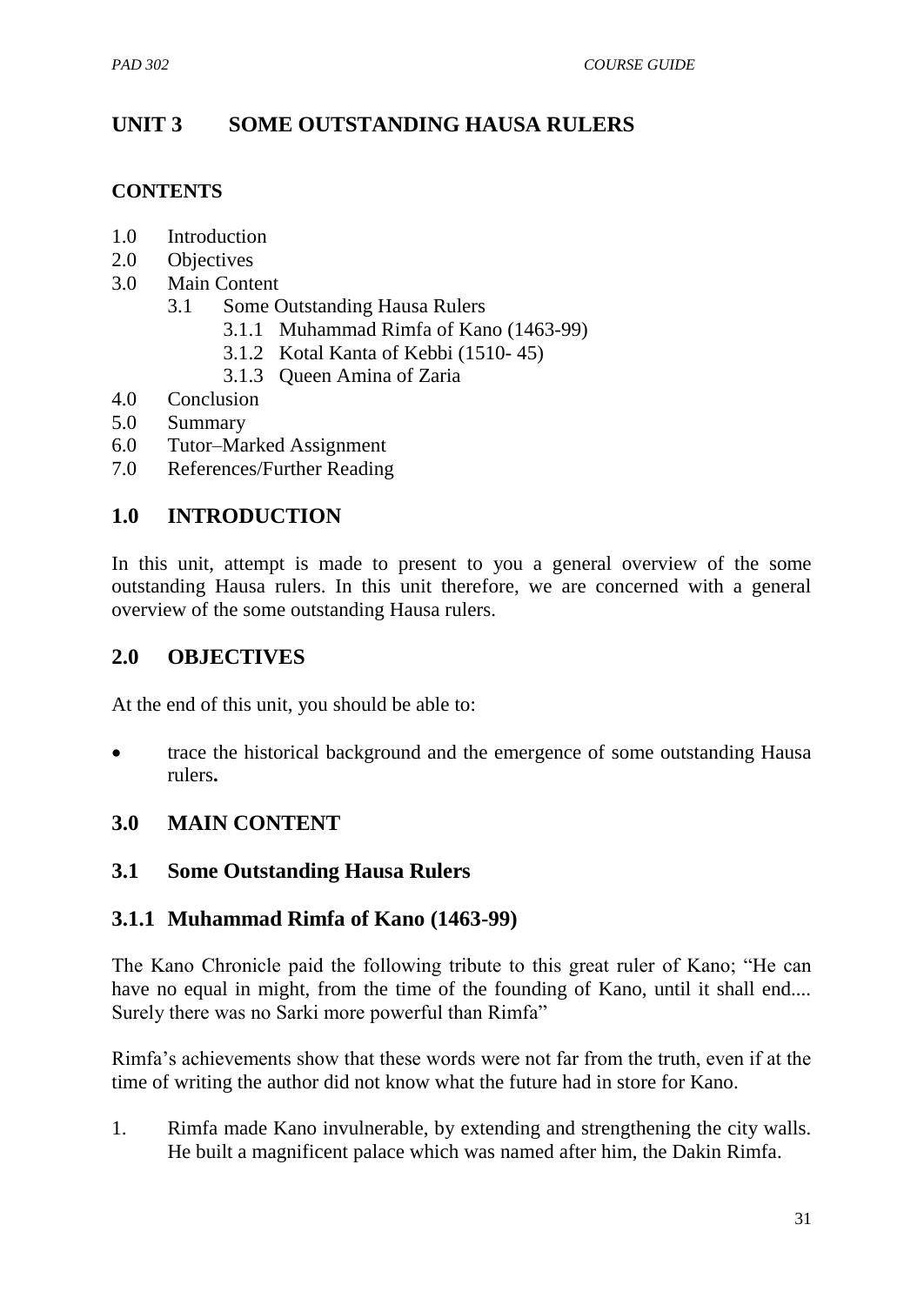# UNIT 3 SOME OUTSTANDING HAUSA RULERS

**CONTENTS**

- 1.0 Introduction
- 2.0 Objectives
- 3.0 Main Content
  - 3.1 Some Outstanding Hausa Rulers
    - 3.1.1 Muhammad Rimfa of Kano (1463-99)
    - 3.1.2 Kotal Kanta of Kebbi (1510- 45)
    - 3.1.3 Queen Amina of Zaria
- 4.0 Conclusion
- 5.0 Summary
- 6.0 Tutor–Marked Assignment
- 7.0 References/Further Reading

## 1.0 INTRODUCTION

In this unit, attempt is made to present to you a general overview of the some outstanding Hausa rulers. In this unit therefore, we are concerned with a general overview of the some outstanding Hausa rulers.

## 2.0 OBJECTIVES

At the end of this unit, you should be able to:

- trace the historical background and the emergence of some outstanding Hausa rulers**.**

## 3.0 MAIN CONTENT

### 3.1 Some Outstanding Hausa Rulers

### 3.1.1 Muhammad Rimfa of Kano (1463-99)

The Kano Chronicle paid the following tribute to this great ruler of Kano; "He can have no equal in might, from the time of the founding of Kano, until it shall end.... Surely there was no Sarki more powerful than Rimfa"

Rimfa's achievements show that these words were not far from the truth, even if at the time of writing the author did not know what the future had in store for Kano.

1. Rimfa made Kano invulnerable, by extending and strengthening the city walls. He built a magnificent palace which was named after him, the Dakin Rimfa.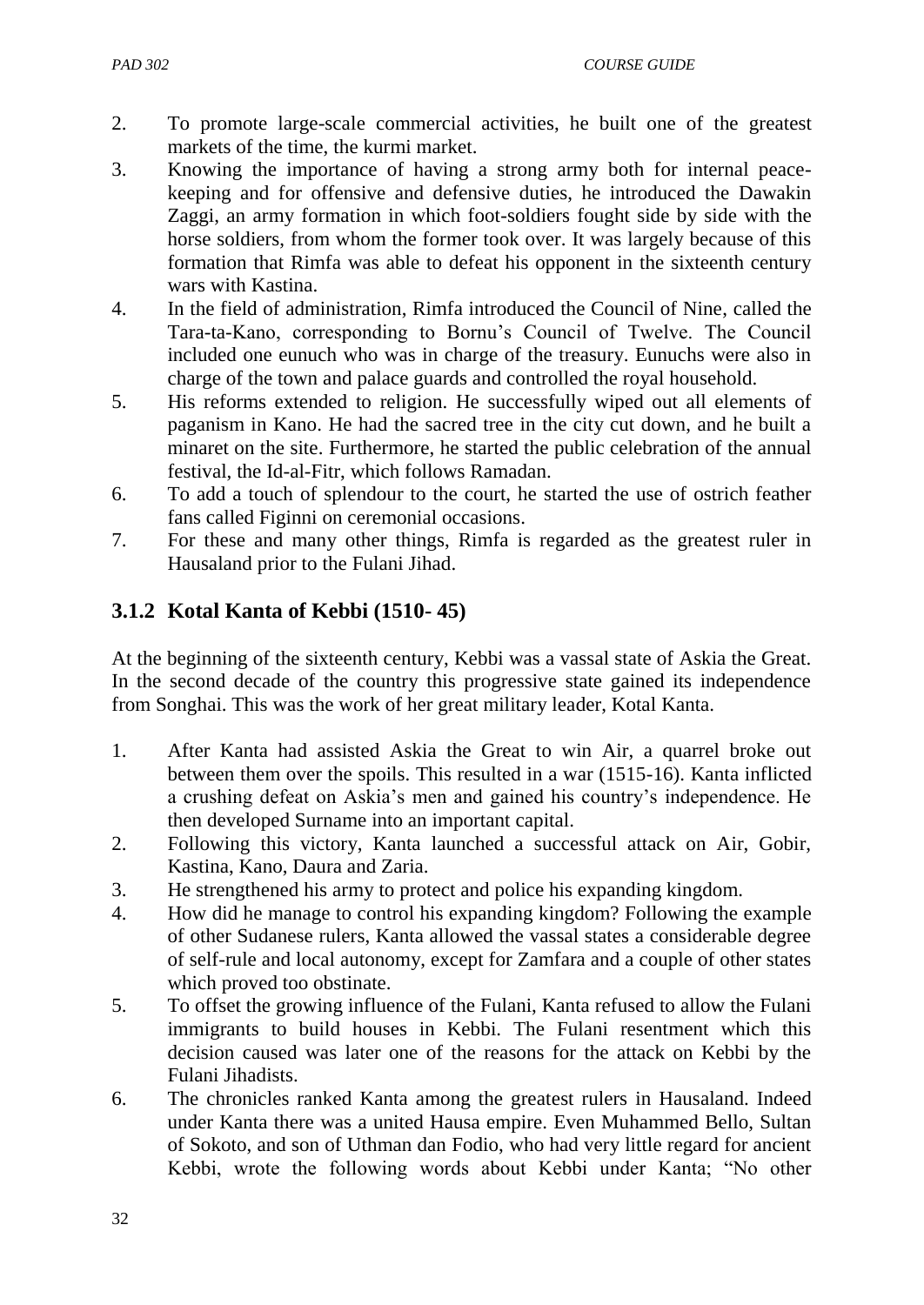2. To promote large-scale commercial activities, he built one of the greatest markets of the time, the kurmi market.
3. Knowing the importance of having a strong army both for internal peace-keeping and for offensive and defensive duties, he introduced the Dawakin Zaggi, an army formation in which foot-soldiers fought side by side with the horse soldiers, from whom the former took over. It was largely because of this formation that Rimfa was able to defeat his opponent in the sixteenth century wars with Kastina.
4. In the field of administration, Rimfa introduced the Council of Nine, called the Tara-ta-Kano, corresponding to Bornu's Council of Twelve. The Council included one eunuch who was in charge of the treasury. Eunuchs were also in charge of the town and palace guards and controlled the royal household.
5. His reforms extended to religion. He successfully wiped out all elements of paganism in Kano. He had the sacred tree in the city cut down, and he built a minaret on the site. Furthermore, he started the public celebration of the annual festival, the Id-al-Fitr, which follows Ramadan.
6. To add a touch of splendour to the court, he started the use of ostrich feather fans called Figinni on ceremonial occasions.
7. For these and many other things, Rimfa is regarded as the greatest ruler in Hausaland prior to the Fulani Jihad.

### 3.1.2 Kotal Kanta of Kebbi (1510- 45)

At the beginning of the sixteenth century, Kebbi was a vassal state of Askia the Great. In the second decade of the country this progressive state gained its independence from Songhai. This was the work of her great military leader, Kotal Kanta.

1. After Kanta had assisted Askia the Great to win Air, a quarrel broke out between them over the spoils. This resulted in a war (1515-16). Kanta inflicted a crushing defeat on Askia's men and gained his country's independence. He then developed Surname into an important capital.
2. Following this victory, Kanta launched a successful attack on Air, Gobir, Kastina, Kano, Daura and Zaria.
3. He strengthened his army to protect and police his expanding kingdom.
4. How did he manage to control his expanding kingdom? Following the example of other Sudanese rulers, Kanta allowed the vassal states a considerable degree of self-rule and local autonomy, except for Zamfara and a couple of other states which proved too obstinate.
5. To offset the growing influence of the Fulani, Kanta refused to allow the Fulani immigrants to build houses in Kebbi. The Fulani resentment which this decision caused was later one of the reasons for the attack on Kebbi by the Fulani Jihadists.
6. The chronicles ranked Kanta among the greatest rulers in Hausaland. Indeed under Kanta there was a united Hausa empire. Even Muhammed Bello, Sultan of Sokoto, and son of Uthman dan Fodio, who had very little regard for ancient Kebbi, wrote the following words about Kebbi under Kanta; "No other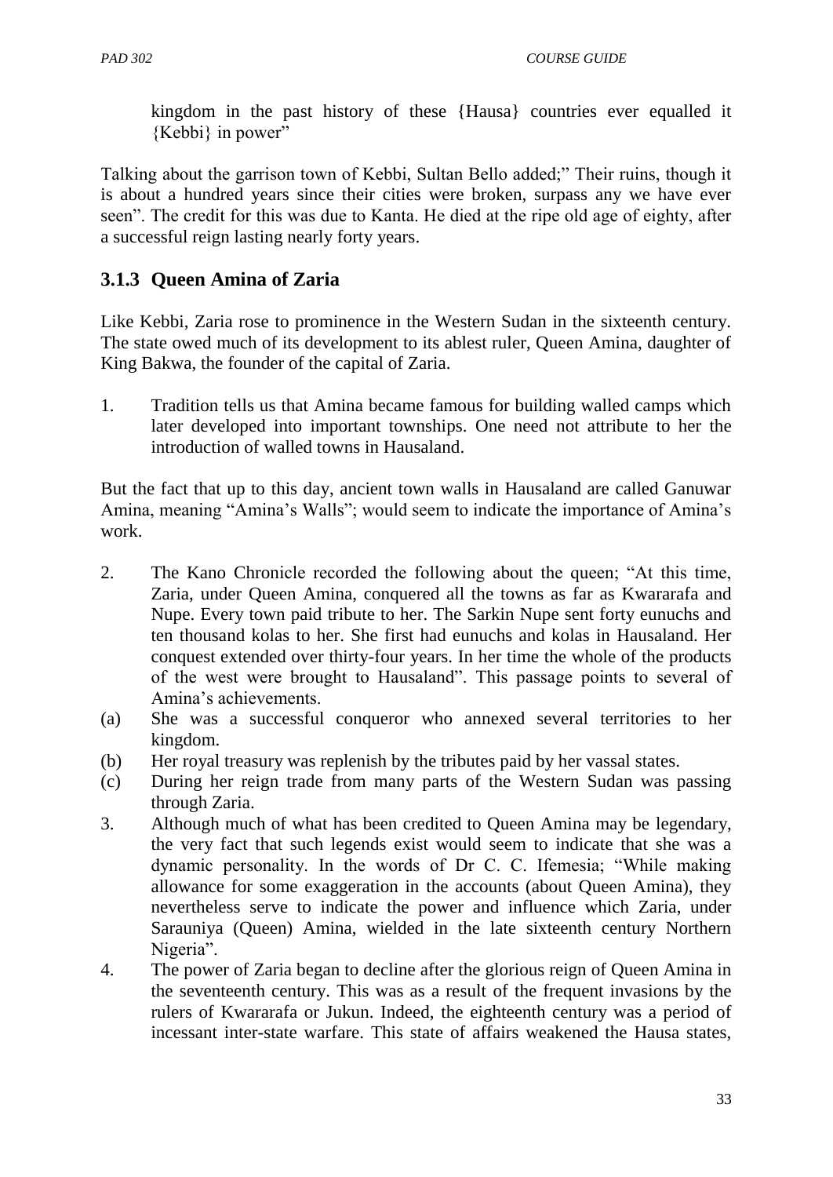kingdom in the past history of these {Hausa} countries ever equalled it {Kebbi} in power"

Talking about the garrison town of Kebbi, Sultan Bello added;" Their ruins, though it is about a hundred years since their cities were broken, surpass any we have ever seen". The credit for this was due to Kanta. He died at the ripe old age of eighty, after a successful reign lasting nearly forty years.

### 3.1.3 Queen Amina of Zaria

Like Kebbi, Zaria rose to prominence in the Western Sudan in the sixteenth century. The state owed much of its development to its ablest ruler, Queen Amina, daughter of King Bakwa, the founder of the capital of Zaria.

1. Tradition tells us that Amina became famous for building walled camps which later developed into important townships. One need not attribute to her the introduction of walled towns in Hausaland.

But the fact that up to this day, ancient town walls in Hausaland are called Ganuwar Amina, meaning "Amina's Walls"; would seem to indicate the importance of Amina's work.

2. The Kano Chronicle recorded the following about the queen; "At this time, Zaria, under Queen Amina, conquered all the towns as far as Kwararafa and Nupe. Every town paid tribute to her. The Sarkin Nupe sent forty eunuchs and ten thousand kolas to her. She first had eunuchs and kolas in Hausaland. Her conquest extended over thirty-four years. In her time the whole of the products of the west were brought to Hausaland". This passage points to several of Amina's achievements.
(a) She was a successful conqueror who annexed several territories to her kingdom.
(b) Her royal treasury was replenish by the tributes paid by her vassal states.
(c) During her reign trade from many parts of the Western Sudan was passing through Zaria.
3. Although much of what has been credited to Queen Amina may be legendary, the very fact that such legends exist would seem to indicate that she was a dynamic personality. In the words of Dr C. C. Ifemesia; "While making allowance for some exaggeration in the accounts (about Queen Amina), they nevertheless serve to indicate the power and influence which Zaria, under Sarauniya (Queen) Amina, wielded in the late sixteenth century Northern Nigeria".
4. The power of Zaria began to decline after the glorious reign of Queen Amina in the seventeenth century. This was as a result of the frequent invasions by the rulers of Kwararafa or Jukun. Indeed, the eighteenth century was a period of incessant inter-state warfare. This state of affairs weakened the Hausa states,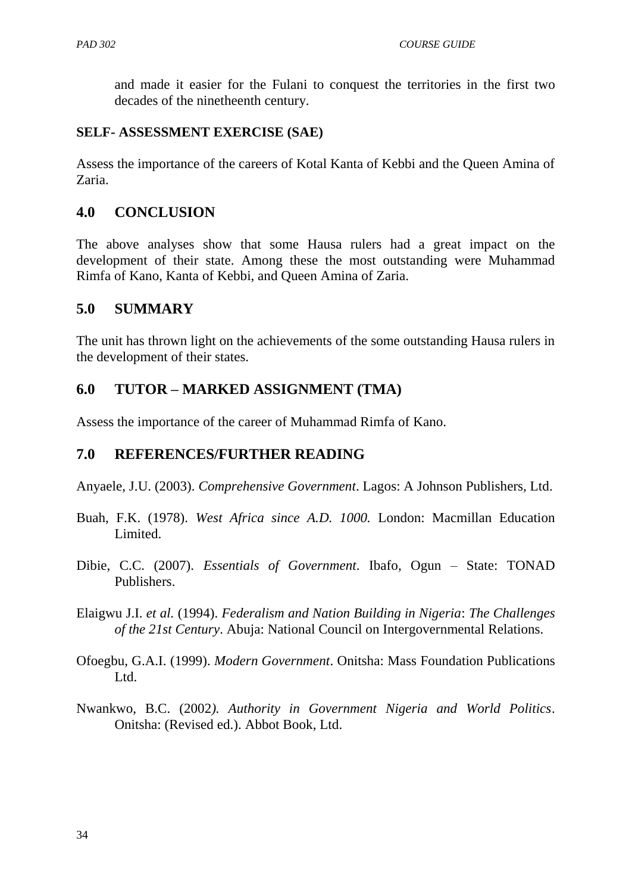and made it easier for the Fulani to conquest the territories in the first two decades of the ninetheenth century.

**SELF- ASSESSMENT EXERCISE (SAE)**

Assess the importance of the careers of Kotal Kanta of Kebbi and the Queen Amina of Zaria.

## 4.0 CONCLUSION

The above analyses show that some Hausa rulers had a great impact on the development of their state. Among these the most outstanding were Muhammad Rimfa of Kano, Kanta of Kebbi, and Queen Amina of Zaria.

## 5.0 SUMMARY

The unit has thrown light on the achievements of the some outstanding Hausa rulers in the development of their states.

## 6.0 TUTOR – MARKED ASSIGNMENT (TMA)

Assess the importance of the career of Muhammad Rimfa of Kano.

## 7.0 REFERENCES/FURTHER READING

Anyaele, J.U. (2003). *Comprehensive Government*. Lagos: A Johnson Publishers, Ltd.

Buah, F.K. (1978). *West Africa since A.D. 1000.* London: Macmillan Education Limited.

Dibie, C.C. (2007). *Essentials of Government*. Ibafo, Ogun – State: TONAD Publishers.

Elaigwu J.I. *et al.* (1994). *Federalism and Nation Building in Nigeria*: *The Challenges of the 21st Century*. Abuja: National Council on Intergovernmental Relations.

Ofoegbu, G.A.I. (1999). *Modern Government*. Onitsha: Mass Foundation Publications Ltd.

Nwankwo, B.C. (2002*). Authority in Government Nigeria and World Politics*. Onitsha: (Revised ed.). Abbot Book, Ltd.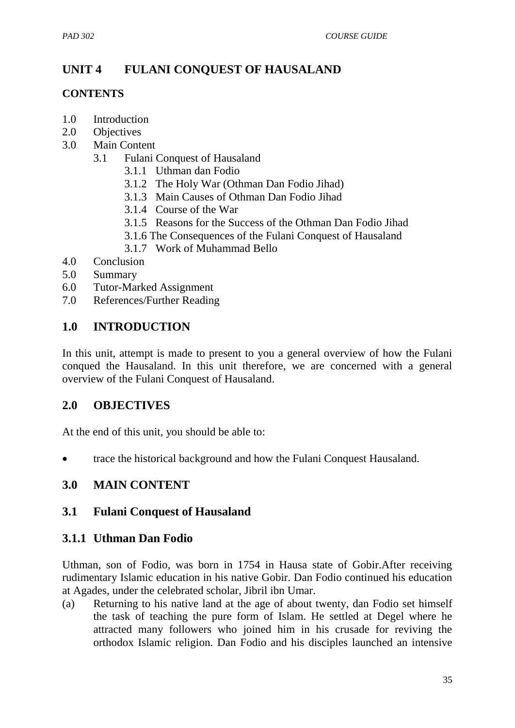# UNIT 4 FULANI CONQUEST OF HAUSALAND

**CONTENTS**

1.0 Introduction
2.0 Objectives
3.0 Main Content
  3.1 Fulani Conquest of Hausaland
    3.1.1 Uthman dan Fodio
    3.1.2 The Holy War (Othman Dan Fodio Jihad)
    3.1.3 Main Causes of Othman Dan Fodio Jihad
    3.1.4 Course of the War
    3.1.5 Reasons for the Success of the Othman Dan Fodio Jihad
    3.1.6 The Consequences of the Fulani Conquest of Hausaland
    3.1.7 Work of Muhammad Bello
4.0 Conclusion
5.0 Summary
6.0 Tutor-Marked Assignment
7.0 References/Further Reading

## 1.0 INTRODUCTION

In this unit, attempt is made to present to you a general overview of how the Fulani conqued the Hausaland. In this unit therefore, we are concerned with a general overview of the Fulani Conquest of Hausaland.

## 2.0 OBJECTIVES

At the end of this unit, you should be able to:

- trace the historical background and how the Fulani Conquest Hausaland.

## 3.0 MAIN CONTENT

### 3.1 Fulani Conquest of Hausaland

### 3.1.1 Uthman Dan Fodio

Uthman, son of Fodio, was born in 1754 in Hausa state of Gobir.After receiving rudimentary Islamic education in his native Gobir. Dan Fodio continued his education at Agades, under the celebrated scholar, Jibril ibn Umar.

(a) Returning to his native land at the age of about twenty, dan Fodio set himself the task of teaching the pure form of Islam. He settled at Degel where he attracted many followers who joined him in his crusade for reviving the orthodox Islamic religion. Dan Fodio and his disciples launched an intensive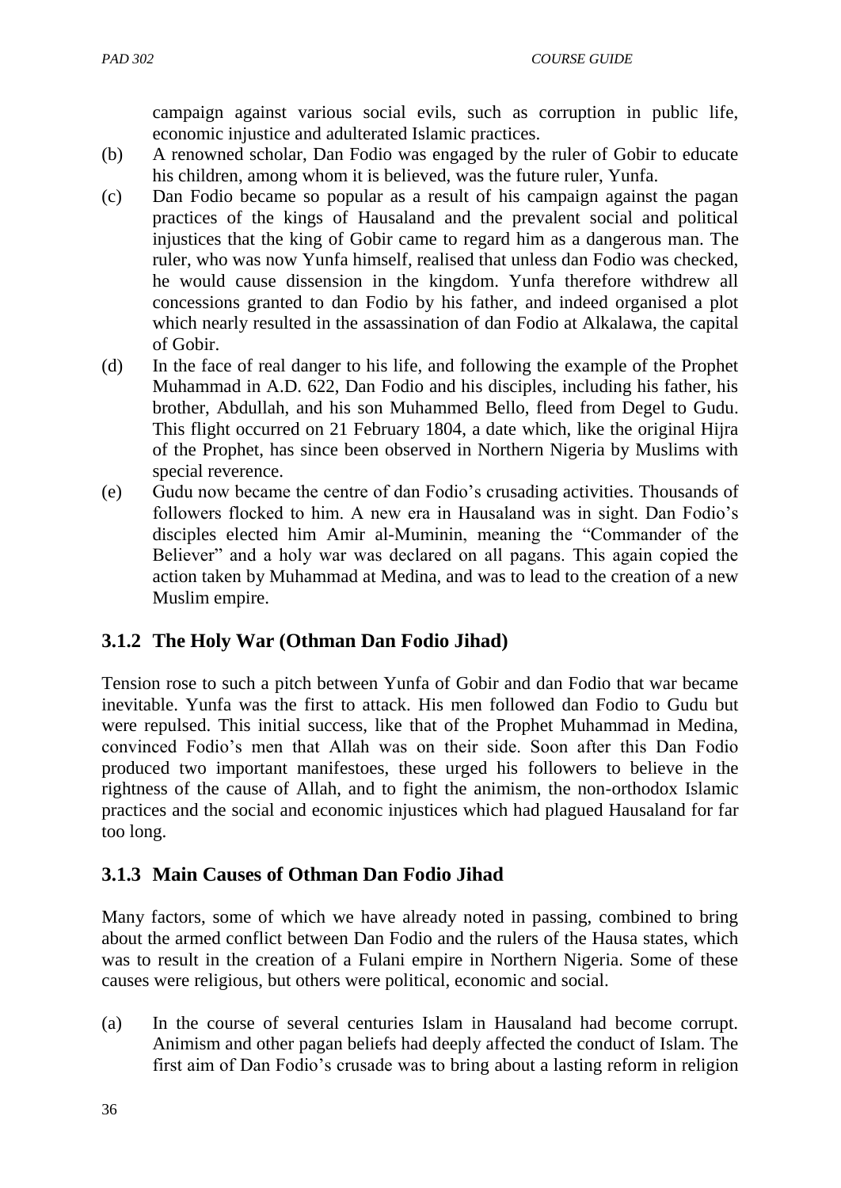campaign against various social evils, such as corruption in public life, economic injustice and adulterated Islamic practices.

(b) A renowned scholar, Dan Fodio was engaged by the ruler of Gobir to educate his children, among whom it is believed, was the future ruler, Yunfa.

(c) Dan Fodio became so popular as a result of his campaign against the pagan practices of the kings of Hausaland and the prevalent social and political injustices that the king of Gobir came to regard him as a dangerous man. The ruler, who was now Yunfa himself, realised that unless dan Fodio was checked, he would cause dissension in the kingdom. Yunfa therefore withdrew all concessions granted to dan Fodio by his father, and indeed organised a plot which nearly resulted in the assassination of dan Fodio at Alkalawa, the capital of Gobir.

(d) In the face of real danger to his life, and following the example of the Prophet Muhammad in A.D. 622, Dan Fodio and his disciples, including his father, his brother, Abdullah, and his son Muhammed Bello, fleed from Degel to Gudu. This flight occurred on 21 February 1804, a date which, like the original Hijra of the Prophet, has since been observed in Northern Nigeria by Muslims with special reverence.

(e) Gudu now became the centre of dan Fodio's crusading activities. Thousands of followers flocked to him. A new era in Hausaland was in sight. Dan Fodio's disciples elected him Amir al-Muminin, meaning the "Commander of the Believer" and a holy war was declared on all pagans. This again copied the action taken by Muhammad at Medina, and was to lead to the creation of a new Muslim empire.

### 3.1.2 The Holy War (Othman Dan Fodio Jihad)

Tension rose to such a pitch between Yunfa of Gobir and dan Fodio that war became inevitable. Yunfa was the first to attack. His men followed dan Fodio to Gudu but were repulsed. This initial success, like that of the Prophet Muhammad in Medina, convinced Fodio's men that Allah was on their side. Soon after this Dan Fodio produced two important manifestoes, these urged his followers to believe in the rightness of the cause of Allah, and to fight the animism, the non-orthodox Islamic practices and the social and economic injustices which had plagued Hausaland for far too long.

### 3.1.3 Main Causes of Othman Dan Fodio Jihad

Many factors, some of which we have already noted in passing, combined to bring about the armed conflict between Dan Fodio and the rulers of the Hausa states, which was to result in the creation of a Fulani empire in Northern Nigeria. Some of these causes were religious, but others were political, economic and social.

(a) In the course of several centuries Islam in Hausaland had become corrupt. Animism and other pagan beliefs had deeply affected the conduct of Islam. The first aim of Dan Fodio's crusade was to bring about a lasting reform in religion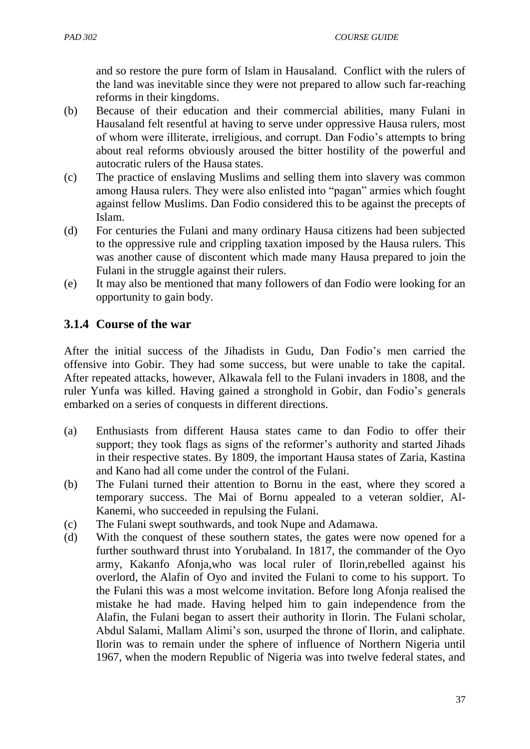and so restore the pure form of Islam in Hausaland. Conflict with the rulers of the land was inevitable since they were not prepared to allow such far-reaching reforms in their kingdoms.

(b) Because of their education and their commercial abilities, many Fulani in Hausaland felt resentful at having to serve under oppressive Hausa rulers, most of whom were illiterate, irreligious, and corrupt. Dan Fodio's attempts to bring about real reforms obviously aroused the bitter hostility of the powerful and autocratic rulers of the Hausa states.

(c) The practice of enslaving Muslims and selling them into slavery was common among Hausa rulers. They were also enlisted into "pagan" armies which fought against fellow Muslims. Dan Fodio considered this to be against the precepts of Islam.

(d) For centuries the Fulani and many ordinary Hausa citizens had been subjected to the oppressive rule and crippling taxation imposed by the Hausa rulers. This was another cause of discontent which made many Hausa prepared to join the Fulani in the struggle against their rulers.

(e) It may also be mentioned that many followers of dan Fodio were looking for an opportunity to gain body.

### 3.1.4 Course of the war

After the initial success of the Jihadists in Gudu, Dan Fodio's men carried the offensive into Gobir. They had some success, but were unable to take the capital. After repeated attacks, however, Alkawala fell to the Fulani invaders in 1808, and the ruler Yunfa was killed. Having gained a stronghold in Gobir, dan Fodio's generals embarked on a series of conquests in different directions.

(a) Enthusiasts from different Hausa states came to dan Fodio to offer their support; they took flags as signs of the reformer's authority and started Jihads in their respective states. By 1809, the important Hausa states of Zaria, Kastina and Kano had all come under the control of the Fulani.

(b) The Fulani turned their attention to Bornu in the east, where they scored a temporary success. The Mai of Bornu appealed to a veteran soldier, Al-Kanemi, who succeeded in repulsing the Fulani.

(c) The Fulani swept southwards, and took Nupe and Adamawa.

(d) With the conquest of these southern states, the gates were now opened for a further southward thrust into Yorubaland. In 1817, the commander of the Oyo army, Kakanfo Afonja,who was local ruler of Ilorin,rebelled against his overlord, the Alafin of Oyo and invited the Fulani to come to his support. To the Fulani this was a most welcome invitation. Before long Afonja realised the mistake he had made. Having helped him to gain independence from the Alafin, the Fulani began to assert their authority in Ilorin. The Fulani scholar, Abdul Salami, Mallam Alimi's son, usurped the throne of Ilorin, and caliphate. Ilorin was to remain under the sphere of influence of Northern Nigeria until 1967, when the modern Republic of Nigeria was into twelve federal states, and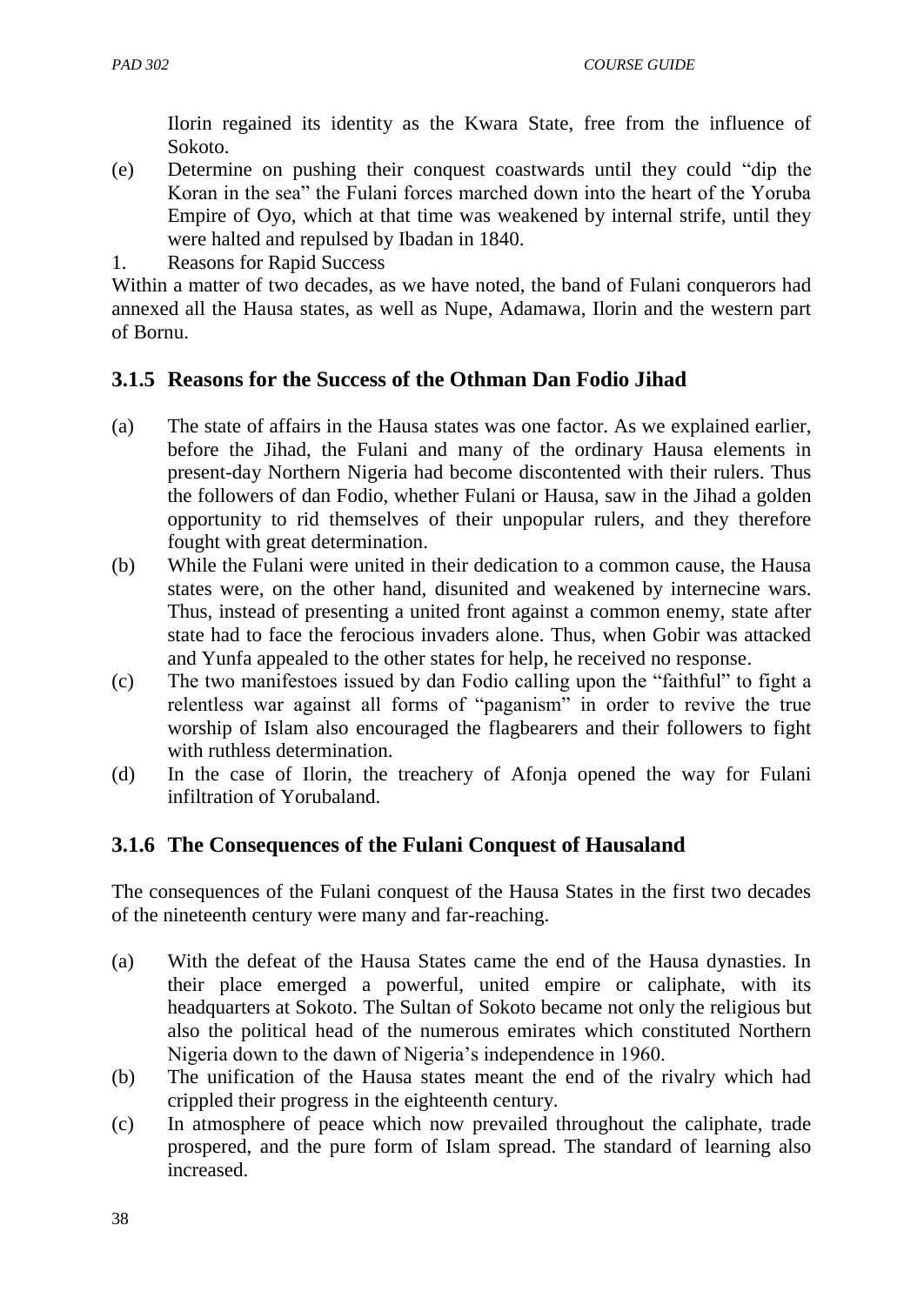Ilorin regained its identity as the Kwara State, free from the influence of Sokoto.

(e) Determine on pushing their conquest coastwards until they could "dip the Koran in the sea" the Fulani forces marched down into the heart of the Yoruba Empire of Oyo, which at that time was weakened by internal strife, until they were halted and repulsed by Ibadan in 1840.

1. Reasons for Rapid Success

Within a matter of two decades, as we have noted, the band of Fulani conquerors had annexed all the Hausa states, as well as Nupe, Adamawa, Ilorin and the western part of Bornu.

### 3.1.5 Reasons for the Success of the Othman Dan Fodio Jihad

(a) The state of affairs in the Hausa states was one factor. As we explained earlier, before the Jihad, the Fulani and many of the ordinary Hausa elements in present-day Northern Nigeria had become discontented with their rulers. Thus the followers of dan Fodio, whether Fulani or Hausa, saw in the Jihad a golden opportunity to rid themselves of their unpopular rulers, and they therefore fought with great determination.

(b) While the Fulani were united in their dedication to a common cause, the Hausa states were, on the other hand, disunited and weakened by internecine wars. Thus, instead of presenting a united front against a common enemy, state after state had to face the ferocious invaders alone. Thus, when Gobir was attacked and Yunfa appealed to the other states for help, he received no response.

(c) The two manifestoes issued by dan Fodio calling upon the "faithful" to fight a relentless war against all forms of "paganism" in order to revive the true worship of Islam also encouraged the flagbearers and their followers to fight with ruthless determination.

(d) In the case of Ilorin, the treachery of Afonja opened the way for Fulani infiltration of Yorubaland.

### 3.1.6 The Consequences of the Fulani Conquest of Hausaland

The consequences of the Fulani conquest of the Hausa States in the first two decades of the nineteenth century were many and far-reaching.

(a) With the defeat of the Hausa States came the end of the Hausa dynasties. In their place emerged a powerful, united empire or caliphate, with its headquarters at Sokoto. The Sultan of Sokoto became not only the religious but also the political head of the numerous emirates which constituted Northern Nigeria down to the dawn of Nigeria's independence in 1960.

(b) The unification of the Hausa states meant the end of the rivalry which had crippled their progress in the eighteenth century.

(c) In atmosphere of peace which now prevailed throughout the caliphate, trade prospered, and the pure form of Islam spread. The standard of learning also increased.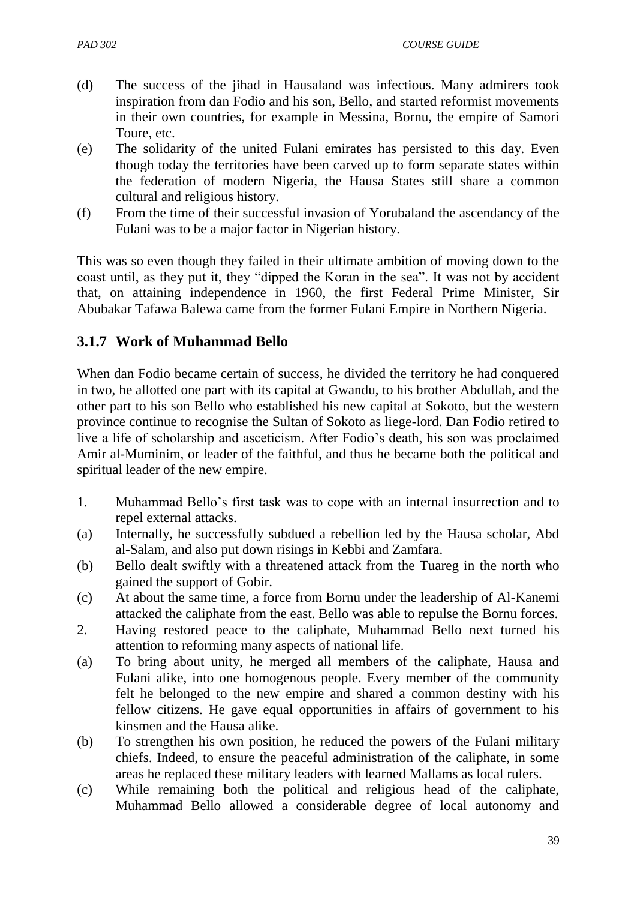(d) The success of the jihad in Hausaland was infectious. Many admirers took inspiration from dan Fodio and his son, Bello, and started reformist movements in their own countries, for example in Messina, Bornu, the empire of Samori Toure, etc.

(e) The solidarity of the united Fulani emirates has persisted to this day. Even though today the territories have been carved up to form separate states within the federation of modern Nigeria, the Hausa States still share a common cultural and religious history.

(f) From the time of their successful invasion of Yorubaland the ascendancy of the Fulani was to be a major factor in Nigerian history.

This was so even though they failed in their ultimate ambition of moving down to the coast until, as they put it, they "dipped the Koran in the sea". It was not by accident that, on attaining independence in 1960, the first Federal Prime Minister, Sir Abubakar Tafawa Balewa came from the former Fulani Empire in Northern Nigeria.

### 3.1.7 Work of Muhammad Bello

When dan Fodio became certain of success, he divided the territory he had conquered in two, he allotted one part with its capital at Gwandu, to his brother Abdullah, and the other part to his son Bello who established his new capital at Sokoto, but the western province continue to recognise the Sultan of Sokoto as liege-lord. Dan Fodio retired to live a life of scholarship and asceticism. After Fodio's death, his son was proclaimed Amir al-Muminim, or leader of the faithful, and thus he became both the political and spiritual leader of the new empire.

1. Muhammad Bello's first task was to cope with an internal insurrection and to repel external attacks.

(a) Internally, he successfully subdued a rebellion led by the Hausa scholar, Abd al-Salam, and also put down risings in Kebbi and Zamfara.

(b) Bello dealt swiftly with a threatened attack from the Tuareg in the north who gained the support of Gobir.

(c) At about the same time, a force from Bornu under the leadership of Al-Kanemi attacked the caliphate from the east. Bello was able to repulse the Bornu forces.

2. Having restored peace to the caliphate, Muhammad Bello next turned his attention to reforming many aspects of national life.

(a) To bring about unity, he merged all members of the caliphate, Hausa and Fulani alike, into one homogenous people. Every member of the community felt he belonged to the new empire and shared a common destiny with his fellow citizens. He gave equal opportunities in affairs of government to his kinsmen and the Hausa alike.

(b) To strengthen his own position, he reduced the powers of the Fulani military chiefs. Indeed, to ensure the peaceful administration of the caliphate, in some areas he replaced these military leaders with learned Mallams as local rulers.

(c) While remaining both the political and religious head of the caliphate, Muhammad Bello allowed a considerable degree of local autonomy and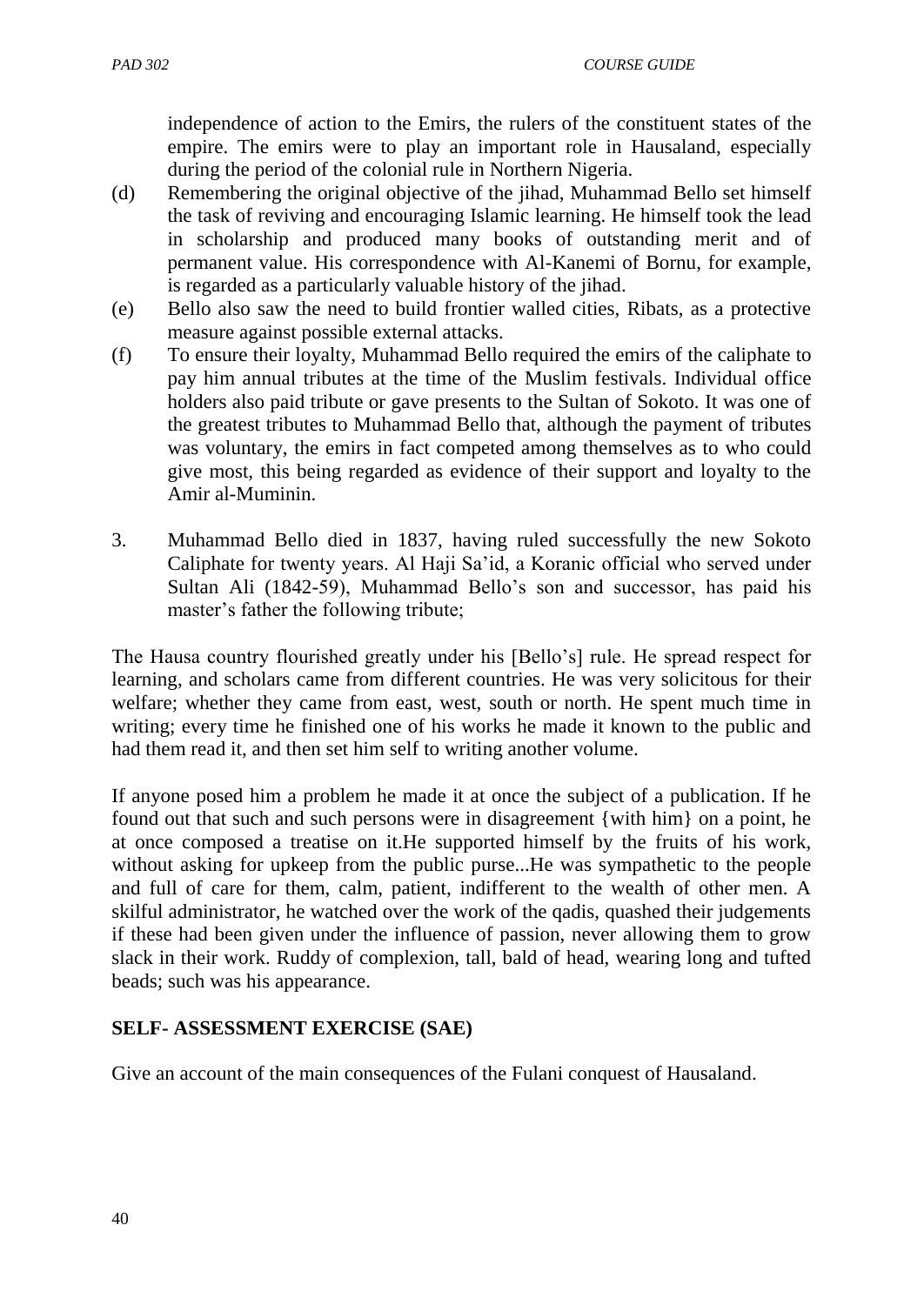independence of action to the Emirs, the rulers of the constituent states of the empire. The emirs were to play an important role in Hausaland, especially during the period of the colonial rule in Northern Nigeria.

(d) Remembering the original objective of the jihad, Muhammad Bello set himself the task of reviving and encouraging Islamic learning. He himself took the lead in scholarship and produced many books of outstanding merit and of permanent value. His correspondence with Al-Kanemi of Bornu, for example, is regarded as a particularly valuable history of the jihad.

(e) Bello also saw the need to build frontier walled cities, Ribats, as a protective measure against possible external attacks.

(f) To ensure their loyalty, Muhammad Bello required the emirs of the caliphate to pay him annual tributes at the time of the Muslim festivals. Individual office holders also paid tribute or gave presents to the Sultan of Sokoto. It was one of the greatest tributes to Muhammad Bello that, although the payment of tributes was voluntary, the emirs in fact competed among themselves as to who could give most, this being regarded as evidence of their support and loyalty to the Amir al-Muminin.

3. Muhammad Bello died in 1837, having ruled successfully the new Sokoto Caliphate for twenty years. Al Haji Sa'id, a Koranic official who served under Sultan Ali (1842-59), Muhammad Bello's son and successor, has paid his master's father the following tribute;

The Hausa country flourished greatly under his [Bello's] rule. He spread respect for learning, and scholars came from different countries. He was very solicitous for their welfare; whether they came from east, west, south or north. He spent much time in writing; every time he finished one of his works he made it known to the public and had them read it, and then set him self to writing another volume.

If anyone posed him a problem he made it at once the subject of a publication. If he found out that such and such persons were in disagreement {with him} on a point, he at once composed a treatise on it.He supported himself by the fruits of his work, without asking for upkeep from the public purse...He was sympathetic to the people and full of care for them, calm, patient, indifferent to the wealth of other men. A skilful administrator, he watched over the work of the qadis, quashed their judgements if these had been given under the influence of passion, never allowing them to grow slack in their work. Ruddy of complexion, tall, bald of head, wearing long and tufted beads; such was his appearance.

## SELF- ASSESSMENT EXERCISE (SAE)

Give an account of the main consequences of the Fulani conquest of Hausaland.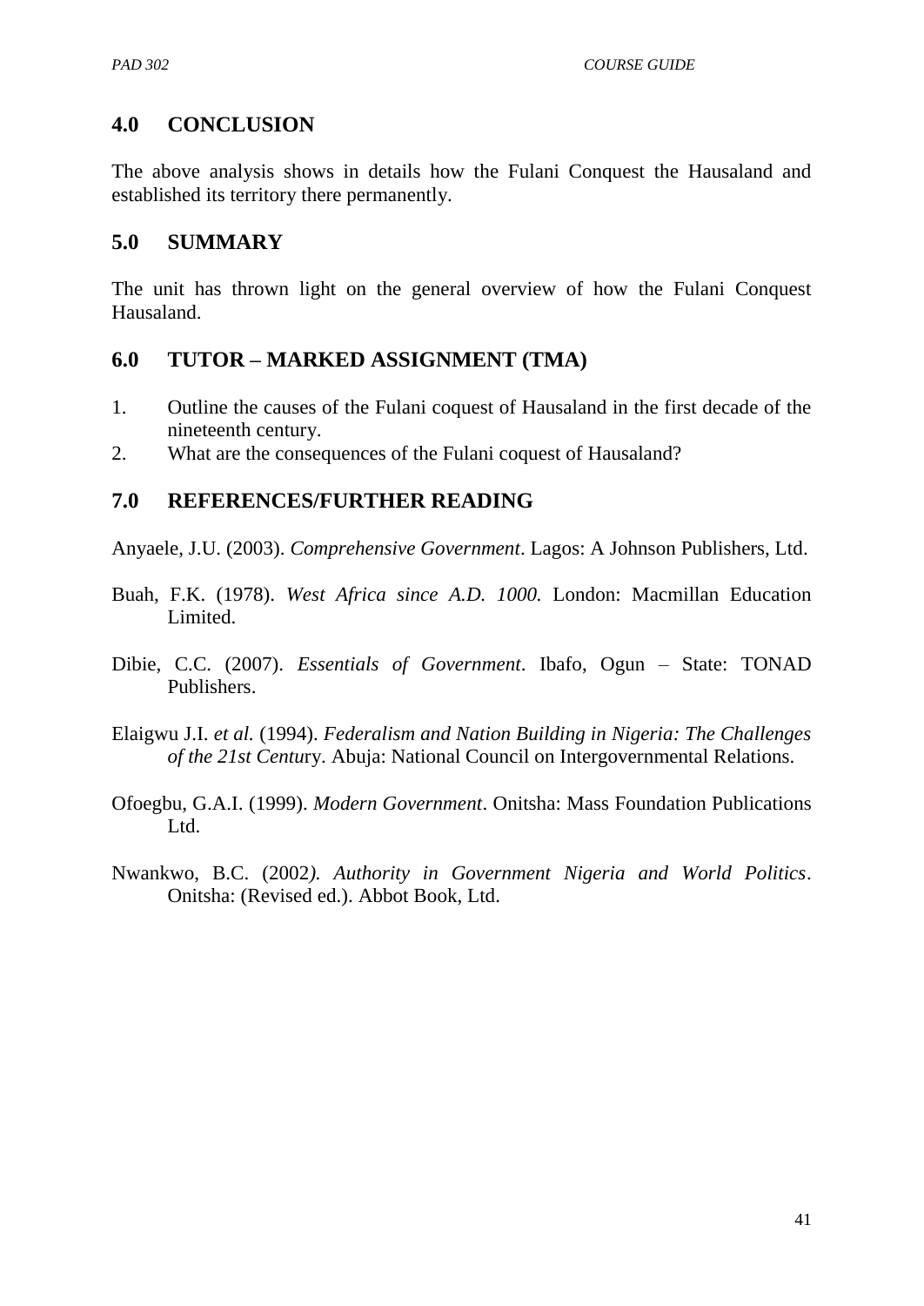## 4.0 CONCLUSION

The above analysis shows in details how the Fulani Conquest the Hausaland and established its territory there permanently.

## 5.0 SUMMARY

The unit has thrown light on the general overview of how the Fulani Conquest Hausaland.

## 6.0 TUTOR – MARKED ASSIGNMENT (TMA)

1. Outline the causes of the Fulani coquest of Hausaland in the first decade of the nineteenth century.
2. What are the consequences of the Fulani coquest of Hausaland?

## 7.0 REFERENCES/FURTHER READING

Anyaele, J.U. (2003). *Comprehensive Government*. Lagos: A Johnson Publishers, Ltd.

Buah, F.K. (1978). *West Africa since A.D. 1000.* London: Macmillan Education Limited.

Dibie, C.C. (2007). *Essentials of Government*. Ibafo, Ogun – State: TONAD Publishers.

Elaigwu J.I. *et al.* (1994). *Federalism and Nation Building in Nigeria: The Challenges of the 21st Centu*ry. Abuja: National Council on Intergovernmental Relations.

Ofoegbu, G.A.I. (1999). *Modern Government*. Onitsha: Mass Foundation Publications Ltd.

Nwankwo, B.C. (2002*). Authority in Government Nigeria and World Politics*. Onitsha: (Revised ed.). Abbot Book, Ltd.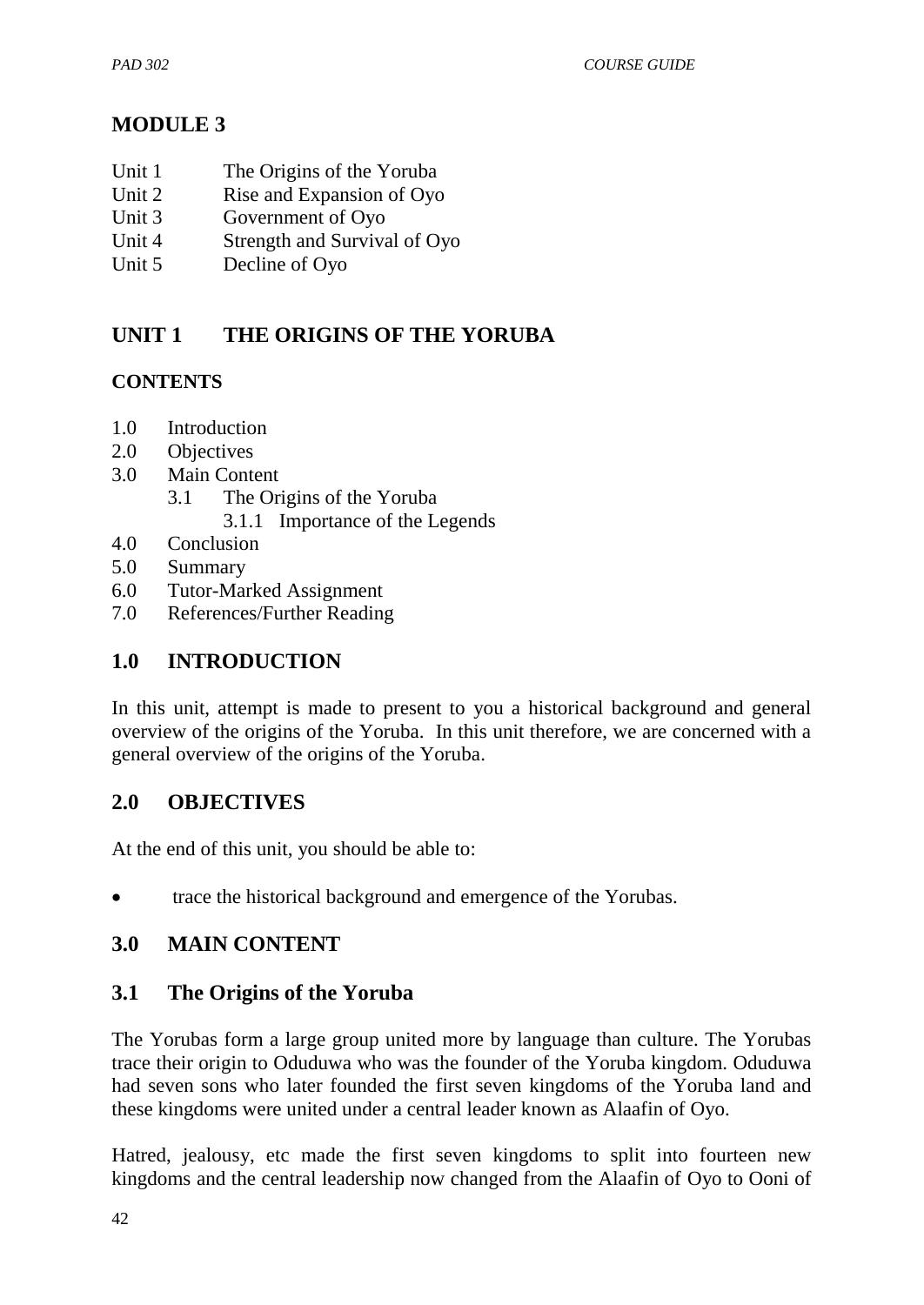# MODULE 3

Unit 1 The Origins of the Yoruba
Unit 2 Rise and Expansion of Oyo
Unit 3 Government of Oyo
Unit 4 Strength and Survival of Oyo
Unit 5 Decline of Oyo

## UNIT 1 THE ORIGINS OF THE YORUBA

### CONTENTS

1.0 Introduction
2.0 Objectives
3.0 Main Content
 3.1 The Origins of the Yoruba
  3.1.1 Importance of the Legends
4.0 Conclusion
5.0 Summary
6.0 Tutor-Marked Assignment
7.0 References/Further Reading

## 1.0 INTRODUCTION

In this unit, attempt is made to present to you a historical background and general overview of the origins of the Yoruba. In this unit therefore, we are concerned with a general overview of the origins of the Yoruba.

## 2.0 OBJECTIVES

At the end of this unit, you should be able to:

- trace the historical background and emergence of the Yorubas.

## 3.0 MAIN CONTENT

### 3.1 The Origins of the Yoruba

The Yorubas form a large group united more by language than culture. The Yorubas trace their origin to Oduduwa who was the founder of the Yoruba kingdom. Oduduwa had seven sons who later founded the first seven kingdoms of the Yoruba land and these kingdoms were united under a central leader known as Alaafin of Oyo.

Hatred, jealousy, etc made the first seven kingdoms to split into fourteen new kingdoms and the central leadership now changed from the Alaafin of Oyo to Ooni of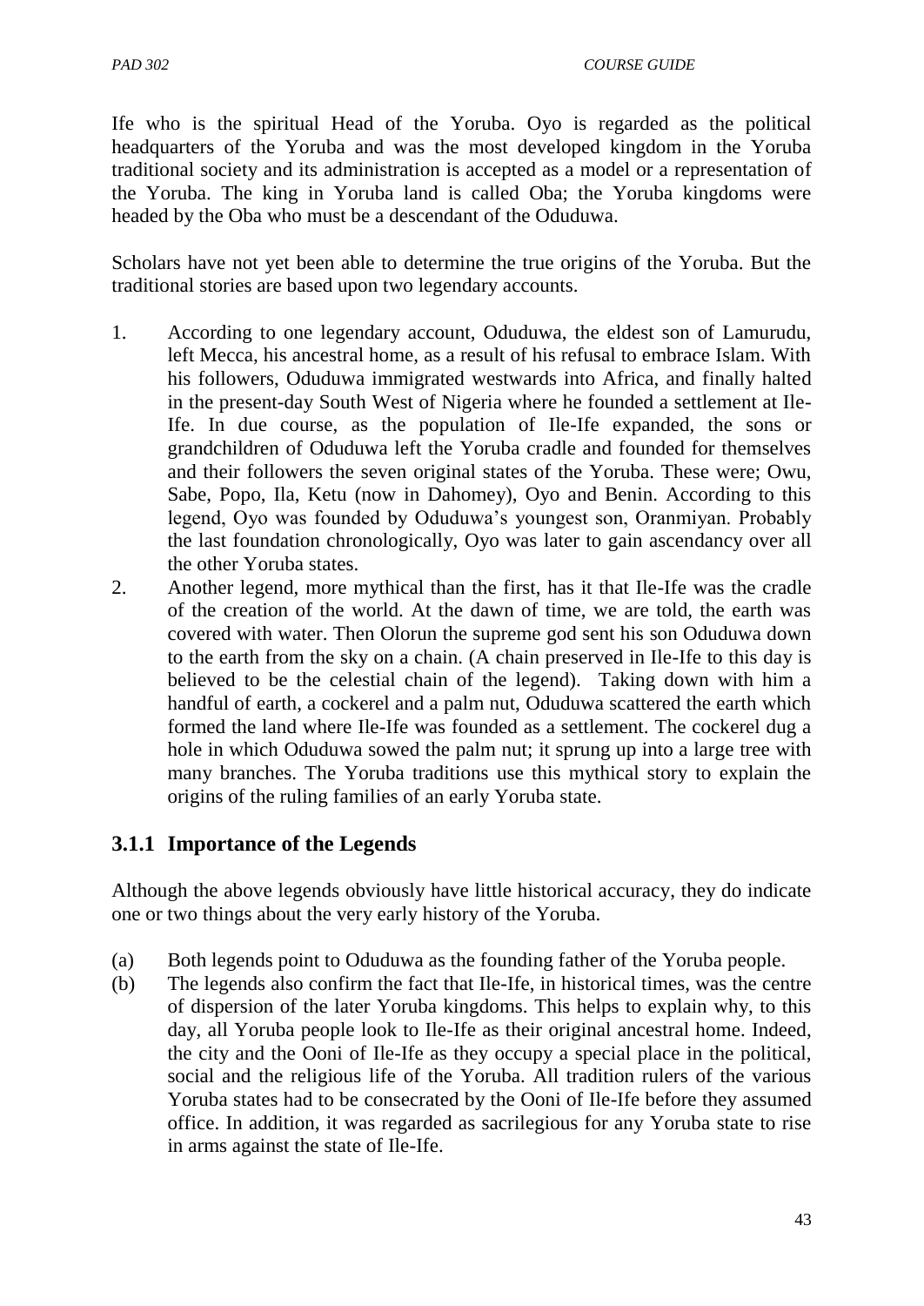Ife who is the spiritual Head of the Yoruba. Oyo is regarded as the political headquarters of the Yoruba and was the most developed kingdom in the Yoruba traditional society and its administration is accepted as a model or a representation of the Yoruba. The king in Yoruba land is called Oba; the Yoruba kingdoms were headed by the Oba who must be a descendant of the Oduduwa.

Scholars have not yet been able to determine the true origins of the Yoruba. But the traditional stories are based upon two legendary accounts.

1. According to one legendary account, Oduduwa, the eldest son of Lamurudu, left Mecca, his ancestral home, as a result of his refusal to embrace Islam. With his followers, Oduduwa immigrated westwards into Africa, and finally halted in the present-day South West of Nigeria where he founded a settlement at Ile-Ife. In due course, as the population of Ile-Ife expanded, the sons or grandchildren of Oduduwa left the Yoruba cradle and founded for themselves and their followers the seven original states of the Yoruba. These were; Owu, Sabe, Popo, Ila, Ketu (now in Dahomey), Oyo and Benin. According to this legend, Oyo was founded by Oduduwa's youngest son, Oranmiyan. Probably the last foundation chronologically, Oyo was later to gain ascendancy over all the other Yoruba states.
2. Another legend, more mythical than the first, has it that Ile-Ife was the cradle of the creation of the world. At the dawn of time, we are told, the earth was covered with water. Then Olorun the supreme god sent his son Oduduwa down to the earth from the sky on a chain. (A chain preserved in Ile-Ife to this day is believed to be the celestial chain of the legend). Taking down with him a handful of earth, a cockerel and a palm nut, Oduduwa scattered the earth which formed the land where Ile-Ife was founded as a settlement. The cockerel dug a hole in which Oduduwa sowed the palm nut; it sprung up into a large tree with many branches. The Yoruba traditions use this mythical story to explain the origins of the ruling families of an early Yoruba state.

### 3.1.1 Importance of the Legends

Although the above legends obviously have little historical accuracy, they do indicate one or two things about the very early history of the Yoruba.

(a) Both legends point to Oduduwa as the founding father of the Yoruba people.

(b) The legends also confirm the fact that Ile-Ife, in historical times, was the centre of dispersion of the later Yoruba kingdoms. This helps to explain why, to this day, all Yoruba people look to Ile-Ife as their original ancestral home. Indeed, the city and the Ooni of Ile-Ife as they occupy a special place in the political, social and the religious life of the Yoruba. All tradition rulers of the various Yoruba states had to be consecrated by the Ooni of Ile-Ife before they assumed office. In addition, it was regarded as sacrilegious for any Yoruba state to rise in arms against the state of Ile-Ife.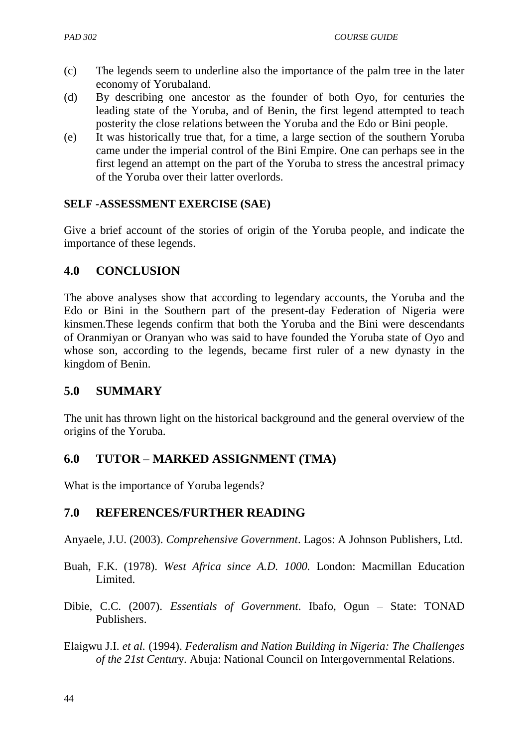(c) The legends seem to underline also the importance of the palm tree in the later economy of Yorubaland.

(d) By describing one ancestor as the founder of both Oyo, for centuries the leading state of the Yoruba, and of Benin, the first legend attempted to teach posterity the close relations between the Yoruba and the Edo or Bini people.

(e) It was historically true that, for a time, a large section of the southern Yoruba came under the imperial control of the Bini Empire. One can perhaps see in the first legend an attempt on the part of the Yoruba to stress the ancestral primacy of the Yoruba over their latter overlords.

**SELF -ASSESSMENT EXERCISE (SAE)**

Give a brief account of the stories of origin of the Yoruba people, and indicate the importance of these legends.

## 4.0 CONCLUSION

The above analyses show that according to legendary accounts, the Yoruba and the Edo or Bini in the Southern part of the present-day Federation of Nigeria were kinsmen.These legends confirm that both the Yoruba and the Bini were descendants of Oranmiyan or Oranyan who was said to have founded the Yoruba state of Oyo and whose son, according to the legends, became first ruler of a new dynasty in the kingdom of Benin.

## 5.0 SUMMARY

The unit has thrown light on the historical background and the general overview of the origins of the Yoruba.

## 6.0 TUTOR – MARKED ASSIGNMENT (TMA)

What is the importance of Yoruba legends?

## 7.0 REFERENCES/FURTHER READING

Anyaele, J.U. (2003). *Comprehensive Government*. Lagos: A Johnson Publishers, Ltd.

Buah, F.K. (1978). *West Africa since A.D. 1000.* London: Macmillan Education Limited.

Dibie, C.C. (2007). *Essentials of Government*. Ibafo, Ogun – State: TONAD Publishers.

Elaigwu J.I. *et al.* (1994). *Federalism and Nation Building in Nigeria: The Challenges of the 21st Century.* Abuja: National Council on Intergovernmental Relations.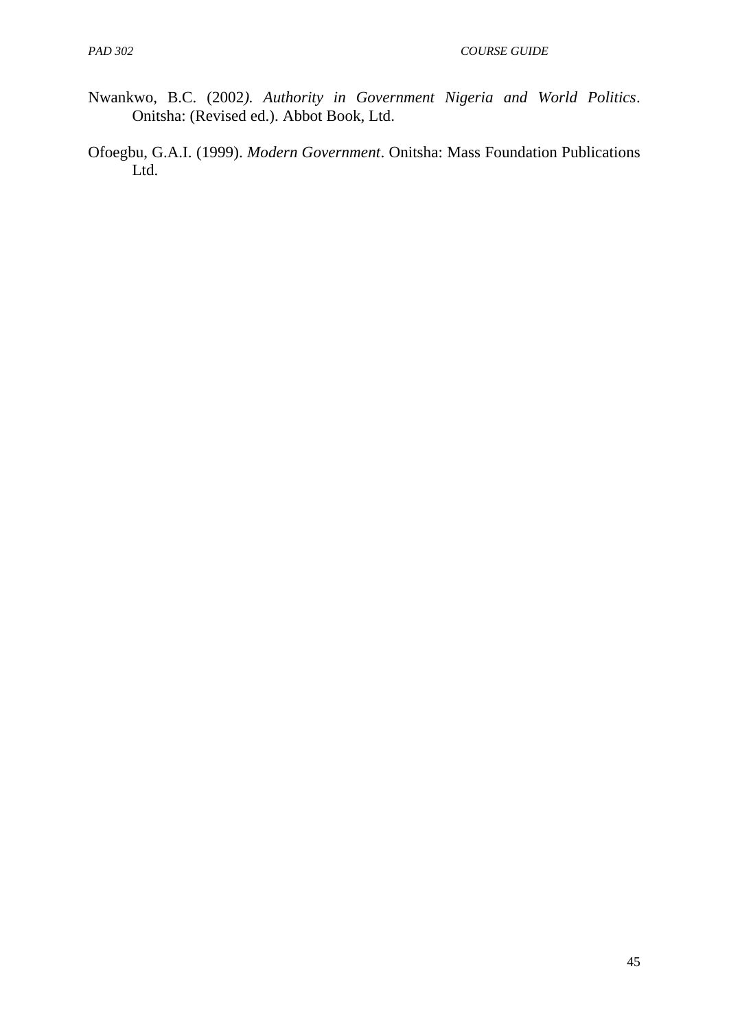Nwankwo, B.C. (2002*). Authority in Government Nigeria and World Politics*. Onitsha: (Revised ed.). Abbot Book, Ltd.

Ofoegbu, G.A.I. (1999). *Modern Government*. Onitsha: Mass Foundation Publications Ltd.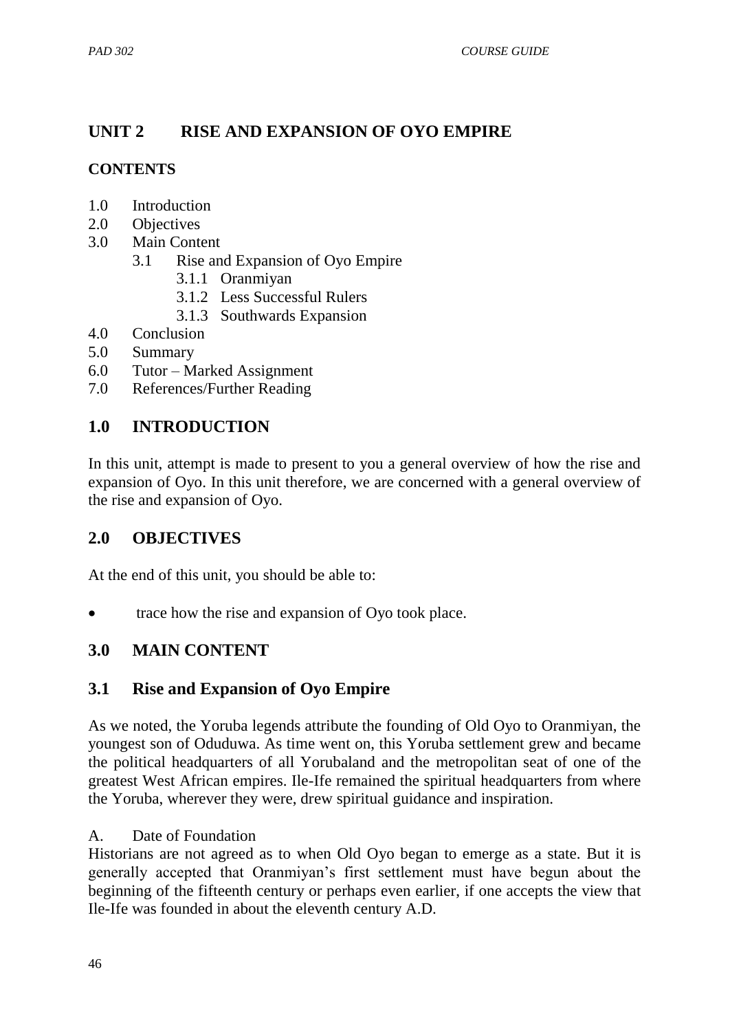## UNIT 2 RISE AND EXPANSION OF OYO EMPIRE

**CONTENTS**

1.0 Introduction
2.0 Objectives
3.0 Main Content
    3.1 Rise and Expansion of Oyo Empire
        3.1.1 Oranmiyan
        3.1.2 Less Successful Rulers
        3.1.3 Southwards Expansion
4.0 Conclusion
5.0 Summary
6.0 Tutor – Marked Assignment
7.0 References/Further Reading

## 1.0 INTRODUCTION

In this unit, attempt is made to present to you a general overview of how the rise and expansion of Oyo. In this unit therefore, we are concerned with a general overview of the rise and expansion of Oyo.

## 2.0 OBJECTIVES

At the end of this unit, you should be able to:

- trace how the rise and expansion of Oyo took place.

## 3.0 MAIN CONTENT

### 3.1 Rise and Expansion of Oyo Empire

As we noted, the Yoruba legends attribute the founding of Old Oyo to Oranmiyan, the youngest son of Oduduwa. As time went on, this Yoruba settlement grew and became the political headquarters of all Yorubaland and the metropolitan seat of one of the greatest West African empires. Ile-Ife remained the spiritual headquarters from where the Yoruba, wherever they were, drew spiritual guidance and inspiration.

A. Date of Foundation

Historians are not agreed as to when Old Oyo began to emerge as a state. But it is generally accepted that Oranmiyan's first settlement must have begun about the beginning of the fifteenth century or perhaps even earlier, if one accepts the view that Ile-Ife was founded in about the eleventh century A.D.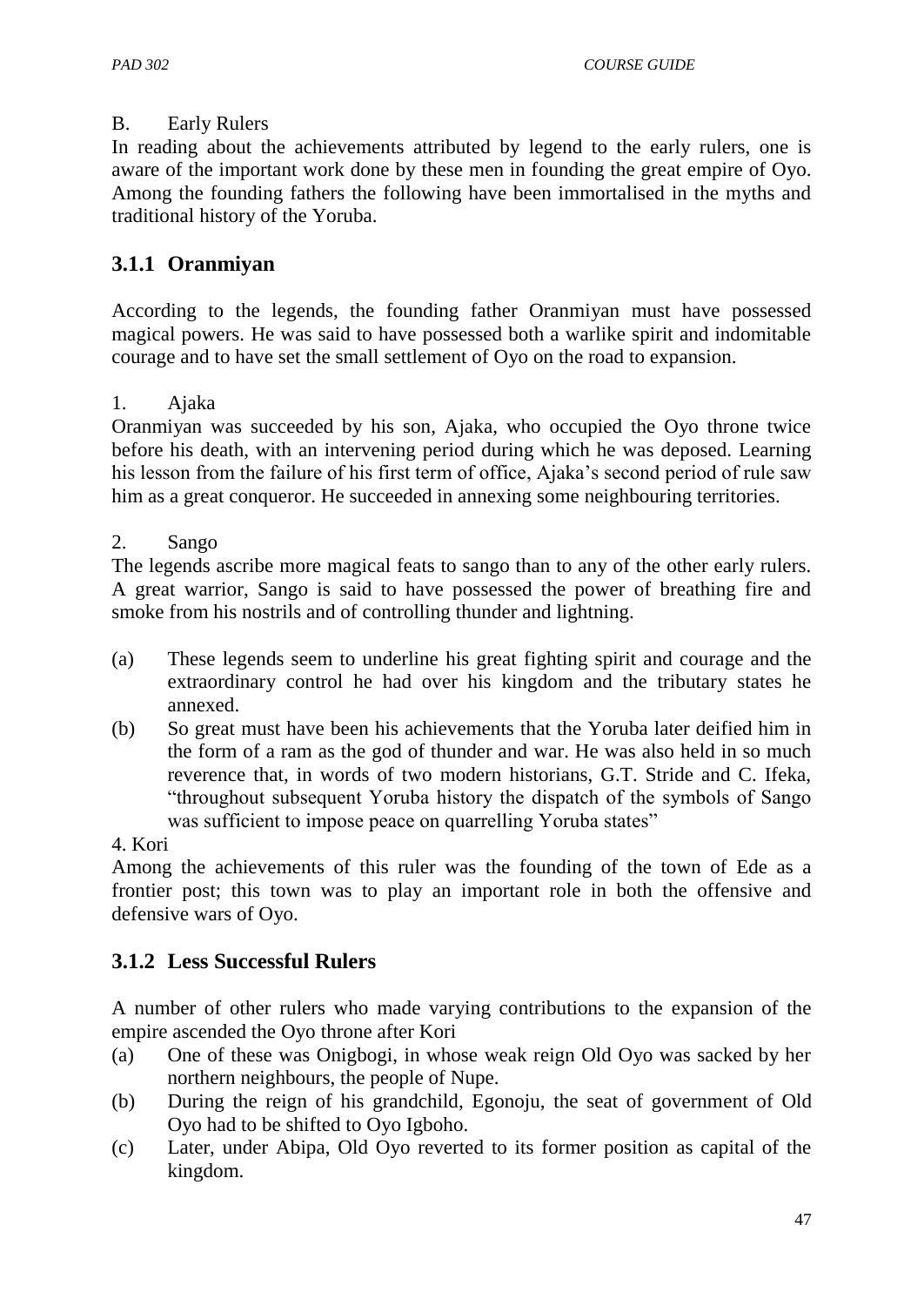B. Early Rulers

In reading about the achievements attributed by legend to the early rulers, one is aware of the important work done by these men in founding the great empire of Oyo. Among the founding fathers the following have been immortalised in the myths and traditional history of the Yoruba.

## 3.1.1 Oranmiyan

According to the legends, the founding father Oranmiyan must have possessed magical powers. He was said to have possessed both a warlike spirit and indomitable courage and to have set the small settlement of Oyo on the road to expansion.

1. Ajaka

Oranmiyan was succeeded by his son, Ajaka, who occupied the Oyo throne twice before his death, with an intervening period during which he was deposed. Learning his lesson from the failure of his first term of office, Ajaka's second period of rule saw him as a great conqueror. He succeeded in annexing some neighbouring territories.

2. Sango

The legends ascribe more magical feats to sango than to any of the other early rulers. A great warrior, Sango is said to have possessed the power of breathing fire and smoke from his nostrils and of controlling thunder and lightning.

(a) These legends seem to underline his great fighting spirit and courage and the extraordinary control he had over his kingdom and the tributary states he annexed.

(b) So great must have been his achievements that the Yoruba later deified him in the form of a ram as the god of thunder and war. He was also held in so much reverence that, in words of two modern historians, G.T. Stride and C. Ifeka, "throughout subsequent Yoruba history the dispatch of the symbols of Sango was sufficient to impose peace on quarrelling Yoruba states"

4. Kori

Among the achievements of this ruler was the founding of the town of Ede as a frontier post; this town was to play an important role in both the offensive and defensive wars of Oyo.

## 3.1.2 Less Successful Rulers

A number of other rulers who made varying contributions to the expansion of the empire ascended the Oyo throne after Kori

(a) One of these was Onigbogi, in whose weak reign Old Oyo was sacked by her northern neighbours, the people of Nupe.

(b) During the reign of his grandchild, Egonoju, the seat of government of Old Oyo had to be shifted to Oyo Igboho.

(c) Later, under Abipa, Old Oyo reverted to its former position as capital of the kingdom.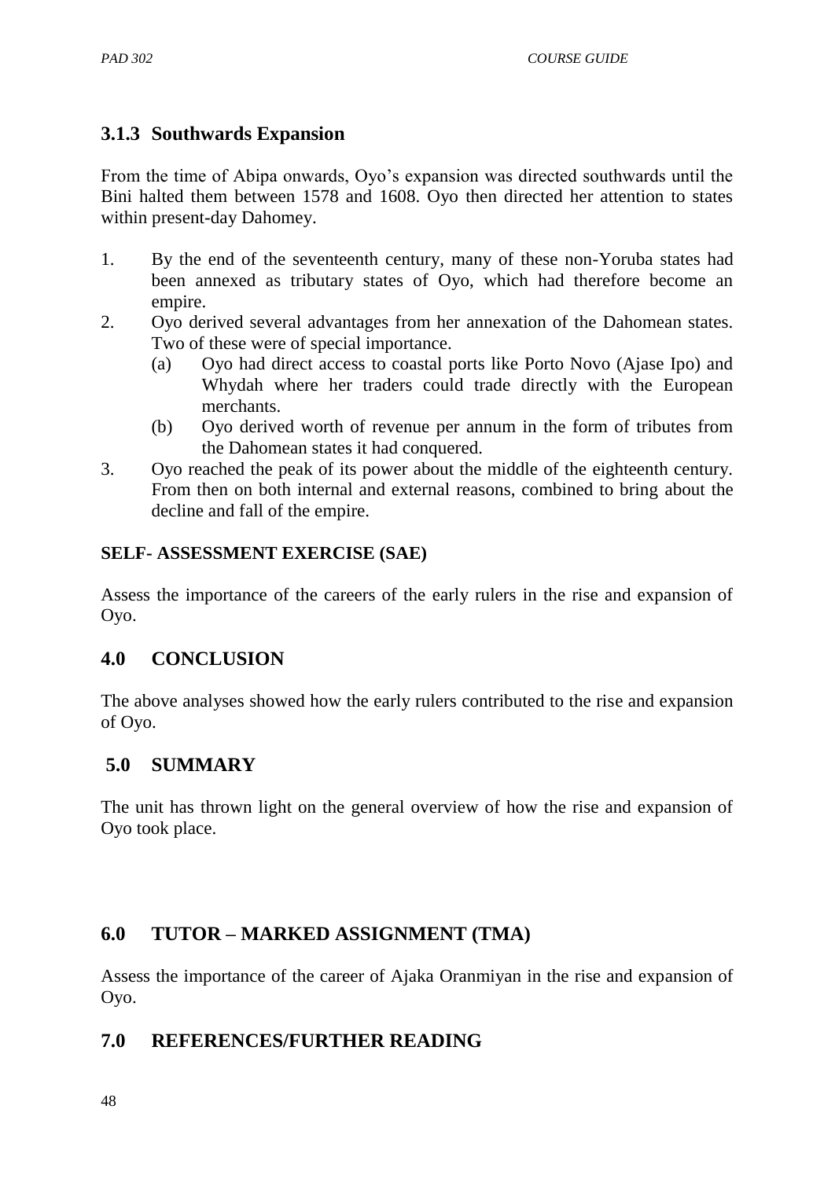### 3.1.3 Southwards Expansion

From the time of Abipa onwards, Oyo's expansion was directed southwards until the Bini halted them between 1578 and 1608. Oyo then directed her attention to states within present-day Dahomey.

1. By the end of the seventeenth century, many of these non-Yoruba states had been annexed as tributary states of Oyo, which had therefore become an empire.
2. Oyo derived several advantages from her annexation of the Dahomean states. Two of these were of special importance.
   (a) Oyo had direct access to coastal ports like Porto Novo (Ajase Ipo) and Whydah where her traders could trade directly with the European merchants.
   (b) Oyo derived worth of revenue per annum in the form of tributes from the Dahomean states it had conquered.
3. Oyo reached the peak of its power about the middle of the eighteenth century. From then on both internal and external reasons, combined to bring about the decline and fall of the empire.

**SELF- ASSESSMENT EXERCISE (SAE)**

Assess the importance of the careers of the early rulers in the rise and expansion of Oyo.

## 4.0 CONCLUSION

The above analyses showed how the early rulers contributed to the rise and expansion of Oyo.

## 5.0 SUMMARY

The unit has thrown light on the general overview of how the rise and expansion of Oyo took place.

## 6.0 TUTOR – MARKED ASSIGNMENT (TMA)

Assess the importance of the career of Ajaka Oranmiyan in the rise and expansion of Oyo.

## 7.0 REFERENCES/FURTHER READING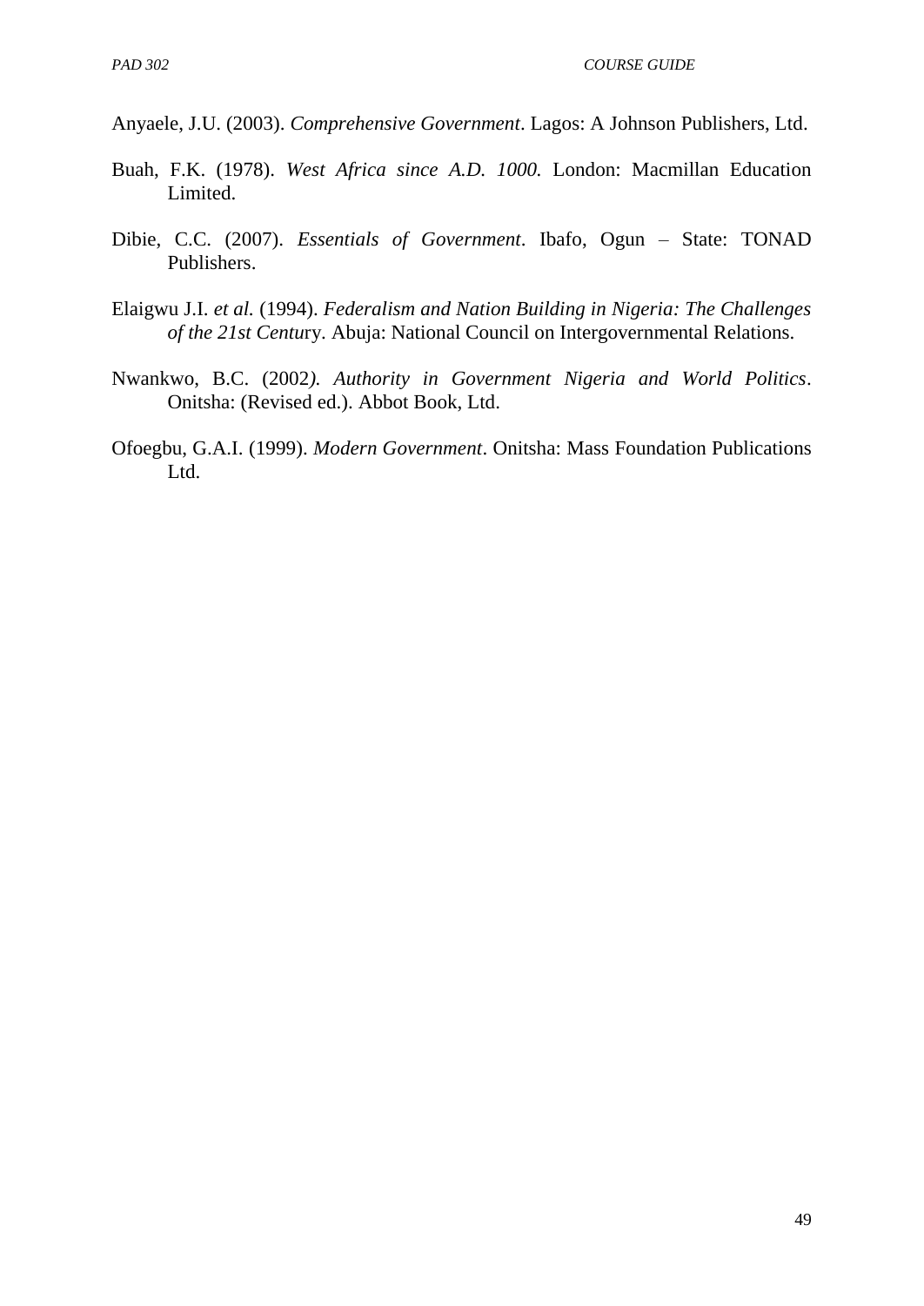Anyaele, J.U. (2003). *Comprehensive Government*. Lagos: A Johnson Publishers, Ltd.

Buah, F.K. (1978). *West Africa since A.D. 1000.* London: Macmillan Education Limited.

Dibie, C.C. (2007). *Essentials of Government*. Ibafo, Ogun – State: TONAD Publishers.

Elaigwu J.I. *et al.* (1994). *Federalism and Nation Building in Nigeria: The Challenges of the 21st Centu*ry. Abuja: National Council on Intergovernmental Relations.

Nwankwo, B.C. (2002*). Authority in Government Nigeria and World Politics*. Onitsha: (Revised ed.). Abbot Book, Ltd.

Ofoegbu, G.A.I. (1999). *Modern Government*. Onitsha: Mass Foundation Publications Ltd.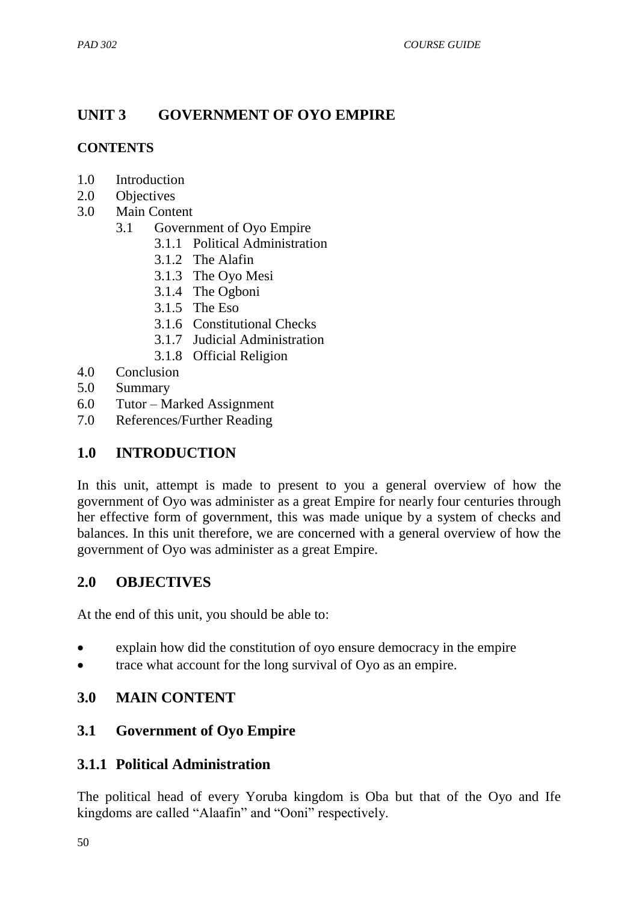## UNIT 3 GOVERNMENT OF OYO EMPIRE

**CONTENTS**

1.0 Introduction
2.0 Objectives
3.0 Main Content
   3.1 Government of Oyo Empire
      3.1.1 Political Administration
      3.1.2 The Alafin
      3.1.3 The Oyo Mesi
      3.1.4 The Ogboni
      3.1.5 The Eso
      3.1.6 Constitutional Checks
      3.1.7 Judicial Administration
      3.1.8 Official Religion
4.0 Conclusion
5.0 Summary
6.0 Tutor – Marked Assignment
7.0 References/Further Reading

## 1.0 INTRODUCTION

In this unit, attempt is made to present to you a general overview of how the government of Oyo was administer as a great Empire for nearly four centuries through her effective form of government, this was made unique by a system of checks and balances. In this unit therefore, we are concerned with a general overview of how the government of Oyo was administer as a great Empire.

## 2.0 OBJECTIVES

At the end of this unit, you should be able to:

- explain how did the constitution of oyo ensure democracy in the empire
- trace what account for the long survival of Oyo as an empire.

## 3.0 MAIN CONTENT

### 3.1 Government of Oyo Empire

#### 3.1.1 Political Administration

The political head of every Yoruba kingdom is Oba but that of the Oyo and Ife kingdoms are called "Alaafin" and "Ooni" respectively.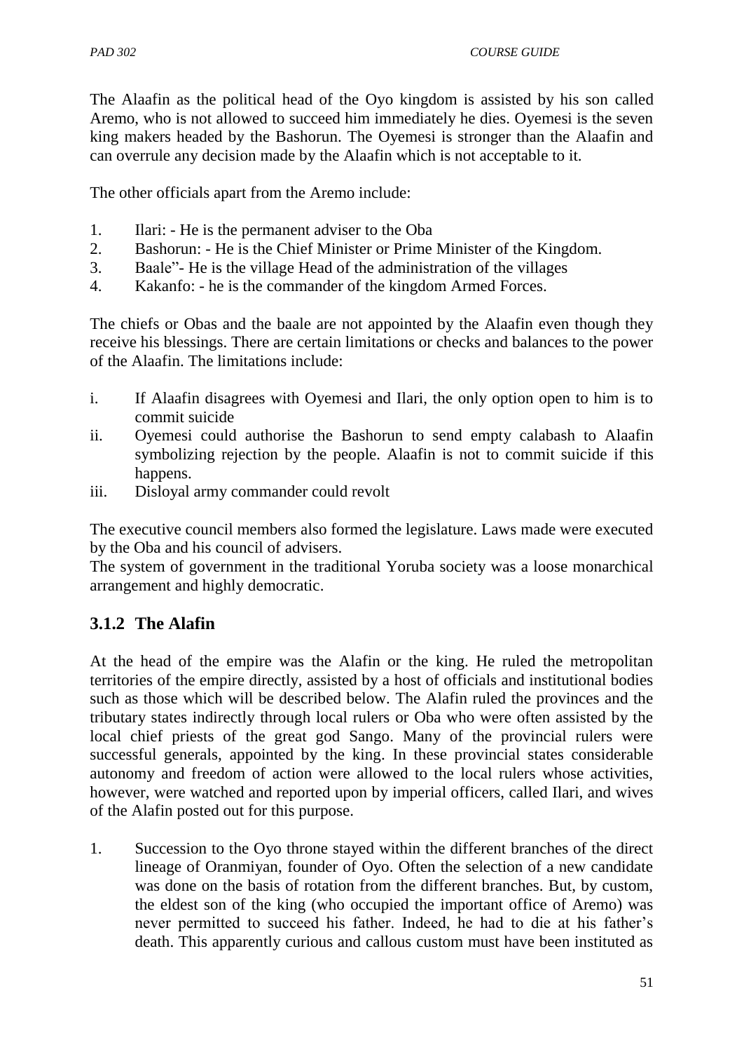The Alaafin as the political head of the Oyo kingdom is assisted by his son called Aremo, who is not allowed to succeed him immediately he dies. Oyemesi is the seven king makers headed by the Bashorun. The Oyemesi is stronger than the Alaafin and can overrule any decision made by the Alaafin which is not acceptable to it.

The other officials apart from the Aremo include:

1. Ilari: - He is the permanent adviser to the Oba
2. Bashorun: - He is the Chief Minister or Prime Minister of the Kingdom.
3. Baale"- He is the village Head of the administration of the villages
4. Kakanfo: - he is the commander of the kingdom Armed Forces.

The chiefs or Obas and the baale are not appointed by the Alaafin even though they receive his blessings. There are certain limitations or checks and balances to the power of the Alaafin. The limitations include:

i. If Alaafin disagrees with Oyemesi and Ilari, the only option open to him is to commit suicide
ii. Oyemesi could authorise the Bashorun to send empty calabash to Alaafin symbolizing rejection by the people. Alaafin is not to commit suicide if this happens.
iii. Disloyal army commander could revolt

The executive council members also formed the legislature. Laws made were executed by the Oba and his council of advisers.
The system of government in the traditional Yoruba society was a loose monarchical arrangement and highly democratic.

### 3.1.2 The Alafin

At the head of the empire was the Alafin or the king. He ruled the metropolitan territories of the empire directly, assisted by a host of officials and institutional bodies such as those which will be described below. The Alafin ruled the provinces and the tributary states indirectly through local rulers or Oba who were often assisted by the local chief priests of the great god Sango. Many of the provincial rulers were successful generals, appointed by the king. In these provincial states considerable autonomy and freedom of action were allowed to the local rulers whose activities, however, were watched and reported upon by imperial officers, called Ilari, and wives of the Alafin posted out for this purpose.

1. Succession to the Oyo throne stayed within the different branches of the direct lineage of Oranmiyan, founder of Oyo. Often the selection of a new candidate was done on the basis of rotation from the different branches. But, by custom, the eldest son of the king (who occupied the important office of Aremo) was never permitted to succeed his father. Indeed, he had to die at his father's death. This apparently curious and callous custom must have been instituted as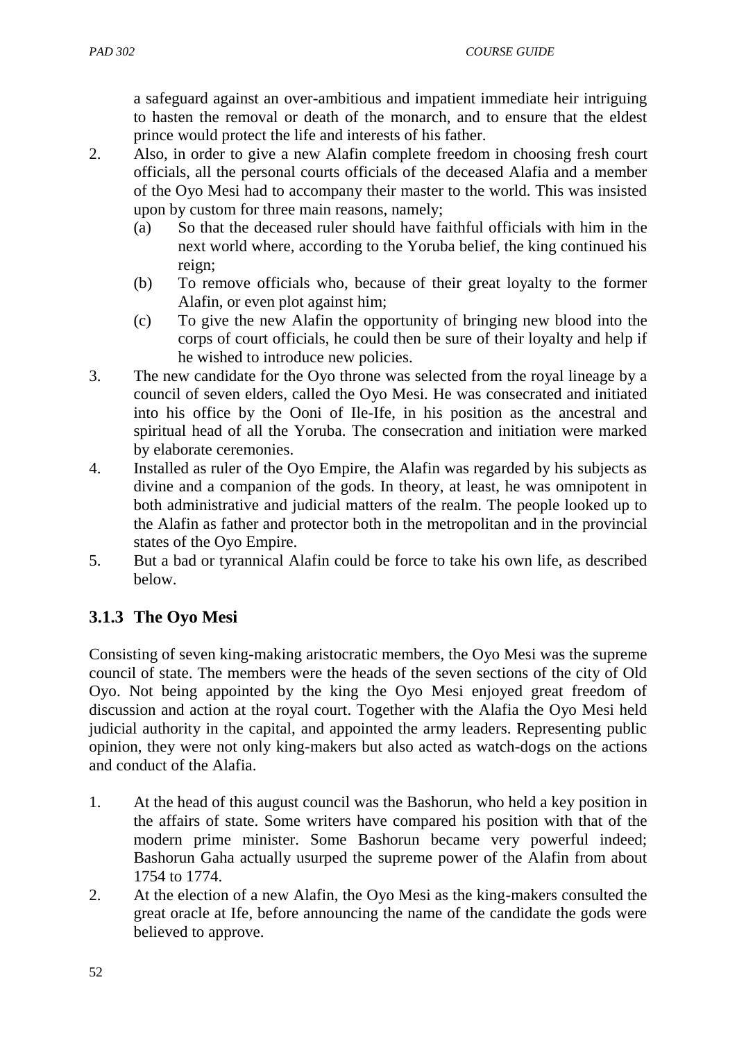a safeguard against an over-ambitious and impatient immediate heir intriguing to hasten the removal or death of the monarch, and to ensure that the eldest prince would protect the life and interests of his father.

2. Also, in order to give a new Alafin complete freedom in choosing fresh court officials, all the personal courts officials of the deceased Alafia and a member of the Oyo Mesi had to accompany their master to the world. This was insisted upon by custom for three main reasons, namely;
   (a) So that the deceased ruler should have faithful officials with him in the next world where, according to the Yoruba belief, the king continued his reign;
   (b) To remove officials who, because of their great loyalty to the former Alafin, or even plot against him;
   (c) To give the new Alafin the opportunity of bringing new blood into the corps of court officials, he could then be sure of their loyalty and help if he wished to introduce new policies.
3. The new candidate for the Oyo throne was selected from the royal lineage by a council of seven elders, called the Oyo Mesi. He was consecrated and initiated into his office by the Ooni of Ile-Ife, in his position as the ancestral and spiritual head of all the Yoruba. The consecration and initiation were marked by elaborate ceremonies.
4. Installed as ruler of the Oyo Empire, the Alafin was regarded by his subjects as divine and a companion of the gods. In theory, at least, he was omnipotent in both administrative and judicial matters of the realm. The people looked up to the Alafin as father and protector both in the metropolitan and in the provincial states of the Oyo Empire.
5. But a bad or tyrannical Alafin could be force to take his own life, as described below.

### 3.1.3 The Oyo Mesi

Consisting of seven king-making aristocratic members, the Oyo Mesi was the supreme council of state. The members were the heads of the seven sections of the city of Old Oyo. Not being appointed by the king the Oyo Mesi enjoyed great freedom of discussion and action at the royal court. Together with the Alafia the Oyo Mesi held judicial authority in the capital, and appointed the army leaders. Representing public opinion, they were not only king-makers but also acted as watch-dogs on the actions and conduct of the Alafia.

1. At the head of this august council was the Bashorun, who held a key position in the affairs of state. Some writers have compared his position with that of the modern prime minister. Some Bashorun became very powerful indeed; Bashorun Gaha actually usurped the supreme power of the Alafin from about 1754 to 1774.
2. At the election of a new Alafin, the Oyo Mesi as the king-makers consulted the great oracle at Ife, before announcing the name of the candidate the gods were believed to approve.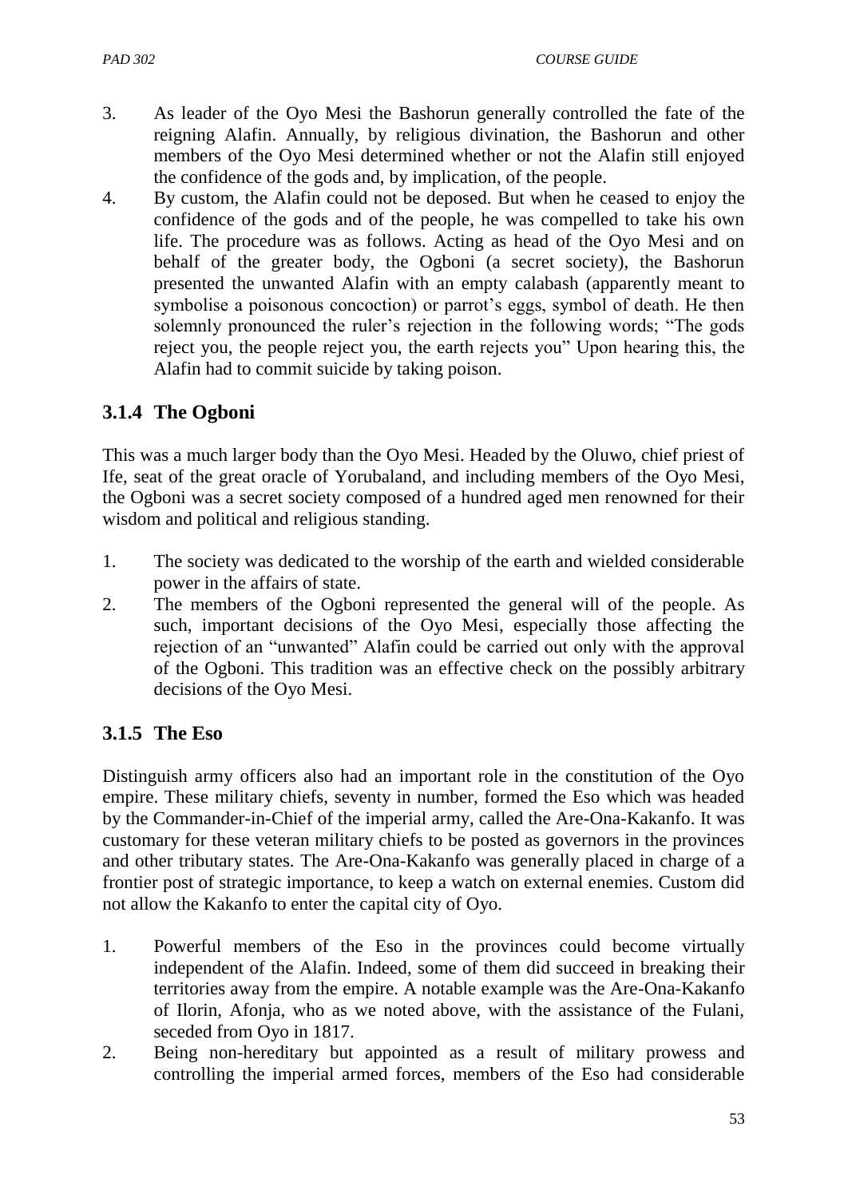3. As leader of the Oyo Mesi the Bashorun generally controlled the fate of the reigning Alafin. Annually, by religious divination, the Bashorun and other members of the Oyo Mesi determined whether or not the Alafin still enjoyed the confidence of the gods and, by implication, of the people.
4. By custom, the Alafin could not be deposed. But when he ceased to enjoy the confidence of the gods and of the people, he was compelled to take his own life. The procedure was as follows. Acting as head of the Oyo Mesi and on behalf of the greater body, the Ogboni (a secret society), the Bashorun presented the unwanted Alafin with an empty calabash (apparently meant to symbolise a poisonous concoction) or parrot's eggs, symbol of death. He then solemnly pronounced the ruler's rejection in the following words; "The gods reject you, the people reject you, the earth rejects you" Upon hearing this, the Alafin had to commit suicide by taking poison.

### 3.1.4 The Ogboni

This was a much larger body than the Oyo Mesi. Headed by the Oluwo, chief priest of Ife, seat of the great oracle of Yorubaland, and including members of the Oyo Mesi, the Ogboni was a secret society composed of a hundred aged men renowned for their wisdom and political and religious standing.

1. The society was dedicated to the worship of the earth and wielded considerable power in the affairs of state.
2. The members of the Ogboni represented the general will of the people. As such, important decisions of the Oyo Mesi, especially those affecting the rejection of an "unwanted" Alafin could be carried out only with the approval of the Ogboni. This tradition was an effective check on the possibly arbitrary decisions of the Oyo Mesi.

### 3.1.5 The Eso

Distinguish army officers also had an important role in the constitution of the Oyo empire. These military chiefs, seventy in number, formed the Eso which was headed by the Commander-in-Chief of the imperial army, called the Are-Ona-Kakanfo. It was customary for these veteran military chiefs to be posted as governors in the provinces and other tributary states. The Are-Ona-Kakanfo was generally placed in charge of a frontier post of strategic importance, to keep a watch on external enemies. Custom did not allow the Kakanfo to enter the capital city of Oyo.

1. Powerful members of the Eso in the provinces could become virtually independent of the Alafin. Indeed, some of them did succeed in breaking their territories away from the empire. A notable example was the Are-Ona-Kakanfo of Ilorin, Afonja, who as we noted above, with the assistance of the Fulani, seceded from Oyo in 1817.
2. Being non-hereditary but appointed as a result of military prowess and controlling the imperial armed forces, members of the Eso had considerable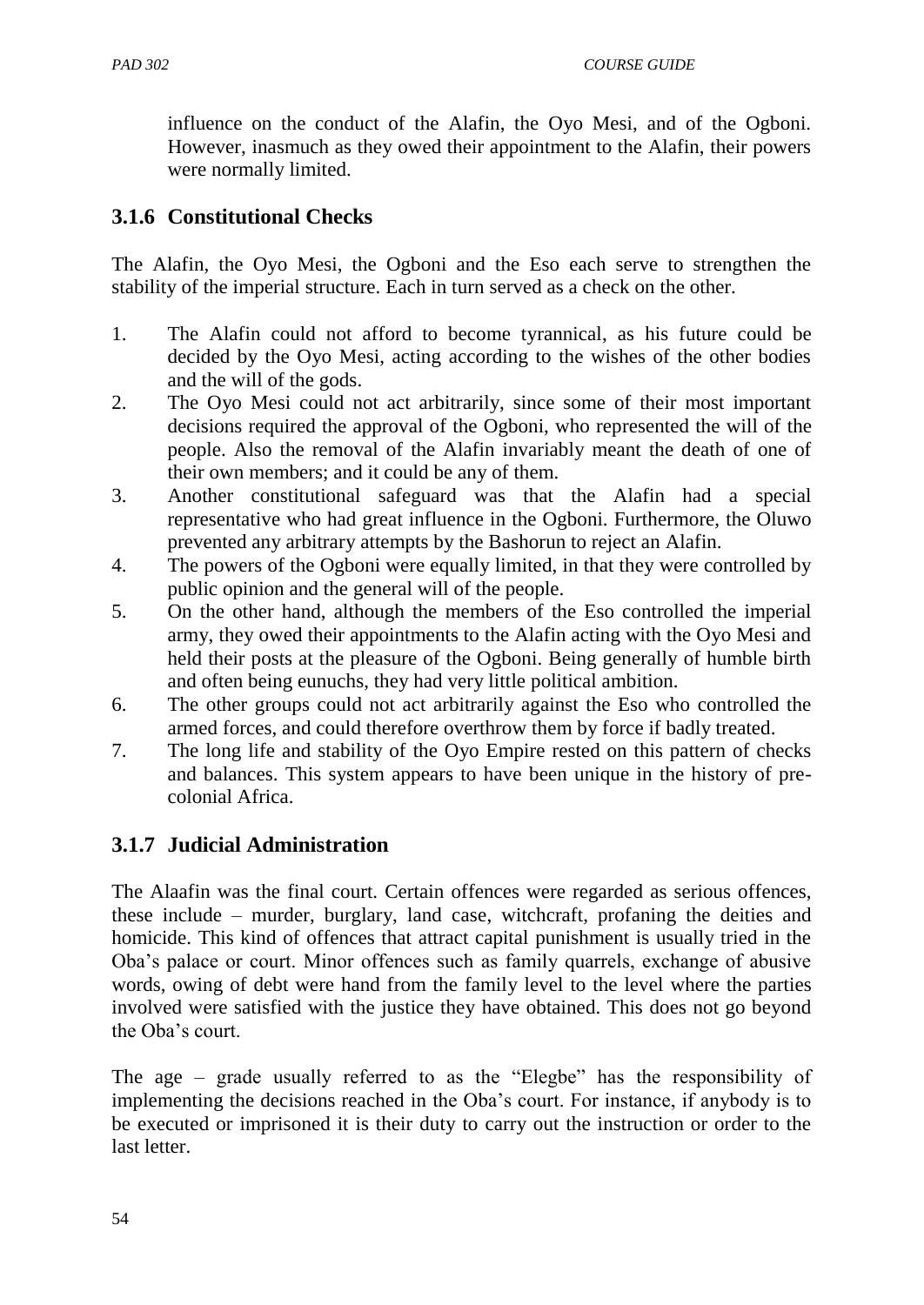influence on the conduct of the Alafin, the Oyo Mesi, and of the Ogboni. However, inasmuch as they owed their appointment to the Alafin, their powers were normally limited.

### 3.1.6 Constitutional Checks

The Alafin, the Oyo Mesi, the Ogboni and the Eso each serve to strengthen the stability of the imperial structure. Each in turn served as a check on the other.

1. The Alafin could not afford to become tyrannical, as his future could be decided by the Oyo Mesi, acting according to the wishes of the other bodies and the will of the gods.
2. The Oyo Mesi could not act arbitrarily, since some of their most important decisions required the approval of the Ogboni, who represented the will of the people. Also the removal of the Alafin invariably meant the death of one of their own members; and it could be any of them.
3. Another constitutional safeguard was that the Alafin had a special representative who had great influence in the Ogboni. Furthermore, the Oluwo prevented any arbitrary attempts by the Bashorun to reject an Alafin.
4. The powers of the Ogboni were equally limited, in that they were controlled by public opinion and the general will of the people.
5. On the other hand, although the members of the Eso controlled the imperial army, they owed their appointments to the Alafin acting with the Oyo Mesi and held their posts at the pleasure of the Ogboni. Being generally of humble birth and often being eunuchs, they had very little political ambition.
6. The other groups could not act arbitrarily against the Eso who controlled the armed forces, and could therefore overthrow them by force if badly treated.
7. The long life and stability of the Oyo Empire rested on this pattern of checks and balances. This system appears to have been unique in the history of pre-colonial Africa.

### 3.1.7 Judicial Administration

The Alaafin was the final court. Certain offences were regarded as serious offences, these include – murder, burglary, land case, witchcraft, profaning the deities and homicide. This kind of offences that attract capital punishment is usually tried in the Oba's palace or court. Minor offences such as family quarrels, exchange of abusive words, owing of debt were hand from the family level to the level where the parties involved were satisfied with the justice they have obtained. This does not go beyond the Oba's court.

The age – grade usually referred to as the "Elegbe" has the responsibility of implementing the decisions reached in the Oba's court. For instance, if anybody is to be executed or imprisoned it is their duty to carry out the instruction or order to the last letter.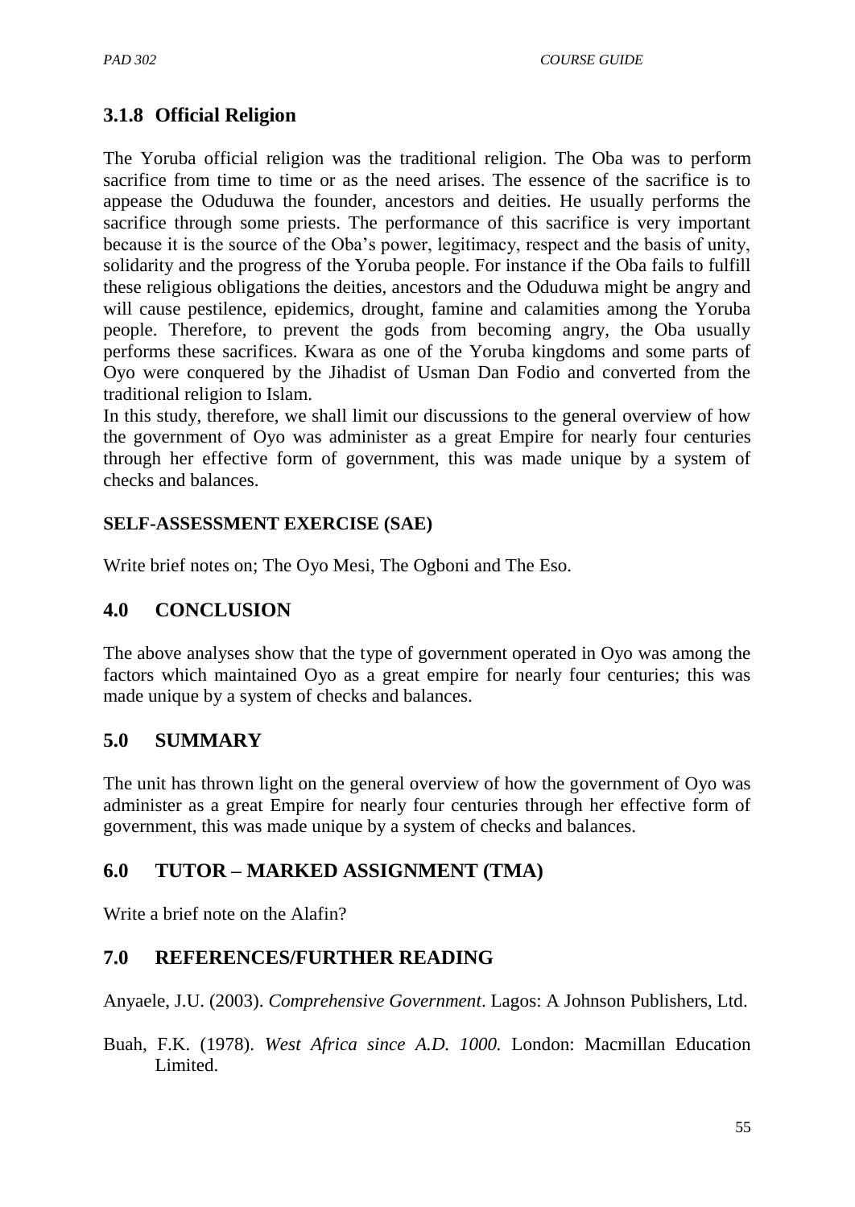### 3.1.8 Official Religion

The Yoruba official religion was the traditional religion. The Oba was to perform sacrifice from time to time or as the need arises. The essence of the sacrifice is to appease the Oduduwa the founder, ancestors and deities. He usually performs the sacrifice through some priests. The performance of this sacrifice is very important because it is the source of the Oba's power, legitimacy, respect and the basis of unity, solidarity and the progress of the Yoruba people. For instance if the Oba fails to fulfill these religious obligations the deities, ancestors and the Oduduwa might be angry and will cause pestilence, epidemics, drought, famine and calamities among the Yoruba people. Therefore, to prevent the gods from becoming angry, the Oba usually performs these sacrifices. Kwara as one of the Yoruba kingdoms and some parts of Oyo were conquered by the Jihadist of Usman Dan Fodio and converted from the traditional religion to Islam.

In this study, therefore, we shall limit our discussions to the general overview of how the government of Oyo was administer as a great Empire for nearly four centuries through her effective form of government, this was made unique by a system of checks and balances.

**SELF-ASSESSMENT EXERCISE (SAE)**

Write brief notes on; The Oyo Mesi, The Ogboni and The Eso.

## 4.0 CONCLUSION

The above analyses show that the type of government operated in Oyo was among the factors which maintained Oyo as a great empire for nearly four centuries; this was made unique by a system of checks and balances.

## 5.0 SUMMARY

The unit has thrown light on the general overview of how the government of Oyo was administer as a great Empire for nearly four centuries through her effective form of government, this was made unique by a system of checks and balances.

## 6.0 TUTOR – MARKED ASSIGNMENT (TMA)

Write a brief note on the Alafin?

## 7.0 REFERENCES/FURTHER READING

Anyaele, J.U. (2003). *Comprehensive Government*. Lagos: A Johnson Publishers, Ltd.

Buah, F.K. (1978). *West Africa since A.D. 1000.* London: Macmillan Education Limited.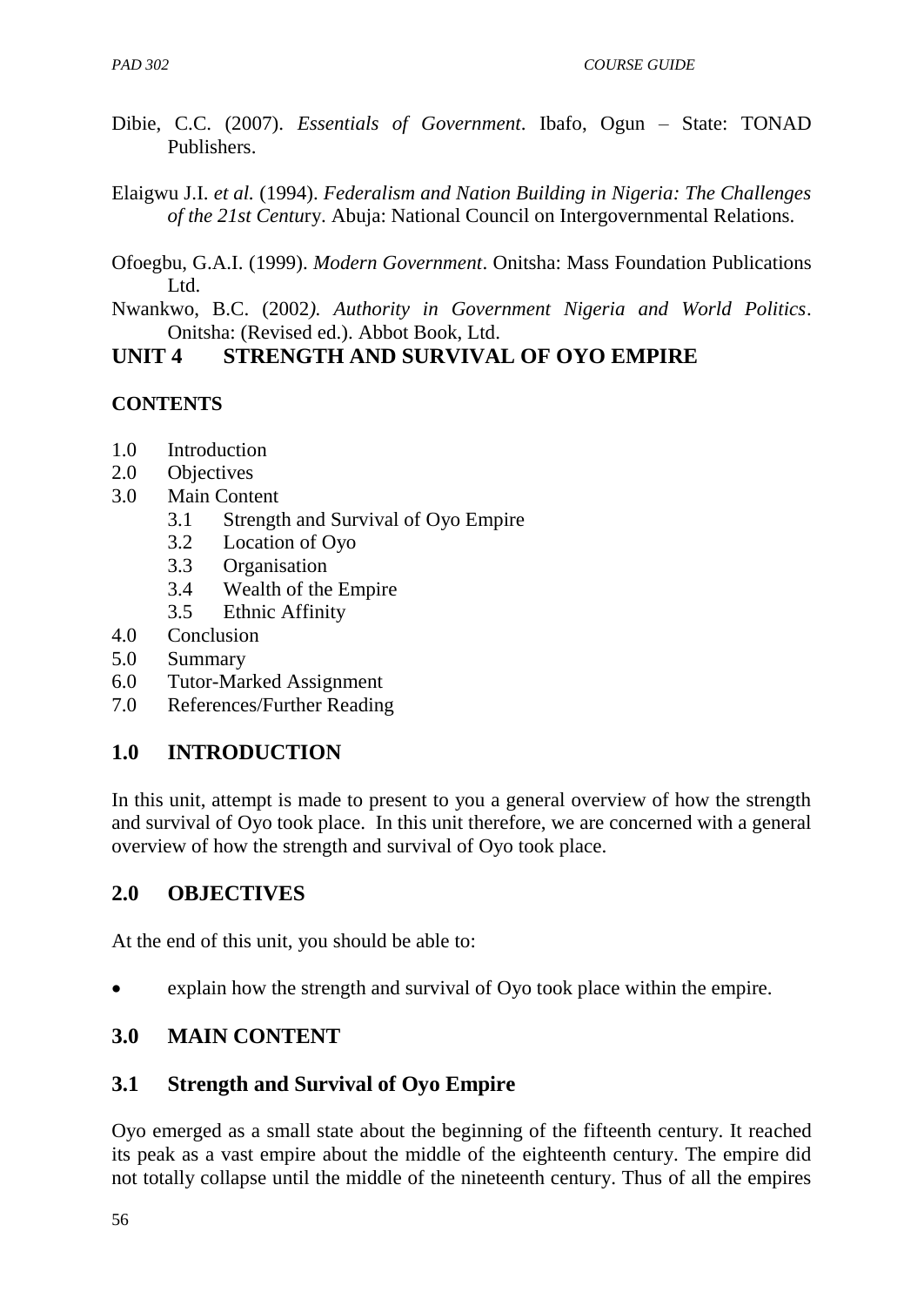Dibie, C.C. (2007). *Essentials of Government*. Ibafo, Ogun – State: TONAD Publishers.

Elaigwu J.I. *et al.* (1994). *Federalism and Nation Building in Nigeria: The Challenges of the 21st Century*. Abuja: National Council on Intergovernmental Relations.

Ofoegbu, G.A.I. (1999). *Modern Government*. Onitsha: Mass Foundation Publications Ltd.

Nwankwo, B.C. (2002*). Authority in Government Nigeria and World Politics*. Onitsha: (Revised ed.). Abbot Book, Ltd.

## UNIT 4 STRENGTH AND SURVIVAL OF OYO EMPIRE

**CONTENTS**

- 1.0 Introduction
- 2.0 Objectives
- 3.0 Main Content
  - 3.1 Strength and Survival of Oyo Empire
  - 3.2 Location of Oyo
  - 3.3 Organisation
  - 3.4 Wealth of the Empire
  - 3.5 Ethnic Affinity
- 4.0 Conclusion
- 5.0 Summary
- 6.0 Tutor-Marked Assignment
- 7.0 References/Further Reading

## 1.0 INTRODUCTION

In this unit, attempt is made to present to you a general overview of how the strength and survival of Oyo took place. In this unit therefore, we are concerned with a general overview of how the strength and survival of Oyo took place.

## 2.0 OBJECTIVES

At the end of this unit, you should be able to:

- explain how the strength and survival of Oyo took place within the empire.

## 3.0 MAIN CONTENT

### 3.1 Strength and Survival of Oyo Empire

Oyo emerged as a small state about the beginning of the fifteenth century. It reached its peak as a vast empire about the middle of the eighteenth century. The empire did not totally collapse until the middle of the nineteenth century. Thus of all the empires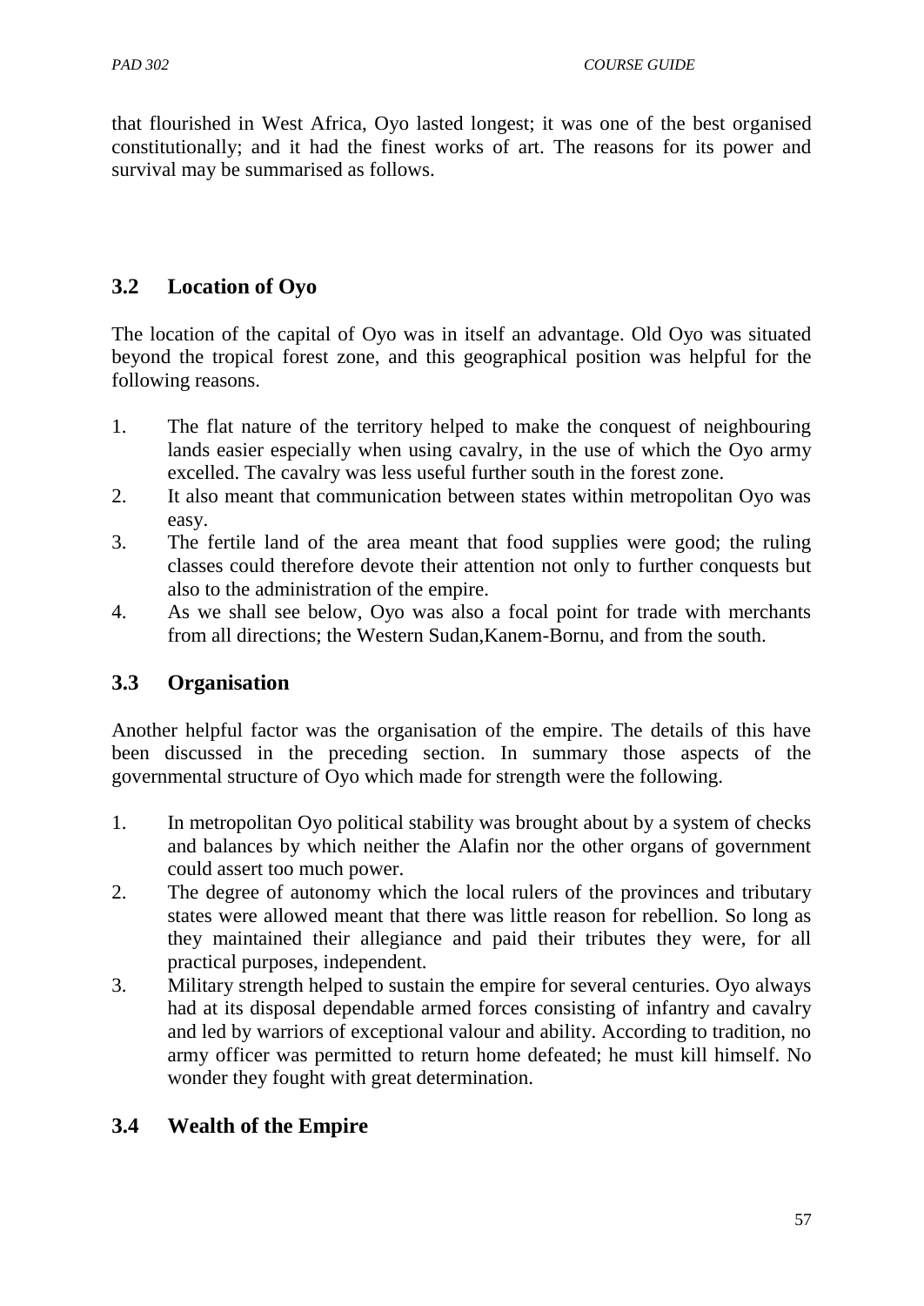that flourished in West Africa, Oyo lasted longest; it was one of the best organised constitutionally; and it had the finest works of art. The reasons for its power and survival may be summarised as follows.

## 3.2 Location of Oyo

The location of the capital of Oyo was in itself an advantage. Old Oyo was situated beyond the tropical forest zone, and this geographical position was helpful for the following reasons.

1. The flat nature of the territory helped to make the conquest of neighbouring lands easier especially when using cavalry, in the use of which the Oyo army excelled. The cavalry was less useful further south in the forest zone.
2. It also meant that communication between states within metropolitan Oyo was easy.
3. The fertile land of the area meant that food supplies were good; the ruling classes could therefore devote their attention not only to further conquests but also to the administration of the empire.
4. As we shall see below, Oyo was also a focal point for trade with merchants from all directions; the Western Sudan,Kanem-Bornu, and from the south.

## 3.3 Organisation

Another helpful factor was the organisation of the empire. The details of this have been discussed in the preceding section. In summary those aspects of the governmental structure of Oyo which made for strength were the following.

1. In metropolitan Oyo political stability was brought about by a system of checks and balances by which neither the Alafin nor the other organs of government could assert too much power.
2. The degree of autonomy which the local rulers of the provinces and tributary states were allowed meant that there was little reason for rebellion. So long as they maintained their allegiance and paid their tributes they were, for all practical purposes, independent.
3. Military strength helped to sustain the empire for several centuries. Oyo always had at its disposal dependable armed forces consisting of infantry and cavalry and led by warriors of exceptional valour and ability. According to tradition, no army officer was permitted to return home defeated; he must kill himself. No wonder they fought with great determination.

## 3.4 Wealth of the Empire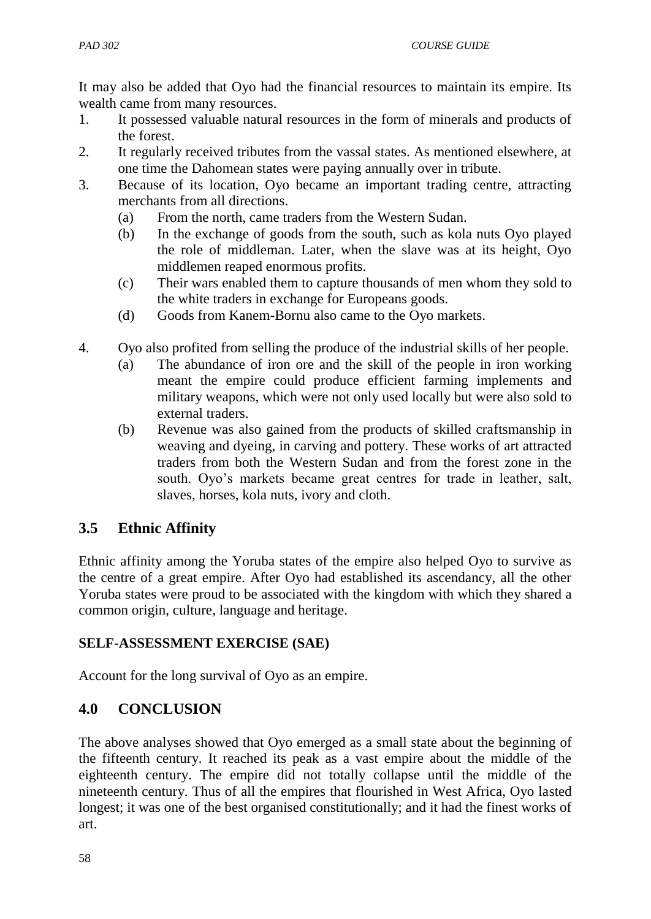It may also be added that Oyo had the financial resources to maintain its empire. Its wealth came from many resources.

1. It possessed valuable natural resources in the form of minerals and products of the forest.
2. It regularly received tributes from the vassal states. As mentioned elsewhere, at one time the Dahomean states were paying annually over in tribute.
3. Because of its location, Oyo became an important trading centre, attracting merchants from all directions.
   (a) From the north, came traders from the Western Sudan.
   (b) In the exchange of goods from the south, such as kola nuts Oyo played the role of middleman. Later, when the slave was at its height, Oyo middlemen reaped enormous profits.
   (c) Their wars enabled them to capture thousands of men whom they sold to the white traders in exchange for Europeans goods.
   (d) Goods from Kanem-Bornu also came to the Oyo markets.

4. Oyo also profited from selling the produce of the industrial skills of her people.
   (a) The abundance of iron ore and the skill of the people in iron working meant the empire could produce efficient farming implements and military weapons, which were not only used locally but were also sold to external traders.
   (b) Revenue was also gained from the products of skilled craftsmanship in weaving and dyeing, in carving and pottery. These works of art attracted traders from both the Western Sudan and from the forest zone in the south. Oyo's markets became great centres for trade in leather, salt, slaves, horses, kola nuts, ivory and cloth.

## 3.5 Ethnic Affinity

Ethnic affinity among the Yoruba states of the empire also helped Oyo to survive as the centre of a great empire. After Oyo had established its ascendancy, all the other Yoruba states were proud to be associated with the kingdom with which they shared a common origin, culture, language and heritage.

**SELF-ASSESSMENT EXERCISE (SAE)**

Account for the long survival of Oyo as an empire.

## 4.0 CONCLUSION

The above analyses showed that Oyo emerged as a small state about the beginning of the fifteenth century. It reached its peak as a vast empire about the middle of the eighteenth century. The empire did not totally collapse until the middle of the nineteenth century. Thus of all the empires that flourished in West Africa, Oyo lasted longest; it was one of the best organised constitutionally; and it had the finest works of art.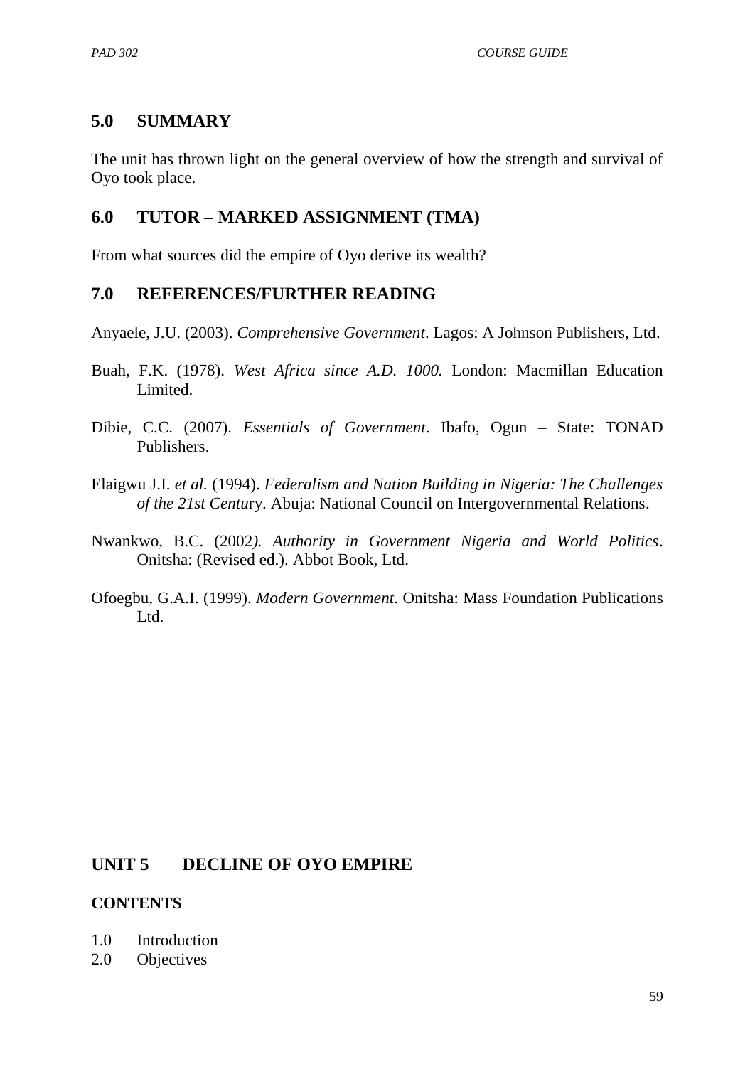## 5.0 SUMMARY

The unit has thrown light on the general overview of how the strength and survival of Oyo took place.

## 6.0 TUTOR – MARKED ASSIGNMENT (TMA)

From what sources did the empire of Oyo derive its wealth?

## 7.0 REFERENCES/FURTHER READING

Anyaele, J.U. (2003). *Comprehensive Government*. Lagos: A Johnson Publishers, Ltd.

Buah, F.K. (1978). *West Africa since A.D. 1000.* London: Macmillan Education Limited.

Dibie, C.C. (2007). *Essentials of Government*. Ibafo, Ogun – State: TONAD Publishers.

Elaigwu J.I. *et al.* (1994). *Federalism and Nation Building in Nigeria: The Challenges of the 21st Centu*ry. Abuja: National Council on Intergovernmental Relations.

Nwankwo, B.C. (2002*). Authority in Government Nigeria and World Politics*. Onitsha: (Revised ed.). Abbot Book, Ltd.

Ofoegbu, G.A.I. (1999). *Modern Government*. Onitsha: Mass Foundation Publications Ltd.

# UNIT 5 DECLINE OF OYO EMPIRE

**CONTENTS**

1.0 Introduction
2.0 Objectives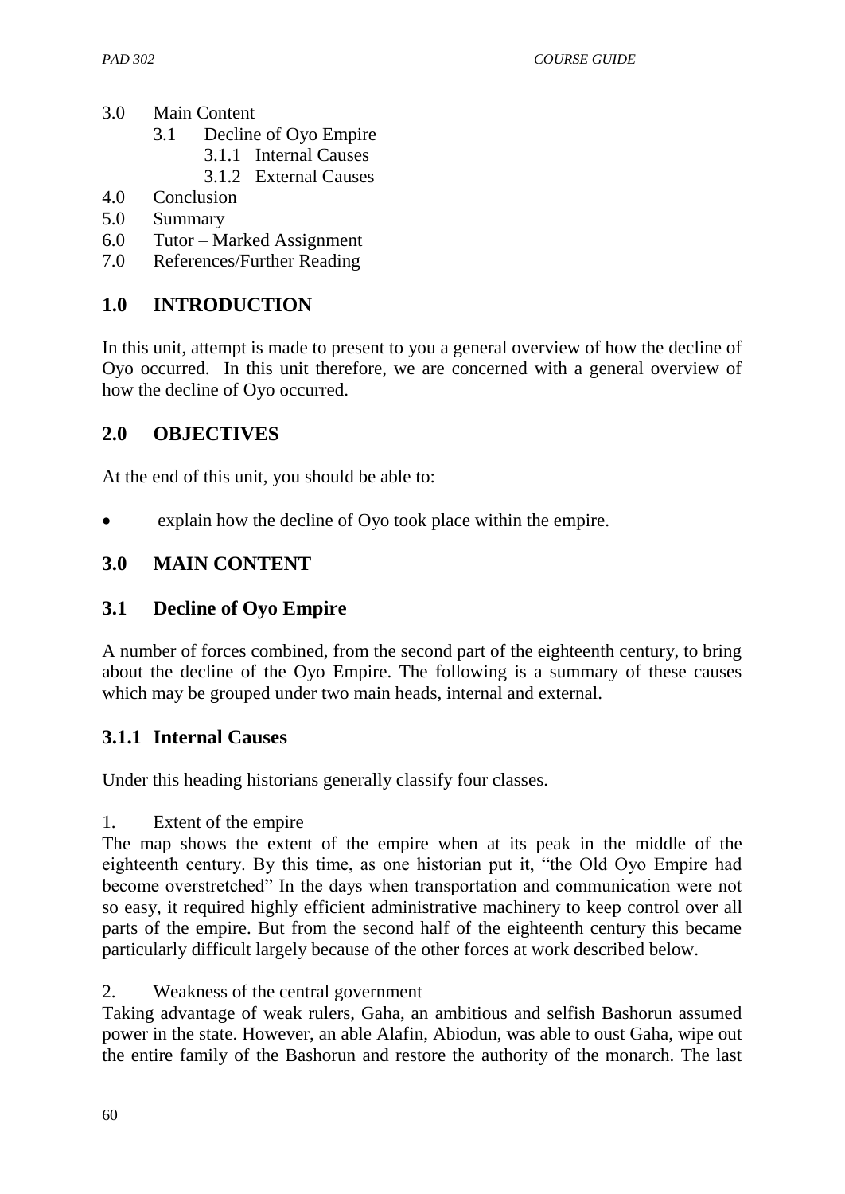3.0 Main Content
    3.1 Decline of Oyo Empire
        3.1.1 Internal Causes
        3.1.2 External Causes
4.0 Conclusion
5.0 Summary
6.0 Tutor – Marked Assignment
7.0 References/Further Reading

## 1.0 INTRODUCTION

In this unit, attempt is made to present to you a general overview of how the decline of Oyo occurred. In this unit therefore, we are concerned with a general overview of how the decline of Oyo occurred.

## 2.0 OBJECTIVES

At the end of this unit, you should be able to:

- explain how the decline of Oyo took place within the empire.

## 3.0 MAIN CONTENT

## 3.1 Decline of Oyo Empire

A number of forces combined, from the second part of the eighteenth century, to bring about the decline of the Oyo Empire. The following is a summary of these causes which may be grouped under two main heads, internal and external.

### 3.1.1 Internal Causes

Under this heading historians generally classify four classes.

1. Extent of the empire

The map shows the extent of the empire when at its peak in the middle of the eighteenth century. By this time, as one historian put it, "the Old Oyo Empire had become overstretched" In the days when transportation and communication were not so easy, it required highly efficient administrative machinery to keep control over all parts of the empire. But from the second half of the eighteenth century this became particularly difficult largely because of the other forces at work described below.

2. Weakness of the central government

Taking advantage of weak rulers, Gaha, an ambitious and selfish Bashorun assumed power in the state. However, an able Alafin, Abiodun, was able to oust Gaha, wipe out the entire family of the Bashorun and restore the authority of the monarch. The last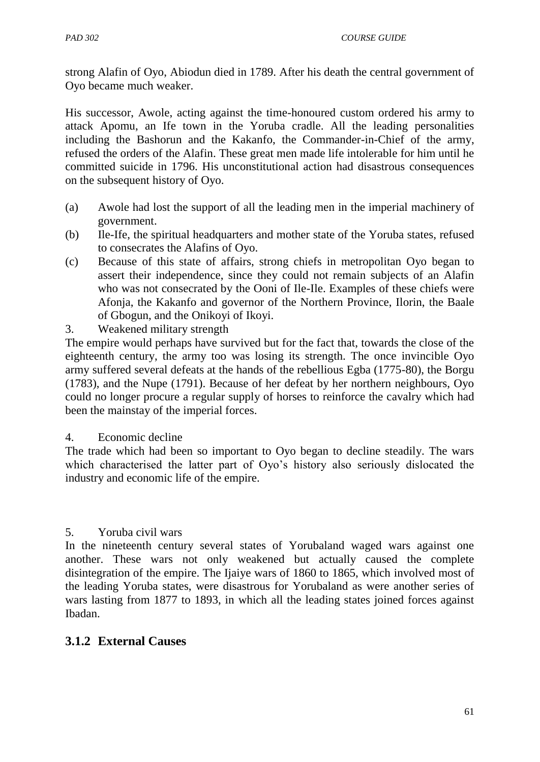strong Alafin of Oyo, Abiodun died in 1789. After his death the central government of Oyo became much weaker.

His successor, Awole, acting against the time-honoured custom ordered his army to attack Apomu, an Ife town in the Yoruba cradle. All the leading personalities including the Bashorun and the Kakanfo, the Commander-in-Chief of the army, refused the orders of the Alafin. These great men made life intolerable for him until he committed suicide in 1796. His unconstitutional action had disastrous consequences on the subsequent history of Oyo.

(a) Awole had lost the support of all the leading men in the imperial machinery of government.
(b) Ile-Ife, the spiritual headquarters and mother state of the Yoruba states, refused to consecrates the Alafins of Oyo.
(c) Because of this state of affairs, strong chiefs in metropolitan Oyo began to assert their independence, since they could not remain subjects of an Alafin who was not consecrated by the Ooni of Ile-Ile. Examples of these chiefs were Afonja, the Kakanfo and governor of the Northern Province, Ilorin, the Baale of Gbogun, and the Onikoyi of Ikoyi.

3. Weakened military strength

The empire would perhaps have survived but for the fact that, towards the close of the eighteenth century, the army too was losing its strength. The once invincible Oyo army suffered several defeats at the hands of the rebellious Egba (1775-80), the Borgu (1783), and the Nupe (1791). Because of her defeat by her northern neighbours, Oyo could no longer procure a regular supply of horses to reinforce the cavalry which had been the mainstay of the imperial forces.

4. Economic decline

The trade which had been so important to Oyo began to decline steadily. The wars which characterised the latter part of Oyo's history also seriously dislocated the industry and economic life of the empire.

5. Yoruba civil wars

In the nineteenth century several states of Yorubaland waged wars against one another. These wars not only weakened but actually caused the complete disintegration of the empire. The Ijaiye wars of 1860 to 1865, which involved most of the leading Yoruba states, were disastrous for Yorubaland as were another series of wars lasting from 1877 to 1893, in which all the leading states joined forces against Ibadan.

### 3.1.2 External Causes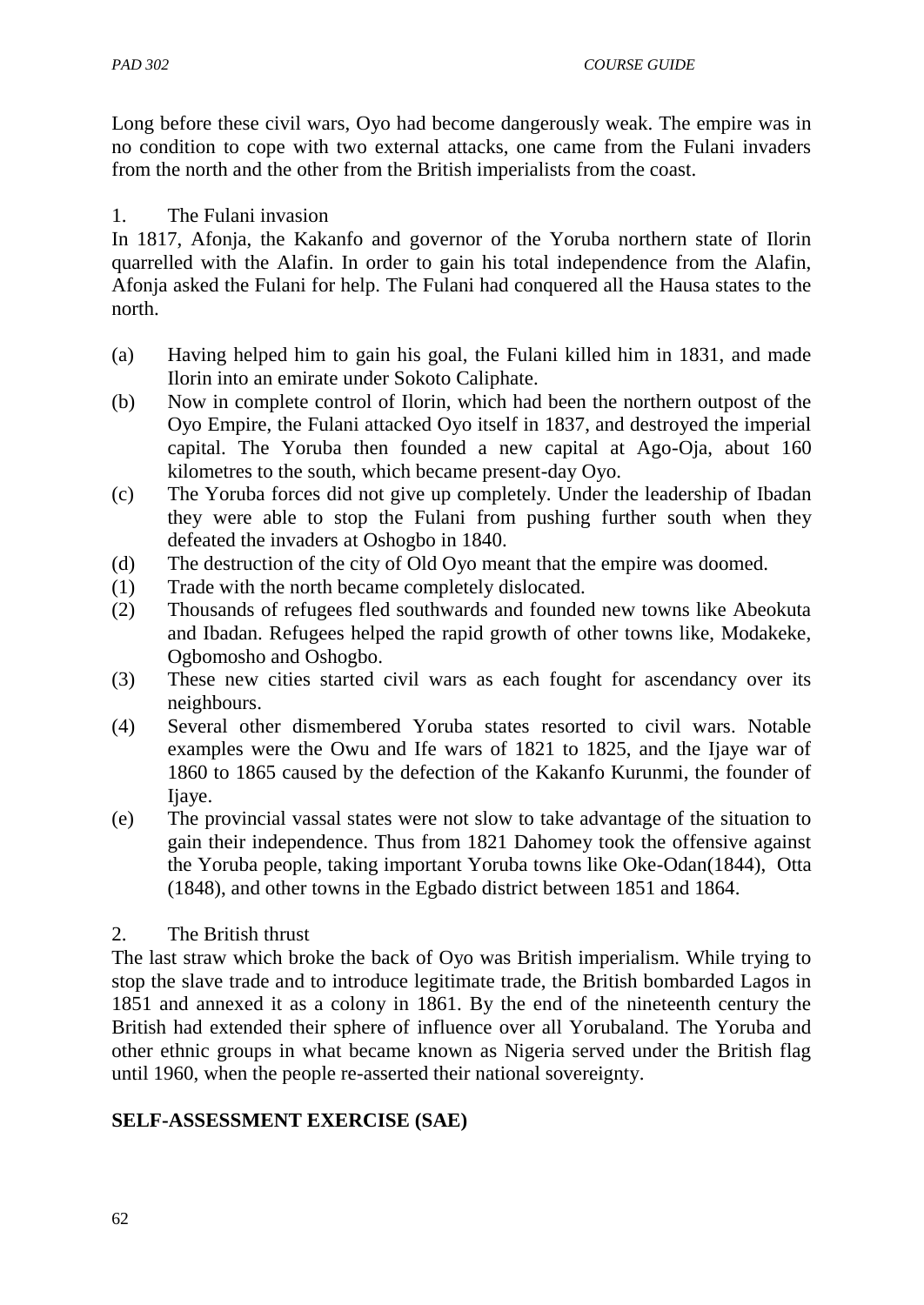Long before these civil wars, Oyo had become dangerously weak. The empire was in no condition to cope with two external attacks, one came from the Fulani invaders from the north and the other from the British imperialists from the coast.

1. The Fulani invasion

In 1817, Afonja, the Kakanfo and governor of the Yoruba northern state of Ilorin quarrelled with the Alafin. In order to gain his total independence from the Alafin, Afonja asked the Fulani for help. The Fulani had conquered all the Hausa states to the north.

(a) Having helped him to gain his goal, the Fulani killed him in 1831, and made Ilorin into an emirate under Sokoto Caliphate.

(b) Now in complete control of Ilorin, which had been the northern outpost of the Oyo Empire, the Fulani attacked Oyo itself in 1837, and destroyed the imperial capital. The Yoruba then founded a new capital at Ago-Oja, about 160 kilometres to the south, which became present-day Oyo.

(c) The Yoruba forces did not give up completely. Under the leadership of Ibadan they were able to stop the Fulani from pushing further south when they defeated the invaders at Oshogbo in 1840.

(d) The destruction of the city of Old Oyo meant that the empire was doomed.

(1) Trade with the north became completely dislocated.

(2) Thousands of refugees fled southwards and founded new towns like Abeokuta and Ibadan. Refugees helped the rapid growth of other towns like, Modakeke, Ogbomosho and Oshogbo.

(3) These new cities started civil wars as each fought for ascendancy over its neighbours.

(4) Several other dismembered Yoruba states resorted to civil wars. Notable examples were the Owu and Ife wars of 1821 to 1825, and the Ijaye war of 1860 to 1865 caused by the defection of the Kakanfo Kurunmi, the founder of Ijaye.

(e) The provincial vassal states were not slow to take advantage of the situation to gain their independence. Thus from 1821 Dahomey took the offensive against the Yoruba people, taking important Yoruba towns like Oke-Odan(1844), Otta (1848), and other towns in the Egbado district between 1851 and 1864.

2. The British thrust

The last straw which broke the back of Oyo was British imperialism. While trying to stop the slave trade and to introduce legitimate trade, the British bombarded Lagos in 1851 and annexed it as a colony in 1861. By the end of the nineteenth century the British had extended their sphere of influence over all Yorubaland. The Yoruba and other ethnic groups in what became known as Nigeria served under the British flag until 1960, when the people re-asserted their national sovereignty.

**SELF-ASSESSMENT EXERCISE (SAE)**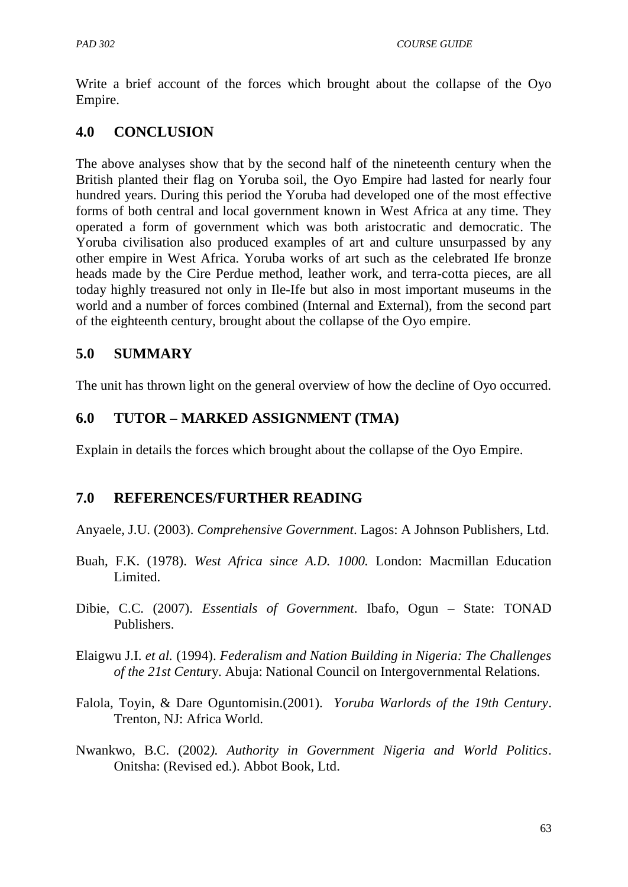Write a brief account of the forces which brought about the collapse of the Oyo Empire.

## 4.0 CONCLUSION

The above analyses show that by the second half of the nineteenth century when the British planted their flag on Yoruba soil, the Oyo Empire had lasted for nearly four hundred years. During this period the Yoruba had developed one of the most effective forms of both central and local government known in West Africa at any time. They operated a form of government which was both aristocratic and democratic. The Yoruba civilisation also produced examples of art and culture unsurpassed by any other empire in West Africa. Yoruba works of art such as the celebrated Ife bronze heads made by the Cire Perdue method, leather work, and terra-cotta pieces, are all today highly treasured not only in Ile-Ife but also in most important museums in the world and a number of forces combined (Internal and External), from the second part of the eighteenth century, brought about the collapse of the Oyo empire.

## 5.0 SUMMARY

The unit has thrown light on the general overview of how the decline of Oyo occurred.

## 6.0 TUTOR – MARKED ASSIGNMENT (TMA)

Explain in details the forces which brought about the collapse of the Oyo Empire.

## 7.0 REFERENCES/FURTHER READING

Anyaele, J.U. (2003). *Comprehensive Government*. Lagos: A Johnson Publishers, Ltd.

Buah, F.K. (1978). *West Africa since A.D. 1000.* London: Macmillan Education Limited.

Dibie, C.C. (2007). *Essentials of Government*. Ibafo, Ogun – State: TONAD Publishers.

Elaigwu J.I. *et al.* (1994). *Federalism and Nation Building in Nigeria: The Challenges of the 21st Centu*ry. Abuja: National Council on Intergovernmental Relations.

Falola, Toyin, & Dare Oguntomisin.(2001). *Yoruba Warlords of the 19th Century*. Trenton, NJ: Africa World.

Nwankwo, B.C. (2002*). Authority in Government Nigeria and World Politics*. Onitsha: (Revised ed.). Abbot Book, Ltd.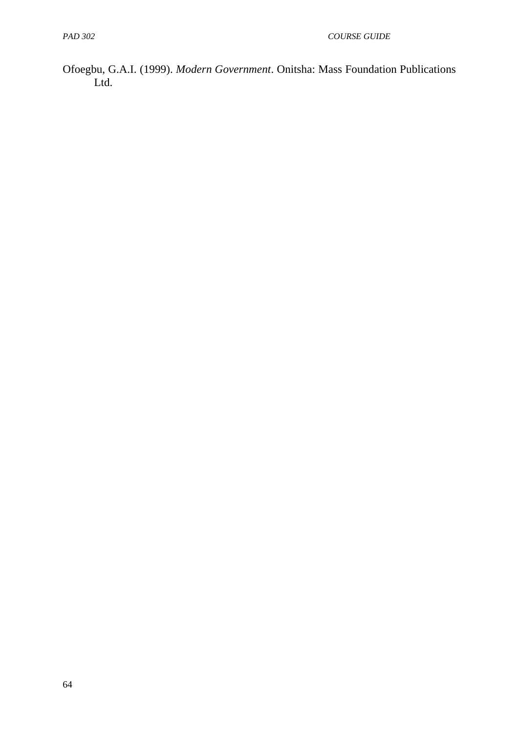Ofoegbu, G.A.I. (1999). *Modern Government*. Onitsha: Mass Foundation Publications Ltd.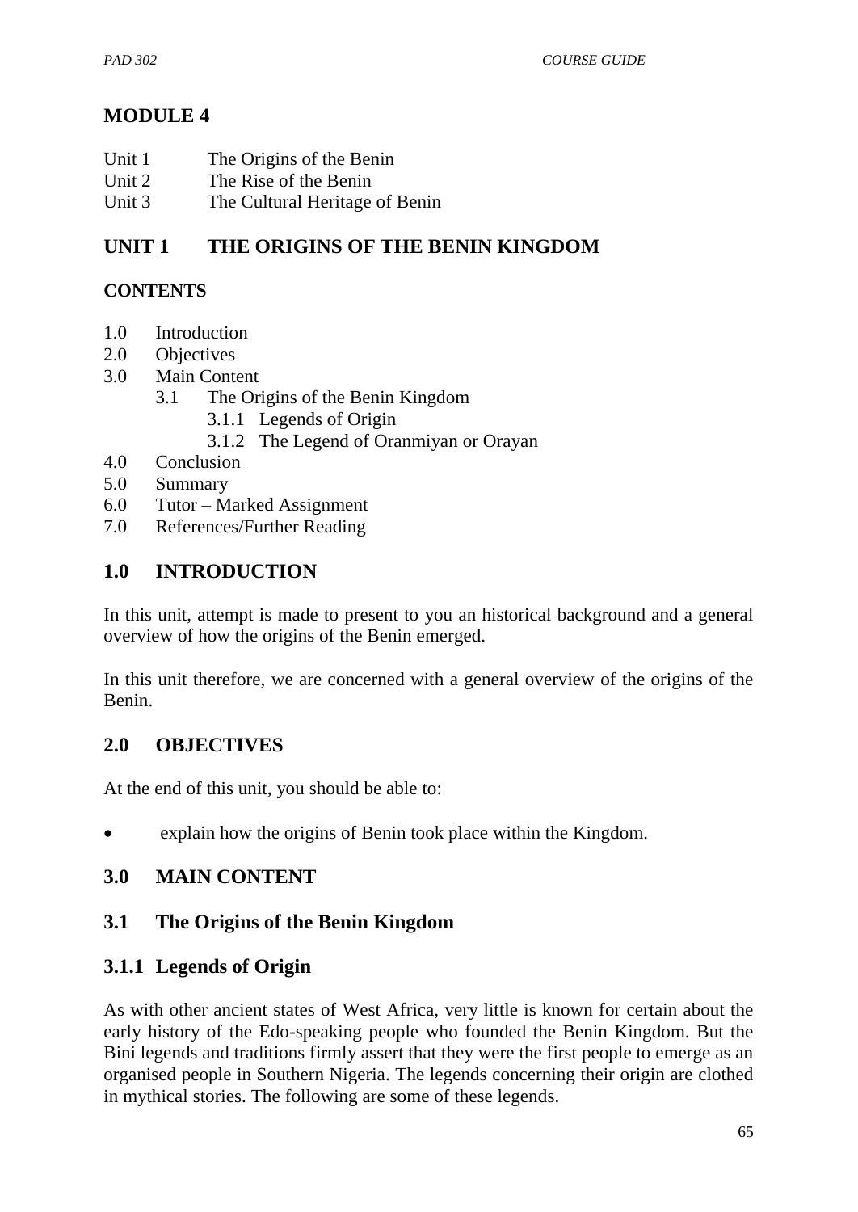## MODULE 4

Unit 1 The Origins of the Benin
Unit 2 The Rise of the Benin
Unit 3 The Cultural Heritage of Benin

## UNIT 1 THE ORIGINS OF THE BENIN KINGDOM

### CONTENTS

1.0 Introduction
2.0 Objectives
3.0 Main Content
 3.1 The Origins of the Benin Kingdom
  3.1.1 Legends of Origin
  3.1.2 The Legend of Oranmiyan or Orayan
4.0 Conclusion
5.0 Summary
6.0 Tutor – Marked Assignment
7.0 References/Further Reading

## 1.0 INTRODUCTION

In this unit, attempt is made to present to you an historical background and a general overview of how the origins of the Benin emerged.

In this unit therefore, we are concerned with a general overview of the origins of the Benin.

## 2.0 OBJECTIVES

At the end of this unit, you should be able to:

- explain how the origins of Benin took place within the Kingdom.

## 3.0 MAIN CONTENT

### 3.1 The Origins of the Benin Kingdom

### 3.1.1 Legends of Origin

As with other ancient states of West Africa, very little is known for certain about the early history of the Edo-speaking people who founded the Benin Kingdom. But the Bini legends and traditions firmly assert that they were the first people to emerge as an organised people in Southern Nigeria. The legends concerning their origin are clothed in mythical stories. The following are some of these legends.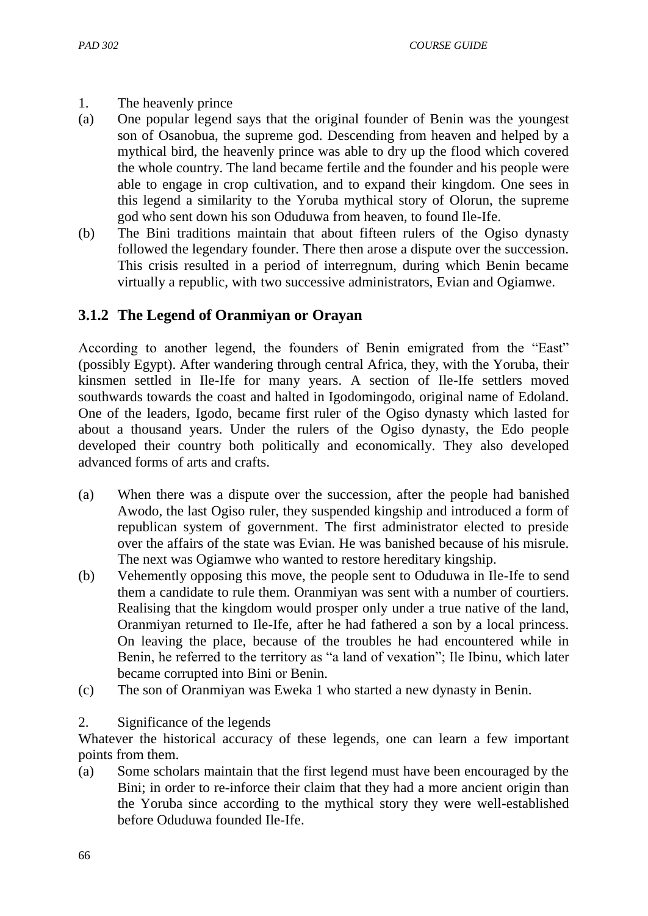1. The heavenly prince

(a) One popular legend says that the original founder of Benin was the youngest son of Osanobua, the supreme god. Descending from heaven and helped by a mythical bird, the heavenly prince was able to dry up the flood which covered the whole country. The land became fertile and the founder and his people were able to engage in crop cultivation, and to expand their kingdom. One sees in this legend a similarity to the Yoruba mythical story of Olorun, the supreme god who sent down his son Oduduwa from heaven, to found Ile-Ife.

(b) The Bini traditions maintain that about fifteen rulers of the Ogiso dynasty followed the legendary founder. There then arose a dispute over the succession. This crisis resulted in a period of interregnum, during which Benin became virtually a republic, with two successive administrators, Evian and Ogiamwe.

### 3.1.2 The Legend of Oranmiyan or Orayan

According to another legend, the founders of Benin emigrated from the "East" (possibly Egypt). After wandering through central Africa, they, with the Yoruba, their kinsmen settled in Ile-Ife for many years. A section of Ile-Ife settlers moved southwards towards the coast and halted in Igodomingodo, original name of Edoland. One of the leaders, Igodo, became first ruler of the Ogiso dynasty which lasted for about a thousand years. Under the rulers of the Ogiso dynasty, the Edo people developed their country both politically and economically. They also developed advanced forms of arts and crafts.

(a) When there was a dispute over the succession, after the people had banished Awodo, the last Ogiso ruler, they suspended kingship and introduced a form of republican system of government. The first administrator elected to preside over the affairs of the state was Evian. He was banished because of his misrule. The next was Ogiamwe who wanted to restore hereditary kingship.

(b) Vehemently opposing this move, the people sent to Oduduwa in Ile-Ife to send them a candidate to rule them. Oranmiyan was sent with a number of courtiers. Realising that the kingdom would prosper only under a true native of the land, Oranmiyan returned to Ile-Ife, after he had fathered a son by a local princess. On leaving the place, because of the troubles he had encountered while in Benin, he referred to the territory as "a land of vexation"; Ile Ibinu, which later became corrupted into Bini or Benin.

(c) The son of Oranmiyan was Eweka 1 who started a new dynasty in Benin.

2. Significance of the legends

Whatever the historical accuracy of these legends, one can learn a few important points from them.

(a) Some scholars maintain that the first legend must have been encouraged by the Bini; in order to re-inforce their claim that they had a more ancient origin than the Yoruba since according to the mythical story they were well-established before Oduduwa founded Ile-Ife.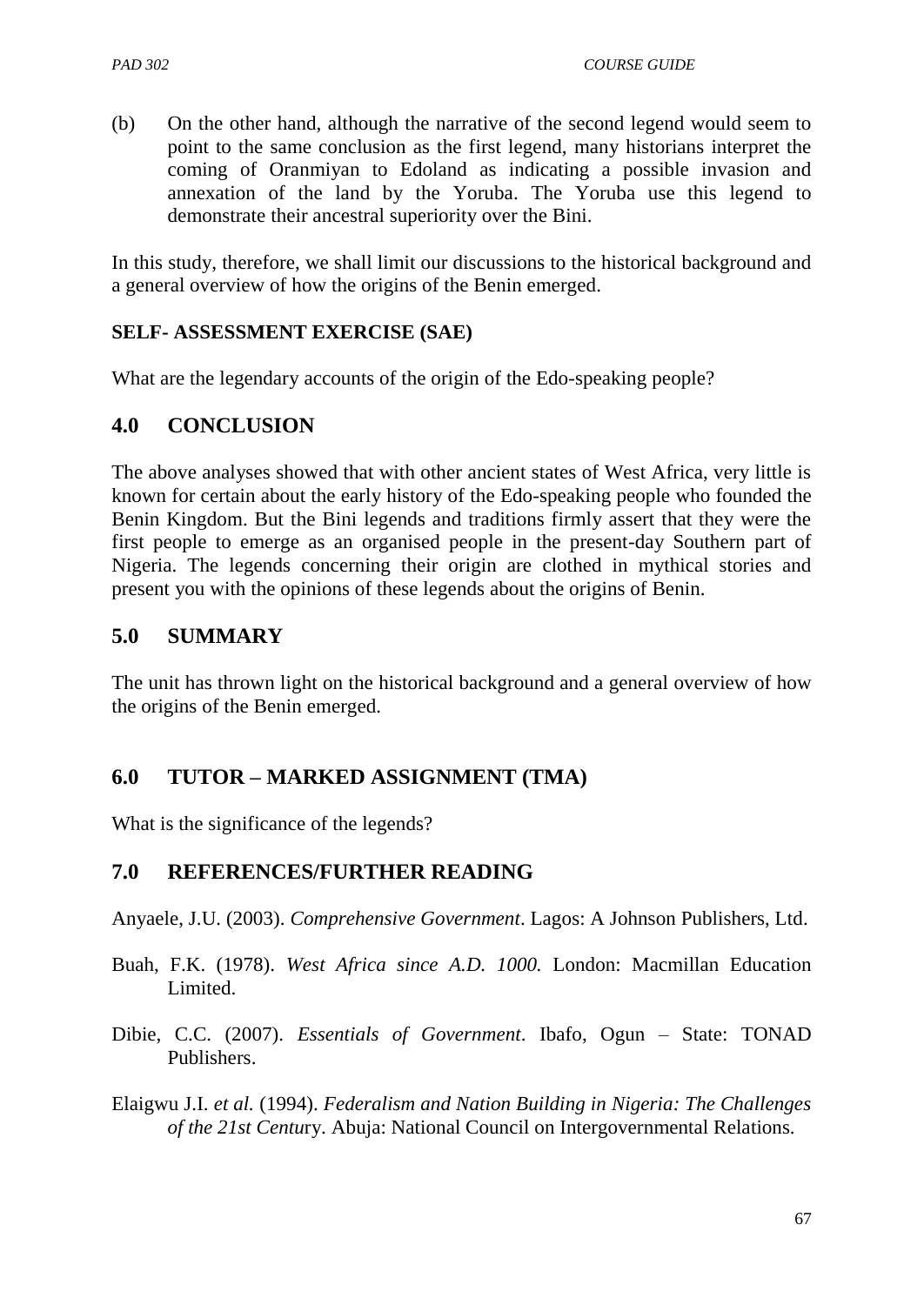(b) On the other hand, although the narrative of the second legend would seem to point to the same conclusion as the first legend, many historians interpret the coming of Oranmiyan to Edoland as indicating a possible invasion and annexation of the land by the Yoruba. The Yoruba use this legend to demonstrate their ancestral superiority over the Bini.

In this study, therefore, we shall limit our discussions to the historical background and a general overview of how the origins of the Benin emerged.

**SELF- ASSESSMENT EXERCISE (SAE)**

What are the legendary accounts of the origin of the Edo-speaking people?

## 4.0 CONCLUSION

The above analyses showed that with other ancient states of West Africa, very little is known for certain about the early history of the Edo-speaking people who founded the Benin Kingdom. But the Bini legends and traditions firmly assert that they were the first people to emerge as an organised people in the present-day Southern part of Nigeria. The legends concerning their origin are clothed in mythical stories and present you with the opinions of these legends about the origins of Benin.

## 5.0 SUMMARY

The unit has thrown light on the historical background and a general overview of how the origins of the Benin emerged.

## 6.0 TUTOR – MARKED ASSIGNMENT (TMA)

What is the significance of the legends?

## 7.0 REFERENCES/FURTHER READING

Anyaele, J.U. (2003). *Comprehensive Government*. Lagos: A Johnson Publishers, Ltd.

Buah, F.K. (1978). *West Africa since A.D. 1000.* London: Macmillan Education Limited.

Dibie, C.C. (2007). *Essentials of Government*. Ibafo, Ogun – State: TONAD Publishers.

Elaigwu J.I. *et al.* (1994). *Federalism and Nation Building in Nigeria: The Challenges of the 21st Centu*ry. Abuja: National Council on Intergovernmental Relations.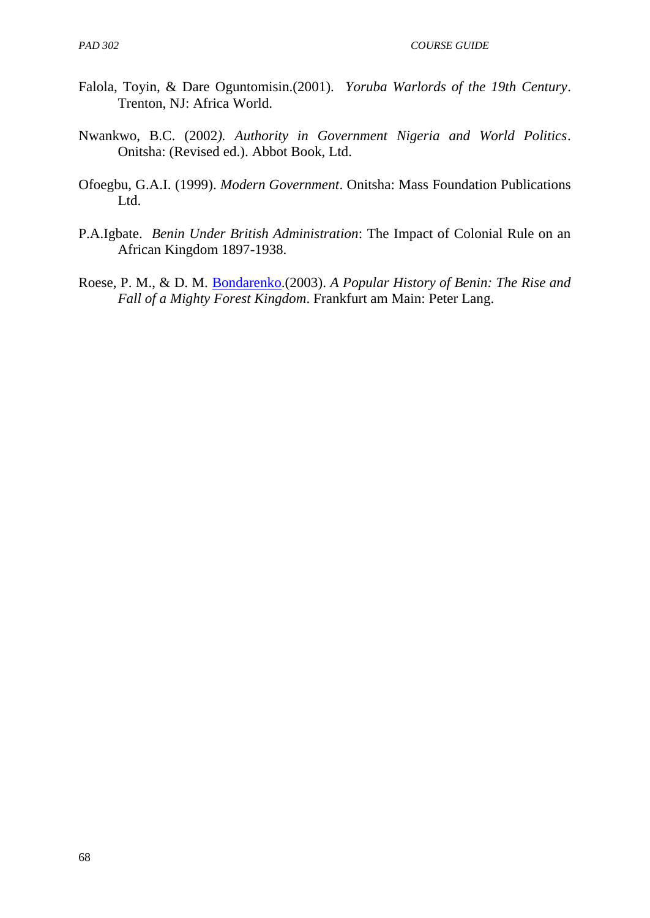Falola, Toyin, & Dare Oguntomisin.(2001). *Yoruba Warlords of the 19th Century*. Trenton, NJ: Africa World.

Nwankwo, B.C. (2002). *Authority in Government Nigeria and World Politics*. Onitsha: (Revised ed.). Abbot Book, Ltd.

Ofoegbu, G.A.I. (1999). *Modern Government*. Onitsha: Mass Foundation Publications Ltd.

P.A.Igbate. *Benin Under British Administration*: The Impact of Colonial Rule on an African Kingdom 1897-1938.

Roese, P. M., & D. M. Bondarenko.(2003). *A Popular History of Benin: The Rise and Fall of a Mighty Forest Kingdom*. Frankfurt am Main: Peter Lang.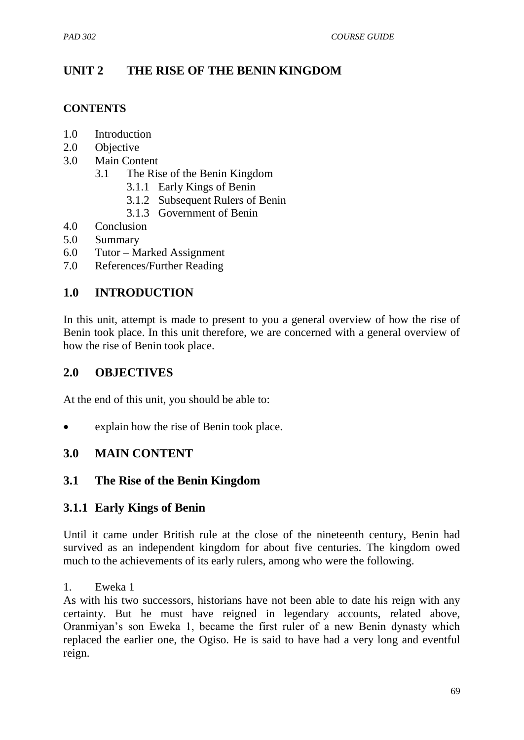# UNIT 2 THE RISE OF THE BENIN KINGDOM

## CONTENTS

- 1.0 Introduction
- 2.0 Objective
- 3.0 Main Content
  - 3.1 The Rise of the Benin Kingdom
    - 3.1.1 Early Kings of Benin
    - 3.1.2 Subsequent Rulers of Benin
    - 3.1.3 Government of Benin
- 4.0 Conclusion
- 5.0 Summary
- 6.0 Tutor – Marked Assignment
- 7.0 References/Further Reading

## 1.0 INTRODUCTION

In this unit, attempt is made to present to you a general overview of how the rise of Benin took place. In this unit therefore, we are concerned with a general overview of how the rise of Benin took place.

## 2.0 OBJECTIVES

At the end of this unit, you should be able to:

- explain how the rise of Benin took place.

## 3.0 MAIN CONTENT

## 3.1 The Rise of the Benin Kingdom

### 3.1.1 Early Kings of Benin

Until it came under British rule at the close of the nineteenth century, Benin had survived as an independent kingdom for about five centuries. The kingdom owed much to the achievements of its early rulers, among who were the following.

1. Eweka 1

As with his two successors, historians have not been able to date his reign with any certainty. But he must have reigned in legendary accounts, related above, Oranmiyan's son Eweka 1, became the first ruler of a new Benin dynasty which replaced the earlier one, the Ogiso. He is said to have had a very long and eventful reign.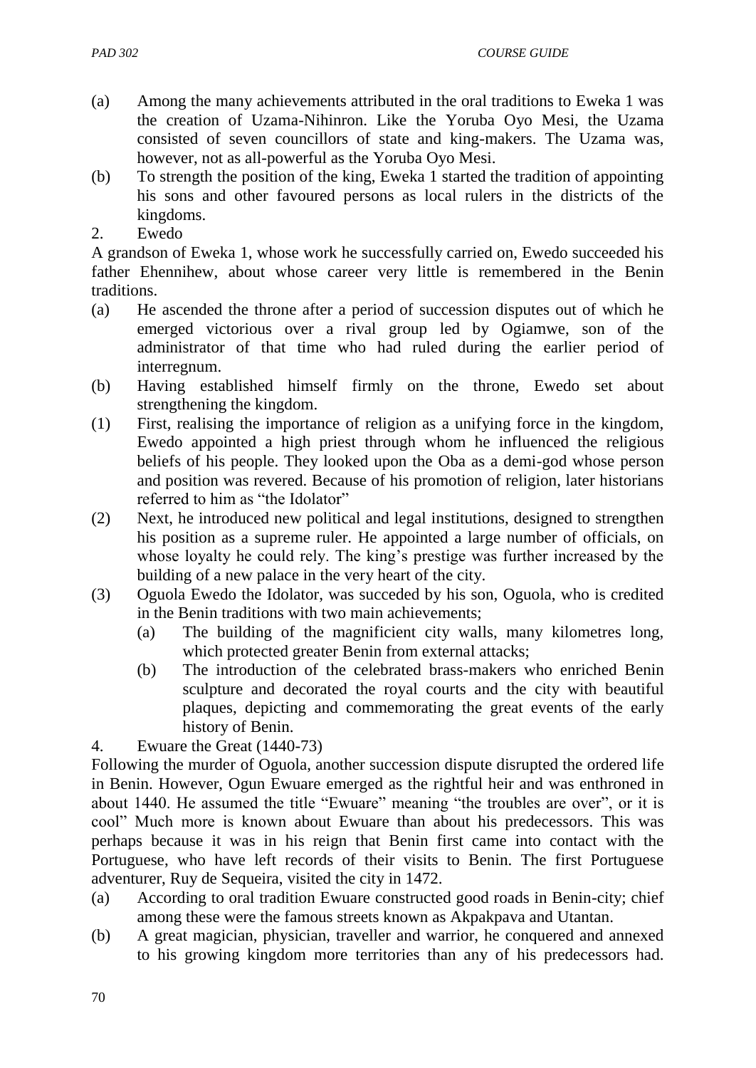(a) Among the many achievements attributed in the oral traditions to Eweka 1 was the creation of Uzama-Nihinron. Like the Yoruba Oyo Mesi, the Uzama consisted of seven councillors of state and king-makers. The Uzama was, however, not as all-powerful as the Yoruba Oyo Mesi.

(b) To strength the position of the king, Eweka 1 started the tradition of appointing his sons and other favoured persons as local rulers in the districts of the kingdoms.

2. Ewedo

A grandson of Eweka 1, whose work he successfully carried on, Ewedo succeeded his father Ehennihew, about whose career very little is remembered in the Benin traditions.

(a) He ascended the throne after a period of succession disputes out of which he emerged victorious over a rival group led by Ogiamwe, son of the administrator of that time who had ruled during the earlier period of interregnum.

(b) Having established himself firmly on the throne, Ewedo set about strengthening the kingdom.

(1) First, realising the importance of religion as a unifying force in the kingdom, Ewedo appointed a high priest through whom he influenced the religious beliefs of his people. They looked upon the Oba as a demi-god whose person and position was revered. Because of his promotion of religion, later historians referred to him as "the Idolator"

(2) Next, he introduced new political and legal institutions, designed to strengthen his position as a supreme ruler. He appointed a large number of officials, on whose loyalty he could rely. The king's prestige was further increased by the building of a new palace in the very heart of the city.

(3) Oguola Ewedo the Idolator, was succeded by his son, Oguola, who is credited in the Benin traditions with two main achievements;

   (a) The building of the magnificient city walls, many kilometres long, which protected greater Benin from external attacks;

   (b) The introduction of the celebrated brass-makers who enriched Benin sculpture and decorated the royal courts and the city with beautiful plaques, depicting and commemorating the great events of the early history of Benin.

4. Ewuare the Great (1440-73)

Following the murder of Oguola, another succession dispute disrupted the ordered life in Benin. However, Ogun Ewuare emerged as the rightful heir and was enthroned in about 1440. He assumed the title "Ewuare" meaning "the troubles are over", or it is cool" Much more is known about Ewuare than about his predecessors. This was perhaps because it was in his reign that Benin first came into contact with the Portuguese, who have left records of their visits to Benin. The first Portuguese adventurer, Ruy de Sequeira, visited the city in 1472.

(a) According to oral tradition Ewuare constructed good roads in Benin-city; chief among these were the famous streets known as Akpakpava and Utantan.

(b) A great magician, physician, traveller and warrior, he conquered and annexed to his growing kingdom more territories than any of his predecessors had.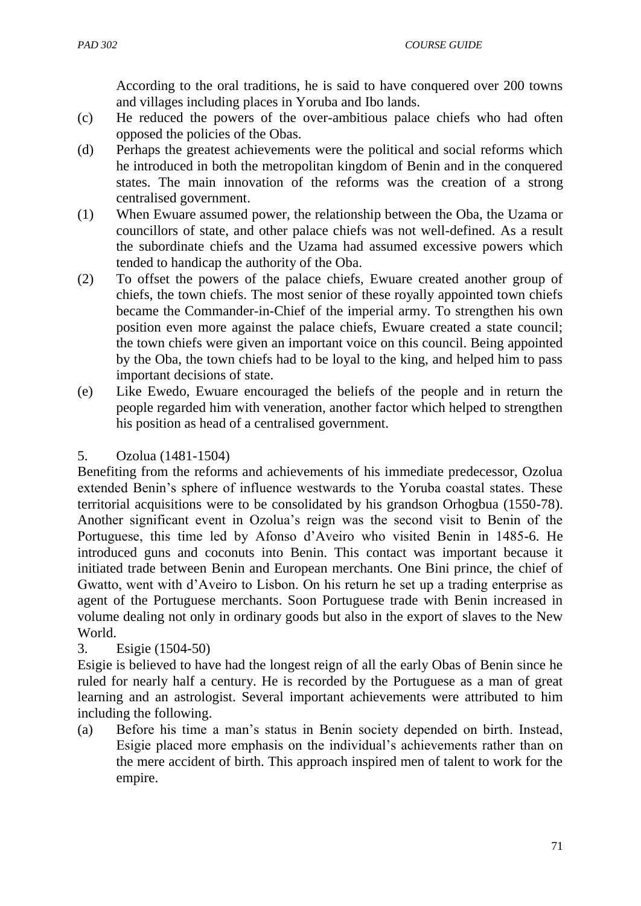According to the oral traditions, he is said to have conquered over 200 towns and villages including places in Yoruba and Ibo lands.

(c) He reduced the powers of the over-ambitious palace chiefs who had often opposed the policies of the Obas.

(d) Perhaps the greatest achievements were the political and social reforms which he introduced in both the metropolitan kingdom of Benin and in the conquered states. The main innovation of the reforms was the creation of a strong centralised government.

(1) When Ewuare assumed power, the relationship between the Oba, the Uzama or councillors of state, and other palace chiefs was not well-defined. As a result the subordinate chiefs and the Uzama had assumed excessive powers which tended to handicap the authority of the Oba.

(2) To offset the powers of the palace chiefs, Ewuare created another group of chiefs, the town chiefs. The most senior of these royally appointed town chiefs became the Commander-in-Chief of the imperial army. To strengthen his own position even more against the palace chiefs, Ewuare created a state council; the town chiefs were given an important voice on this council. Being appointed by the Oba, the town chiefs had to be loyal to the king, and helped him to pass important decisions of state.

(e) Like Ewedo, Ewuare encouraged the beliefs of the people and in return the people regarded him with veneration, another factor which helped to strengthen his position as head of a centralised government.

5. Ozolua (1481-1504)

Benefiting from the reforms and achievements of his immediate predecessor, Ozolua extended Benin's sphere of influence westwards to the Yoruba coastal states. These territorial acquisitions were to be consolidated by his grandson Orhogbua (1550-78). Another significant event in Ozolua's reign was the second visit to Benin of the Portuguese, this time led by Afonso d'Aveiro who visited Benin in 1485-6. He introduced guns and coconuts into Benin. This contact was important because it initiated trade between Benin and European merchants. One Bini prince, the chief of Gwatto, went with d'Aveiro to Lisbon. On his return he set up a trading enterprise as agent of the Portuguese merchants. Soon Portuguese trade with Benin increased in volume dealing not only in ordinary goods but also in the export of slaves to the New World.

3. Esigie (1504-50)

Esigie is believed to have had the longest reign of all the early Obas of Benin since he ruled for nearly half a century. He is recorded by the Portuguese as a man of great learning and an astrologist. Several important achievements were attributed to him including the following.

(a) Before his time a man's status in Benin society depended on birth. Instead, Esigie placed more emphasis on the individual's achievements rather than on the mere accident of birth. This approach inspired men of talent to work for the empire.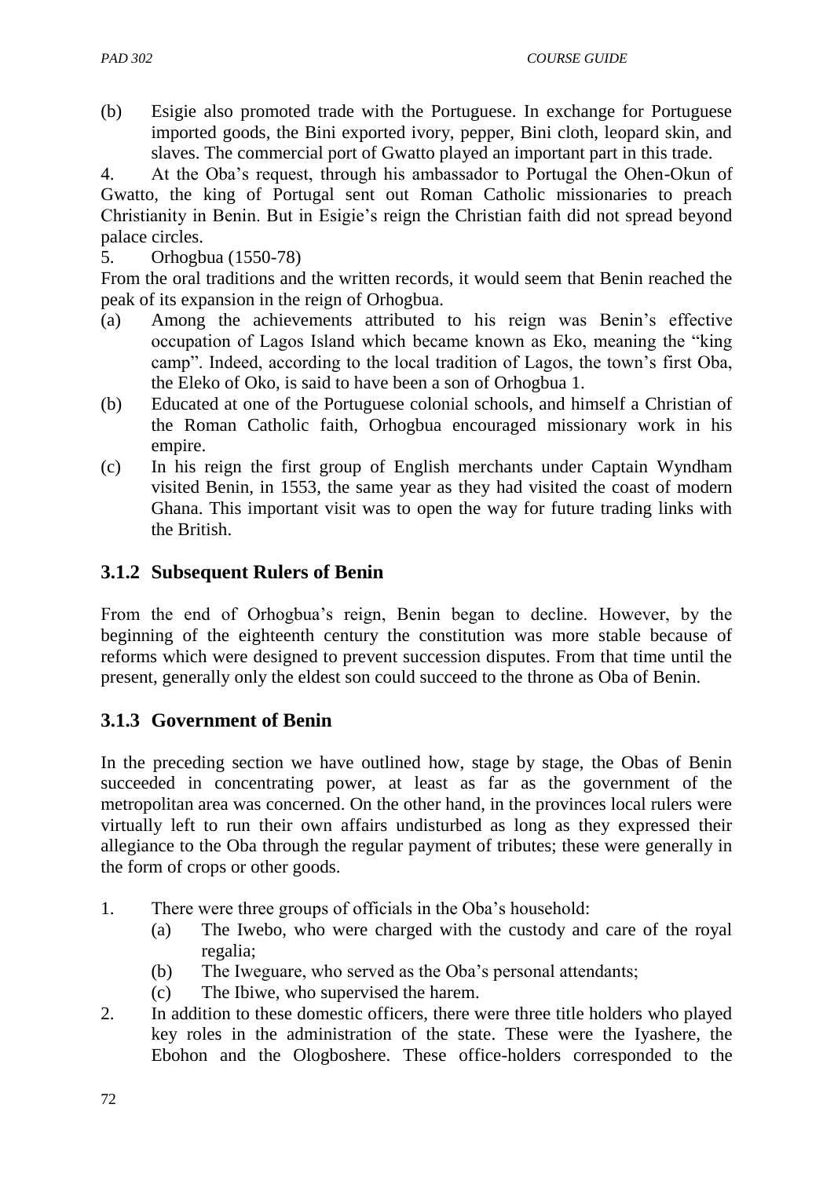(b) Esigie also promoted trade with the Portuguese. In exchange for Portuguese imported goods, the Bini exported ivory, pepper, Bini cloth, leopard skin, and slaves. The commercial port of Gwatto played an important part in this trade.

4. At the Oba's request, through his ambassador to Portugal the Ohen-Okun of Gwatto, the king of Portugal sent out Roman Catholic missionaries to preach Christianity in Benin. But in Esigie's reign the Christian faith did not spread beyond palace circles.

5. Orhogbua (1550-78)

From the oral traditions and the written records, it would seem that Benin reached the peak of its expansion in the reign of Orhogbua.

(a) Among the achievements attributed to his reign was Benin's effective occupation of Lagos Island which became known as Eko, meaning the "king camp". Indeed, according to the local tradition of Lagos, the town's first Oba, the Eleko of Oko, is said to have been a son of Orhogbua 1.

(b) Educated at one of the Portuguese colonial schools, and himself a Christian of the Roman Catholic faith, Orhogbua encouraged missionary work in his empire.

(c) In his reign the first group of English merchants under Captain Wyndham visited Benin, in 1553, the same year as they had visited the coast of modern Ghana. This important visit was to open the way for future trading links with the British.

### 3.1.2 Subsequent Rulers of Benin

From the end of Orhogbua's reign, Benin began to decline. However, by the beginning of the eighteenth century the constitution was more stable because of reforms which were designed to prevent succession disputes. From that time until the present, generally only the eldest son could succeed to the throne as Oba of Benin.

### 3.1.3 Government of Benin

In the preceding section we have outlined how, stage by stage, the Obas of Benin succeeded in concentrating power, at least as far as the government of the metropolitan area was concerned. On the other hand, in the provinces local rulers were virtually left to run their own affairs undisturbed as long as they expressed their allegiance to the Oba through the regular payment of tributes; these were generally in the form of crops or other goods.

1. There were three groups of officials in the Oba's household:
   (a) The Iwebo, who were charged with the custody and care of the royal regalia;
   (b) The Iweguare, who served as the Oba's personal attendants;
   (c) The Ibiwe, who supervised the harem.
2. In addition to these domestic officers, there were three title holders who played key roles in the administration of the state. These were the Iyashere, the Ebohon and the Ologboshere. These office-holders corresponded to the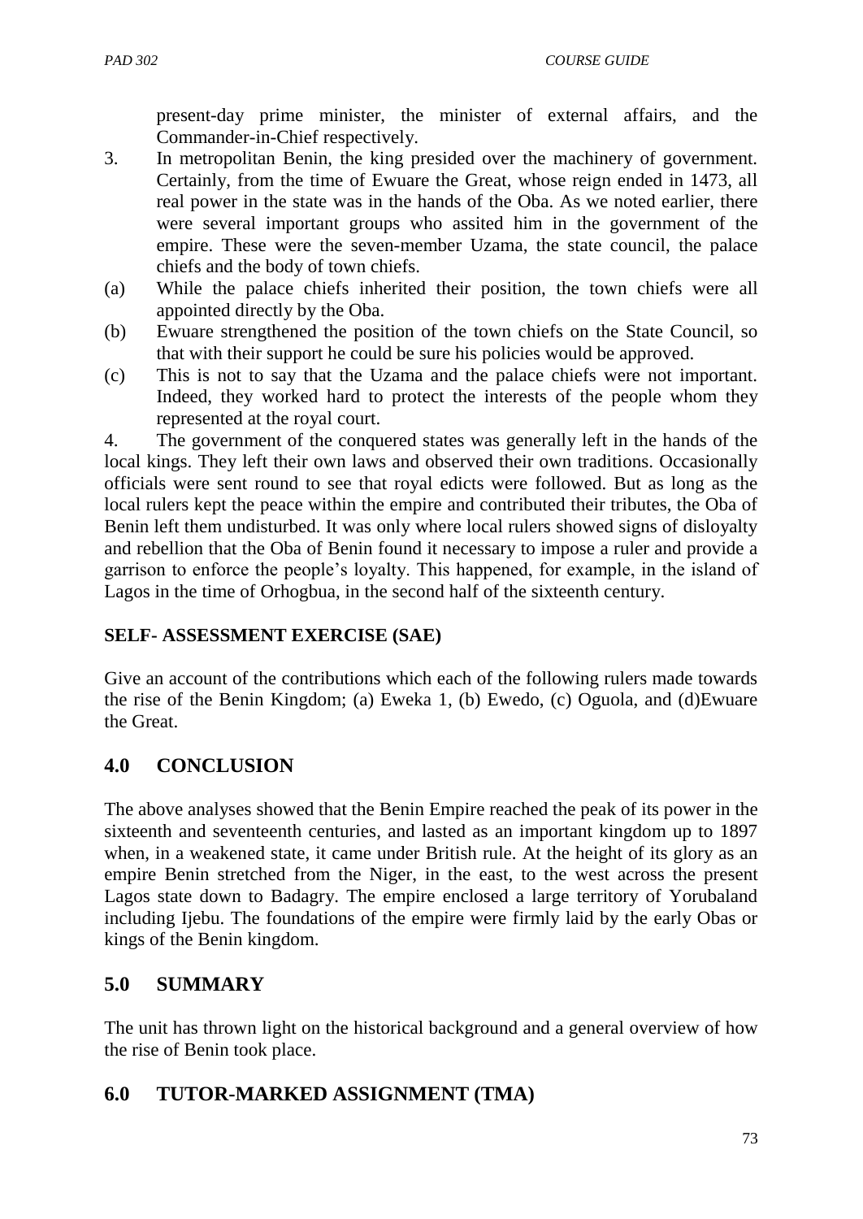present-day prime minister, the minister of external affairs, and the Commander-in-Chief respectively.

3. In metropolitan Benin, the king presided over the machinery of government. Certainly, from the time of Ewuare the Great, whose reign ended in 1473, all real power in the state was in the hands of the Oba. As we noted earlier, there were several important groups who assited him in the government of the empire. These were the seven-member Uzama, the state council, the palace chiefs and the body of town chiefs.

(a) While the palace chiefs inherited their position, the town chiefs were all appointed directly by the Oba.

(b) Ewuare strengthened the position of the town chiefs on the State Council, so that with their support he could be sure his policies would be approved.

(c) This is not to say that the Uzama and the palace chiefs were not important. Indeed, they worked hard to protect the interests of the people whom they represented at the royal court.

4. The government of the conquered states was generally left in the hands of the local kings. They left their own laws and observed their own traditions. Occasionally officials were sent round to see that royal edicts were followed. But as long as the local rulers kept the peace within the empire and contributed their tributes, the Oba of Benin left them undisturbed. It was only where local rulers showed signs of disloyalty and rebellion that the Oba of Benin found it necessary to impose a ruler and provide a garrison to enforce the people's loyalty. This happened, for example, in the island of Lagos in the time of Orhogbua, in the second half of the sixteenth century.

**SELF- ASSESSMENT EXERCISE (SAE)**

Give an account of the contributions which each of the following rulers made towards the rise of the Benin Kingdom; (a) Eweka 1, (b) Ewedo, (c) Oguola, and (d)Ewuare the Great.

## 4.0 CONCLUSION

The above analyses showed that the Benin Empire reached the peak of its power in the sixteenth and seventeenth centuries, and lasted as an important kingdom up to 1897 when, in a weakened state, it came under British rule. At the height of its glory as an empire Benin stretched from the Niger, in the east, to the west across the present Lagos state down to Badagry. The empire enclosed a large territory of Yorubaland including Ijebu. The foundations of the empire were firmly laid by the early Obas or kings of the Benin kingdom.

## 5.0 SUMMARY

The unit has thrown light on the historical background and a general overview of how the rise of Benin took place.

## 6.0 TUTOR-MARKED ASSIGNMENT (TMA)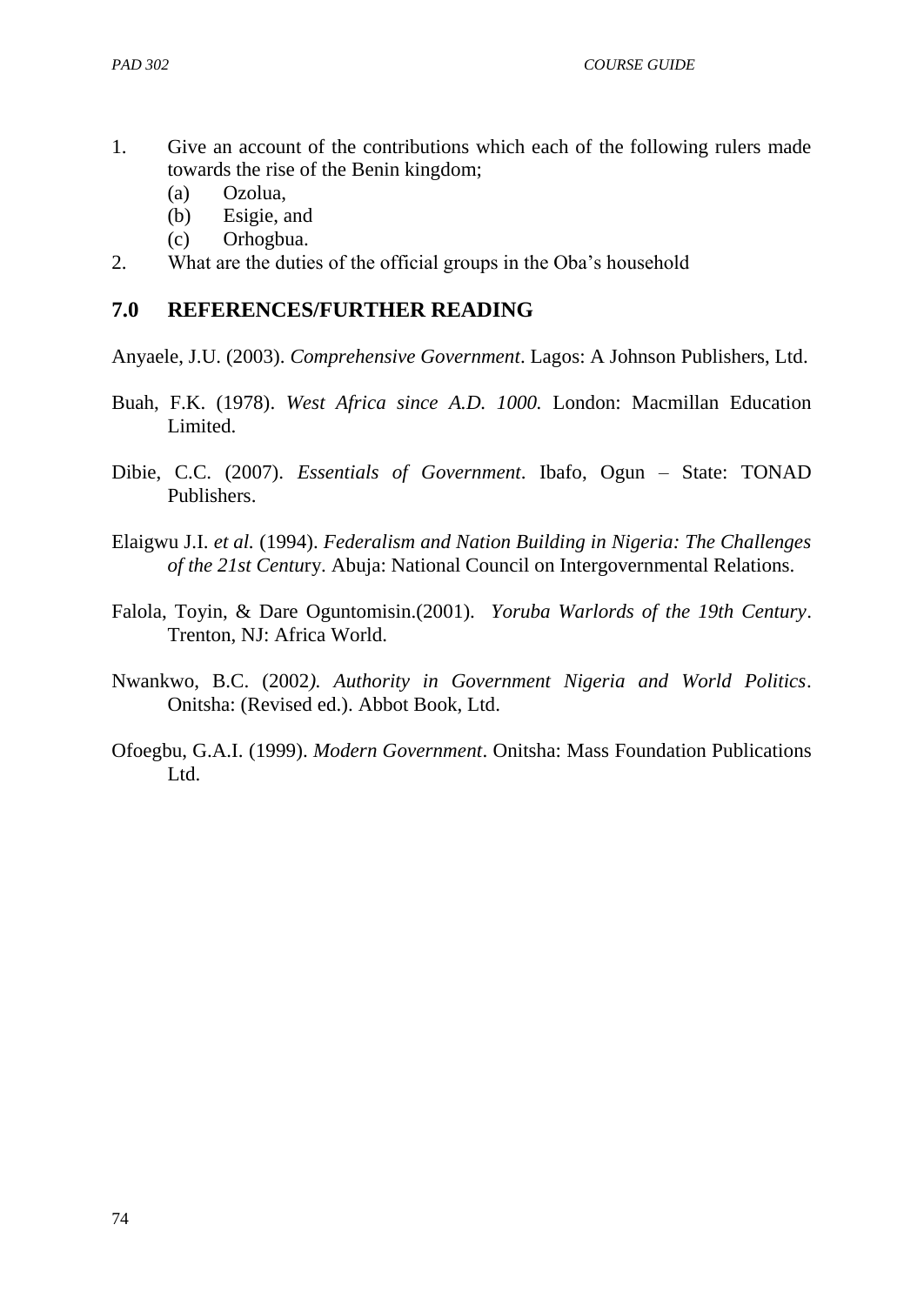1. Give an account of the contributions which each of the following rulers made towards the rise of the Benin kingdom;
   (a) Ozolua,
   (b) Esigie, and
   (c) Orhogbua.
2. What are the duties of the official groups in the Oba's household

## 7.0 REFERENCES/FURTHER READING

Anyaele, J.U. (2003). *Comprehensive Government*. Lagos: A Johnson Publishers, Ltd.

Buah, F.K. (1978). *West Africa since A.D. 1000.* London: Macmillan Education Limited.

Dibie, C.C. (2007). *Essentials of Government*. Ibafo, Ogun – State: TONAD Publishers.

Elaigwu J.I. *et al.* (1994). *Federalism and Nation Building in Nigeria: The Challenges of the 21st Centu*ry. Abuja: National Council on Intergovernmental Relations.

Falola, Toyin, & Dare Oguntomisin.(2001). *Yoruba Warlords of the 19th Century*. Trenton, NJ: Africa World.

Nwankwo, B.C. (2002*). Authority in Government Nigeria and World Politics*. Onitsha: (Revised ed.). Abbot Book, Ltd.

Ofoegbu, G.A.I. (1999). *Modern Government*. Onitsha: Mass Foundation Publications Ltd.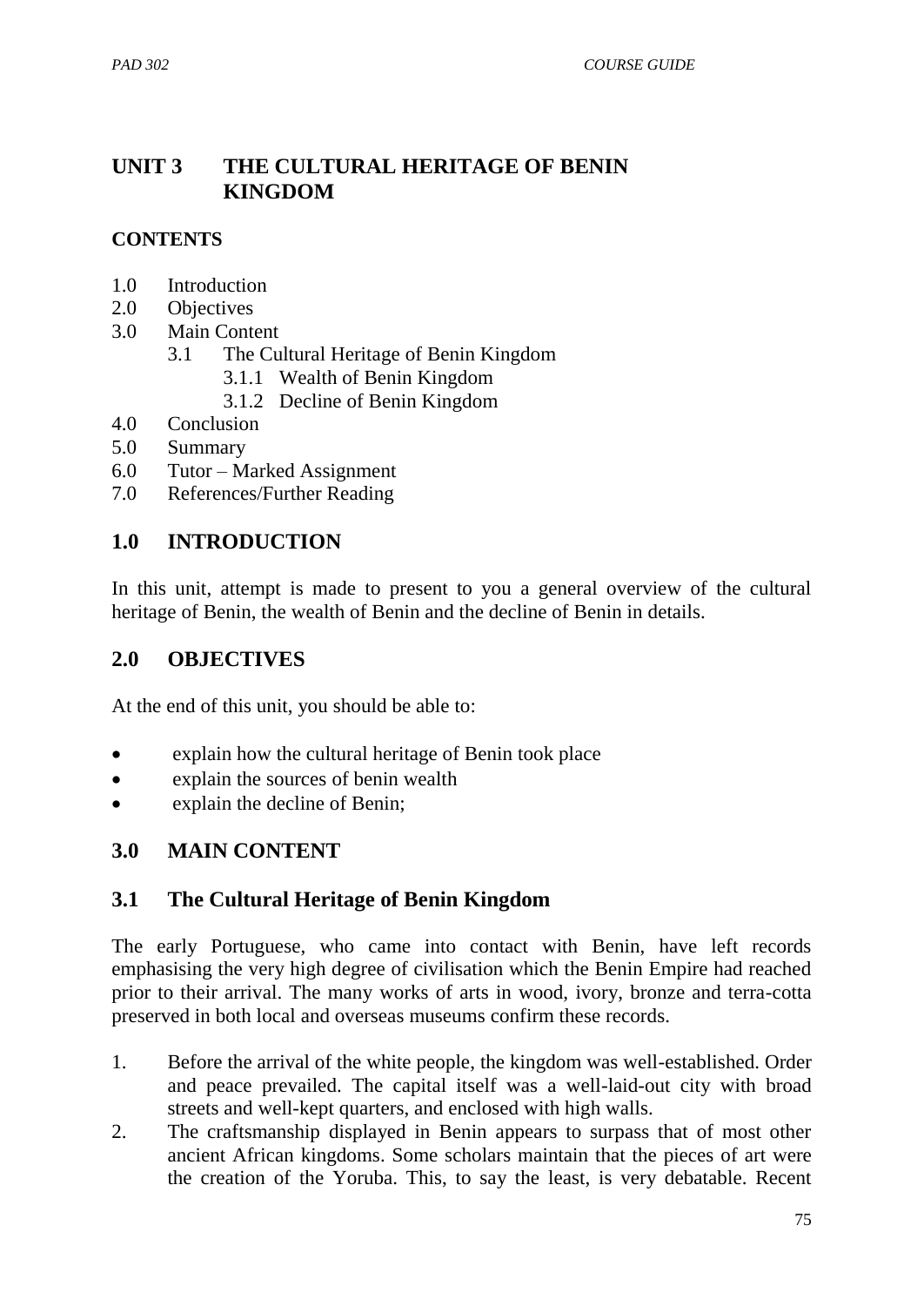# UNIT 3 THE CULTURAL HERITAGE OF BENIN KINGDOM

**CONTENTS**

- 1.0 Introduction
- 2.0 Objectives
- 3.0 Main Content
  - 3.1 The Cultural Heritage of Benin Kingdom
    - 3.1.1 Wealth of Benin Kingdom
    - 3.1.2 Decline of Benin Kingdom
- 4.0 Conclusion
- 5.0 Summary
- 6.0 Tutor – Marked Assignment
- 7.0 References/Further Reading

## 1.0 INTRODUCTION

In this unit, attempt is made to present to you a general overview of the cultural heritage of Benin, the wealth of Benin and the decline of Benin in details.

## 2.0 OBJECTIVES

At the end of this unit, you should be able to:

- explain how the cultural heritage of Benin took place
- explain the sources of benin wealth
- explain the decline of Benin;

## 3.0 MAIN CONTENT

### 3.1 The Cultural Heritage of Benin Kingdom

The early Portuguese, who came into contact with Benin, have left records emphasising the very high degree of civilisation which the Benin Empire had reached prior to their arrival. The many works of arts in wood, ivory, bronze and terra-cotta preserved in both local and overseas museums confirm these records.

1. Before the arrival of the white people, the kingdom was well-established. Order and peace prevailed. The capital itself was a well-laid-out city with broad streets and well-kept quarters, and enclosed with high walls.
2. The craftsmanship displayed in Benin appears to surpass that of most other ancient African kingdoms. Some scholars maintain that the pieces of art were the creation of the Yoruba. This, to say the least, is very debatable. Recent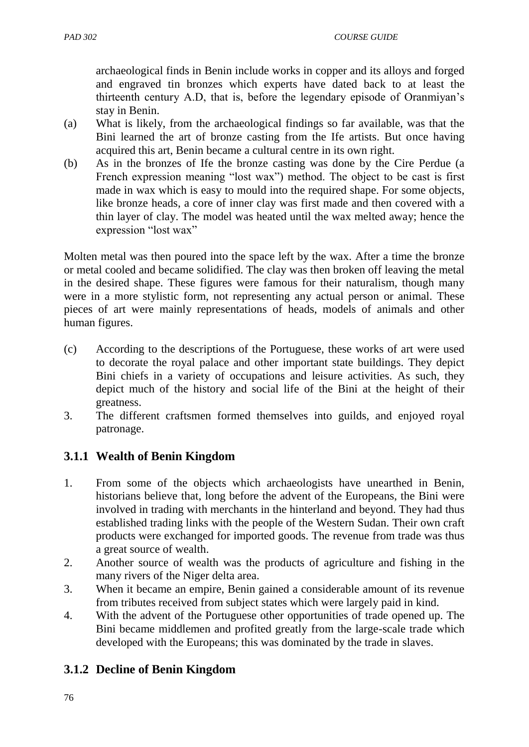archaeological finds in Benin include works in copper and its alloys and forged and engraved tin bronzes which experts have dated back to at least the thirteenth century A.D, that is, before the legendary episode of Oranmiyan's stay in Benin.

(a) What is likely, from the archaeological findings so far available, was that the Bini learned the art of bronze casting from the Ife artists. But once having acquired this art, Benin became a cultural centre in its own right.

(b) As in the bronzes of Ife the bronze casting was done by the Cire Perdue (a French expression meaning "lost wax") method. The object to be cast is first made in wax which is easy to mould into the required shape. For some objects, like bronze heads, a core of inner clay was first made and then covered with a thin layer of clay. The model was heated until the wax melted away; hence the expression "lost wax"

Molten metal was then poured into the space left by the wax. After a time the bronze or metal cooled and became solidified. The clay was then broken off leaving the metal in the desired shape. These figures were famous for their naturalism, though many were in a more stylistic form, not representing any actual person or animal. These pieces of art were mainly representations of heads, models of animals and other human figures.

(c) According to the descriptions of the Portuguese, these works of art were used to decorate the royal palace and other important state buildings. They depict Bini chiefs in a variety of occupations and leisure activities. As such, they depict much of the history and social life of the Bini at the height of their greatness.

3. The different craftsmen formed themselves into guilds, and enjoyed royal patronage.

### 3.1.1 Wealth of Benin Kingdom

1. From some of the objects which archaeologists have unearthed in Benin, historians believe that, long before the advent of the Europeans, the Bini were involved in trading with merchants in the hinterland and beyond. They had thus established trading links with the people of the Western Sudan. Their own craft products were exchanged for imported goods. The revenue from trade was thus a great source of wealth.
2. Another source of wealth was the products of agriculture and fishing in the many rivers of the Niger delta area.
3. When it became an empire, Benin gained a considerable amount of its revenue from tributes received from subject states which were largely paid in kind.
4. With the advent of the Portuguese other opportunities of trade opened up. The Bini became middlemen and profited greatly from the large-scale trade which developed with the Europeans; this was dominated by the trade in slaves.

### 3.1.2 Decline of Benin Kingdom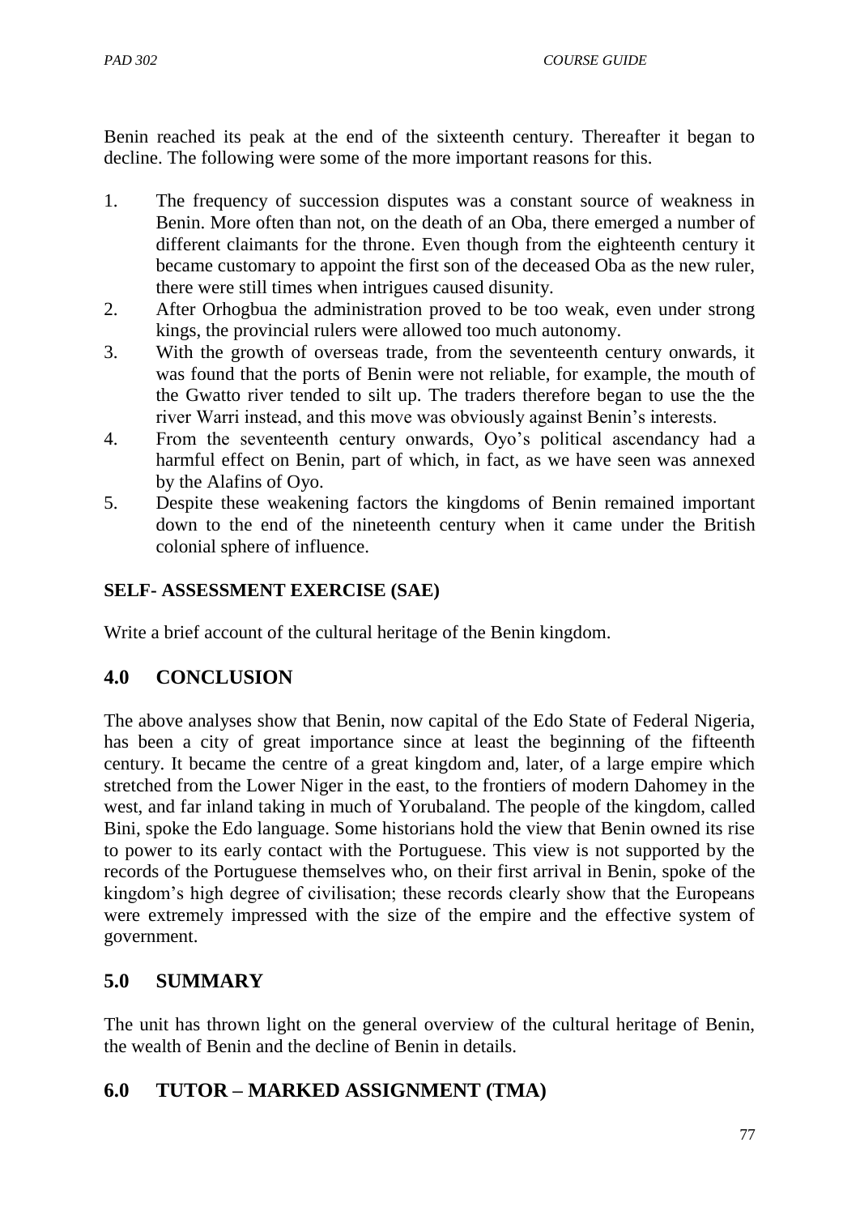Benin reached its peak at the end of the sixteenth century. Thereafter it began to decline. The following were some of the more important reasons for this.

1. The frequency of succession disputes was a constant source of weakness in Benin. More often than not, on the death of an Oba, there emerged a number of different claimants for the throne. Even though from the eighteenth century it became customary to appoint the first son of the deceased Oba as the new ruler, there were still times when intrigues caused disunity.
2. After Orhogbua the administration proved to be too weak, even under strong kings, the provincial rulers were allowed too much autonomy.
3. With the growth of overseas trade, from the seventeenth century onwards, it was found that the ports of Benin were not reliable, for example, the mouth of the Gwatto river tended to silt up. The traders therefore began to use the the river Warri instead, and this move was obviously against Benin's interests.
4. From the seventeenth century onwards, Oyo's political ascendancy had a harmful effect on Benin, part of which, in fact, as we have seen was annexed by the Alafins of Oyo.
5. Despite these weakening factors the kingdoms of Benin remained important down to the end of the nineteenth century when it came under the British colonial sphere of influence.

**SELF- ASSESSMENT EXERCISE (SAE)**

Write a brief account of the cultural heritage of the Benin kingdom.

## 4.0 CONCLUSION

The above analyses show that Benin, now capital of the Edo State of Federal Nigeria, has been a city of great importance since at least the beginning of the fifteenth century. It became the centre of a great kingdom and, later, of a large empire which stretched from the Lower Niger in the east, to the frontiers of modern Dahomey in the west, and far inland taking in much of Yorubaland. The people of the kingdom, called Bini, spoke the Edo language. Some historians hold the view that Benin owned its rise to power to its early contact with the Portuguese. This view is not supported by the records of the Portuguese themselves who, on their first arrival in Benin, spoke of the kingdom's high degree of civilisation; these records clearly show that the Europeans were extremely impressed with the size of the empire and the effective system of government.

## 5.0 SUMMARY

The unit has thrown light on the general overview of the cultural heritage of Benin, the wealth of Benin and the decline of Benin in details.

## 6.0 TUTOR – MARKED ASSIGNMENT (TMA)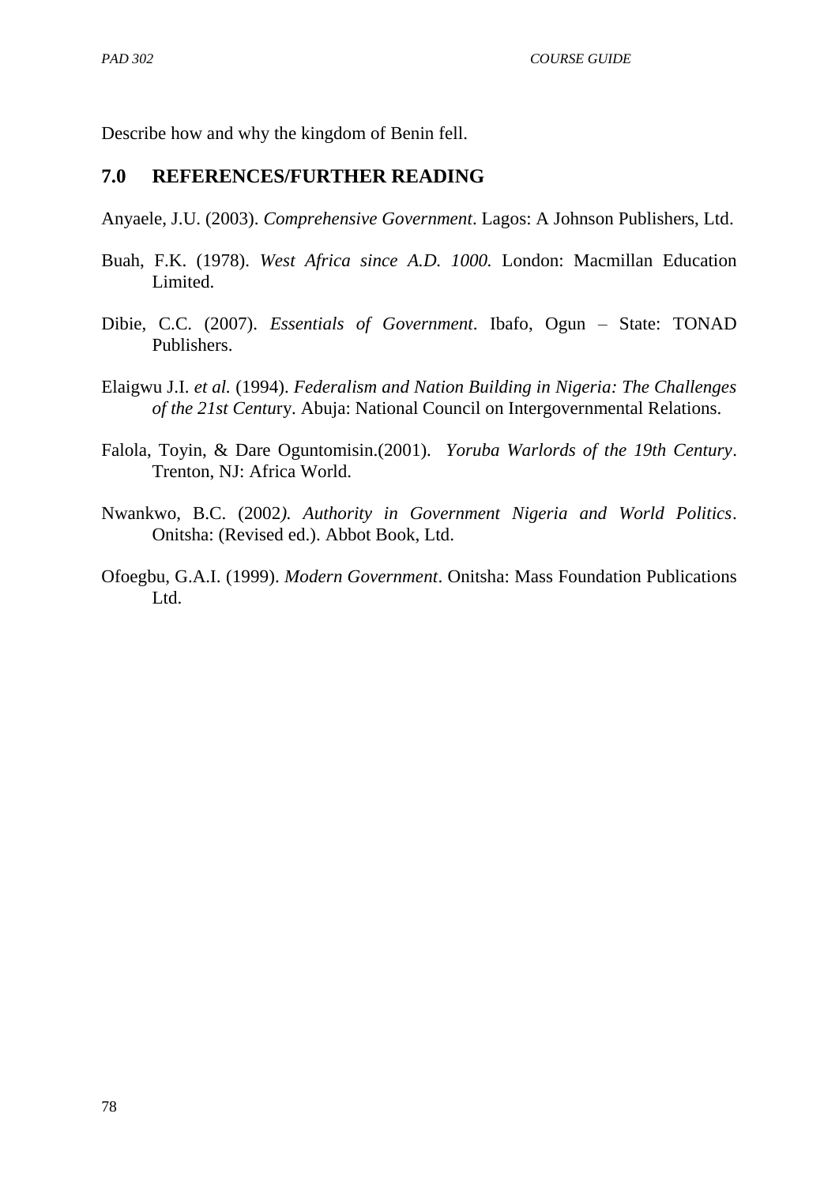Describe how and why the kingdom of Benin fell.

## 7.0 REFERENCES/FURTHER READING

Anyaele, J.U. (2003). *Comprehensive Government*. Lagos: A Johnson Publishers, Ltd.

Buah, F.K. (1978). *West Africa since A.D. 1000.* London: Macmillan Education Limited.

Dibie, C.C. (2007). *Essentials of Government*. Ibafo, Ogun – State: TONAD Publishers.

Elaigwu J.I. *et al.* (1994). *Federalism and Nation Building in Nigeria: The Challenges of the 21st Centu*ry. Abuja: National Council on Intergovernmental Relations.

Falola, Toyin, & Dare Oguntomisin.(2001). *Yoruba Warlords of the 19th Century*. Trenton, NJ: Africa World.

Nwankwo, B.C. (2002*). Authority in Government Nigeria and World Politics*. Onitsha: (Revised ed.). Abbot Book, Ltd.

Ofoegbu, G.A.I. (1999). *Modern Government*. Onitsha: Mass Foundation Publications Ltd.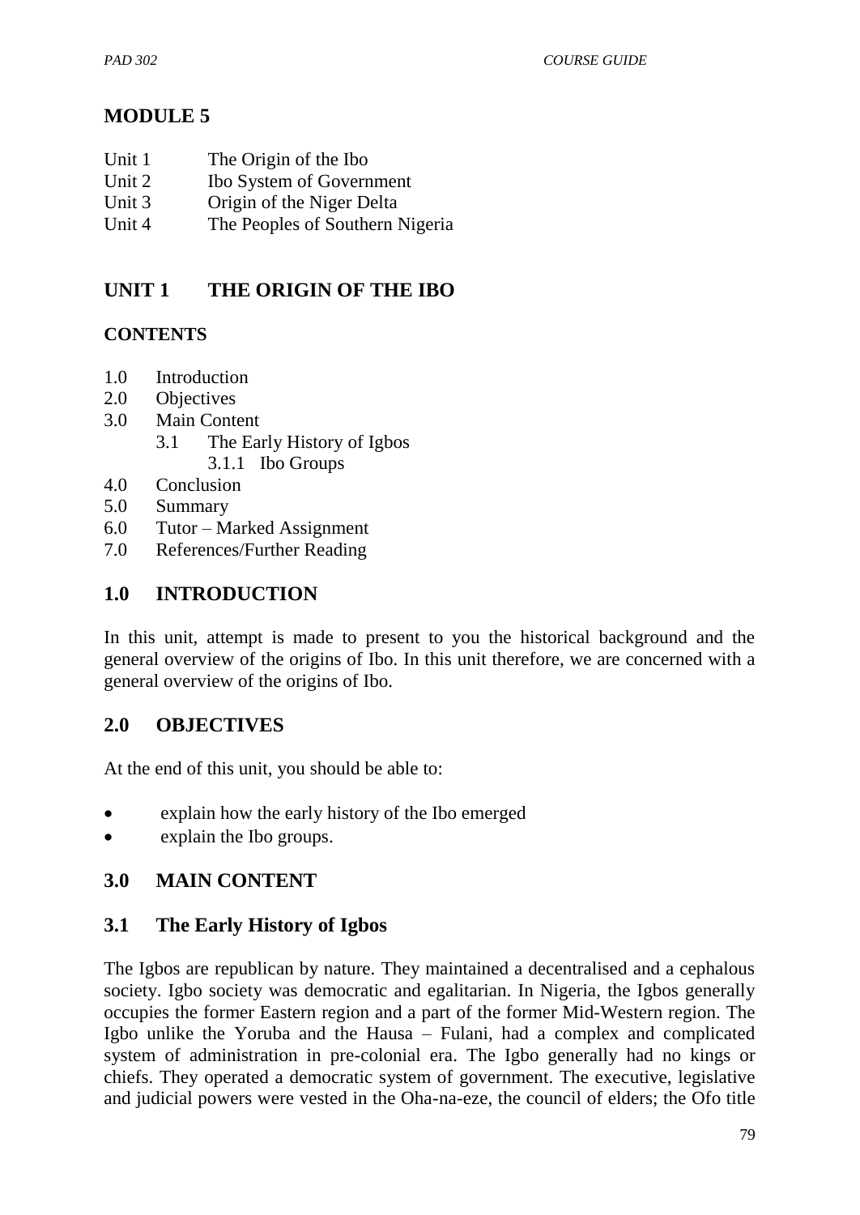# MODULE 5

- Unit 1 The Origin of the Ibo
- Unit 2 Ibo System of Government
- Unit 3 Origin of the Niger Delta
- Unit 4 The Peoples of Southern Nigeria

## UNIT 1 THE ORIGIN OF THE IBO

### CONTENTS

- 1.0 Introduction
- 2.0 Objectives
- 3.0 Main Content
  - 3.1 The Early History of Igbos
    - 3.1.1 Ibo Groups
- 4.0 Conclusion
- 5.0 Summary
- 6.0 Tutor – Marked Assignment
- 7.0 References/Further Reading

## 1.0 INTRODUCTION

In this unit, attempt is made to present to you the historical background and the general overview of the origins of Ibo. In this unit therefore, we are concerned with a general overview of the origins of Ibo.

## 2.0 OBJECTIVES

At the end of this unit, you should be able to:

- explain how the early history of the Ibo emerged
- explain the Ibo groups.

## 3.0 MAIN CONTENT

### 3.1 The Early History of Igbos

The Igbos are republican by nature. They maintained a decentralised and a cephalous society. Igbo society was democratic and egalitarian. In Nigeria, the Igbos generally occupies the former Eastern region and a part of the former Mid-Western region. The Igbo unlike the Yoruba and the Hausa – Fulani, had a complex and complicated system of administration in pre-colonial era. The Igbo generally had no kings or chiefs. They operated a democratic system of government. The executive, legislative and judicial powers were vested in the Oha-na-eze, the council of elders; the Ofo title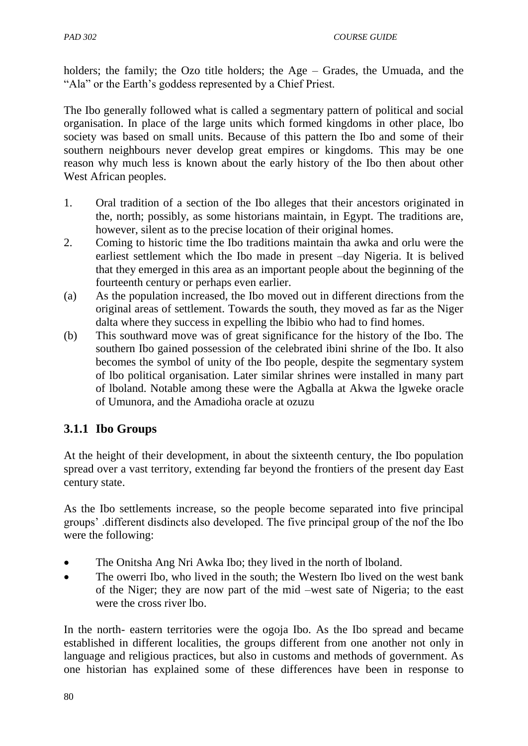holders; the family; the Ozo title holders; the Age – Grades, the Umuada, and the "Ala" or the Earth's goddess represented by a Chief Priest.

The Ibo generally followed what is called a segmentary pattern of political and social organisation. In place of the large units which formed kingdoms in other place, lbo society was based on small units. Because of this pattern the Ibo and some of their southern neighbours never develop great empires or kingdoms. This may be one reason why much less is known about the early history of the Ibo then about other West African peoples.

1. Oral tradition of a section of the Ibo alleges that their ancestors originated in the, north; possibly, as some historians maintain, in Egypt. The traditions are, however, silent as to the precise location of their original homes.
2. Coming to historic time the Ibo traditions maintain tha awka and orlu were the earliest settlement which the Ibo made in present –day Nigeria. It is belived that they emerged in this area as an important people about the beginning of the fourteenth century or perhaps even earlier.

(a) As the population increased, the Ibo moved out in different directions from the original areas of settlement. Towards the south, they moved as far as the Niger dalta where they success in expelling the lbibio who had to find homes.

(b) This southward move was of great significance for the history of the Ibo. The southern Ibo gained possession of the celebrated ibini shrine of the Ibo. It also becomes the symbol of unity of the Ibo people, despite the segmentary system of lbo political organisation. Later similar shrines were installed in many part of lboland. Notable among these were the Agballa at Akwa the lgweke oracle of Umunora, and the Amadioha oracle at ozuzu

### 3.1.1 Ibo Groups

At the height of their development, in about the sixteenth century, the Ibo population spread over a vast territory, extending far beyond the frontiers of the present day East century state.

As the Ibo settlements increase, so the people become separated into five principal groups' .different disdincts also developed. The five principal group of the nof the Ibo were the following:

- The Onitsha Ang Nri Awka Ibo; they lived in the north of lboland.
- The owerri Ibo, who lived in the south; the Western Ibo lived on the west bank of the Niger; they are now part of the mid –west sate of Nigeria; to the east were the cross river lbo.

In the north- eastern territories were the ogoja Ibo. As the Ibo spread and became established in different localities, the groups different from one another not only in language and religious practices, but also in customs and methods of government. As one historian has explained some of these differences have been in response to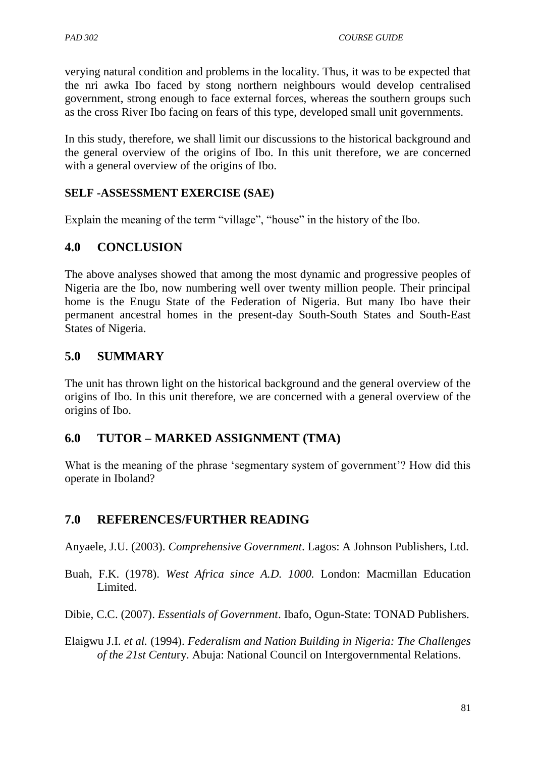verying natural condition and problems in the locality. Thus, it was to be expected that the nri awka Ibo faced by stong northern neighbours would develop centralised government, strong enough to face external forces, whereas the southern groups such as the cross River Ibo facing on fears of this type, developed small unit governments.

In this study, therefore, we shall limit our discussions to the historical background and the general overview of the origins of Ibo. In this unit therefore, we are concerned with a general overview of the origins of Ibo.

**SELF -ASSESSMENT EXERCISE (SAE)**

Explain the meaning of the term "village", "house" in the history of the Ibo.

## 4.0 CONCLUSION

The above analyses showed that among the most dynamic and progressive peoples of Nigeria are the Ibo, now numbering well over twenty million people. Their principal home is the Enugu State of the Federation of Nigeria. But many Ibo have their permanent ancestral homes in the present-day South-South States and South-East States of Nigeria.

## 5.0 SUMMARY

The unit has thrown light on the historical background and the general overview of the origins of Ibo. In this unit therefore, we are concerned with a general overview of the origins of Ibo.

## 6.0 TUTOR – MARKED ASSIGNMENT (TMA)

What is the meaning of the phrase 'segmentary system of government'? How did this operate in Iboland?

## 7.0 REFERENCES/FURTHER READING

Anyaele, J.U. (2003). *Comprehensive Government*. Lagos: A Johnson Publishers, Ltd.

Buah, F.K. (1978). *West Africa since A.D. 1000.* London: Macmillan Education Limited.

Dibie, C.C. (2007). *Essentials of Government*. Ibafo, Ogun-State: TONAD Publishers.

Elaigwu J.I. *et al.* (1994). *Federalism and Nation Building in Nigeria: The Challenges of the 21st Centu*ry. Abuja: National Council on Intergovernmental Relations.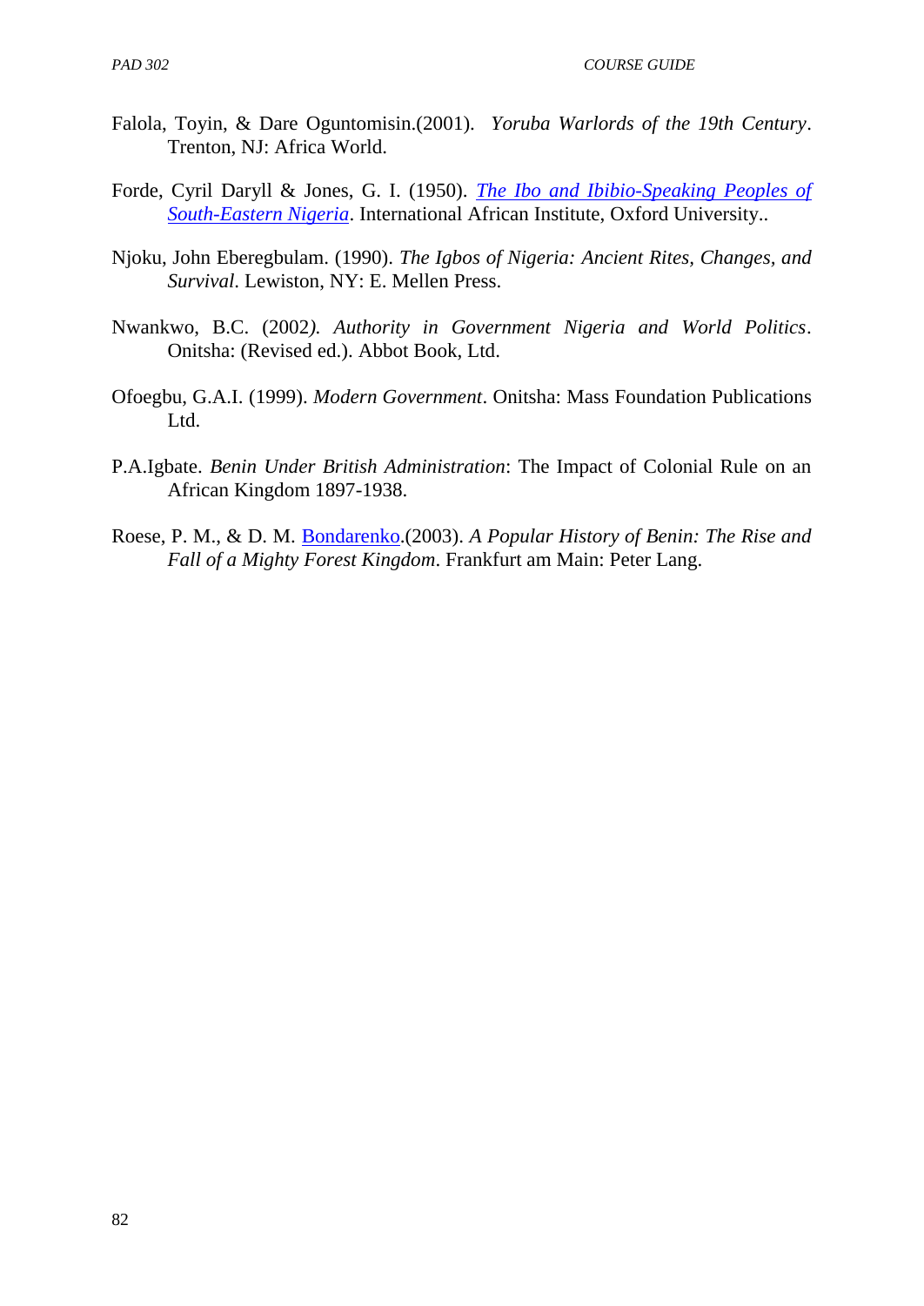Falola, Toyin, & Dare Oguntomisin.(2001). *Yoruba Warlords of the 19th Century*. Trenton, NJ: Africa World.

Forde, Cyril Daryll & Jones, G. I. (1950). *The Ibo and Ibibio-Speaking Peoples of South-Eastern Nigeria*. International African Institute, Oxford University..

Njoku, John Eberegbulam. (1990). *The Igbos of Nigeria: Ancient Rites, Changes, and Survival*. Lewiston, NY: E. Mellen Press.

Nwankwo, B.C. (2002*). Authority in Government Nigeria and World Politics*. Onitsha: (Revised ed.). Abbot Book, Ltd.

Ofoegbu, G.A.I. (1999). *Modern Government*. Onitsha: Mass Foundation Publications Ltd.

P.A.Igbate. *Benin Under British Administration*: The Impact of Colonial Rule on an African Kingdom 1897-1938.

Roese, P. M., & D. M. Bondarenko.(2003). *A Popular History of Benin: The Rise and Fall of a Mighty Forest Kingdom*. Frankfurt am Main: Peter Lang.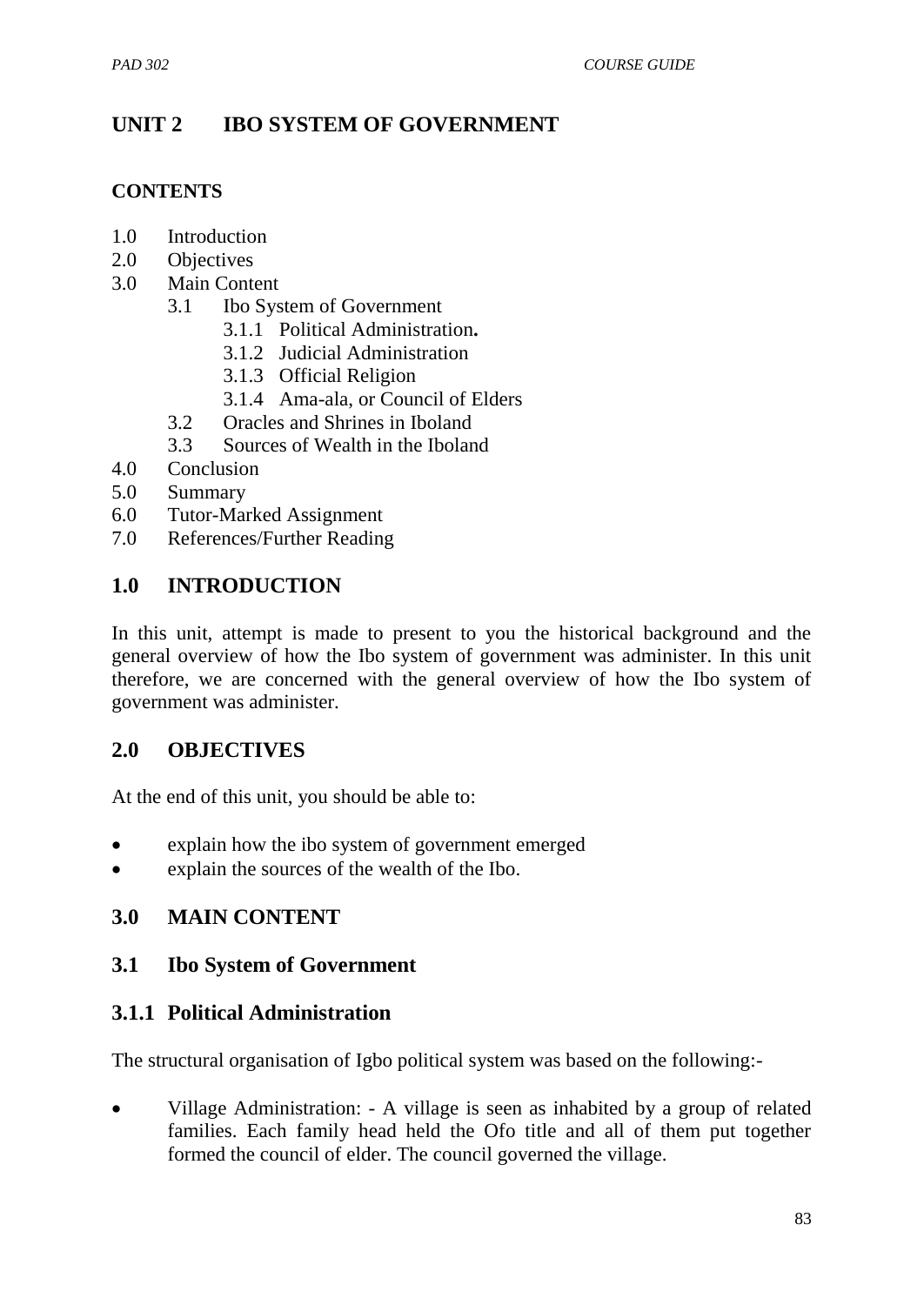## UNIT 2 IBO SYSTEM OF GOVERNMENT

### CONTENTS

- 1.0 Introduction
- 2.0 Objectives
- 3.0 Main Content
  - 3.1 Ibo System of Government
    - 3.1.1 Political Administration**.**
    - 3.1.2 Judicial Administration
    - 3.1.3 Official Religion
    - 3.1.4 Ama-ala, or Council of Elders
  - 3.2 Oracles and Shrines in Iboland
  - 3.3 Sources of Wealth in the Iboland
- 4.0 Conclusion
- 5.0 Summary
- 6.0 Tutor-Marked Assignment
- 7.0 References/Further Reading

## 1.0 INTRODUCTION

In this unit, attempt is made to present to you the historical background and the general overview of how the Ibo system of government was administer. In this unit therefore, we are concerned with the general overview of how the Ibo system of government was administer.

## 2.0 OBJECTIVES

At the end of this unit, you should be able to:

- explain how the ibo system of government emerged
- explain the sources of the wealth of the Ibo.

## 3.0 MAIN CONTENT

### 3.1 Ibo System of Government

#### 3.1.1 Political Administration

The structural organisation of Igbo political system was based on the following:-

- Village Administration: - A village is seen as inhabited by a group of related families. Each family head held the Ofo title and all of them put together formed the council of elder. The council governed the village.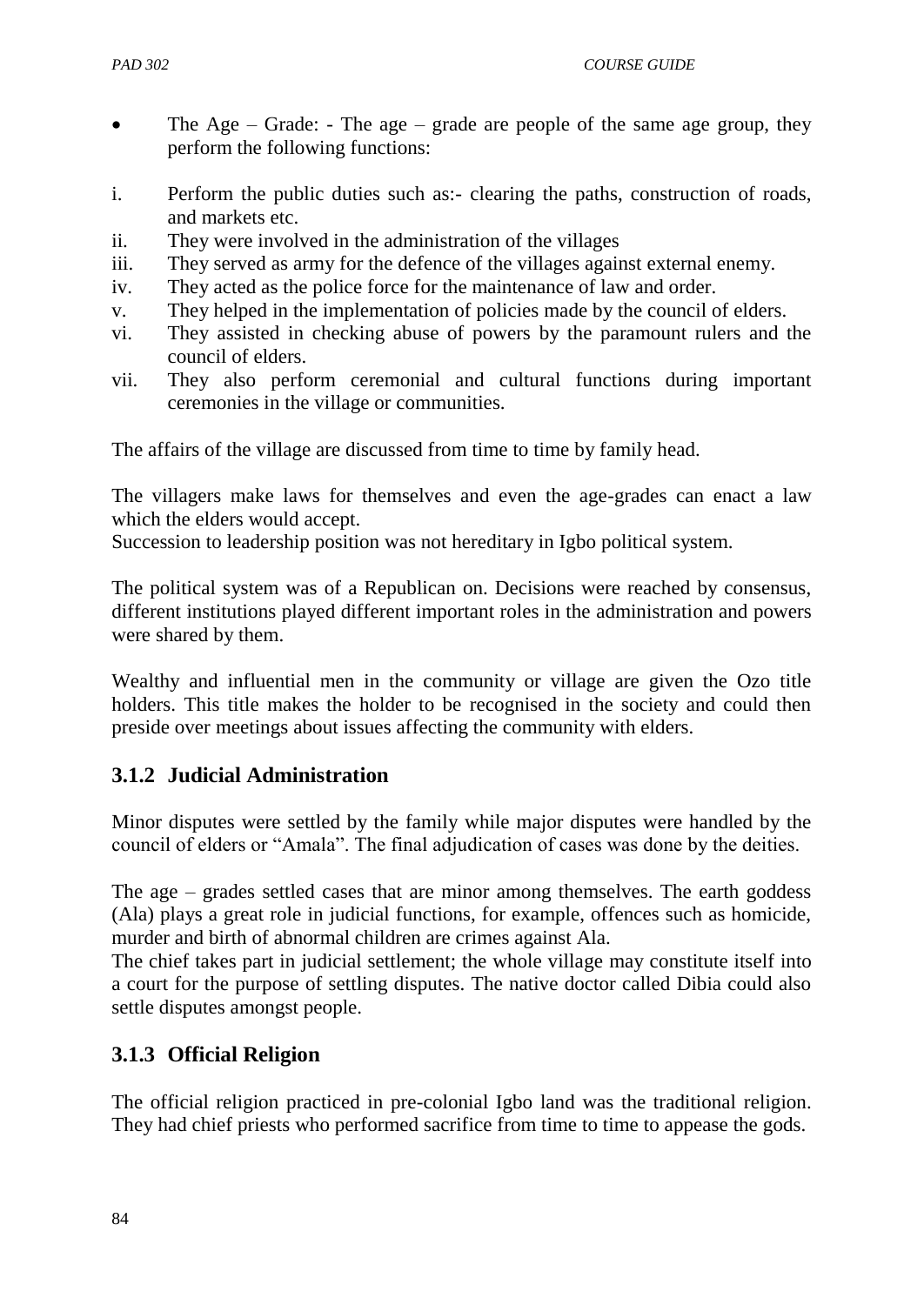- The Age – Grade: - The age – grade are people of the same age group, they perform the following functions:

i. Perform the public duties such as:- clearing the paths, construction of roads, and markets etc.
ii. They were involved in the administration of the villages
iii. They served as army for the defence of the villages against external enemy.
iv. They acted as the police force for the maintenance of law and order.
v. They helped in the implementation of policies made by the council of elders.
vi. They assisted in checking abuse of powers by the paramount rulers and the council of elders.
vii. They also perform ceremonial and cultural functions during important ceremonies in the village or communities.

The affairs of the village are discussed from time to time by family head.

The villagers make laws for themselves and even the age-grades can enact a law which the elders would accept.
Succession to leadership position was not hereditary in Igbo political system.

The political system was of a Republican on. Decisions were reached by consensus, different institutions played different important roles in the administration and powers were shared by them.

Wealthy and influential men in the community or village are given the Ozo title holders. This title makes the holder to be recognised in the society and could then preside over meetings about issues affecting the community with elders.

### 3.1.2 Judicial Administration

Minor disputes were settled by the family while major disputes were handled by the council of elders or "Amala". The final adjudication of cases was done by the deities.

The age – grades settled cases that are minor among themselves. The earth goddess (Ala) plays a great role in judicial functions, for example, offences such as homicide, murder and birth of abnormal children are crimes against Ala.
The chief takes part in judicial settlement; the whole village may constitute itself into a court for the purpose of settling disputes. The native doctor called Dibia could also settle disputes amongst people.

### 3.1.3 Official Religion

The official religion practiced in pre-colonial Igbo land was the traditional religion. They had chief priests who performed sacrifice from time to time to appease the gods.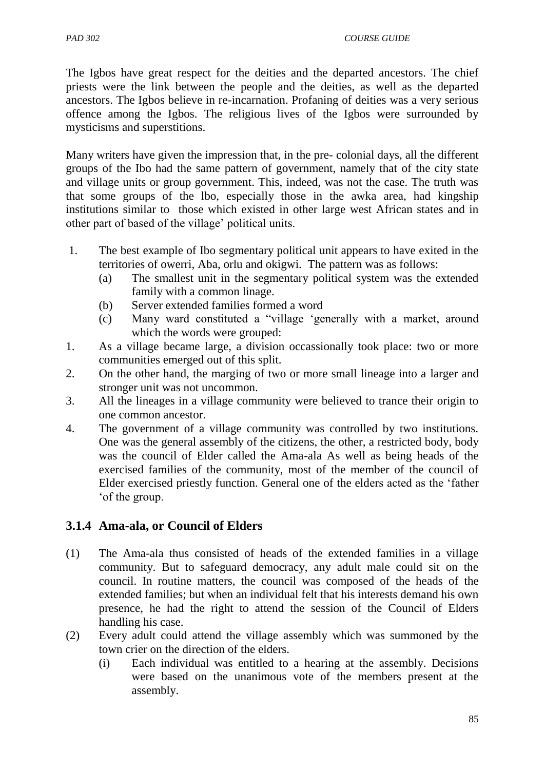The Igbos have great respect for the deities and the departed ancestors. The chief priests were the link between the people and the deities, as well as the departed ancestors. The Igbos believe in re-incarnation. Profaning of deities was a very serious offence among the Igbos. The religious lives of the Igbos were surrounded by mysticisms and superstitions.

Many writers have given the impression that, in the pre- colonial days, all the different groups of the Ibo had the same pattern of government, namely that of the city state and village units or group government. This, indeed, was not the case. The truth was that some groups of the lbo, especially those in the awka area, had kingship institutions similar to those which existed in other large west African states and in other part of based of the village' political units.

1. The best example of Ibo segmentary political unit appears to have exited in the territories of owerri, Aba, orlu and okigwi. The pattern was as follows:
   - (a) The smallest unit in the segmentary political system was the extended family with a common linage.
   - (b) Server extended families formed a word
   - (c) Many ward constituted a "village 'generally with a market, around which the words were grouped:
1. As a village became large, a division occassionally took place: two or more communities emerged out of this split.
2. On the other hand, the marging of two or more small lineage into a larger and stronger unit was not uncommon.
3. All the lineages in a village community were believed to trance their origin to one common ancestor.
4. The government of a village community was controlled by two institutions. One was the general assembly of the citizens, the other, a restricted body, body was the council of Elder called the Ama-ala As well as being heads of the exercised families of the community, most of the member of the council of Elder exercised priestly function. General one of the elders acted as the 'father 'of the group.

### 3.1.4 Ama-ala, or Council of Elders

(1) The Ama-ala thus consisted of heads of the extended families in a village community. But to safeguard democracy, any adult male could sit on the council. In routine matters, the council was composed of the heads of the extended families; but when an individual felt that his interests demand his own presence, he had the right to attend the session of the Council of Elders handling his case.

(2) Every adult could attend the village assembly which was summoned by the town crier on the direction of the elders.
   - (i) Each individual was entitled to a hearing at the assembly. Decisions were based on the unanimous vote of the members present at the assembly.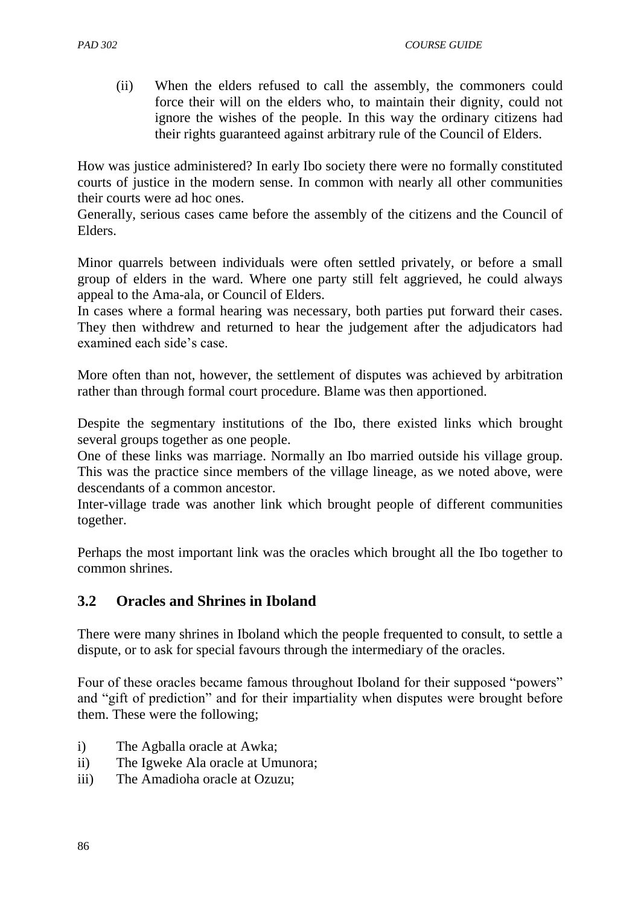(ii) When the elders refused to call the assembly, the commoners could force their will on the elders who, to maintain their dignity, could not ignore the wishes of the people. In this way the ordinary citizens had their rights guaranteed against arbitrary rule of the Council of Elders.

How was justice administered? In early Ibo society there were no formally constituted courts of justice in the modern sense. In common with nearly all other communities their courts were ad hoc ones.

Generally, serious cases came before the assembly of the citizens and the Council of Elders.

Minor quarrels between individuals were often settled privately, or before a small group of elders in the ward. Where one party still felt aggrieved, he could always appeal to the Ama-ala, or Council of Elders.

In cases where a formal hearing was necessary, both parties put forward their cases. They then withdrew and returned to hear the judgement after the adjudicators had examined each side's case.

More often than not, however, the settlement of disputes was achieved by arbitration rather than through formal court procedure. Blame was then apportioned.

Despite the segmentary institutions of the Ibo, there existed links which brought several groups together as one people.

One of these links was marriage. Normally an Ibo married outside his village group. This was the practice since members of the village lineage, as we noted above, were descendants of a common ancestor.

Inter-village trade was another link which brought people of different communities together.

Perhaps the most important link was the oracles which brought all the Ibo together to common shrines.

## 3.2 Oracles and Shrines in Iboland

There were many shrines in Iboland which the people frequented to consult, to settle a dispute, or to ask for special favours through the intermediary of the oracles.

Four of these oracles became famous throughout Iboland for their supposed "powers" and "gift of prediction" and for their impartiality when disputes were brought before them. These were the following;

i) The Agballa oracle at Awka;
ii) The Igweke Ala oracle at Umunora;
iii) The Amadioha oracle at Ozuzu;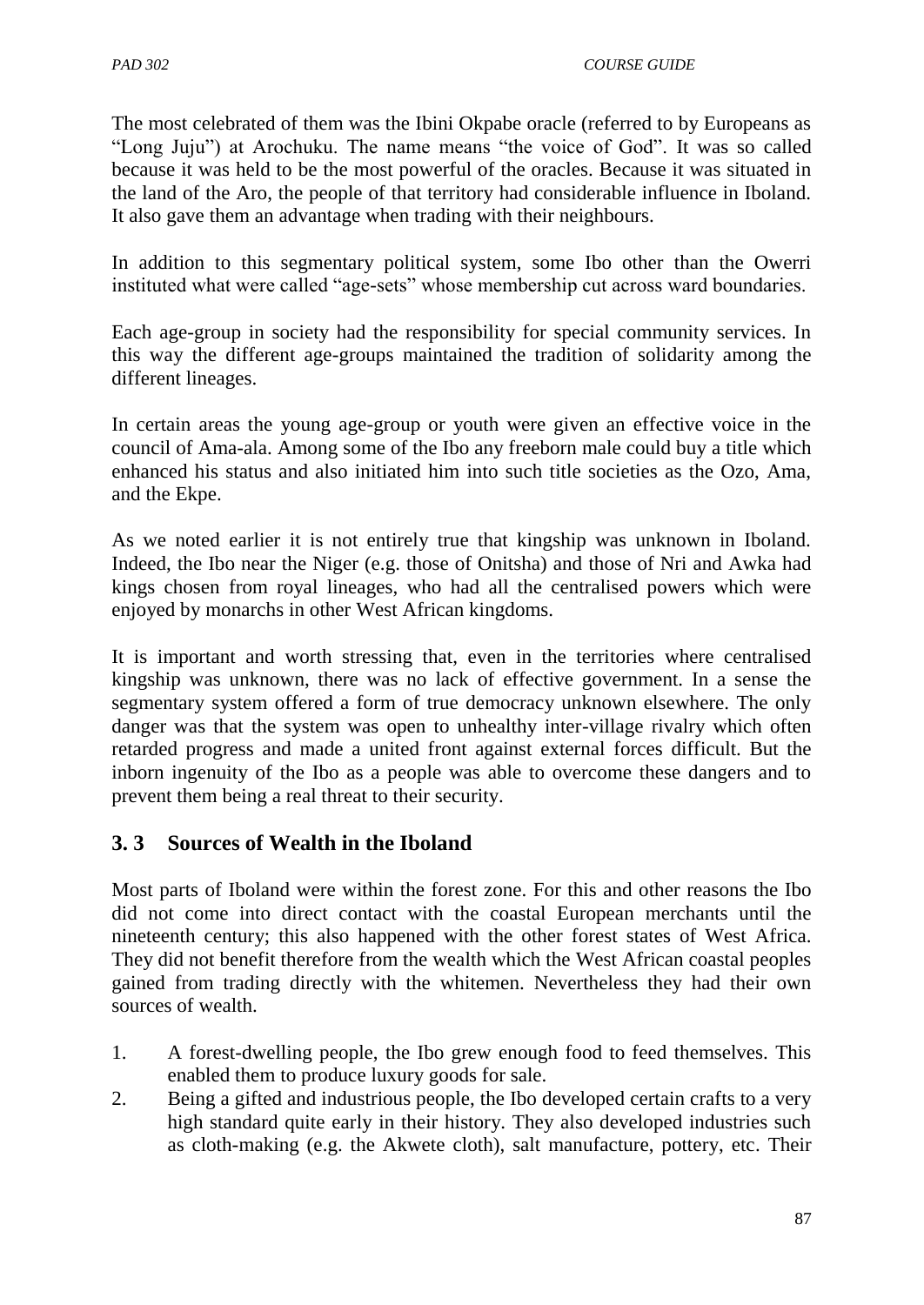The most celebrated of them was the Ibini Okpabe oracle (referred to by Europeans as "Long Juju") at Arochuku. The name means "the voice of God". It was so called because it was held to be the most powerful of the oracles. Because it was situated in the land of the Aro, the people of that territory had considerable influence in Iboland. It also gave them an advantage when trading with their neighbours.

In addition to this segmentary political system, some Ibo other than the Owerri instituted what were called "age-sets" whose membership cut across ward boundaries.

Each age-group in society had the responsibility for special community services. In this way the different age-groups maintained the tradition of solidarity among the different lineages.

In certain areas the young age-group or youth were given an effective voice in the council of Ama-ala. Among some of the Ibo any freeborn male could buy a title which enhanced his status and also initiated him into such title societies as the Ozo, Ama, and the Ekpe.

As we noted earlier it is not entirely true that kingship was unknown in Iboland. Indeed, the Ibo near the Niger (e.g. those of Onitsha) and those of Nri and Awka had kings chosen from royal lineages, who had all the centralised powers which were enjoyed by monarchs in other West African kingdoms.

It is important and worth stressing that, even in the territories where centralised kingship was unknown, there was no lack of effective government. In a sense the segmentary system offered a form of true democracy unknown elsewhere. The only danger was that the system was open to unhealthy inter-village rivalry which often retarded progress and made a united front against external forces difficult. But the inborn ingenuity of the Ibo as a people was able to overcome these dangers and to prevent them being a real threat to their security.

## 3. 3 Sources of Wealth in the Iboland

Most parts of Iboland were within the forest zone. For this and other reasons the Ibo did not come into direct contact with the coastal European merchants until the nineteenth century; this also happened with the other forest states of West Africa. They did not benefit therefore from the wealth which the West African coastal peoples gained from trading directly with the whitemen. Nevertheless they had their own sources of wealth.

1. A forest-dwelling people, the Ibo grew enough food to feed themselves. This enabled them to produce luxury goods for sale.
2. Being a gifted and industrious people, the Ibo developed certain crafts to a very high standard quite early in their history. They also developed industries such as cloth-making (e.g. the Akwete cloth), salt manufacture, pottery, etc. Their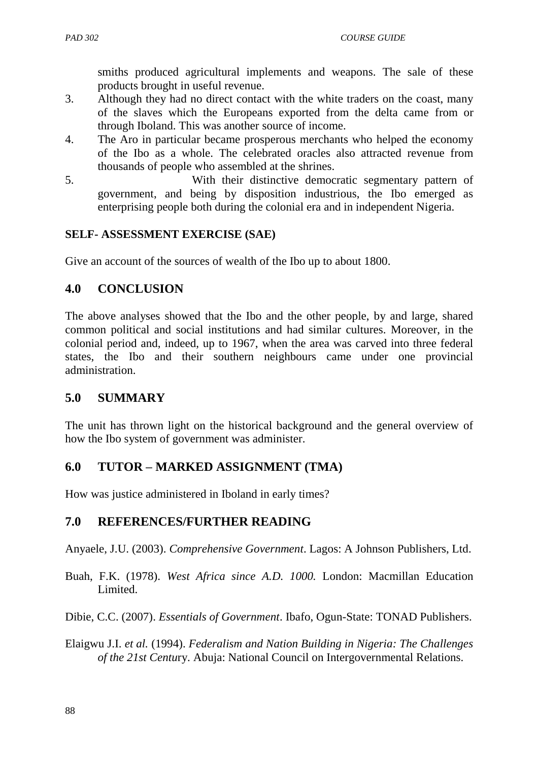smiths produced agricultural implements and weapons. The sale of these products brought in useful revenue.

3. Although they had no direct contact with the white traders on the coast, many of the slaves which the Europeans exported from the delta came from or through Iboland. This was another source of income.
4. The Aro in particular became prosperous merchants who helped the economy of the Ibo as a whole. The celebrated oracles also attracted revenue from thousands of people who assembled at the shrines.
5. With their distinctive democratic segmentary pattern of government, and being by disposition industrious, the Ibo emerged as enterprising people both during the colonial era and in independent Nigeria.

**SELF- ASSESSMENT EXERCISE (SAE)**

Give an account of the sources of wealth of the Ibo up to about 1800.

## 4.0 CONCLUSION

The above analyses showed that the Ibo and the other people, by and large, shared common political and social institutions and had similar cultures. Moreover, in the colonial period and, indeed, up to 1967, when the area was carved into three federal states, the Ibo and their southern neighbours came under one provincial administration.

## 5.0 SUMMARY

The unit has thrown light on the historical background and the general overview of how the Ibo system of government was administer.

## 6.0 TUTOR – MARKED ASSIGNMENT (TMA)

How was justice administered in Iboland in early times?

## 7.0 REFERENCES/FURTHER READING

Anyaele, J.U. (2003). *Comprehensive Government*. Lagos: A Johnson Publishers, Ltd.

Buah, F.K. (1978). *West Africa since A.D. 1000.* London: Macmillan Education Limited.

Dibie, C.C. (2007). *Essentials of Government*. Ibafo, Ogun-State: TONAD Publishers.

Elaigwu J.I. *et al.* (1994). *Federalism and Nation Building in Nigeria: The Challenges of the 21st Century*. Abuja: National Council on Intergovernmental Relations.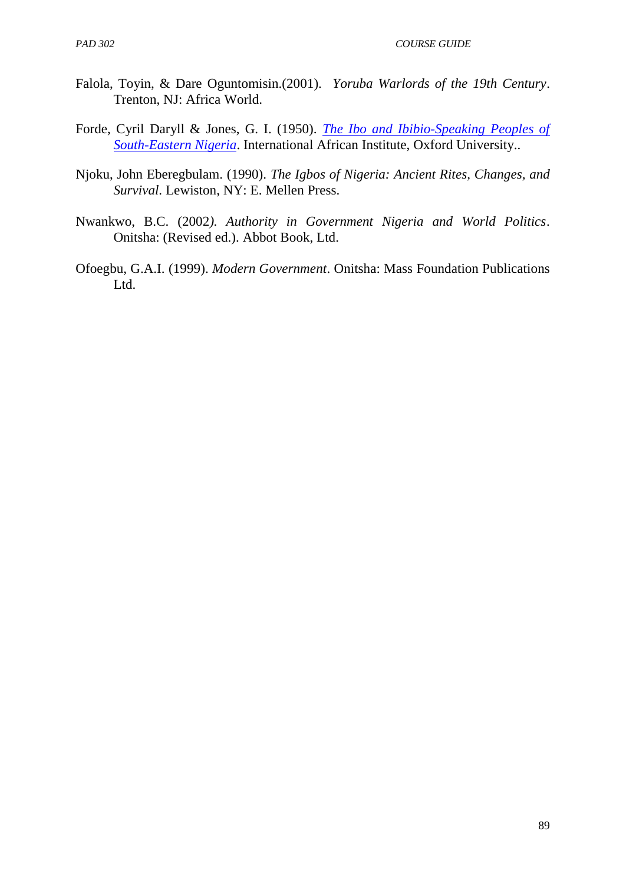Falola, Toyin, & Dare Oguntomisin.(2001). *Yoruba Warlords of the 19th Century*. Trenton, NJ: Africa World.

Forde, Cyril Daryll & Jones, G. I. (1950). *The Ibo and Ibibio-Speaking Peoples of South-Eastern Nigeria*. International African Institute, Oxford University..

Njoku, John Eberegbulam. (1990). *The Igbos of Nigeria: Ancient Rites, Changes, and Survival*. Lewiston, NY: E. Mellen Press.

Nwankwo, B.C. (2002*). Authority in Government Nigeria and World Politics*. Onitsha: (Revised ed.). Abbot Book, Ltd.

Ofoegbu, G.A.I. (1999). *Modern Government*. Onitsha: Mass Foundation Publications Ltd.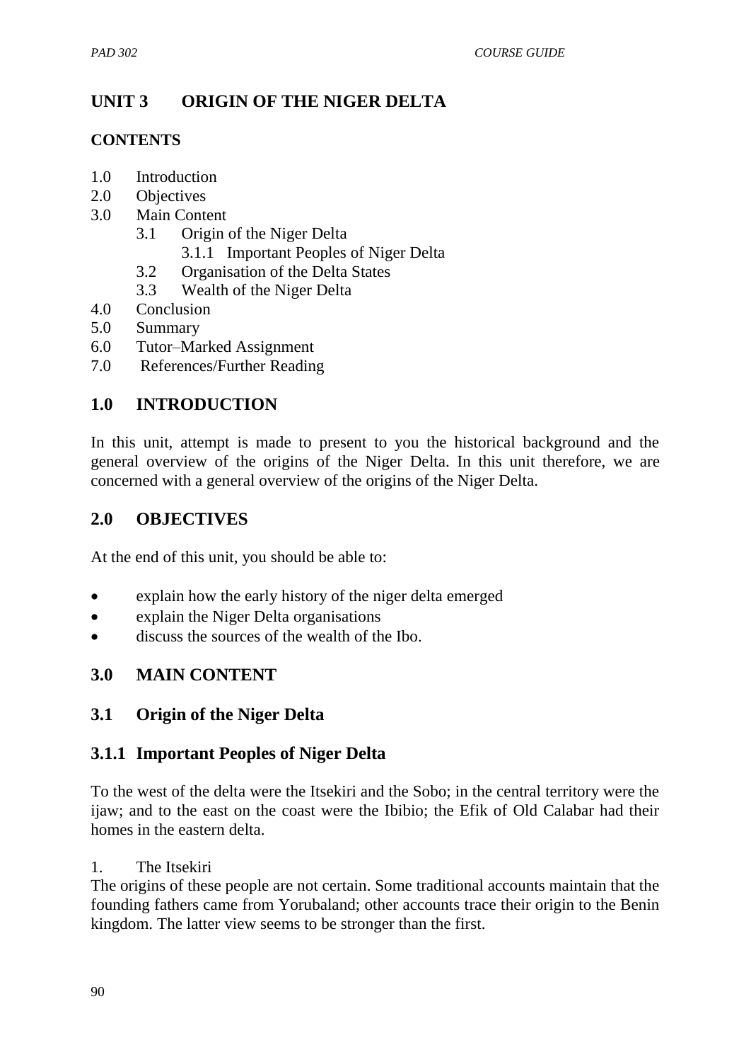# UNIT 3 ORIGIN OF THE NIGER DELTA

**CONTENTS**

1.0 Introduction
2.0 Objectives
3.0 Main Content
 3.1 Origin of the Niger Delta
  3.1.1 Important Peoples of Niger Delta
 3.2 Organisation of the Delta States
 3.3 Wealth of the Niger Delta
4.0 Conclusion
5.0 Summary
6.0 Tutor–Marked Assignment
7.0 References/Further Reading

## 1.0 INTRODUCTION

In this unit, attempt is made to present to you the historical background and the general overview of the origins of the Niger Delta. In this unit therefore, we are concerned with a general overview of the origins of the Niger Delta.

## 2.0 OBJECTIVES

At the end of this unit, you should be able to:

- explain how the early history of the niger delta emerged
- explain the Niger Delta organisations
- discuss the sources of the wealth of the Ibo.

## 3.0 MAIN CONTENT

## 3.1 Origin of the Niger Delta

### 3.1.1 Important Peoples of Niger Delta

To the west of the delta were the Itsekiri and the Sobo; in the central territory were the ijaw; and to the east on the coast were the Ibibio; the Efik of Old Calabar had their homes in the eastern delta.

1. The Itsekiri

The origins of these people are not certain. Some traditional accounts maintain that the founding fathers came from Yorubaland; other accounts trace their origin to the Benin kingdom. The latter view seems to be stronger than the first.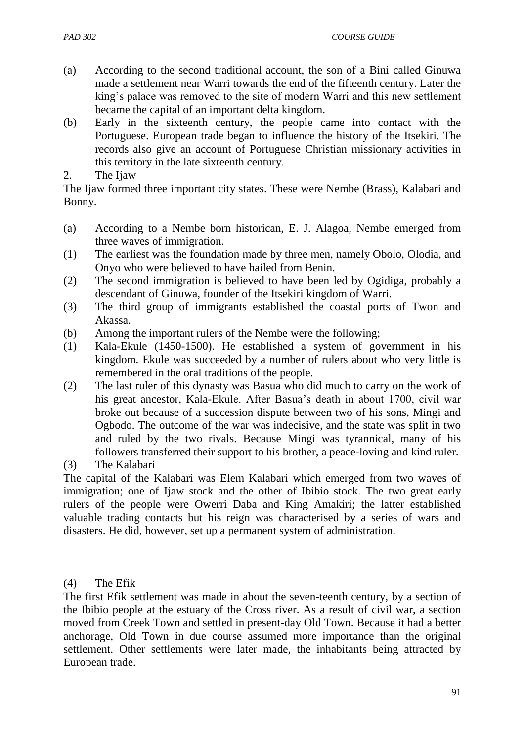(a) According to the second traditional account, the son of a Bini called Ginuwa made a settlement near Warri towards the end of the fifteenth century. Later the king's palace was removed to the site of modern Warri and this new settlement became the capital of an important delta kingdom.

(b) Early in the sixteenth century, the people came into contact with the Portuguese. European trade began to influence the history of the Itsekiri. The records also give an account of Portuguese Christian missionary activities in this territory in the late sixteenth century.

2. The Ijaw

The Ijaw formed three important city states. These were Nembe (Brass), Kalabari and Bonny.

(a) According to a Nembe born historican, E. J. Alagoa, Nembe emerged from three waves of immigration.

(1) The earliest was the foundation made by three men, namely Obolo, Olodia, and Onyo who were believed to have hailed from Benin.

(2) The second immigration is believed to have been led by Ogidiga, probably a descendant of Ginuwa, founder of the Itsekiri kingdom of Warri.

(3) The third group of immigrants established the coastal ports of Twon and Akassa.

(b) Among the important rulers of the Nembe were the following;

(1) Kala-Ekule (1450-1500). He established a system of government in his kingdom. Ekule was succeeded by a number of rulers about who very little is remembered in the oral traditions of the people.

(2) The last ruler of this dynasty was Basua who did much to carry on the work of his great ancestor, Kala-Ekule. After Basua's death in about 1700, civil war broke out because of a succession dispute between two of his sons, Mingi and Ogbodo. The outcome of the war was indecisive, and the state was split in two and ruled by the two rivals. Because Mingi was tyrannical, many of his followers transferred their support to his brother, a peace-loving and kind ruler.

(3) The Kalabari

The capital of the Kalabari was Elem Kalabari which emerged from two waves of immigration; one of Ijaw stock and the other of Ibibio stock. The two great early rulers of the people were Owerri Daba and King Amakiri; the latter established valuable trading contacts but his reign was characterised by a series of wars and disasters. He did, however, set up a permanent system of administration.

(4) The Efik

The first Efik settlement was made in about the seven-teenth century, by a section of the Ibibio people at the estuary of the Cross river. As a result of civil war, a section moved from Creek Town and settled in present-day Old Town. Because it had a better anchorage, Old Town in due course assumed more importance than the original settlement. Other settlements were later made, the inhabitants being attracted by European trade.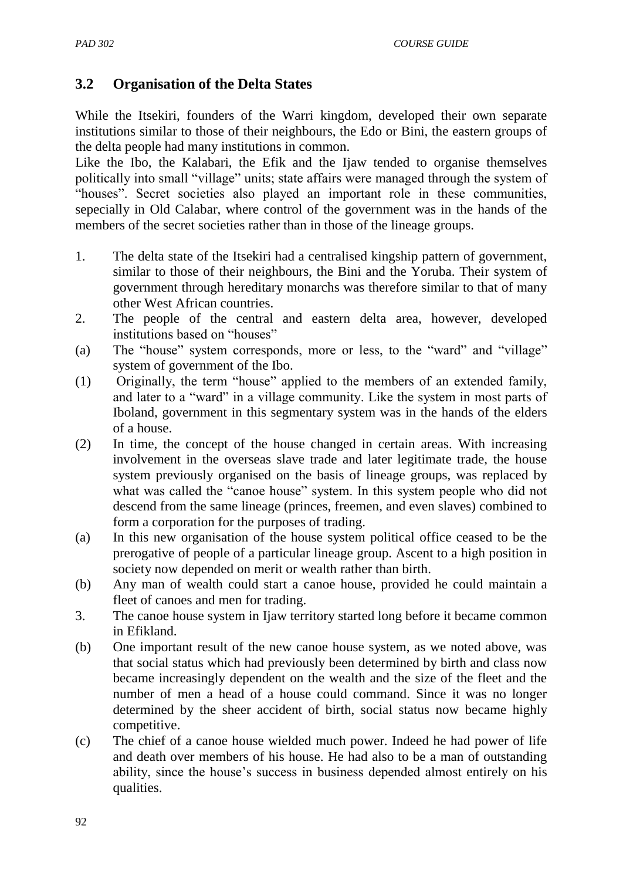## 3.2 Organisation of the Delta States

While the Itsekiri, founders of the Warri kingdom, developed their own separate institutions similar to those of their neighbours, the Edo or Bini, the eastern groups of the delta people had many institutions in common.

Like the Ibo, the Kalabari, the Efik and the Ijaw tended to organise themselves politically into small "village" units; state affairs were managed through the system of "houses". Secret societies also played an important role in these communities, sepecially in Old Calabar, where control of the government was in the hands of the members of the secret societies rather than in those of the lineage groups.

1. The delta state of the Itsekiri had a centralised kingship pattern of government, similar to those of their neighbours, the Bini and the Yoruba. Their system of government through hereditary monarchs was therefore similar to that of many other West African countries.
2. The people of the central and eastern delta area, however, developed institutions based on "houses"

(a) The "house" system corresponds, more or less, to the "ward" and "village" system of government of the Ibo.

(1) Originally, the term "house" applied to the members of an extended family, and later to a "ward" in a village community. Like the system in most parts of Iboland, government in this segmentary system was in the hands of the elders of a house.

(2) In time, the concept of the house changed in certain areas. With increasing involvement in the overseas slave trade and later legitimate trade, the house system previously organised on the basis of lineage groups, was replaced by what was called the "canoe house" system. In this system people who did not descend from the same lineage (princes, freemen, and even slaves) combined to form a corporation for the purposes of trading.

(a) In this new organisation of the house system political office ceased to be the prerogative of people of a particular lineage group. Ascent to a high position in society now depended on merit or wealth rather than birth.

(b) Any man of wealth could start a canoe house, provided he could maintain a fleet of canoes and men for trading.

3. The canoe house system in Ijaw territory started long before it became common in Efikland.

(b) One important result of the new canoe house system, as we noted above, was that social status which had previously been determined by birth and class now became increasingly dependent on the wealth and the size of the fleet and the number of men a head of a house could command. Since it was no longer determined by the sheer accident of birth, social status now became highly competitive.

(c) The chief of a canoe house wielded much power. Indeed he had power of life and death over members of his house. He had also to be a man of outstanding ability, since the house's success in business depended almost entirely on his qualities.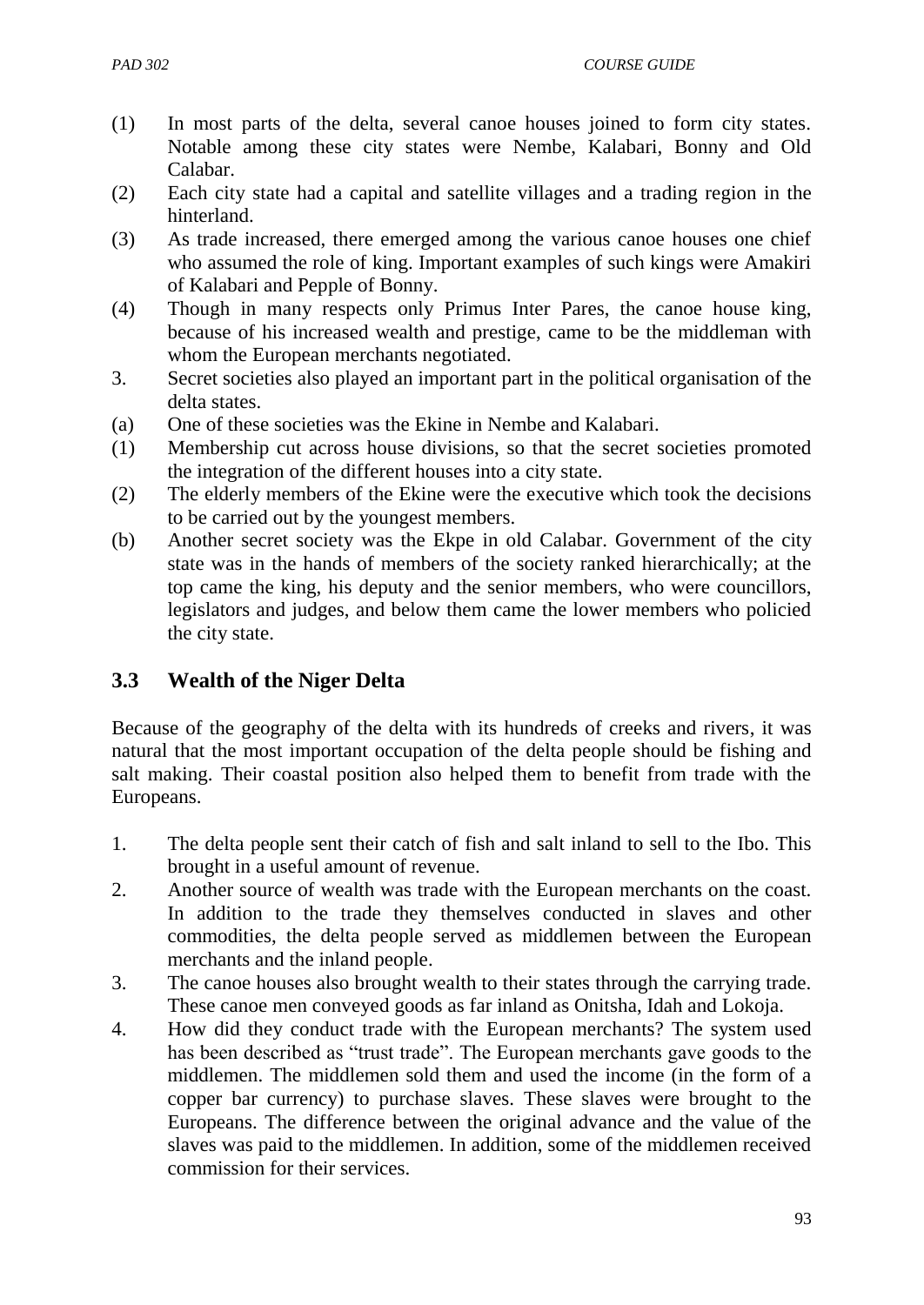(1) In most parts of the delta, several canoe houses joined to form city states. Notable among these city states were Nembe, Kalabari, Bonny and Old Calabar.

(2) Each city state had a capital and satellite villages and a trading region in the hinterland.

(3) As trade increased, there emerged among the various canoe houses one chief who assumed the role of king. Important examples of such kings were Amakiri of Kalabari and Pepple of Bonny.

(4) Though in many respects only Primus Inter Pares, the canoe house king, because of his increased wealth and prestige, came to be the middleman with whom the European merchants negotiated.

3. Secret societies also played an important part in the political organisation of the delta states.

(a) One of these societies was the Ekine in Nembe and Kalabari.

(1) Membership cut across house divisions, so that the secret societies promoted the integration of the different houses into a city state.

(2) The elderly members of the Ekine were the executive which took the decisions to be carried out by the youngest members.

(b) Another secret society was the Ekpe in old Calabar. Government of the city state was in the hands of members of the society ranked hierarchically; at the top came the king, his deputy and the senior members, who were councillors, legislators and judges, and below them came the lower members who policied the city state.

## 3.3 Wealth of the Niger Delta

Because of the geography of the delta with its hundreds of creeks and rivers, it was natural that the most important occupation of the delta people should be fishing and salt making. Their coastal position also helped them to benefit from trade with the Europeans.

1. The delta people sent their catch of fish and salt inland to sell to the Ibo. This brought in a useful amount of revenue.
2. Another source of wealth was trade with the European merchants on the coast. In addition to the trade they themselves conducted in slaves and other commodities, the delta people served as middlemen between the European merchants and the inland people.
3. The canoe houses also brought wealth to their states through the carrying trade. These canoe men conveyed goods as far inland as Onitsha, Idah and Lokoja.
4. How did they conduct trade with the European merchants? The system used has been described as "trust trade". The European merchants gave goods to the middlemen. The middlemen sold them and used the income (in the form of a copper bar currency) to purchase slaves. These slaves were brought to the Europeans. The difference between the original advance and the value of the slaves was paid to the middlemen. In addition, some of the middlemen received commission for their services.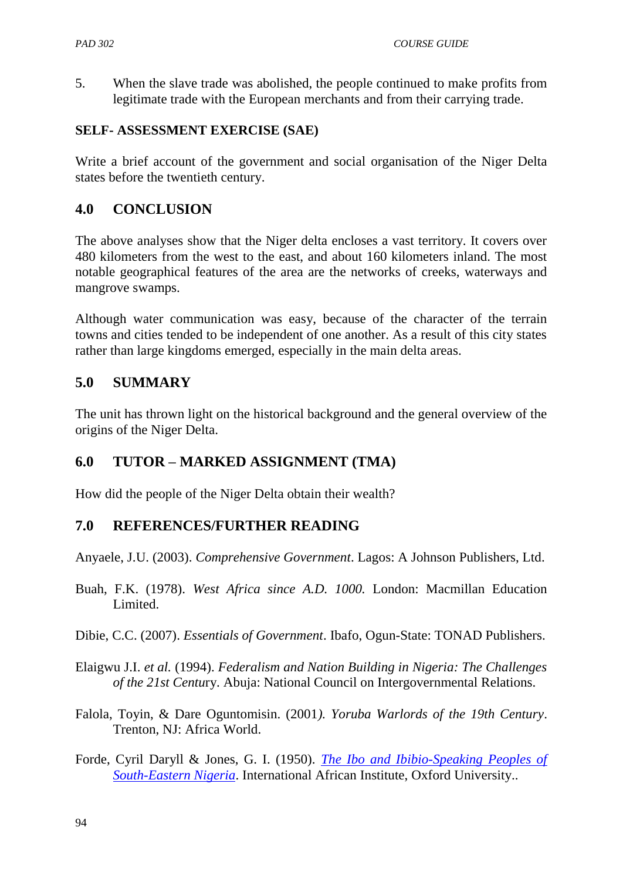5. When the slave trade was abolished, the people continued to make profits from legitimate trade with the European merchants and from their carrying trade.

**SELF- ASSESSMENT EXERCISE (SAE)**

Write a brief account of the government and social organisation of the Niger Delta states before the twentieth century.

## 4.0 CONCLUSION

The above analyses show that the Niger delta encloses a vast territory. It covers over 480 kilometers from the west to the east, and about 160 kilometers inland. The most notable geographical features of the area are the networks of creeks, waterways and mangrove swamps.

Although water communication was easy, because of the character of the terrain towns and cities tended to be independent of one another. As a result of this city states rather than large kingdoms emerged, especially in the main delta areas.

## 5.0 SUMMARY

The unit has thrown light on the historical background and the general overview of the origins of the Niger Delta.

## 6.0 TUTOR – MARKED ASSIGNMENT (TMA)

How did the people of the Niger Delta obtain their wealth?

## 7.0 REFERENCES/FURTHER READING

Anyaele, J.U. (2003). *Comprehensive Government*. Lagos: A Johnson Publishers, Ltd.

Buah, F.K. (1978). *West Africa since A.D. 1000.* London: Macmillan Education Limited.

Dibie, C.C. (2007). *Essentials of Government*. Ibafo, Ogun-State: TONAD Publishers.

Elaigwu J.I. *et al.* (1994). *Federalism and Nation Building in Nigeria: The Challenges of the 21st Centu*ry. Abuja: National Council on Intergovernmental Relations.

Falola, Toyin, & Dare Oguntomisin. (2001*). Yoruba Warlords of the 19th Century*. Trenton, NJ: Africa World.

Forde, Cyril Daryll & Jones, G. I. (1950). *The Ibo and Ibibio-Speaking Peoples of South-Eastern Nigeria*. International African Institute, Oxford University..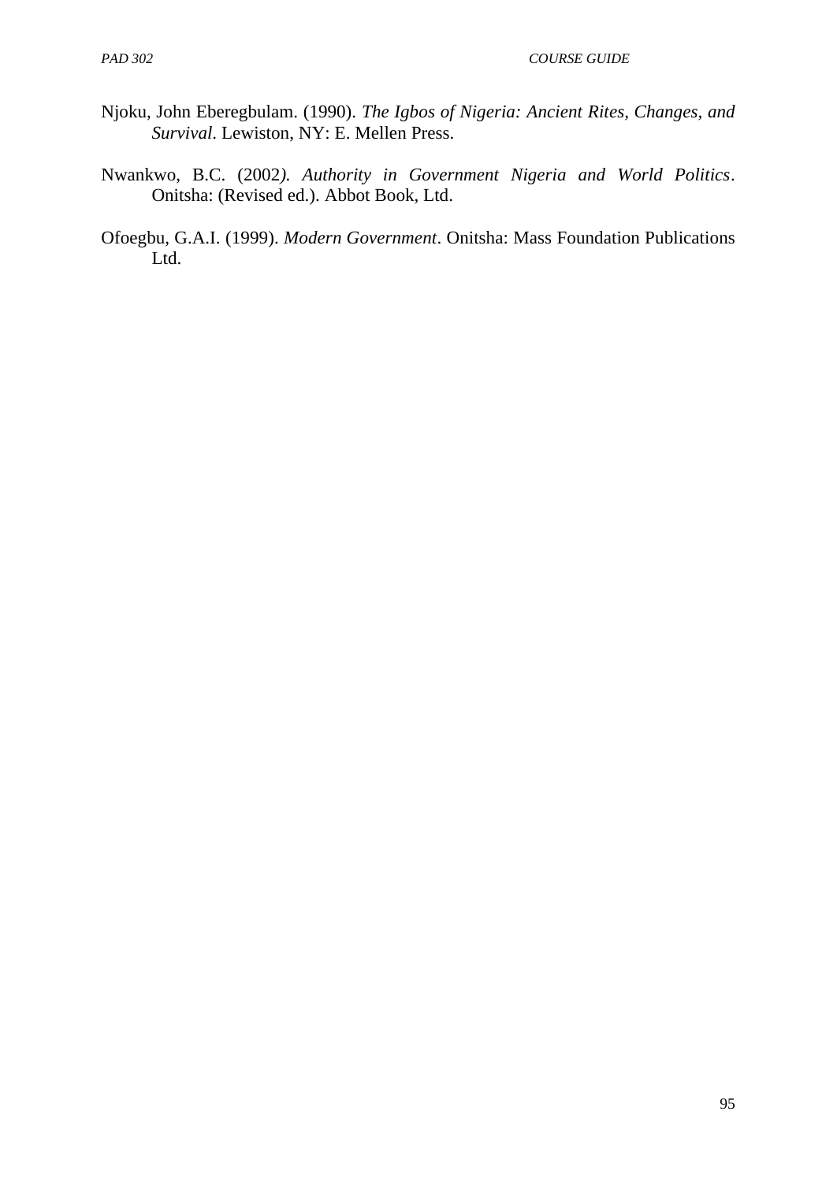Njoku, John Eberegbulam. (1990). *The Igbos of Nigeria: Ancient Rites, Changes, and Survival*. Lewiston, NY: E. Mellen Press.

Nwankwo, B.C. (2002*). Authority in Government Nigeria and World Politics*. Onitsha: (Revised ed.). Abbot Book, Ltd.

Ofoegbu, G.A.I. (1999). *Modern Government*. Onitsha: Mass Foundation Publications Ltd.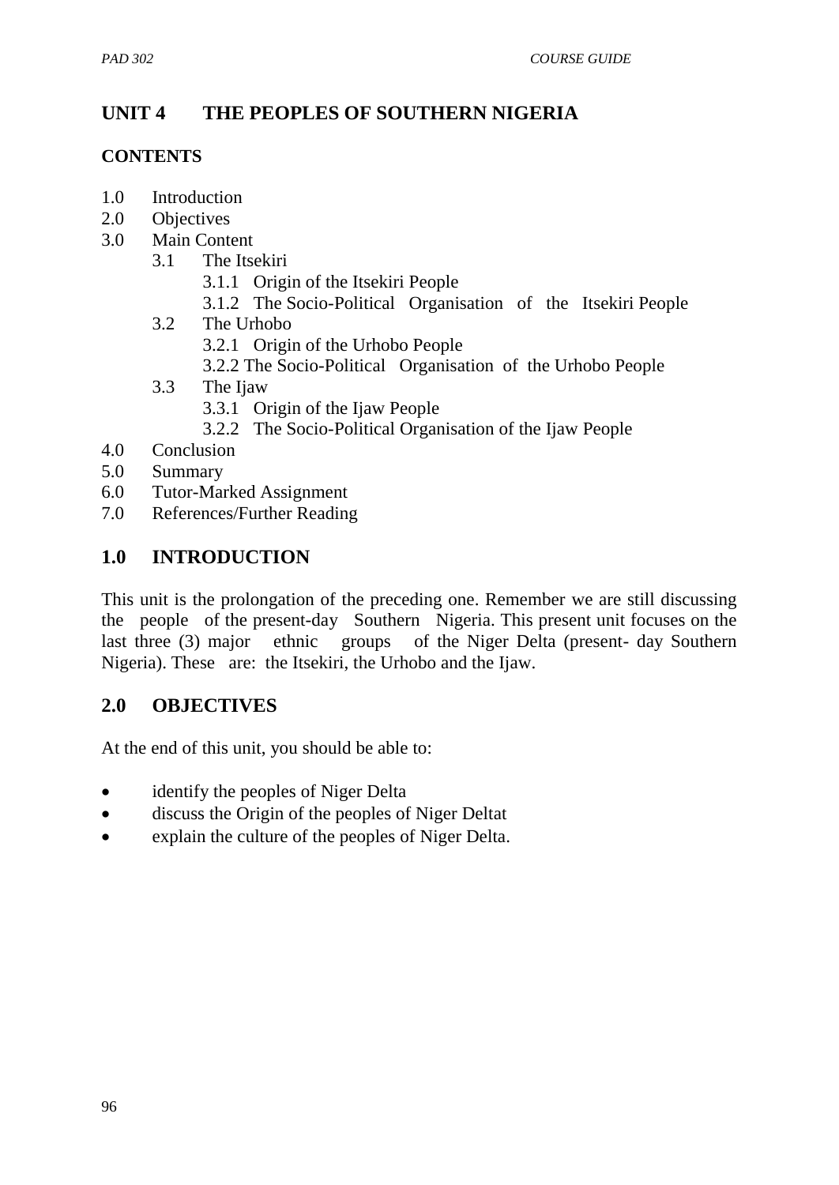## UNIT 4 THE PEOPLES OF SOUTHERN NIGERIA

### CONTENTS

1.0 Introduction
2.0 Objectives
3.0 Main Content
    3.1 The Itsekiri
        3.1.1 Origin of the Itsekiri People
        3.1.2 The Socio-Political Organisation of the Itsekiri People
    3.2 The Urhobo
        3.2.1 Origin of the Urhobo People
        3.2.2 The Socio-Political Organisation of the Urhobo People
    3.3 The Ijaw
        3.3.1 Origin of the Ijaw People
        3.2.2 The Socio-Political Organisation of the Ijaw People
4.0 Conclusion
5.0 Summary
6.0 Tutor-Marked Assignment
7.0 References/Further Reading

## 1.0 INTRODUCTION

This unit is the prolongation of the preceding one. Remember we are still discussing the people of the present-day Southern Nigeria. This present unit focuses on the last three (3) major ethnic groups of the Niger Delta (present- day Southern Nigeria). These are: the Itsekiri, the Urhobo and the Ijaw.

## 2.0 OBJECTIVES

At the end of this unit, you should be able to:

- identify the peoples of Niger Delta
- discuss the Origin of the peoples of Niger Deltat
- explain the culture of the peoples of Niger Delta.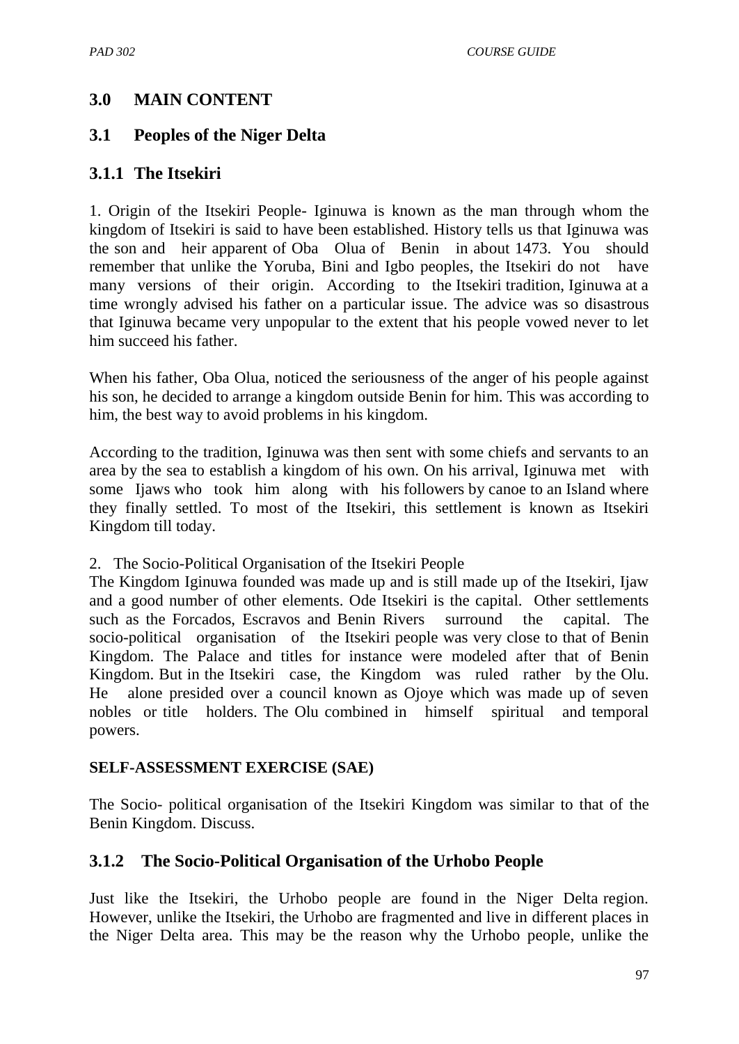## 3.0 MAIN CONTENT

## 3.1 Peoples of the Niger Delta

### 3.1.1 The Itsekiri

1. Origin of the Itsekiri People- Iginuwa is known as the man through whom the kingdom of Itsekiri is said to have been established. History tells us that Iginuwa was the son and heir apparent of Oba Olua of Benin in about 1473. You should remember that unlike the Yoruba, Bini and Igbo peoples, the Itsekiri do not have many versions of their origin. According to the Itsekiri tradition, Iginuwa at a time wrongly advised his father on a particular issue. The advice was so disastrous that Iginuwa became very unpopular to the extent that his people vowed never to let him succeed his father.

When his father, Oba Olua, noticed the seriousness of the anger of his people against his son, he decided to arrange a kingdom outside Benin for him. This was according to him, the best way to avoid problems in his kingdom.

According to the tradition, Iginuwa was then sent with some chiefs and servants to an area by the sea to establish a kingdom of his own. On his arrival, Iginuwa met with some Ijaws who took him along with his followers by canoe to an Island where they finally settled. To most of the Itsekiri, this settlement is known as Itsekiri Kingdom till today.

2. The Socio-Political Organisation of the Itsekiri People

The Kingdom Iginuwa founded was made up and is still made up of the Itsekiri, Ijaw and a good number of other elements. Ode Itsekiri is the capital. Other settlements such as the Forcados, Escravos and Benin Rivers surround the capital. The socio-political organisation of the Itsekiri people was very close to that of Benin Kingdom. The Palace and titles for instance were modeled after that of Benin Kingdom. But in the Itsekiri case, the Kingdom was ruled rather by the Olu. He alone presided over a council known as Ojoye which was made up of seven nobles or title holders. The Olu combined in himself spiritual and temporal powers.

**SELF-ASSESSMENT EXERCISE (SAE)**

The Socio- political organisation of the Itsekiri Kingdom was similar to that of the Benin Kingdom. Discuss.

### 3.1.2 The Socio-Political Organisation of the Urhobo People

Just like the Itsekiri, the Urhobo people are found in the Niger Delta region. However, unlike the Itsekiri, the Urhobo are fragmented and live in different places in the Niger Delta area. This may be the reason why the Urhobo people, unlike the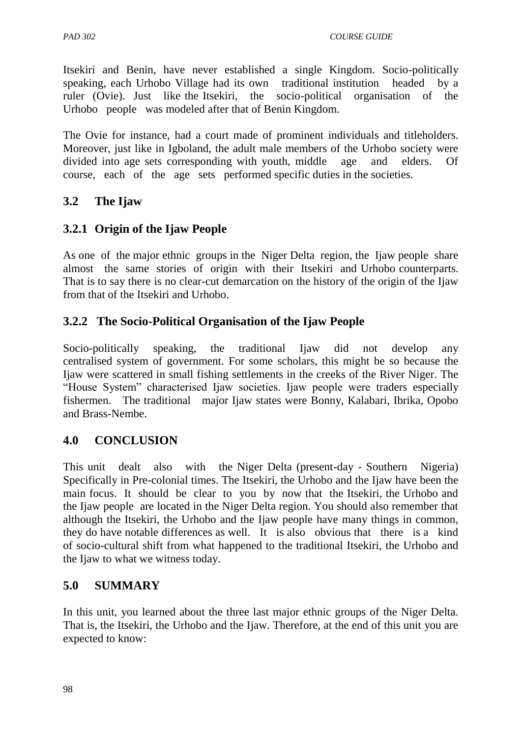Itsekiri and Benin, have never established a single Kingdom. Socio-politically speaking, each Urhobo Village had its own traditional institution headed by a ruler (Ovie). Just like the Itsekiri, the socio-political organisation of the Urhobo people was modeled after that of Benin Kingdom.

The Ovie for instance, had a court made of prominent individuals and titleholders. Moreover, just like in Igboland, the adult male members of the Urhobo society were divided into age sets corresponding with youth, middle age and elders. Of course, each of the age sets performed specific duties in the societies.

## 3.2 The Ijaw

### 3.2.1 Origin of the Ijaw People

As one of the major ethnic groups in the Niger Delta region, the Ijaw people share almost the same stories of origin with their Itsekiri and Urhobo counterparts. That is to say there is no clear-cut demarcation on the history of the origin of the Ijaw from that of the Itsekiri and Urhobo.

### 3.2.2 The Socio-Political Organisation of the Ijaw People

Socio-politically speaking, the traditional Ijaw did not develop any centralised system of government. For some scholars, this might be so because the Ijaw were scattered in small fishing settlements in the creeks of the River Niger. The "House System" characterised Ijaw societies. Ijaw people were traders especially fishermen. The traditional major Ijaw states were Bonny, Kalabari, Ibrika, Opobo and Brass-Nembe.

## 4.0 CONCLUSION

This unit dealt also with the Niger Delta (present-day - Southern Nigeria) Specifically in Pre-colonial times. The Itsekiri, the Urhobo and the Ijaw have been the main focus. It should be clear to you by now that the Itsekiri, the Urhobo and the Ijaw people are located in the Niger Delta region. You should also remember that although the Itsekiri, the Urhobo and the Ijaw people have many things in common, they do have notable differences as well. It is also obvious that there is a kind of socio-cultural shift from what happened to the traditional Itsekiri, the Urhobo and the Ijaw to what we witness today.

## 5.0 SUMMARY

In this unit, you learned about the three last major ethnic groups of the Niger Delta. That is, the Itsekiri, the Urhobo and the Ijaw. Therefore, at the end of this unit you are expected to know: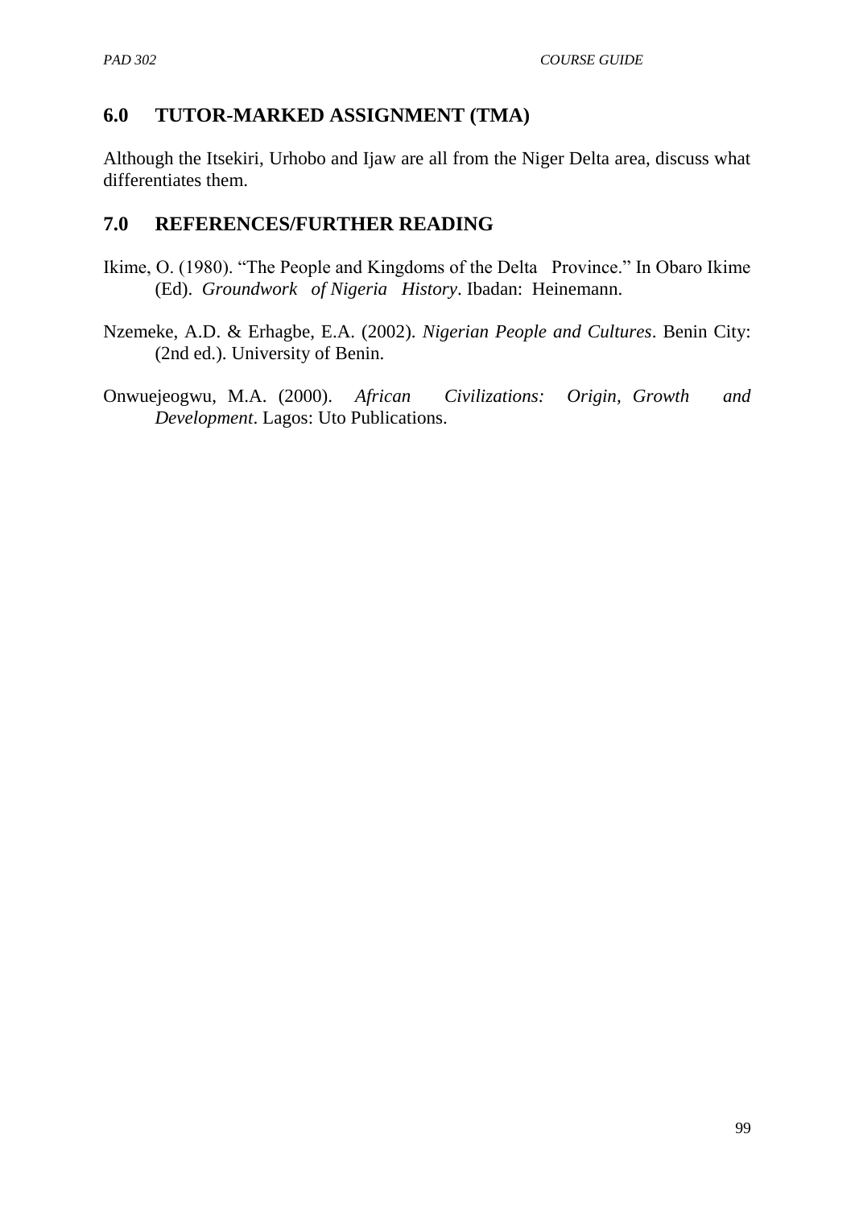## 6.0 TUTOR-MARKED ASSIGNMENT (TMA)

Although the Itsekiri, Urhobo and Ijaw are all from the Niger Delta area, discuss what differentiates them.

## 7.0 REFERENCES/FURTHER READING

Ikime, O. (1980). "The People and Kingdoms of the Delta Province." In Obaro Ikime (Ed). *Groundwork of Nigeria History*. Ibadan: Heinemann.

Nzemeke, A.D. & Erhagbe, E.A. (2002). *Nigerian People and Cultures*. Benin City: (2nd ed.). University of Benin.

Onwuejeogwu, M.A. (2000). *African Civilizations: Origin, Growth and Development*. Lagos: Uto Publications.